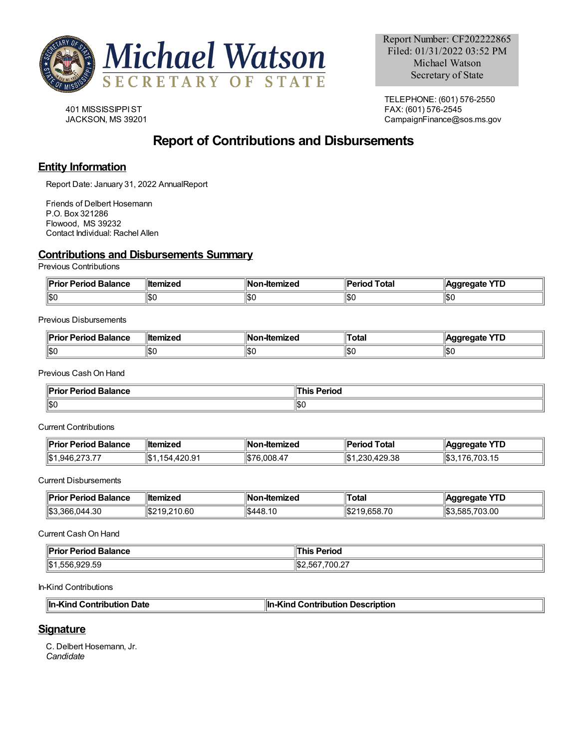Michael Watson
SECRETARY OF STATE

Report Number: CF202222865
Filed: 01/31/2022 03:52 PM
Michael Watson
Secretary of State

401 MISSISSIPPI ST
JACKSON, MS 39201

TELEPHONE: (601) 576-2550
FAX: (601) 576-2545
CampaignFinance@sos.ms.gov

# Report of Contributions and Disbursements

## Entity Information

Report Date: January 31, 2022 AnnualReport

Friends of Delbert Hosemann
P.O. Box 321286
Flowood, MS 39232
Contact Individual: Rachel Allen

## Contributions and Disbursements Summary

Previous Contributions

| Prior Period Balance | Itemized | Non-Itemized | Period Total | Aggregate YTD |
|---|---|---|---|---|
| $0 | $0 | $0 | $0 | $0 |

Previous Disbursements

| Prior Period Balance | Itemized | Non-Itemized | Total | Aggregate YTD |
|---|---|---|---|---|
| $0 | $0 | $0 | $0 | $0 |

Previous Cash On Hand

| Prior Period Balance | This Period |
|---|---|
| $0 | $0 |

Current Contributions

| Prior Period Balance | Itemized | Non-Itemized | Period Total | Aggregate YTD |
|---|---|---|---|---|
| $1,946,273.77 | $1,154,420.91 | $76,008.47 | $1,230,429.38 | $3,176,703.15 |

Current Disbursements

| Prior Period Balance | Itemized | Non-Itemized | Total | Aggregate YTD |
|---|---|---|---|---|
| $3,366,044.30 | $219,210.60 | $448.10 | $219,658.70 | $3,585,703.00 |

Current Cash On Hand

| Prior Period Balance | This Period |
|---|---|
| $1,556,929.59 | $2,567,700.27 |

In-Kind Contributions

| In-Kind Contribution Date | In-Kind Contribution Description |
|---|---|

## Signature

C. Delbert Hosemann, Jr.
*Candidate*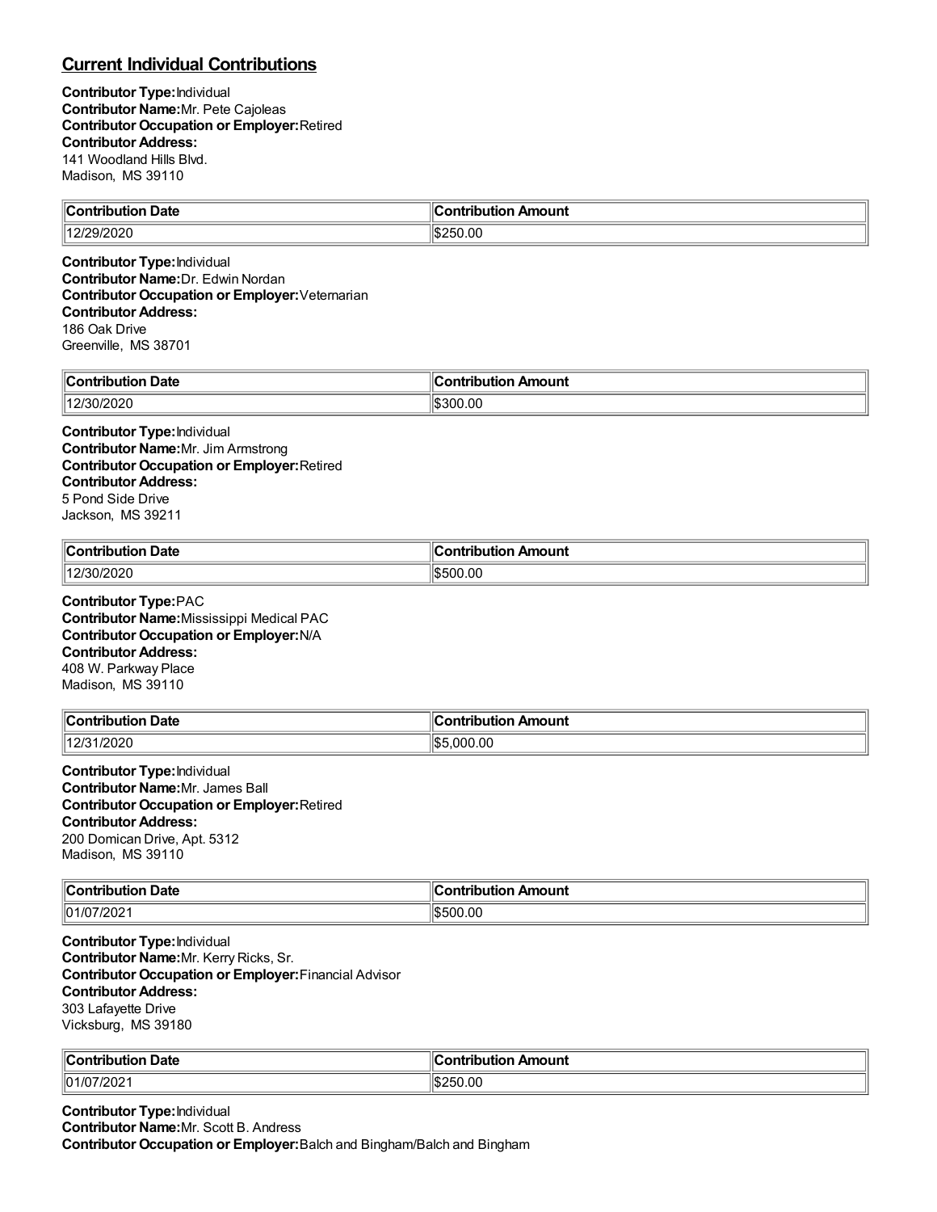## Current Individual Contributions

**Contributor Type:** Individual
**Contributor Name:** Mr. Pete Cajoleas
**Contributor Occupation or Employer:** Retired
**Contributor Address:**
141 Woodland Hills Blvd.
Madison, MS 39110

| Contribution Date | Contribution Amount |
|---|---|
| 12/29/2020 | $250.00 |

**Contributor Type:** Individual
**Contributor Name:** Dr. Edwin Nordan
**Contributor Occupation or Employer:** Veternarian
**Contributor Address:**
186 Oak Drive
Greenville, MS 38701

| Contribution Date | Contribution Amount |
|---|---|
| 12/30/2020 | $300.00 |

**Contributor Type:** Individual
**Contributor Name:** Mr. Jim Armstrong
**Contributor Occupation or Employer:** Retired
**Contributor Address:**
5 Pond Side Drive
Jackson, MS 39211

| Contribution Date | Contribution Amount |
|---|---|
| 12/30/2020 | $500.00 |

**Contributor Type:** PAC
**Contributor Name:** Mississippi Medical PAC
**Contributor Occupation or Employer:** N/A
**Contributor Address:**
408 W. Parkway Place
Madison, MS 39110

| Contribution Date | Contribution Amount |
|---|---|
| 12/31/2020 | $5,000.00 |

**Contributor Type:** Individual
**Contributor Name:** Mr. James Ball
**Contributor Occupation or Employer:** Retired
**Contributor Address:**
200 Domican Drive, Apt. 5312
Madison, MS 39110

| Contribution Date | Contribution Amount |
|---|---|
| 01/07/2021 | $500.00 |

**Contributor Type:** Individual
**Contributor Name:** Mr. Kerry Ricks, Sr.
**Contributor Occupation or Employer:** Financial Advisor
**Contributor Address:**
303 Lafayette Drive
Vicksburg, MS 39180

| Contribution Date | Contribution Amount |
|---|---|
| 01/07/2021 | $250.00 |

**Contributor Type:** Individual
**Contributor Name:** Mr. Scott B. Andress
**Contributor Occupation or Employer:** Balch and Bingham/Balch and Bingham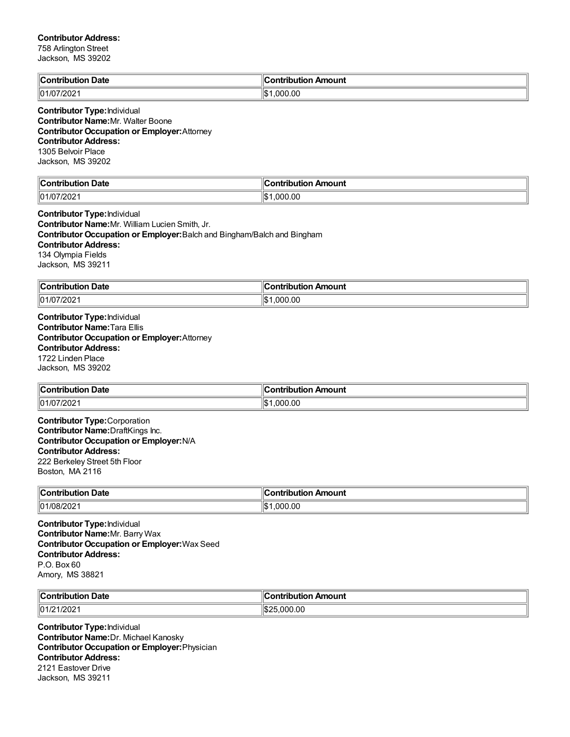**Contributor Address:**
758 Arlington Street
Jackson, MS 39202

| Contribution Date | Contribution Amount |
|---|---|
| 01/07/2021 | $1,000.00 |

**Contributor Type:** Individual
**Contributor Name:** Mr. Walter Boone
**Contributor Occupation or Employer:** Attorney
**Contributor Address:**
1305 Belvoir Place
Jackson, MS 39202

| Contribution Date | Contribution Amount |
|---|---|
| 01/07/2021 | $1,000.00 |

**Contributor Type:** Individual
**Contributor Name:** Mr. William Lucien Smith, Jr.
**Contributor Occupation or Employer:** Balch and Bingham/Balch and Bingham
**Contributor Address:**
134 Olympia Fields
Jackson, MS 39211

| Contribution Date | Contribution Amount |
|---|---|
| 01/07/2021 | $1,000.00 |

**Contributor Type:** Individual
**Contributor Name:** Tara Ellis
**Contributor Occupation or Employer:** Attorney
**Contributor Address:**
1722 Linden Place
Jackson, MS 39202

| Contribution Date | Contribution Amount |
|---|---|
| 01/07/2021 | $1,000.00 |

**Contributor Type:** Corporation
**Contributor Name:** DraftKings Inc.
**Contributor Occupation or Employer:** N/A
**Contributor Address:**
222 Berkeley Street 5th Floor
Boston, MA 2116

| Contribution Date | Contribution Amount |
|---|---|
| 01/08/2021 | $1,000.00 |

**Contributor Type:** Individual
**Contributor Name:** Mr. Barry Wax
**Contributor Occupation or Employer:** Wax Seed
**Contributor Address:**
P.O. Box 60
Amory, MS 38821

| Contribution Date | Contribution Amount |
|---|---|
| 01/21/2021 | $25,000.00 |

**Contributor Type:** Individual
**Contributor Name:** Dr. Michael Kanosky
**Contributor Occupation or Employer:** Physician
**Contributor Address:**
2121 Eastover Drive
Jackson, MS 39211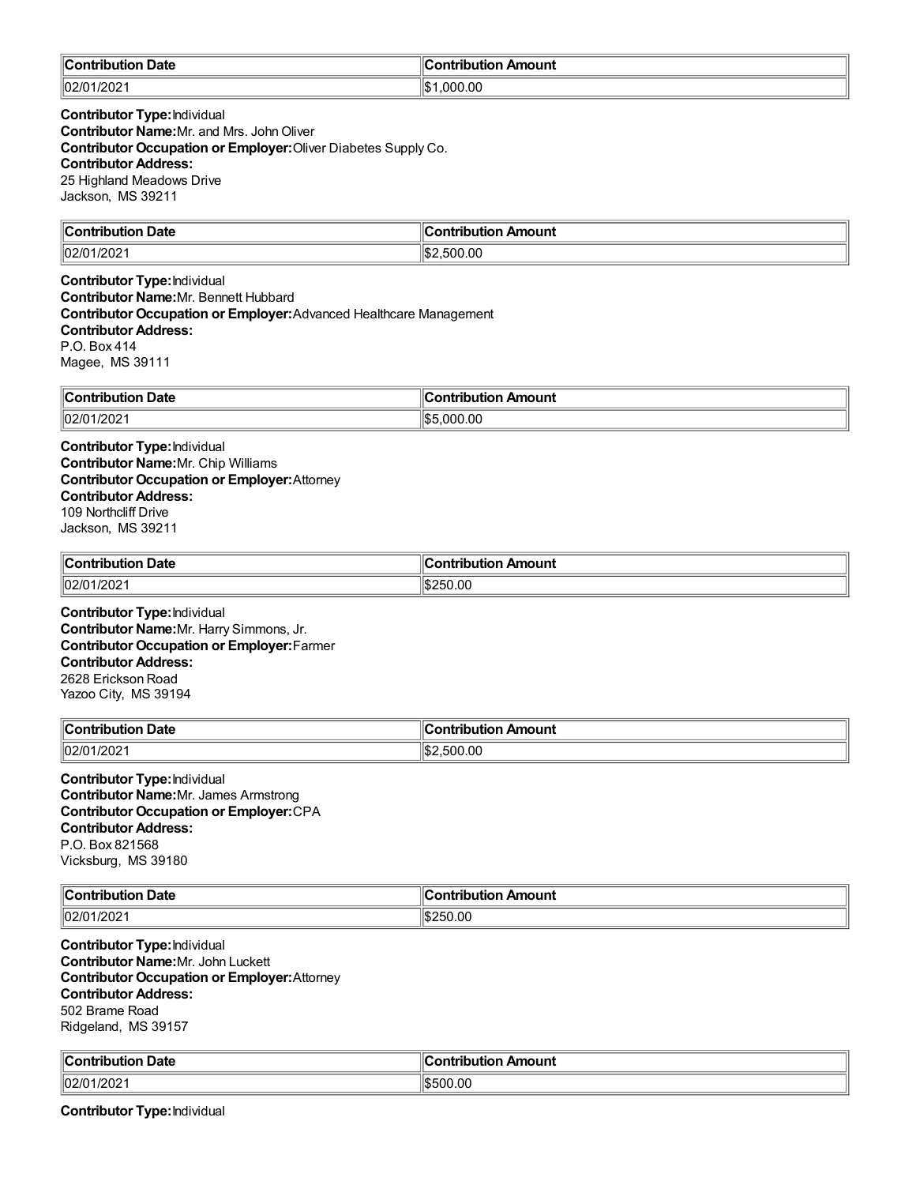| Contribution Date | Contribution Amount |
| --- | --- |
| 02/01/2021 | $1,000.00 |

**Contributor Type:** Individual
**Contributor Name:** Mr. and Mrs. John Oliver
**Contributor Occupation or Employer:** Oliver Diabetes Supply Co.
**Contributor Address:**
25 Highland Meadows Drive
Jackson, MS 39211

| Contribution Date | Contribution Amount |
| --- | --- |
| 02/01/2021 | $2,500.00 |

**Contributor Type:** Individual
**Contributor Name:** Mr. Bennett Hubbard
**Contributor Occupation or Employer:** Advanced Healthcare Management
**Contributor Address:**
P.O. Box 414
Magee, MS 39111

| Contribution Date | Contribution Amount |
| --- | --- |
| 02/01/2021 | $5,000.00 |

**Contributor Type:** Individual
**Contributor Name:** Mr. Chip Williams
**Contributor Occupation or Employer:** Attorney
**Contributor Address:**
109 Northcliff Drive
Jackson, MS 39211

| Contribution Date | Contribution Amount |
| --- | --- |
| 02/01/2021 | $250.00 |

**Contributor Type:** Individual
**Contributor Name:** Mr. Harry Simmons, Jr.
**Contributor Occupation or Employer:** Farmer
**Contributor Address:**
2628 Erickson Road
Yazoo City, MS 39194

| Contribution Date | Contribution Amount |
| --- | --- |
| 02/01/2021 | $2,500.00 |

**Contributor Type:** Individual
**Contributor Name:** Mr. James Armstrong
**Contributor Occupation or Employer:** CPA
**Contributor Address:**
P.O. Box 821568
Vicksburg, MS 39180

| Contribution Date | Contribution Amount |
| --- | --- |
| 02/01/2021 | $250.00 |

**Contributor Type:** Individual
**Contributor Name:** Mr. John Luckett
**Contributor Occupation or Employer:** Attorney
**Contributor Address:**
502 Brame Road
Ridgeland, MS 39157

| Contribution Date | Contribution Amount |
| --- | --- |
| 02/01/2021 | $500.00 |

**Contributor Type:** Individual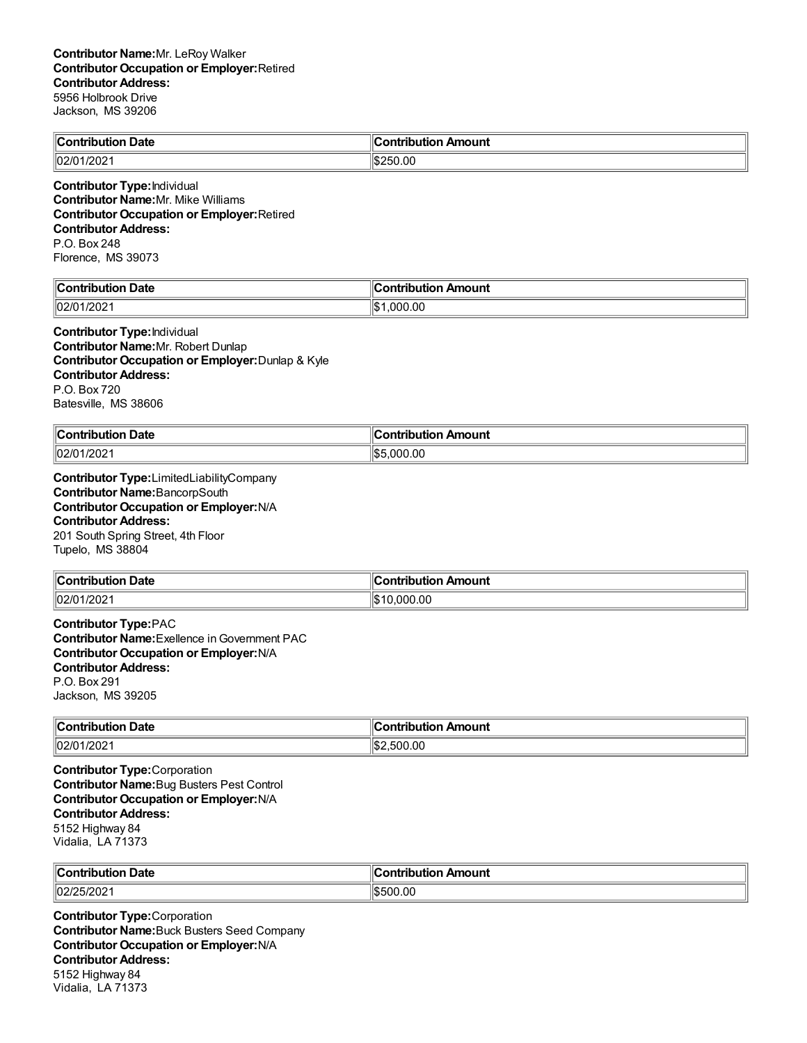**Contributor Name:** Mr. LeRoy Walker
**Contributor Occupation or Employer:** Retired
**Contributor Address:**
5956 Holbrook Drive
Jackson, MS 39206

| Contribution Date | Contribution Amount |
|---|---|
| 02/01/2021 | $250.00 |

**Contributor Type:** Individual
**Contributor Name:** Mr. Mike Williams
**Contributor Occupation or Employer:** Retired
**Contributor Address:**
P.O. Box 248
Florence, MS 39073

| Contribution Date | Contribution Amount |
|---|---|
| 02/01/2021 | $1,000.00 |

**Contributor Type:** Individual
**Contributor Name:** Mr. Robert Dunlap
**Contributor Occupation or Employer:** Dunlap & Kyle
**Contributor Address:**
P.O. Box 720
Batesville, MS 38606

| Contribution Date | Contribution Amount |
|---|---|
| 02/01/2021 | $5,000.00 |

**Contributor Type:** LimitedLiabilityCompany
**Contributor Name:** BancorpSouth
**Contributor Occupation or Employer:** N/A
**Contributor Address:**
201 South Spring Street, 4th Floor
Tupelo, MS 38804

| Contribution Date | Contribution Amount |
|---|---|
| 02/01/2021 | $10,000.00 |

**Contributor Type:** PAC
**Contributor Name:** Exellence in Government PAC
**Contributor Occupation or Employer:** N/A
**Contributor Address:**
P.O. Box 291
Jackson, MS 39205

| Contribution Date | Contribution Amount |
|---|---|
| 02/01/2021 | $2,500.00 |

**Contributor Type:** Corporation
**Contributor Name:** Bug Busters Pest Control
**Contributor Occupation or Employer:** N/A
**Contributor Address:**
5152 Highway 84
Vidalia, LA 71373

| Contribution Date | Contribution Amount |
|---|---|
| 02/25/2021 | $500.00 |

**Contributor Type:** Corporation
**Contributor Name:** Buck Busters Seed Company
**Contributor Occupation or Employer:** N/A
**Contributor Address:**
5152 Highway 84
Vidalia, LA 71373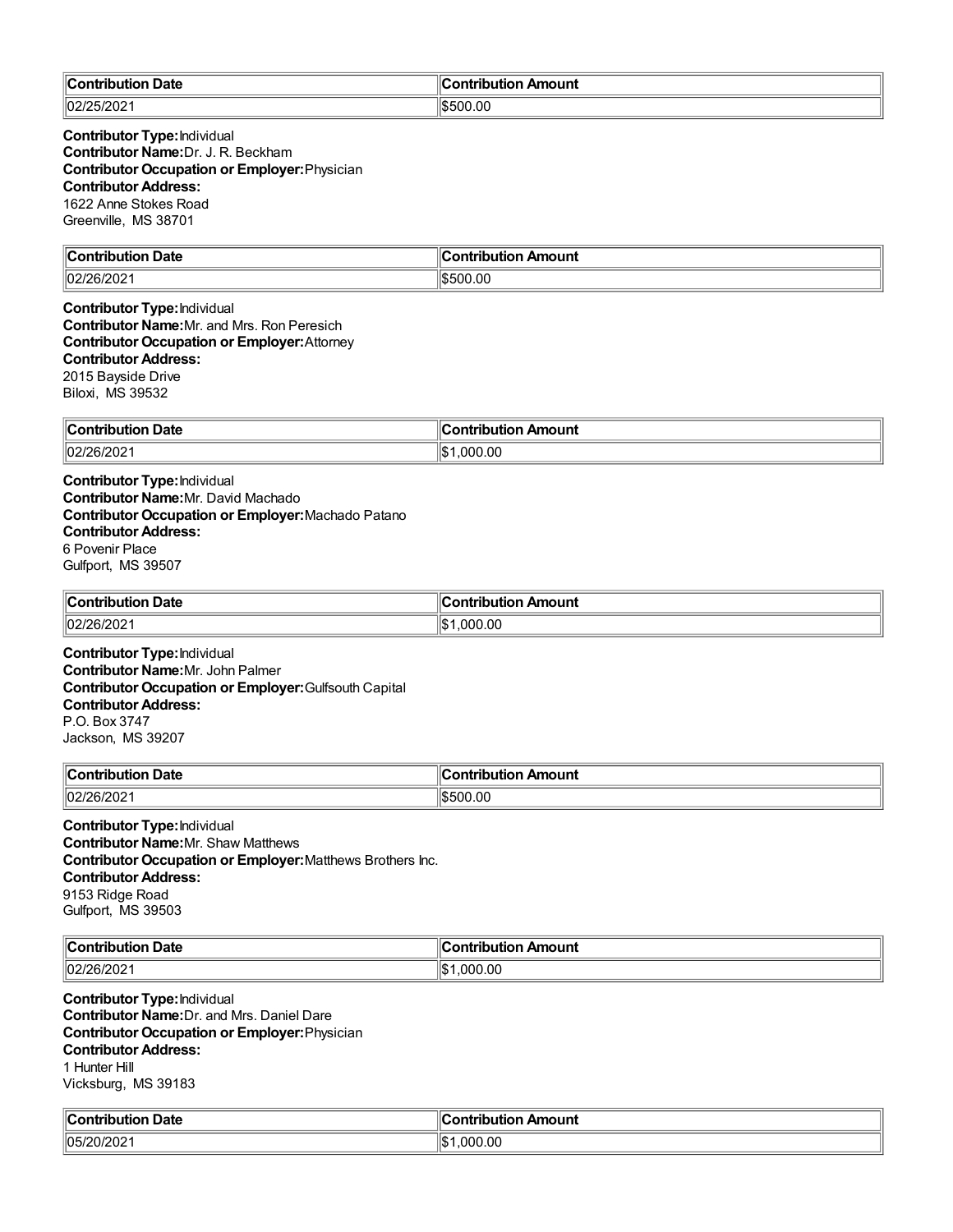| Contribution Date | Contribution Amount |
|---|---|
| 02/25/2021 | $500.00 |

**Contributor Type:** Individual
**Contributor Name:** Dr. J. R. Beckham
**Contributor Occupation or Employer:** Physician
**Contributor Address:**
1622 Anne Stokes Road
Greenville, MS 38701

| Contribution Date | Contribution Amount |
|---|---|
| 02/26/2021 | $500.00 |

**Contributor Type:** Individual
**Contributor Name:** Mr. and Mrs. Ron Peresich
**Contributor Occupation or Employer:** Attorney
**Contributor Address:**
2015 Bayside Drive
Biloxi, MS 39532

| Contribution Date | Contribution Amount |
|---|---|
| 02/26/2021 | $1,000.00 |

**Contributor Type:** Individual
**Contributor Name:** Mr. David Machado
**Contributor Occupation or Employer:** Machado Patano
**Contributor Address:**
6 Povenir Place
Gulfport, MS 39507

| Contribution Date | Contribution Amount |
|---|---|
| 02/26/2021 | $1,000.00 |

**Contributor Type:** Individual
**Contributor Name:** Mr. John Palmer
**Contributor Occupation or Employer:** Gulfsouth Capital
**Contributor Address:**
P.O. Box 3747
Jackson, MS 39207

| Contribution Date | Contribution Amount |
|---|---|
| 02/26/2021 | $500.00 |

**Contributor Type:** Individual
**Contributor Name:** Mr. Shaw Matthews
**Contributor Occupation or Employer:** Matthews Brothers Inc.
**Contributor Address:**
9153 Ridge Road
Gulfport, MS 39503

| Contribution Date | Contribution Amount |
|---|---|
| 02/26/2021 | $1,000.00 |

**Contributor Type:** Individual
**Contributor Name:** Dr. and Mrs. Daniel Dare
**Contributor Occupation or Employer:** Physician
**Contributor Address:**
1 Hunter Hill
Vicksburg, MS 39183

| Contribution Date | Contribution Amount |
|---|---|
| 05/20/2021 | $1,000.00 |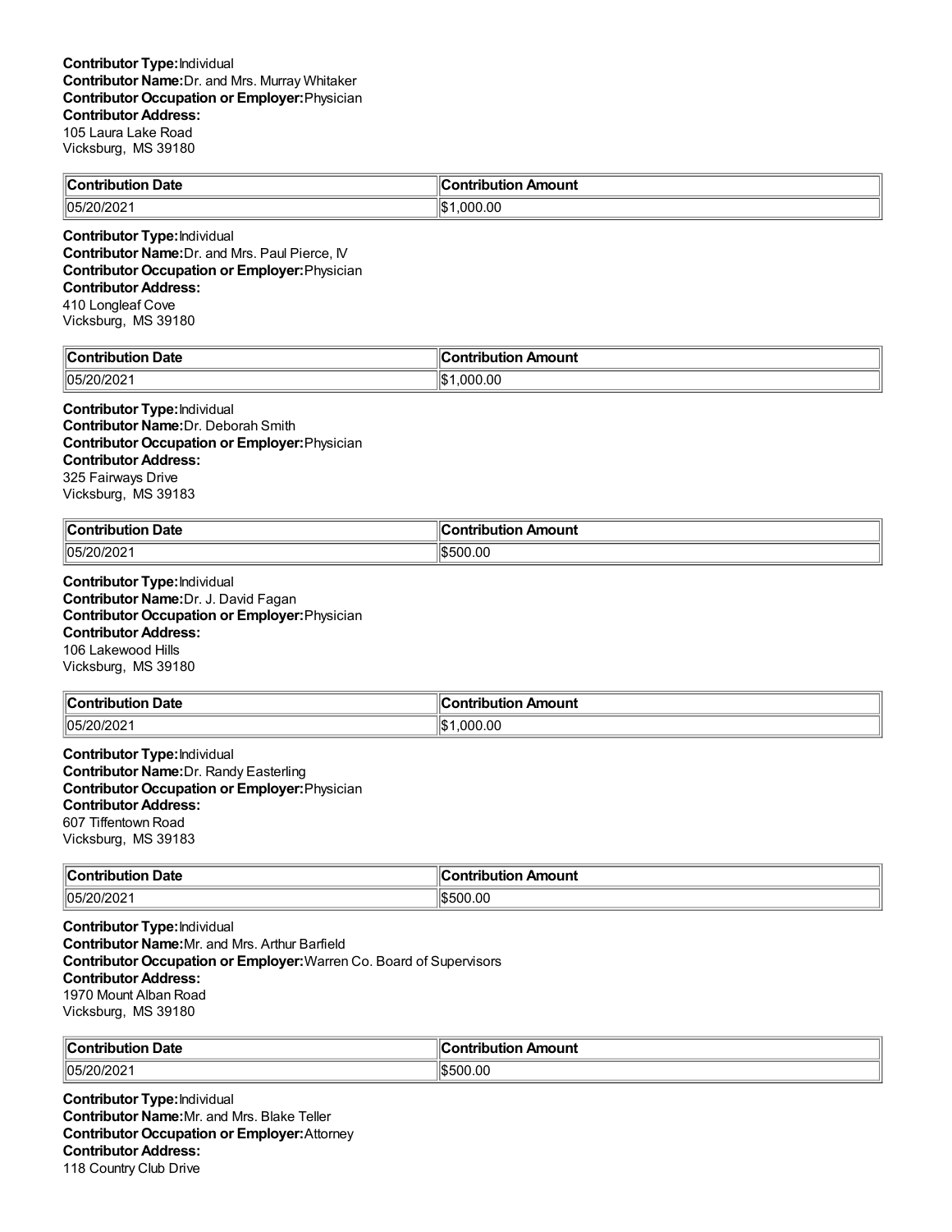**Contributor Type:** Individual
**Contributor Name:** Dr. and Mrs. Murray Whitaker
**Contributor Occupation or Employer:** Physician
**Contributor Address:**
105 Laura Lake Road
Vicksburg, MS 39180

| Contribution Date | Contribution Amount |
|---|---|
| 05/20/2021 | $1,000.00 |

**Contributor Type:** Individual
**Contributor Name:** Dr. and Mrs. Paul Pierce, IV
**Contributor Occupation or Employer:** Physician
**Contributor Address:**
410 Longleaf Cove
Vicksburg, MS 39180

| Contribution Date | Contribution Amount |
|---|---|
| 05/20/2021 | $1,000.00 |

**Contributor Type:** Individual
**Contributor Name:** Dr. Deborah Smith
**Contributor Occupation or Employer:** Physician
**Contributor Address:**
325 Fairways Drive
Vicksburg, MS 39183

| Contribution Date | Contribution Amount |
|---|---|
| 05/20/2021 | $500.00 |

**Contributor Type:** Individual
**Contributor Name:** Dr. J. David Fagan
**Contributor Occupation or Employer:** Physician
**Contributor Address:**
106 Lakewood Hills
Vicksburg, MS 39180

| Contribution Date | Contribution Amount |
|---|---|
| 05/20/2021 | $1,000.00 |

**Contributor Type:** Individual
**Contributor Name:** Dr. Randy Easterling
**Contributor Occupation or Employer:** Physician
**Contributor Address:**
607 Tiffentown Road
Vicksburg, MS 39183

| Contribution Date | Contribution Amount |
|---|---|
| 05/20/2021 | $500.00 |

**Contributor Type:** Individual
**Contributor Name:** Mr. and Mrs. Arthur Barfield
**Contributor Occupation or Employer:** Warren Co. Board of Supervisors
**Contributor Address:**
1970 Mount Alban Road
Vicksburg, MS 39180

| Contribution Date | Contribution Amount |
|---|---|
| 05/20/2021 | $500.00 |

**Contributor Type:** Individual
**Contributor Name:** Mr. and Mrs. Blake Teller
**Contributor Occupation or Employer:** Attorney
**Contributor Address:**
118 Country Club Drive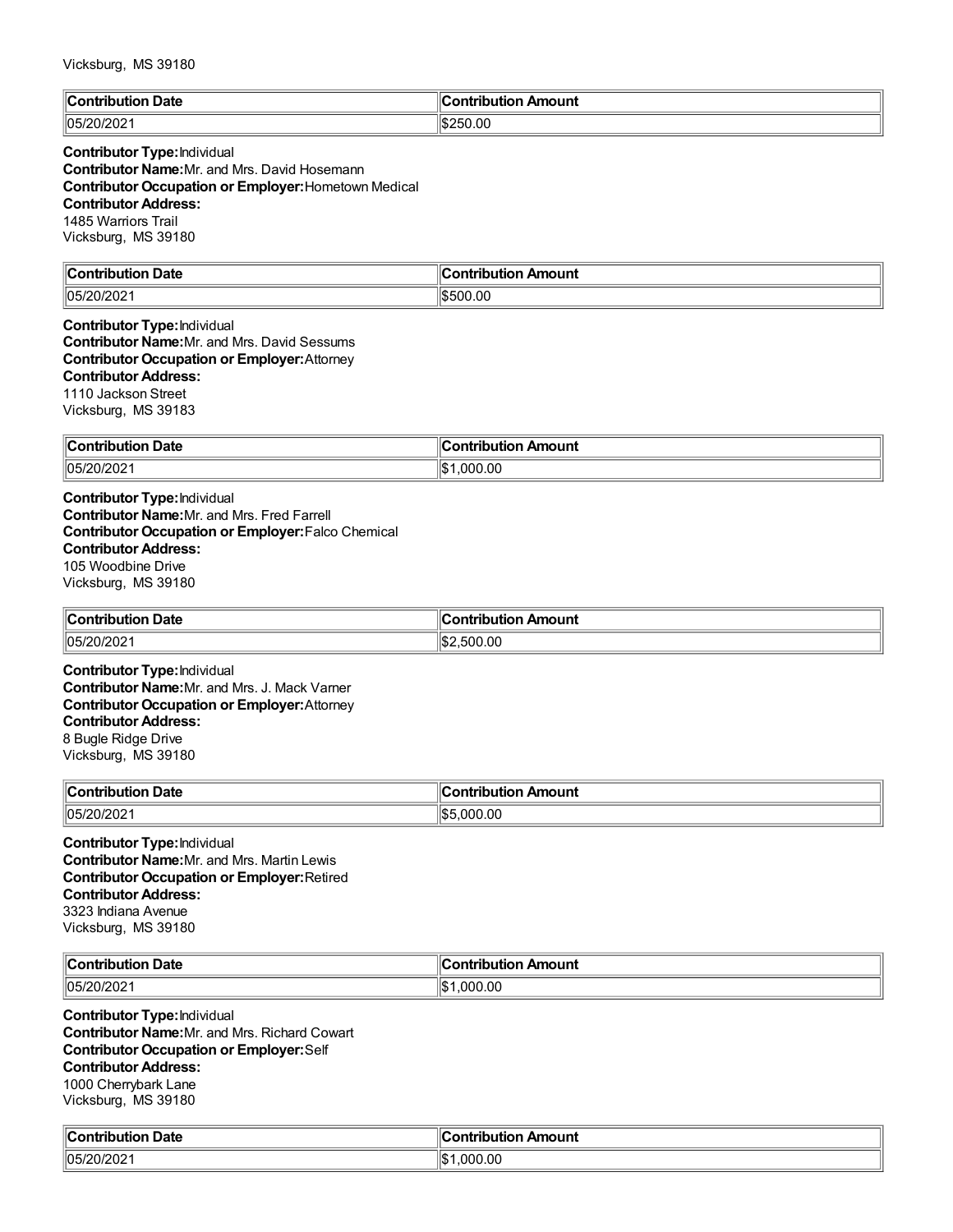Vicksburg, MS 39180

| Contribution Date | Contribution Amount |
| --- | --- |
| 05/20/2021 | $250.00 |

**Contributor Type:** Individual
**Contributor Name:** Mr. and Mrs. David Hosemann
**Contributor Occupation or Employer:** Hometown Medical
**Contributor Address:**
1485 Warriors Trail
Vicksburg, MS 39180

| Contribution Date | Contribution Amount |
| --- | --- |
| 05/20/2021 | $500.00 |

**Contributor Type:** Individual
**Contributor Name:** Mr. and Mrs. David Sessums
**Contributor Occupation or Employer:** Attorney
**Contributor Address:**
1110 Jackson Street
Vicksburg, MS 39183

| Contribution Date | Contribution Amount |
| --- | --- |
| 05/20/2021 | $1,000.00 |

**Contributor Type:** Individual
**Contributor Name:** Mr. and Mrs. Fred Farrell
**Contributor Occupation or Employer:** Falco Chemical
**Contributor Address:**
105 Woodbine Drive
Vicksburg, MS 39180

| Contribution Date | Contribution Amount |
| --- | --- |
| 05/20/2021 | $2,500.00 |

**Contributor Type:** Individual
**Contributor Name:** Mr. and Mrs. J. Mack Varner
**Contributor Occupation or Employer:** Attorney
**Contributor Address:**
8 Bugle Ridge Drive
Vicksburg, MS 39180

| Contribution Date | Contribution Amount |
| --- | --- |
| 05/20/2021 | $5,000.00 |

**Contributor Type:** Individual
**Contributor Name:** Mr. and Mrs. Martin Lewis
**Contributor Occupation or Employer:** Retired
**Contributor Address:**
3323 Indiana Avenue
Vicksburg, MS 39180

| Contribution Date | Contribution Amount |
| --- | --- |
| 05/20/2021 | $1,000.00 |

**Contributor Type:** Individual
**Contributor Name:** Mr. and Mrs. Richard Cowart
**Contributor Occupation or Employer:** Self
**Contributor Address:**
1000 Cherrybark Lane
Vicksburg, MS 39180

| Contribution Date | Contribution Amount |
| --- | --- |
| 05/20/2021 | $1,000.00 |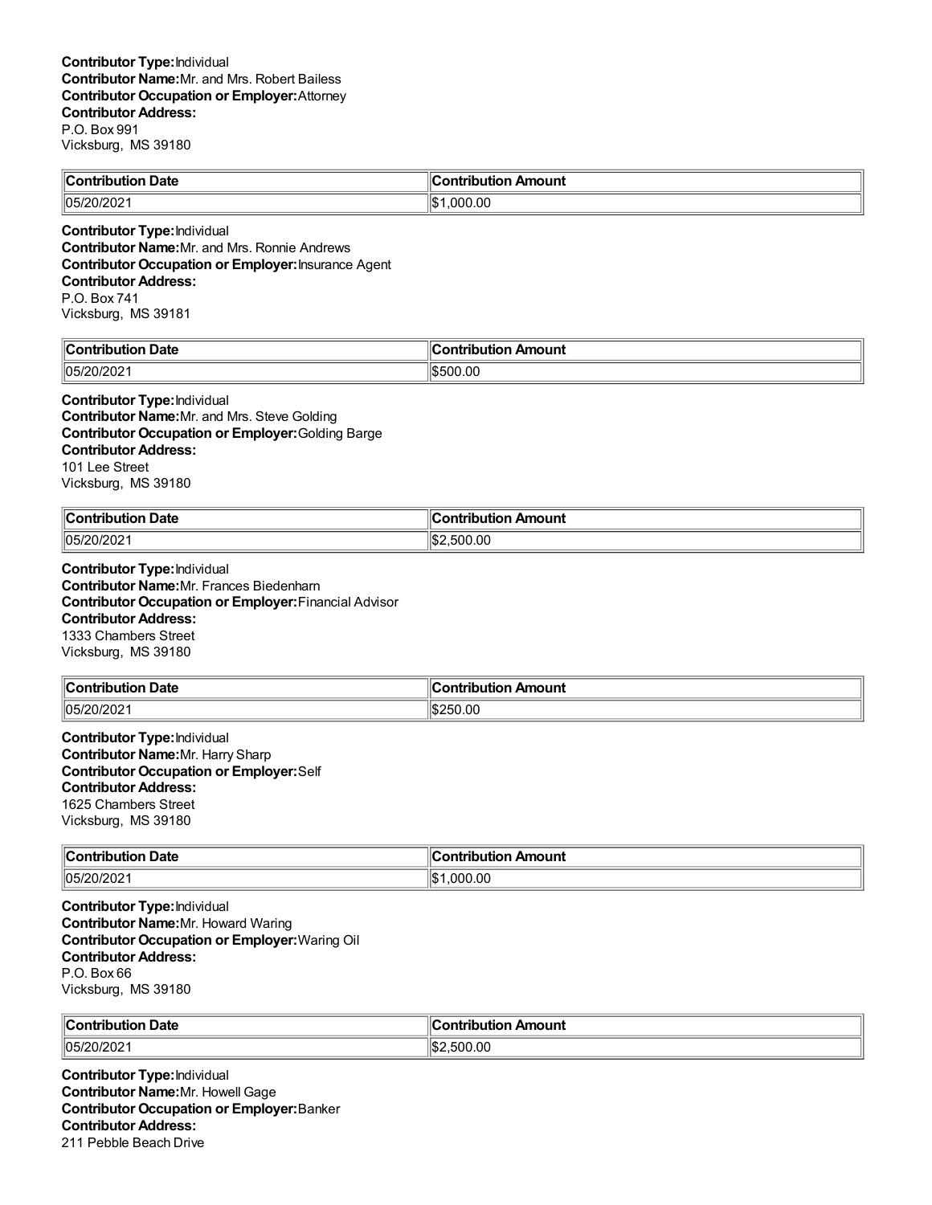**Contributor Type:** Individual
**Contributor Name:** Mr. and Mrs. Robert Bailess
**Contributor Occupation or Employer:** Attorney
**Contributor Address:**
P.O. Box 991
Vicksburg, MS 39180

| Contribution Date | Contribution Amount |
| --- | --- |
| 05/20/2021 | $1,000.00 |

**Contributor Type:** Individual
**Contributor Name:** Mr. and Mrs. Ronnie Andrews
**Contributor Occupation or Employer:** Insurance Agent
**Contributor Address:**
P.O. Box 741
Vicksburg, MS 39181

| Contribution Date | Contribution Amount |
| --- | --- |
| 05/20/2021 | $500.00 |

**Contributor Type:** Individual
**Contributor Name:** Mr. and Mrs. Steve Golding
**Contributor Occupation or Employer:** Golding Barge
**Contributor Address:**
101 Lee Street
Vicksburg, MS 39180

| Contribution Date | Contribution Amount |
| --- | --- |
| 05/20/2021 | $2,500.00 |

**Contributor Type:** Individual
**Contributor Name:** Mr. Frances Biedenharn
**Contributor Occupation or Employer:** Financial Advisor
**Contributor Address:**
1333 Chambers Street
Vicksburg, MS 39180

| Contribution Date | Contribution Amount |
| --- | --- |
| 05/20/2021 | $250.00 |

**Contributor Type:** Individual
**Contributor Name:** Mr. Harry Sharp
**Contributor Occupation or Employer:** Self
**Contributor Address:**
1625 Chambers Street
Vicksburg, MS 39180

| Contribution Date | Contribution Amount |
| --- | --- |
| 05/20/2021 | $1,000.00 |

**Contributor Type:** Individual
**Contributor Name:** Mr. Howard Waring
**Contributor Occupation or Employer:** Waring Oil
**Contributor Address:**
P.O. Box 66
Vicksburg, MS 39180

| Contribution Date | Contribution Amount |
| --- | --- |
| 05/20/2021 | $2,500.00 |

**Contributor Type:** Individual
**Contributor Name:** Mr. Howell Gage
**Contributor Occupation or Employer:** Banker
**Contributor Address:**
211 Pebble Beach Drive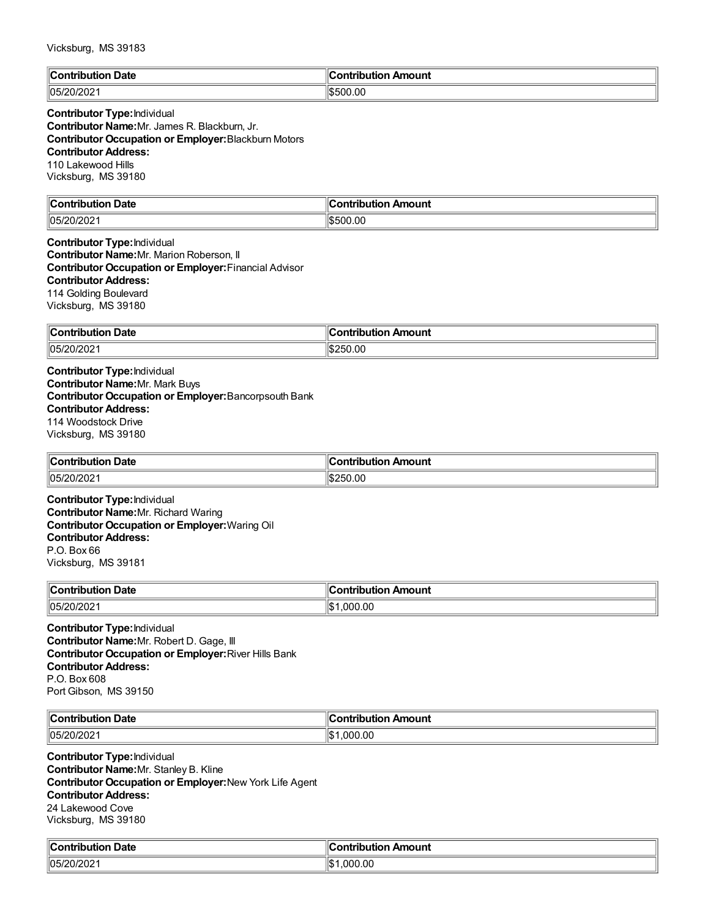Vicksburg, MS 39183

| Contribution Date | Contribution Amount |
|---|---|
| 05/20/2021 | $500.00 |

**Contributor Type:** Individual
**Contributor Name:** Mr. James R. Blackburn, Jr.
**Contributor Occupation or Employer:** Blackburn Motors
**Contributor Address:**
110 Lakewood Hills
Vicksburg, MS 39180

| Contribution Date | Contribution Amount |
|---|---|
| 05/20/2021 | $500.00 |

**Contributor Type:** Individual
**Contributor Name:** Mr. Marion Roberson, II
**Contributor Occupation or Employer:** Financial Advisor
**Contributor Address:**
114 Golding Boulevard
Vicksburg, MS 39180

| Contribution Date | Contribution Amount |
|---|---|
| 05/20/2021 | $250.00 |

**Contributor Type:** Individual
**Contributor Name:** Mr. Mark Buys
**Contributor Occupation or Employer:** Bancorpsouth Bank
**Contributor Address:**
114 Woodstock Drive
Vicksburg, MS 39180

| Contribution Date | Contribution Amount |
|---|---|
| 05/20/2021 | $250.00 |

**Contributor Type:** Individual
**Contributor Name:** Mr. Richard Waring
**Contributor Occupation or Employer:** Waring Oil
**Contributor Address:**
P.O. Box 66
Vicksburg, MS 39181

| Contribution Date | Contribution Amount |
|---|---|
| 05/20/2021 | $1,000.00 |

**Contributor Type:** Individual
**Contributor Name:** Mr. Robert D. Gage, III
**Contributor Occupation or Employer:** River Hills Bank
**Contributor Address:**
P.O. Box 608
Port Gibson, MS 39150

| Contribution Date | Contribution Amount |
|---|---|
| 05/20/2021 | $1,000.00 |

**Contributor Type:** Individual
**Contributor Name:** Mr. Stanley B. Kline
**Contributor Occupation or Employer:** New York Life Agent
**Contributor Address:**
24 Lakewood Cove
Vicksburg, MS 39180

| Contribution Date | Contribution Amount |
|---|---|
| 05/20/2021 | $1,000.00 |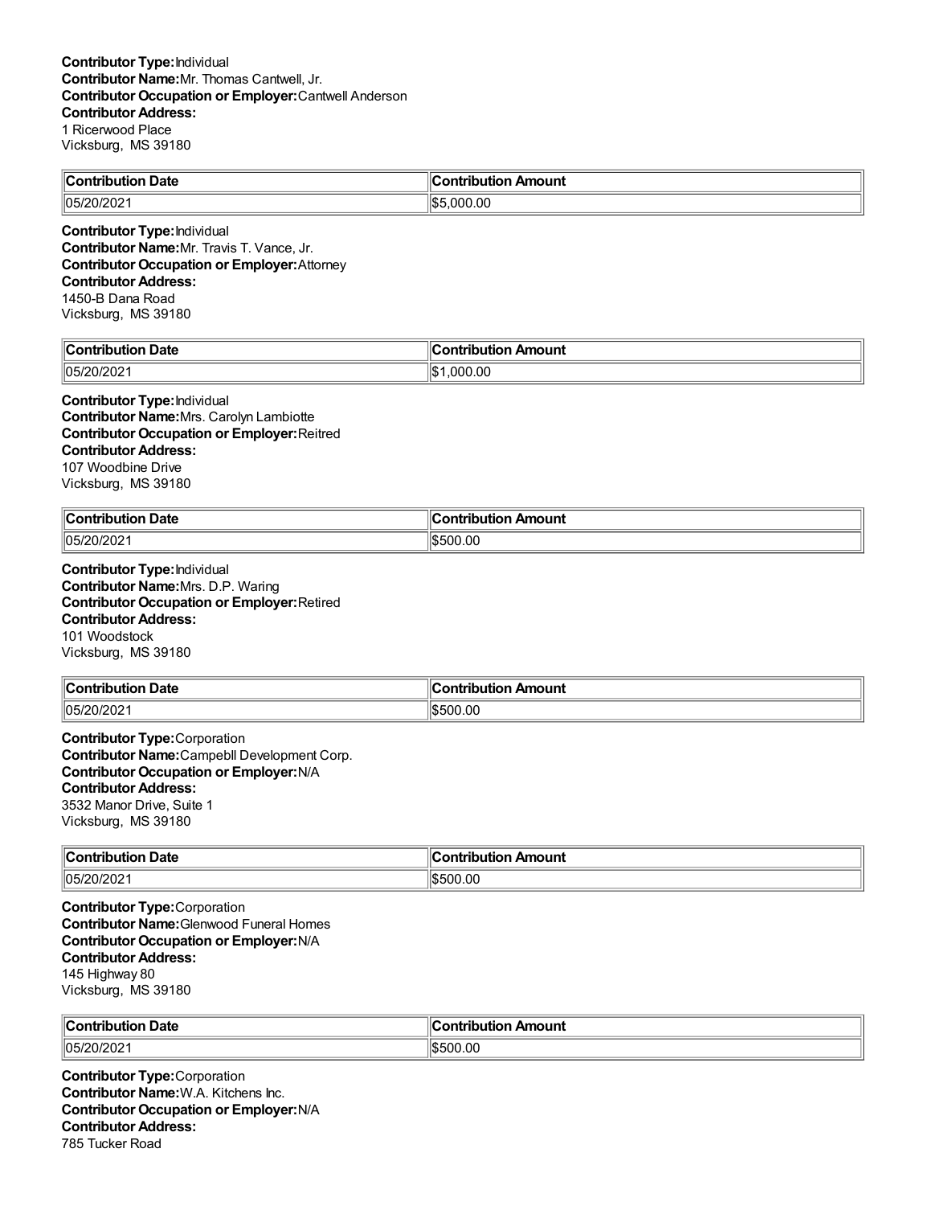**Contributor Type:** Individual
**Contributor Name:** Mr. Thomas Cantwell, Jr.
**Contributor Occupation or Employer:** Cantwell Anderson
**Contributor Address:**
1 Ricerwood Place
Vicksburg, MS 39180

| Contribution Date | Contribution Amount |
| --- | --- |
| 05/20/2021 | $5,000.00 |

**Contributor Type:** Individual
**Contributor Name:** Mr. Travis T. Vance, Jr.
**Contributor Occupation or Employer:** Attorney
**Contributor Address:**
1450-B Dana Road
Vicksburg, MS 39180

| Contribution Date | Contribution Amount |
| --- | --- |
| 05/20/2021 | $1,000.00 |

**Contributor Type:** Individual
**Contributor Name:** Mrs. Carolyn Lambiotte
**Contributor Occupation or Employer:** Reitred
**Contributor Address:**
107 Woodbine Drive
Vicksburg, MS 39180

| Contribution Date | Contribution Amount |
| --- | --- |
| 05/20/2021 | $500.00 |

**Contributor Type:** Individual
**Contributor Name:** Mrs. D.P. Waring
**Contributor Occupation or Employer:** Retired
**Contributor Address:**
101 Woodstock
Vicksburg, MS 39180

| Contribution Date | Contribution Amount |
| --- | --- |
| 05/20/2021 | $500.00 |

**Contributor Type:** Corporation
**Contributor Name:** Campebll Development Corp.
**Contributor Occupation or Employer:** N/A
**Contributor Address:**
3532 Manor Drive, Suite 1
Vicksburg, MS 39180

| Contribution Date | Contribution Amount |
| --- | --- |
| 05/20/2021 | $500.00 |

**Contributor Type:** Corporation
**Contributor Name:** Glenwood Funeral Homes
**Contributor Occupation or Employer:** N/A
**Contributor Address:**
145 Highway 80
Vicksburg, MS 39180

| Contribution Date | Contribution Amount |
| --- | --- |
| 05/20/2021 | $500.00 |

**Contributor Type:** Corporation
**Contributor Name:** W.A. Kitchens Inc.
**Contributor Occupation or Employer:** N/A
**Contributor Address:**
785 Tucker Road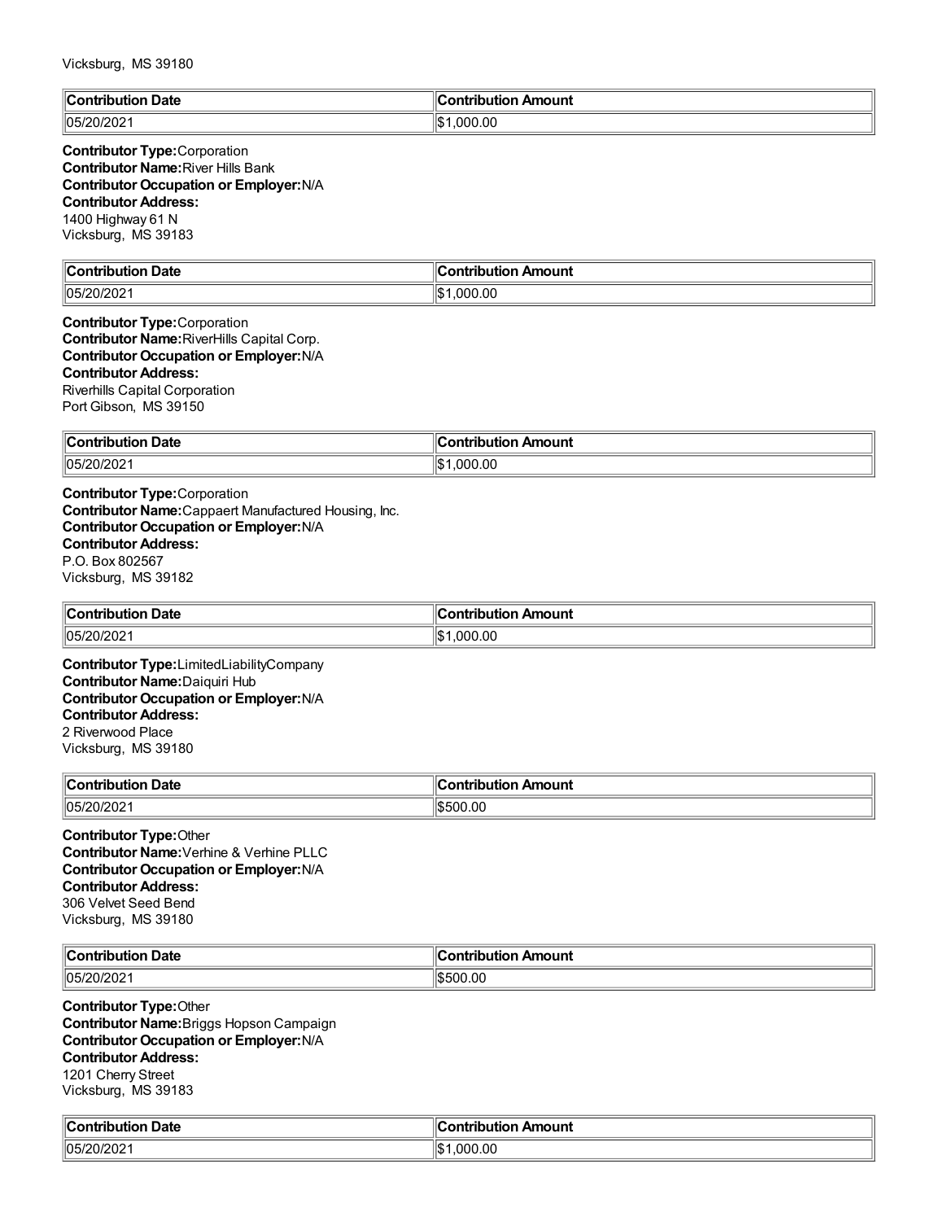Vicksburg, MS 39180

| Contribution Date | Contribution Amount |
| --- | --- |
| 05/20/2021 | $1,000.00 |

**Contributor Type:** Corporation
**Contributor Name:** River Hills Bank
**Contributor Occupation or Employer:** N/A
**Contributor Address:**
1400 Highway 61 N
Vicksburg, MS 39183

| Contribution Date | Contribution Amount |
| --- | --- |
| 05/20/2021 | $1,000.00 |

**Contributor Type:** Corporation
**Contributor Name:** RiverHills Capital Corp.
**Contributor Occupation or Employer:** N/A
**Contributor Address:**
Riverhills Capital Corporation
Port Gibson, MS 39150

| Contribution Date | Contribution Amount |
| --- | --- |
| 05/20/2021 | $1,000.00 |

**Contributor Type:** Corporation
**Contributor Name:** Cappaert Manufactured Housing, Inc.
**Contributor Occupation or Employer:** N/A
**Contributor Address:**
P.O. Box 802567
Vicksburg, MS 39182

| Contribution Date | Contribution Amount |
| --- | --- |
| 05/20/2021 | $1,000.00 |

**Contributor Type:** LimitedLiabilityCompany
**Contributor Name:** Daiquiri Hub
**Contributor Occupation or Employer:** N/A
**Contributor Address:**
2 Riverwood Place
Vicksburg, MS 39180

| Contribution Date | Contribution Amount |
| --- | --- |
| 05/20/2021 | $500.00 |

**Contributor Type:** Other
**Contributor Name:** Verhine & Verhine PLLC
**Contributor Occupation or Employer:** N/A
**Contributor Address:**
306 Velvet Seed Bend
Vicksburg, MS 39180

| Contribution Date | Contribution Amount |
| --- | --- |
| 05/20/2021 | $500.00 |

**Contributor Type:** Other
**Contributor Name:** Briggs Hopson Campaign
**Contributor Occupation or Employer:** N/A
**Contributor Address:**
1201 Cherry Street
Vicksburg, MS 39183

| Contribution Date | Contribution Amount |
| --- | --- |
| 05/20/2021 | $1,000.00 |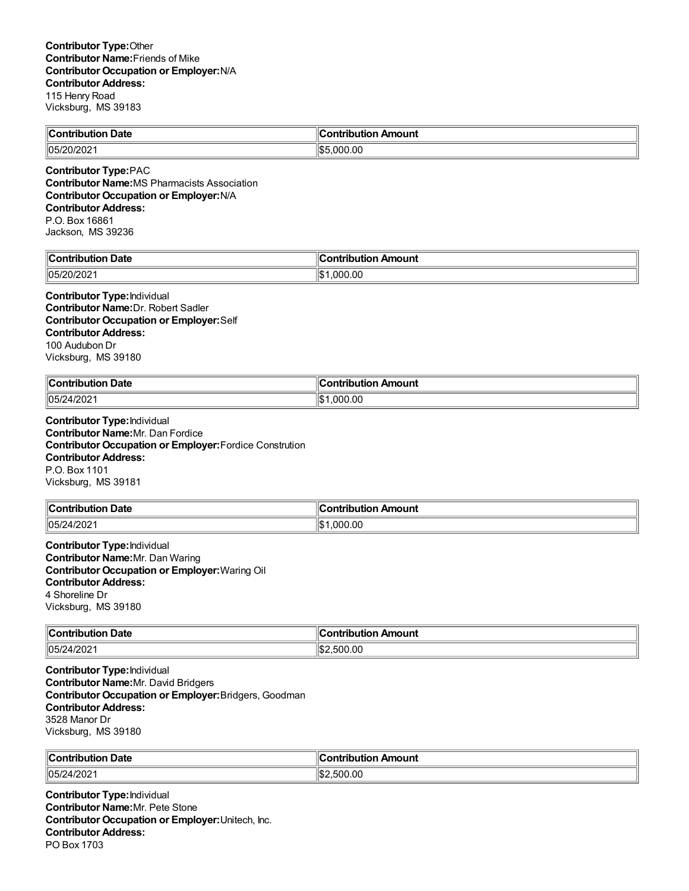**Contributor Type:**Other
**Contributor Name:**Friends of Mike
**Contributor Occupation or Employer:**N/A
**Contributor Address:**
115 Henry Road
Vicksburg, MS 39183

| Contribution Date | Contribution Amount |
|---|---|
| 05/20/2021 | $5,000.00 |

**Contributor Type:**PAC
**Contributor Name:**MS Pharmacists Association
**Contributor Occupation or Employer:**N/A
**Contributor Address:**
P.O. Box 16861
Jackson, MS 39236

| Contribution Date | Contribution Amount |
|---|---|
| 05/20/2021 | $1,000.00 |

**Contributor Type:**Individual
**Contributor Name:**Dr. Robert Sadler
**Contributor Occupation or Employer:**Self
**Contributor Address:**
100 Audubon Dr
Vicksburg, MS 39180

| Contribution Date | Contribution Amount |
|---|---|
| 05/24/2021 | $1,000.00 |

**Contributor Type:**Individual
**Contributor Name:**Mr. Dan Fordice
**Contributor Occupation or Employer:**Fordice Constrution
**Contributor Address:**
P.O. Box 1101
Vicksburg, MS 39181

| Contribution Date | Contribution Amount |
|---|---|
| 05/24/2021 | $1,000.00 |

**Contributor Type:**Individual
**Contributor Name:**Mr. Dan Waring
**Contributor Occupation or Employer:**Waring Oil
**Contributor Address:**
4 Shoreline Dr
Vicksburg, MS 39180

| Contribution Date | Contribution Amount |
|---|---|
| 05/24/2021 | $2,500.00 |

**Contributor Type:**Individual
**Contributor Name:**Mr. David Bridgers
**Contributor Occupation or Employer:**Bridgers, Goodman
**Contributor Address:**
3528 Manor Dr
Vicksburg, MS 39180

| Contribution Date | Contribution Amount |
|---|---|
| 05/24/2021 | $2,500.00 |

**Contributor Type:**Individual
**Contributor Name:**Mr. Pete Stone
**Contributor Occupation or Employer:**Unitech, Inc.
**Contributor Address:**
PO Box 1703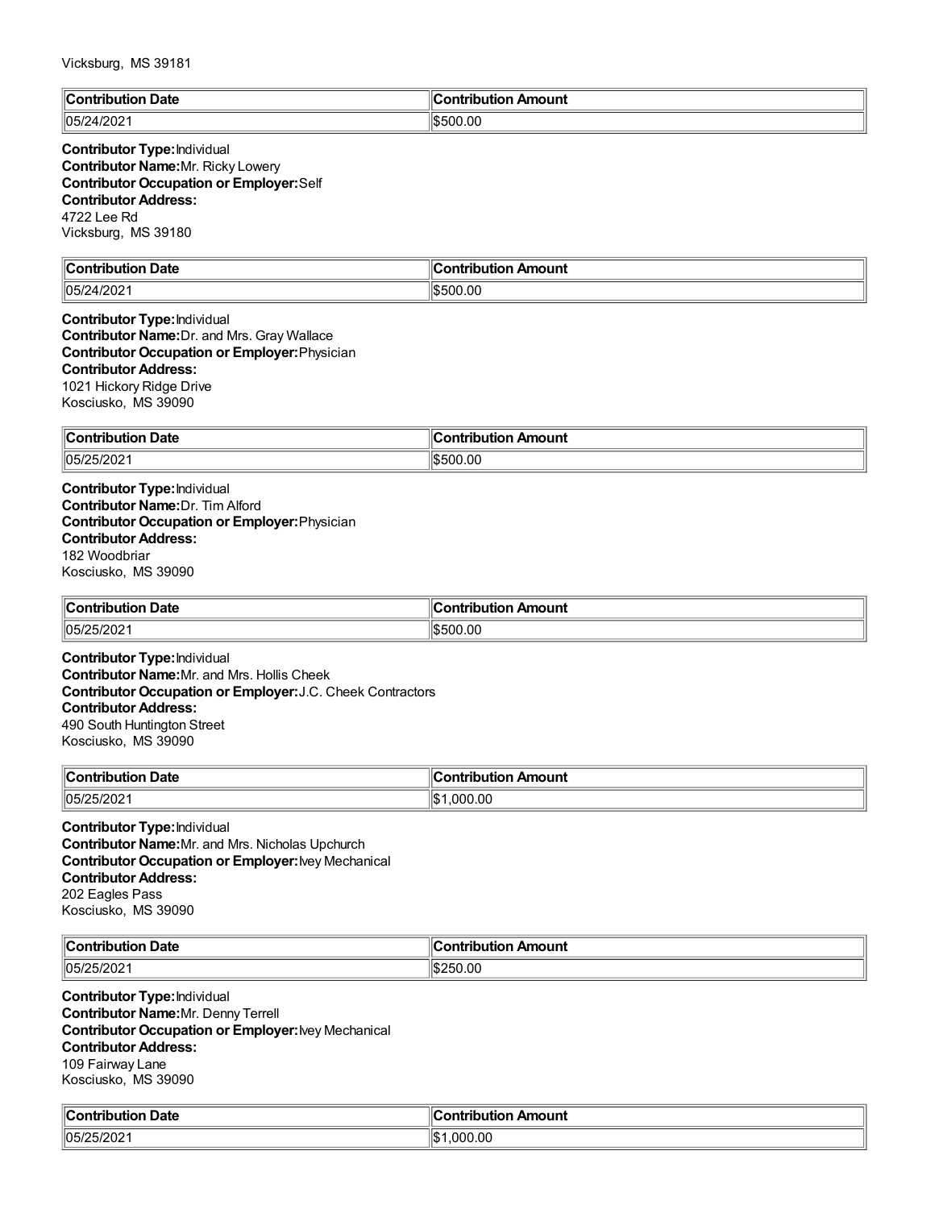Vicksburg, MS 39181

| Contribution Date | Contribution Amount |
| --- | --- |
| 05/24/2021 | $500.00 |

**Contributor Type:** Individual
**Contributor Name:** Mr. Ricky Lowery
**Contributor Occupation or Employer:** Self
**Contributor Address:**
4722 Lee Rd
Vicksburg, MS 39180

| Contribution Date | Contribution Amount |
| --- | --- |
| 05/24/2021 | $500.00 |

**Contributor Type:** Individual
**Contributor Name:** Dr. and Mrs. Gray Wallace
**Contributor Occupation or Employer:** Physician
**Contributor Address:**
1021 Hickory Ridge Drive
Kosciusko, MS 39090

| Contribution Date | Contribution Amount |
| --- | --- |
| 05/25/2021 | $500.00 |

**Contributor Type:** Individual
**Contributor Name:** Dr. Tim Alford
**Contributor Occupation or Employer:** Physician
**Contributor Address:**
182 Woodbriar
Kosciusko, MS 39090

| Contribution Date | Contribution Amount |
| --- | --- |
| 05/25/2021 | $500.00 |

**Contributor Type:** Individual
**Contributor Name:** Mr. and Mrs. Hollis Cheek
**Contributor Occupation or Employer:** J.C. Cheek Contractors
**Contributor Address:**
490 South Huntington Street
Kosciusko, MS 39090

| Contribution Date | Contribution Amount |
| --- | --- |
| 05/25/2021 | $1,000.00 |

**Contributor Type:** Individual
**Contributor Name:** Mr. and Mrs. Nicholas Upchurch
**Contributor Occupation or Employer:** Ivey Mechanical
**Contributor Address:**
202 Eagles Pass
Kosciusko, MS 39090

| Contribution Date | Contribution Amount |
| --- | --- |
| 05/25/2021 | $250.00 |

**Contributor Type:** Individual
**Contributor Name:** Mr. Denny Terrell
**Contributor Occupation or Employer:** Ivey Mechanical
**Contributor Address:**
109 Fairway Lane
Kosciusko, MS 39090

| Contribution Date | Contribution Amount |
| --- | --- |
| 05/25/2021 | $1,000.00 |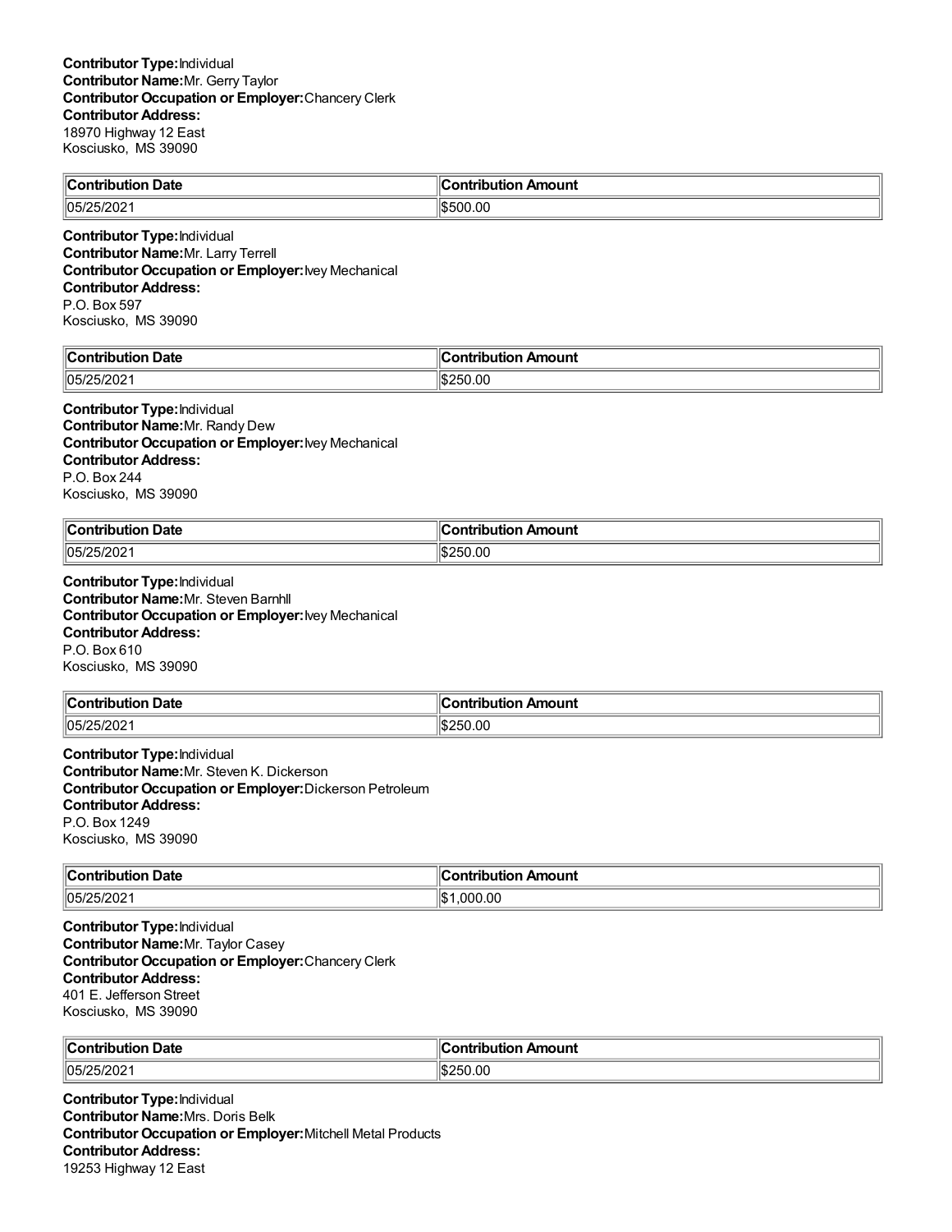**Contributor Type:** Individual
**Contributor Name:** Mr. Gerry Taylor
**Contributor Occupation or Employer:** Chancery Clerk
**Contributor Address:**
18970 Highway 12 East
Kosciusko, MS 39090

| Contribution Date | Contribution Amount |
|---|---|
| 05/25/2021 | $500.00 |

**Contributor Type:** Individual
**Contributor Name:** Mr. Larry Terrell
**Contributor Occupation or Employer:** Ivey Mechanical
**Contributor Address:**
P.O. Box 597
Kosciusko, MS 39090

| Contribution Date | Contribution Amount |
|---|---|
| 05/25/2021 | $250.00 |

**Contributor Type:** Individual
**Contributor Name:** Mr. Randy Dew
**Contributor Occupation or Employer:** Ivey Mechanical
**Contributor Address:**
P.O. Box 244
Kosciusko, MS 39090

| Contribution Date | Contribution Amount |
|---|---|
| 05/25/2021 | $250.00 |

**Contributor Type:** Individual
**Contributor Name:** Mr. Steven Barnhll
**Contributor Occupation or Employer:** Ivey Mechanical
**Contributor Address:**
P.O. Box 610
Kosciusko, MS 39090

| Contribution Date | Contribution Amount |
|---|---|
| 05/25/2021 | $250.00 |

**Contributor Type:** Individual
**Contributor Name:** Mr. Steven K. Dickerson
**Contributor Occupation or Employer:** Dickerson Petroleum
**Contributor Address:**
P.O. Box 1249
Kosciusko, MS 39090

| Contribution Date | Contribution Amount |
|---|---|
| 05/25/2021 | $1,000.00 |

**Contributor Type:** Individual
**Contributor Name:** Mr. Taylor Casey
**Contributor Occupation or Employer:** Chancery Clerk
**Contributor Address:**
401 E. Jefferson Street
Kosciusko, MS 39090

| Contribution Date | Contribution Amount |
|---|---|
| 05/25/2021 | $250.00 |

**Contributor Type:** Individual
**Contributor Name:** Mrs. Doris Belk
**Contributor Occupation or Employer:** Mitchell Metal Products
**Contributor Address:**
19253 Highway 12 East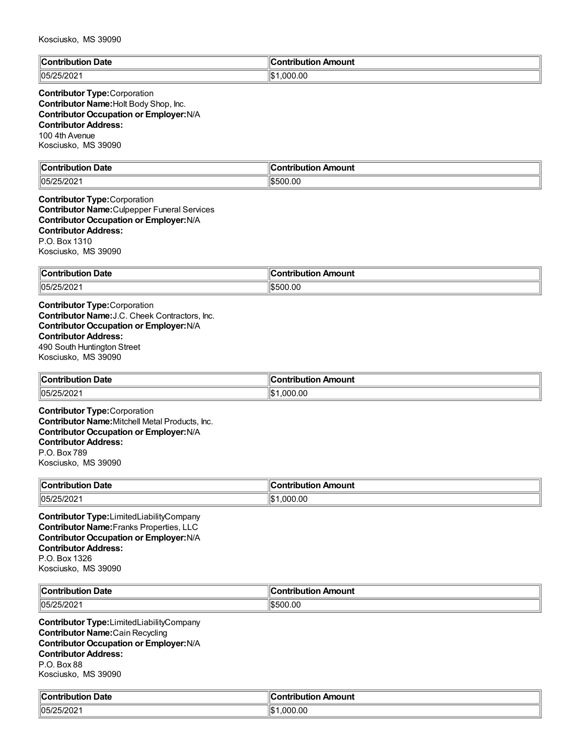Kosciusko, MS 39090

| Contribution Date | Contribution Amount |
| --- | --- |
| 05/25/2021 | $1,000.00 |

**Contributor Type:** Corporation
**Contributor Name:** Holt Body Shop, Inc.
**Contributor Occupation or Employer:** N/A
**Contributor Address:**
100 4th Avenue
Kosciusko, MS 39090

| Contribution Date | Contribution Amount |
| --- | --- |
| 05/25/2021 | $500.00 |

**Contributor Type:** Corporation
**Contributor Name:** Culpepper Funeral Services
**Contributor Occupation or Employer:** N/A
**Contributor Address:**
P.O. Box 1310
Kosciusko, MS 39090

| Contribution Date | Contribution Amount |
| --- | --- |
| 05/25/2021 | $500.00 |

**Contributor Type:** Corporation
**Contributor Name:** J.C. Cheek Contractors, Inc.
**Contributor Occupation or Employer:** N/A
**Contributor Address:**
490 South Huntington Street
Kosciusko, MS 39090

| Contribution Date | Contribution Amount |
| --- | --- |
| 05/25/2021 | $1,000.00 |

**Contributor Type:** Corporation
**Contributor Name:** Mitchell Metal Products, Inc.
**Contributor Occupation or Employer:** N/A
**Contributor Address:**
P.O. Box 789
Kosciusko, MS 39090

| Contribution Date | Contribution Amount |
| --- | --- |
| 05/25/2021 | $1,000.00 |

**Contributor Type:** LimitedLiabilityCompany
**Contributor Name:** Franks Properties, LLC
**Contributor Occupation or Employer:** N/A
**Contributor Address:**
P.O. Box 1326
Kosciusko, MS 39090

| Contribution Date | Contribution Amount |
| --- | --- |
| 05/25/2021 | $500.00 |

**Contributor Type:** LimitedLiabilityCompany
**Contributor Name:** Cain Recycling
**Contributor Occupation or Employer:** N/A
**Contributor Address:**
P.O. Box 88
Kosciusko, MS 39090

| Contribution Date | Contribution Amount |
| --- | --- |
| 05/25/2021 | $1,000.00 |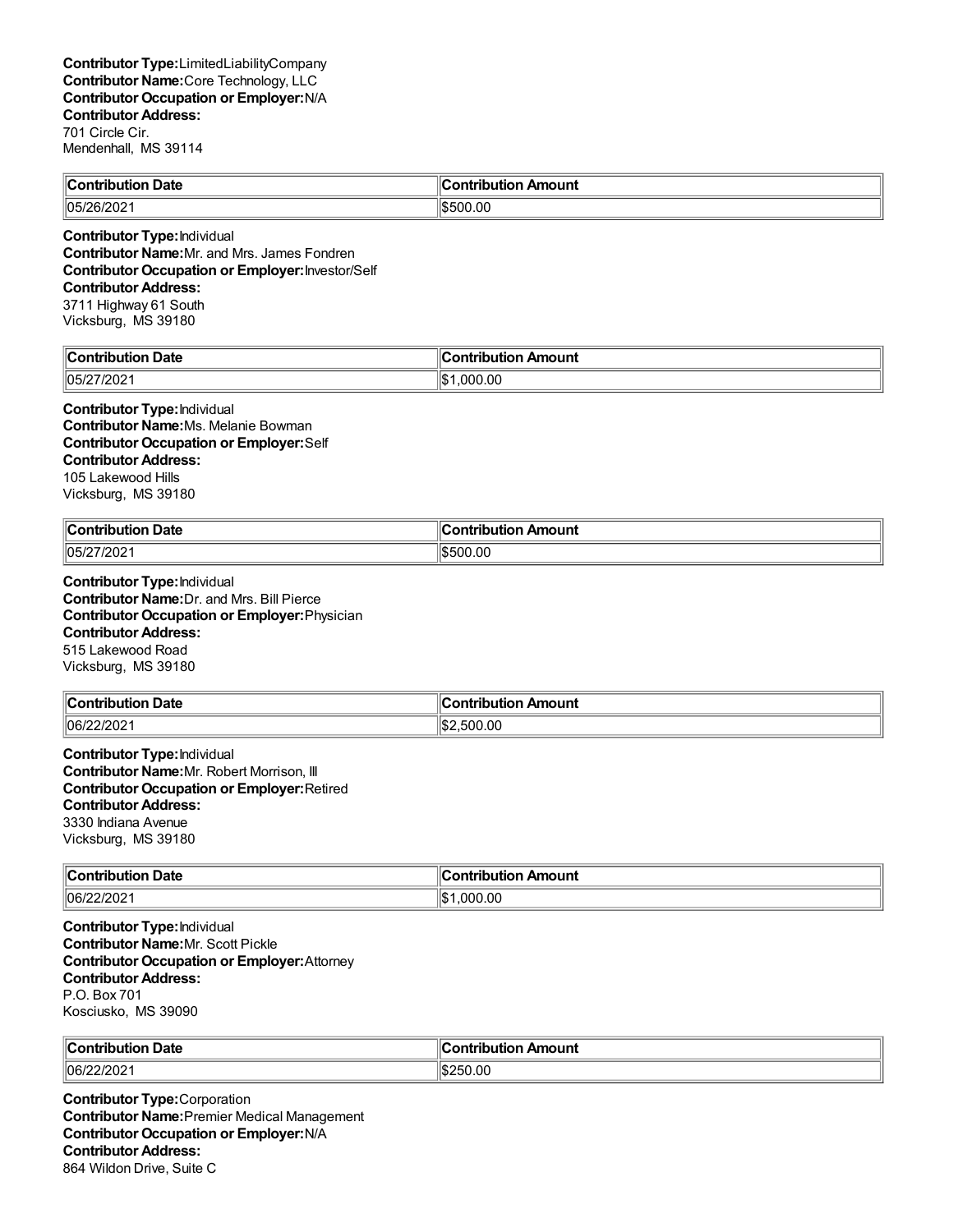**Contributor Type:** LimitedLiabilityCompany
**Contributor Name:** Core Technology, LLC
**Contributor Occupation or Employer:** N/A
**Contributor Address:**
701 Circle Cir.
Mendenhall, MS 39114

| Contribution Date | Contribution Amount |
|---|---|
| 05/26/2021 | $500.00 |

**Contributor Type:** Individual
**Contributor Name:** Mr. and Mrs. James Fondren
**Contributor Occupation or Employer:** Investor/Self
**Contributor Address:**
3711 Highway 61 South
Vicksburg, MS 39180

| Contribution Date | Contribution Amount |
|---|---|
| 05/27/2021 | $1,000.00 |

**Contributor Type:** Individual
**Contributor Name:** Ms. Melanie Bowman
**Contributor Occupation or Employer:** Self
**Contributor Address:**
105 Lakewood Hills
Vicksburg, MS 39180

| Contribution Date | Contribution Amount |
|---|---|
| 05/27/2021 | $500.00 |

**Contributor Type:** Individual
**Contributor Name:** Dr. and Mrs. Bill Pierce
**Contributor Occupation or Employer:** Physician
**Contributor Address:**
515 Lakewood Road
Vicksburg, MS 39180

| Contribution Date | Contribution Amount |
|---|---|
| 06/22/2021 | $2,500.00 |

**Contributor Type:** Individual
**Contributor Name:** Mr. Robert Morrison, III
**Contributor Occupation or Employer:** Retired
**Contributor Address:**
3330 Indiana Avenue
Vicksburg, MS 39180

| Contribution Date | Contribution Amount |
|---|---|
| 06/22/2021 | $1,000.00 |

**Contributor Type:** Individual
**Contributor Name:** Mr. Scott Pickle
**Contributor Occupation or Employer:** Attorney
**Contributor Address:**
P.O. Box 701
Kosciusko, MS 39090

| Contribution Date | Contribution Amount |
|---|---|
| 06/22/2021 | $250.00 |

**Contributor Type:** Corporation
**Contributor Name:** Premier Medical Management
**Contributor Occupation or Employer:** N/A
**Contributor Address:**
864 Wildon Drive, Suite C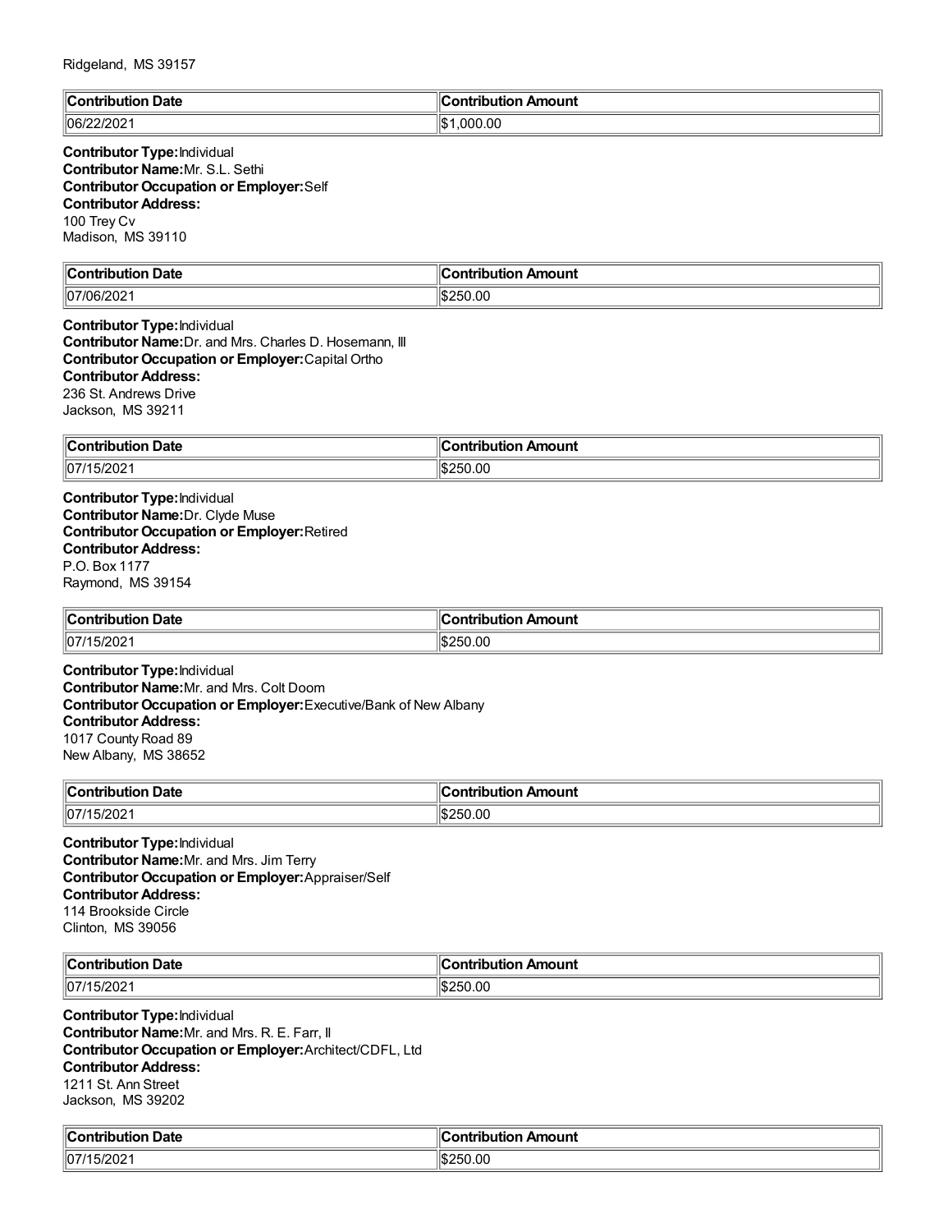Ridgeland, MS 39157

| Contribution Date | Contribution Amount |
|---|---|
| 06/22/2021 | $1,000.00 |

**Contributor Type:** Individual
**Contributor Name:** Mr. S.L. Sethi
**Contributor Occupation or Employer:** Self
**Contributor Address:**
100 Trey Cv
Madison, MS 39110

| Contribution Date | Contribution Amount |
|---|---|
| 07/06/2021 | $250.00 |

**Contributor Type:** Individual
**Contributor Name:** Dr. and Mrs. Charles D. Hosemann, III
**Contributor Occupation or Employer:** Capital Ortho
**Contributor Address:**
236 St. Andrews Drive
Jackson, MS 39211

| Contribution Date | Contribution Amount |
|---|---|
| 07/15/2021 | $250.00 |

**Contributor Type:** Individual
**Contributor Name:** Dr. Clyde Muse
**Contributor Occupation or Employer:** Retired
**Contributor Address:**
P.O. Box 1177
Raymond, MS 39154

| Contribution Date | Contribution Amount |
|---|---|
| 07/15/2021 | $250.00 |

**Contributor Type:** Individual
**Contributor Name:** Mr. and Mrs. Colt Doom
**Contributor Occupation or Employer:** Executive/Bank of New Albany
**Contributor Address:**
1017 County Road 89
New Albany, MS 38652

| Contribution Date | Contribution Amount |
|---|---|
| 07/15/2021 | $250.00 |

**Contributor Type:** Individual
**Contributor Name:** Mr. and Mrs. Jim Terry
**Contributor Occupation or Employer:** Appraiser/Self
**Contributor Address:**
114 Brookside Circle
Clinton, MS 39056

| Contribution Date | Contribution Amount |
|---|---|
| 07/15/2021 | $250.00 |

**Contributor Type:** Individual
**Contributor Name:** Mr. and Mrs. R. E. Farr, II
**Contributor Occupation or Employer:** Architect/CDFL, Ltd
**Contributor Address:**
1211 St. Ann Street
Jackson, MS 39202

| Contribution Date | Contribution Amount |
|---|---|
| 07/15/2021 | $250.00 |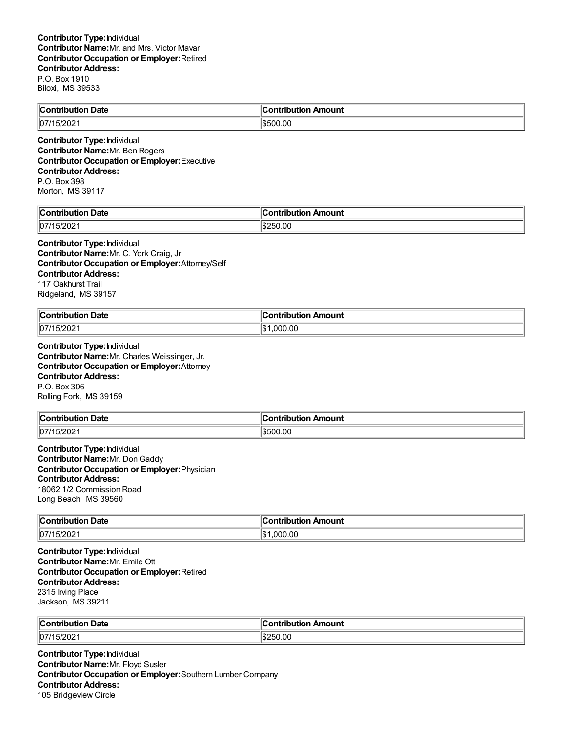**Contributor Type:** Individual
**Contributor Name:** Mr. and Mrs. Victor Mavar
**Contributor Occupation or Employer:** Retired
**Contributor Address:**
P.O. Box 1910
Biloxi, MS 39533

| Contribution Date | Contribution Amount |
|---|---|
| 07/15/2021 | $500.00 |

**Contributor Type:** Individual
**Contributor Name:** Mr. Ben Rogers
**Contributor Occupation or Employer:** Executive
**Contributor Address:**
P.O. Box 398
Morton, MS 39117

| Contribution Date | Contribution Amount |
|---|---|
| 07/15/2021 | $250.00 |

**Contributor Type:** Individual
**Contributor Name:** Mr. C. York Craig, Jr.
**Contributor Occupation or Employer:** Attorney/Self
**Contributor Address:**
117 Oakhurst Trail
Ridgeland, MS 39157

| Contribution Date | Contribution Amount |
|---|---|
| 07/15/2021 | $1,000.00 |

**Contributor Type:** Individual
**Contributor Name:** Mr. Charles Weissinger, Jr.
**Contributor Occupation or Employer:** Attorney
**Contributor Address:**
P.O. Box 306
Rolling Fork, MS 39159

| Contribution Date | Contribution Amount |
|---|---|
| 07/15/2021 | $500.00 |

**Contributor Type:** Individual
**Contributor Name:** Mr. Don Gaddy
**Contributor Occupation or Employer:** Physician
**Contributor Address:**
18062 1/2 Commission Road
Long Beach, MS 39560

| Contribution Date | Contribution Amount |
|---|---|
| 07/15/2021 | $1,000.00 |

**Contributor Type:** Individual
**Contributor Name:** Mr. Emile Ott
**Contributor Occupation or Employer:** Retired
**Contributor Address:**
2315 Irving Place
Jackson, MS 39211

| Contribution Date | Contribution Amount |
|---|---|
| 07/15/2021 | $250.00 |

**Contributor Type:** Individual
**Contributor Name:** Mr. Floyd Susler
**Contributor Occupation or Employer:** Southern Lumber Company
**Contributor Address:**
105 Bridgeview Circle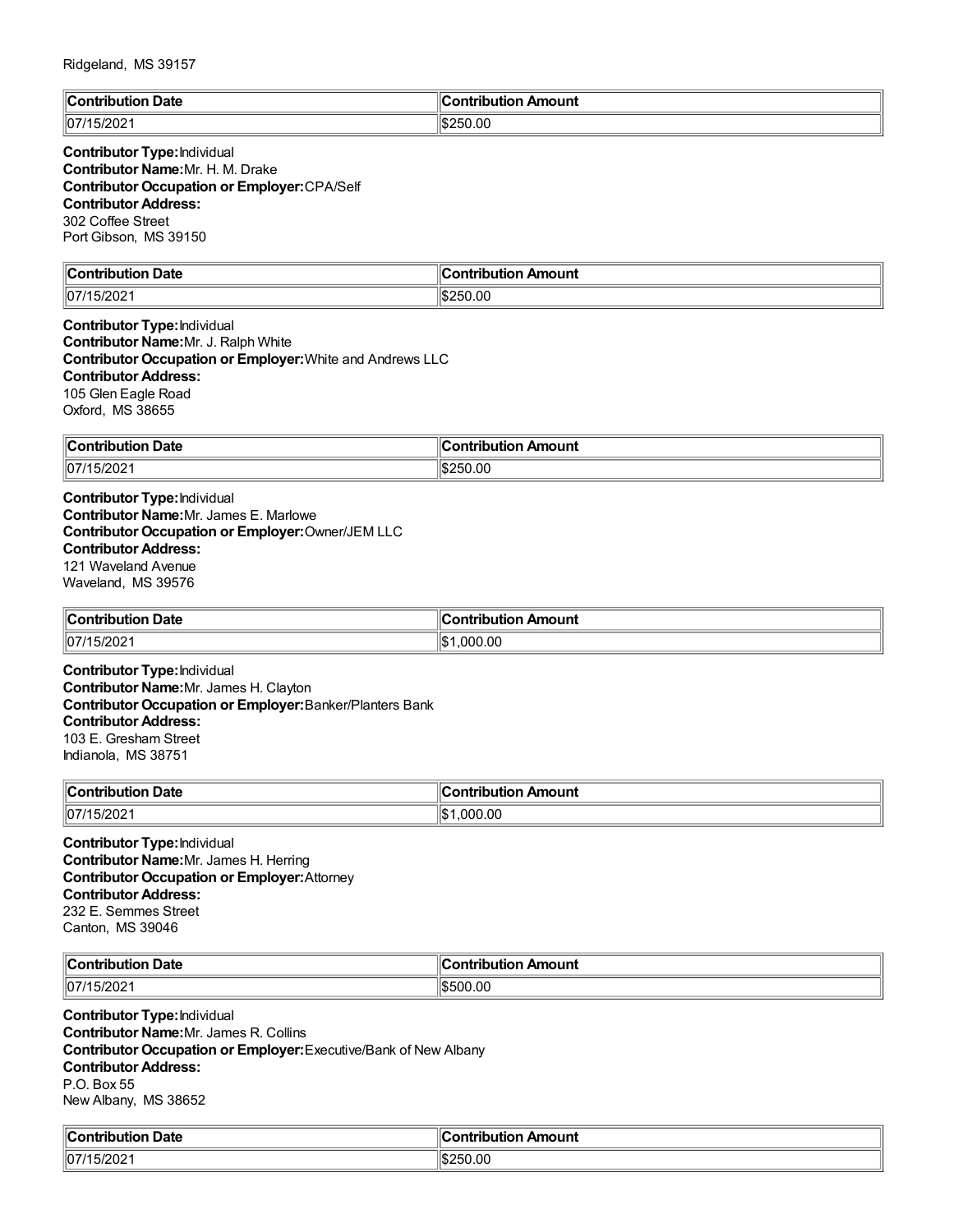Ridgeland, MS 39157

| Contribution Date | Contribution Amount |
|---|---|
| 07/15/2021 | $250.00 |

**Contributor Type:** Individual
**Contributor Name:** Mr. H. M. Drake
**Contributor Occupation or Employer:** CPA/Self
**Contributor Address:**
302 Coffee Street
Port Gibson, MS 39150

| Contribution Date | Contribution Amount |
|---|---|
| 07/15/2021 | $250.00 |

**Contributor Type:** Individual
**Contributor Name:** Mr. J. Ralph White
**Contributor Occupation or Employer:** White and Andrews LLC
**Contributor Address:**
105 Glen Eagle Road
Oxford, MS 38655

| Contribution Date | Contribution Amount |
|---|---|
| 07/15/2021 | $250.00 |

**Contributor Type:** Individual
**Contributor Name:** Mr. James E. Marlowe
**Contributor Occupation or Employer:** Owner/JEM LLC
**Contributor Address:**
121 Waveland Avenue
Waveland, MS 39576

| Contribution Date | Contribution Amount |
|---|---|
| 07/15/2021 | $1,000.00 |

**Contributor Type:** Individual
**Contributor Name:** Mr. James H. Clayton
**Contributor Occupation or Employer:** Banker/Planters Bank
**Contributor Address:**
103 E. Gresham Street
Indianola, MS 38751

| Contribution Date | Contribution Amount |
|---|---|
| 07/15/2021 | $1,000.00 |

**Contributor Type:** Individual
**Contributor Name:** Mr. James H. Herring
**Contributor Occupation or Employer:** Attorney
**Contributor Address:**
232 E. Semmes Street
Canton, MS 39046

| Contribution Date | Contribution Amount |
|---|---|
| 07/15/2021 | $500.00 |

**Contributor Type:** Individual
**Contributor Name:** Mr. James R. Collins
**Contributor Occupation or Employer:** Executive/Bank of New Albany
**Contributor Address:**
P.O. Box 55
New Albany, MS 38652

| Contribution Date | Contribution Amount |
|---|---|
| 07/15/2021 | $250.00 |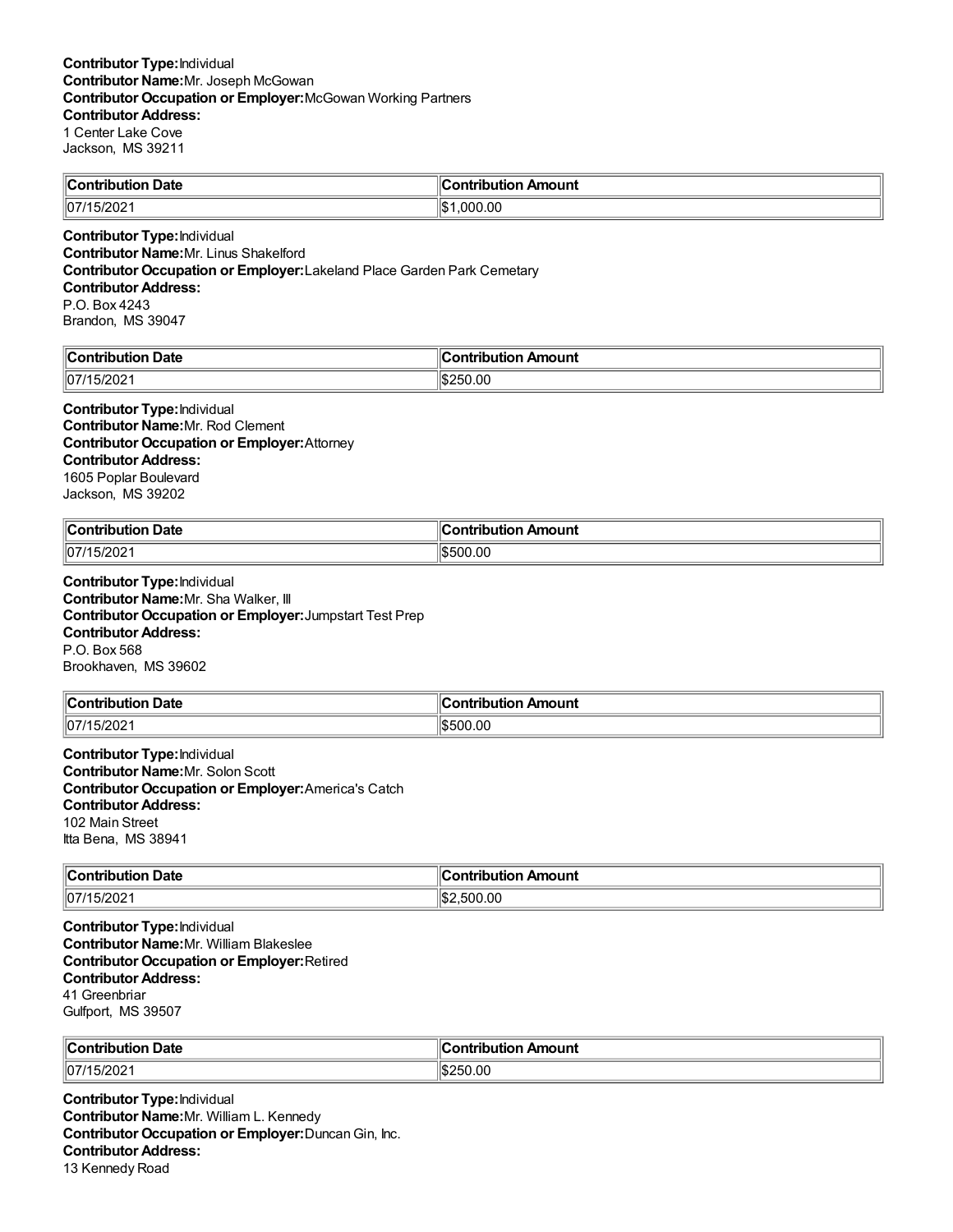**Contributor Type:** Individual
**Contributor Name:** Mr. Joseph McGowan
**Contributor Occupation or Employer:** McGowan Working Partners
**Contributor Address:**
1 Center Lake Cove
Jackson, MS 39211

| Contribution Date | Contribution Amount |
|---|---|
| 07/15/2021 | $1,000.00 |

**Contributor Type:** Individual
**Contributor Name:** Mr. Linus Shakelford
**Contributor Occupation or Employer:** Lakeland Place Garden Park Cemetary
**Contributor Address:**
P.O. Box 4243
Brandon, MS 39047

| Contribution Date | Contribution Amount |
|---|---|
| 07/15/2021 | $250.00 |

**Contributor Type:** Individual
**Contributor Name:** Mr. Rod Clement
**Contributor Occupation or Employer:** Attorney
**Contributor Address:**
1605 Poplar Boulevard
Jackson, MS 39202

| Contribution Date | Contribution Amount |
|---|---|
| 07/15/2021 | $500.00 |

**Contributor Type:** Individual
**Contributor Name:** Mr. Sha Walker, III
**Contributor Occupation or Employer:** Jumpstart Test Prep
**Contributor Address:**
P.O. Box 568
Brookhaven, MS 39602

| Contribution Date | Contribution Amount |
|---|---|
| 07/15/2021 | $500.00 |

**Contributor Type:** Individual
**Contributor Name:** Mr. Solon Scott
**Contributor Occupation or Employer:** America's Catch
**Contributor Address:**
102 Main Street
Itta Bena, MS 38941

| Contribution Date | Contribution Amount |
|---|---|
| 07/15/2021 | $2,500.00 |

**Contributor Type:** Individual
**Contributor Name:** Mr. William Blakeslee
**Contributor Occupation or Employer:** Retired
**Contributor Address:**
41 Greenbriar
Gulfport, MS 39507

| Contribution Date | Contribution Amount |
|---|---|
| 07/15/2021 | $250.00 |

**Contributor Type:** Individual
**Contributor Name:** Mr. William L. Kennedy
**Contributor Occupation or Employer:** Duncan Gin, Inc.
**Contributor Address:**
13 Kennedy Road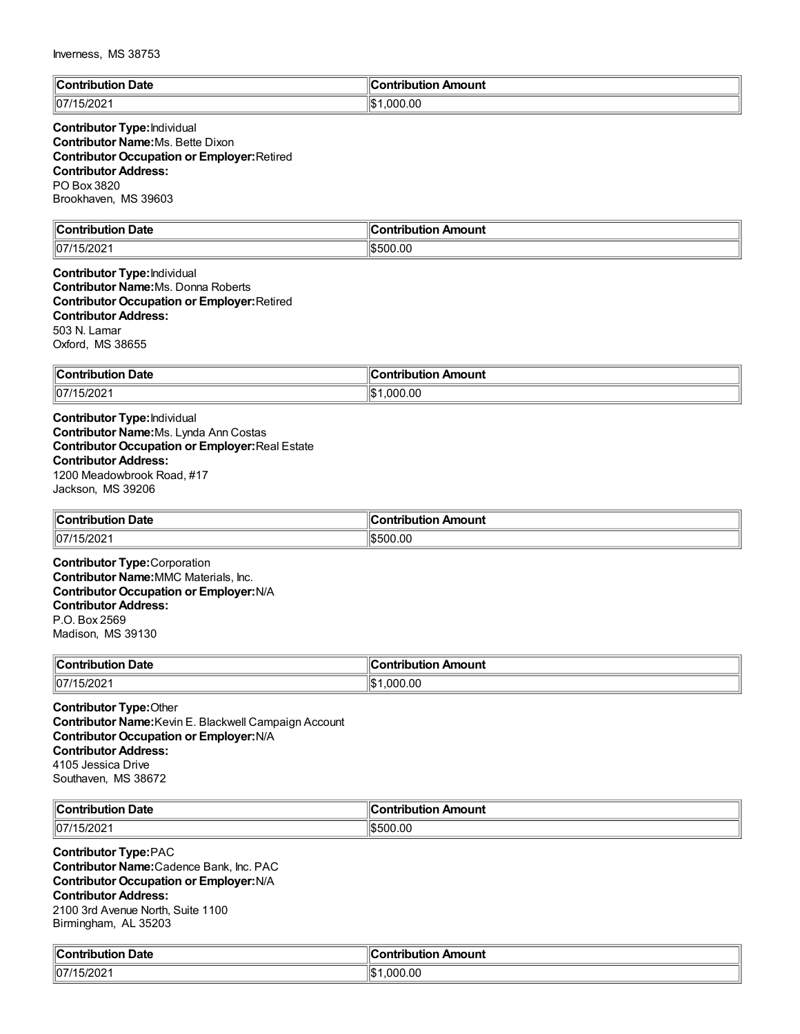Inverness, MS 38753

| Contribution Date | Contribution Amount |
|---|---|
| 07/15/2021 | $1,000.00 |

**Contributor Type:** Individual
**Contributor Name:** Ms. Bette Dixon
**Contributor Occupation or Employer:** Retired
**Contributor Address:**
PO Box 3820
Brookhaven, MS 39603

| Contribution Date | Contribution Amount |
|---|---|
| 07/15/2021 | $500.00 |

**Contributor Type:** Individual
**Contributor Name:** Ms. Donna Roberts
**Contributor Occupation or Employer:** Retired
**Contributor Address:**
503 N. Lamar
Oxford, MS 38655

| Contribution Date | Contribution Amount |
|---|---|
| 07/15/2021 | $1,000.00 |

**Contributor Type:** Individual
**Contributor Name:** Ms. Lynda Ann Costas
**Contributor Occupation or Employer:** Real Estate
**Contributor Address:**
1200 Meadowbrook Road, #17
Jackson, MS 39206

| Contribution Date | Contribution Amount |
|---|---|
| 07/15/2021 | $500.00 |

**Contributor Type:** Corporation
**Contributor Name:** MMC Materials, Inc.
**Contributor Occupation or Employer:** N/A
**Contributor Address:**
P.O. Box 2569
Madison, MS 39130

| Contribution Date | Contribution Amount |
|---|---|
| 07/15/2021 | $1,000.00 |

**Contributor Type:** Other
**Contributor Name:** Kevin E. Blackwell Campaign Account
**Contributor Occupation or Employer:** N/A
**Contributor Address:**
4105 Jessica Drive
Southaven, MS 38672

| Contribution Date | Contribution Amount |
|---|---|
| 07/15/2021 | $500.00 |

**Contributor Type:** PAC
**Contributor Name:** Cadence Bank, Inc. PAC
**Contributor Occupation or Employer:** N/A
**Contributor Address:**
2100 3rd Avenue North, Suite 1100
Birmingham, AL 35203

| Contribution Date | Contribution Amount |
|---|---|
| 07/15/2021 | $1,000.00 |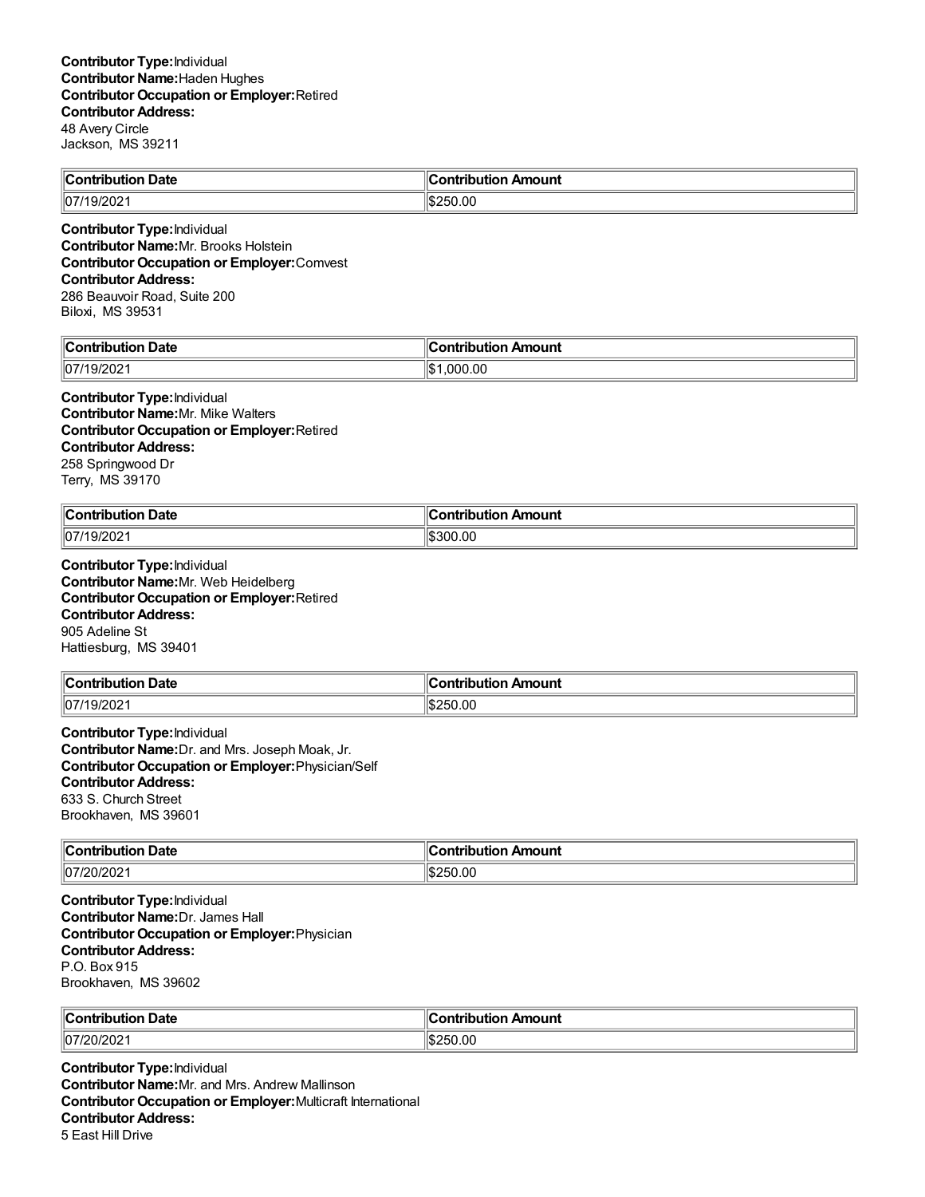**Contributor Type:** Individual
**Contributor Name:** Haden Hughes
**Contributor Occupation or Employer:** Retired
**Contributor Address:**
48 Avery Circle
Jackson, MS 39211

| Contribution Date | Contribution Amount |
|---|---|
| 07/19/2021 | $250.00 |

**Contributor Type:** Individual
**Contributor Name:** Mr. Brooks Holstein
**Contributor Occupation or Employer:** Comvest
**Contributor Address:**
286 Beauvoir Road, Suite 200
Biloxi, MS 39531

| Contribution Date | Contribution Amount |
|---|---|
| 07/19/2021 | $1,000.00 |

**Contributor Type:** Individual
**Contributor Name:** Mr. Mike Walters
**Contributor Occupation or Employer:** Retired
**Contributor Address:**
258 Springwood Dr
Terry, MS 39170

| Contribution Date | Contribution Amount |
|---|---|
| 07/19/2021 | $300.00 |

**Contributor Type:** Individual
**Contributor Name:** Mr. Web Heidelberg
**Contributor Occupation or Employer:** Retired
**Contributor Address:**
905 Adeline St
Hattiesburg, MS 39401

| Contribution Date | Contribution Amount |
|---|---|
| 07/19/2021 | $250.00 |

**Contributor Type:** Individual
**Contributor Name:** Dr. and Mrs. Joseph Moak, Jr.
**Contributor Occupation or Employer:** Physician/Self
**Contributor Address:**
633 S. Church Street
Brookhaven, MS 39601

| Contribution Date | Contribution Amount |
|---|---|
| 07/20/2021 | $250.00 |

**Contributor Type:** Individual
**Contributor Name:** Dr. James Hall
**Contributor Occupation or Employer:** Physician
**Contributor Address:**
P.O. Box 915
Brookhaven, MS 39602

| Contribution Date | Contribution Amount |
|---|---|
| 07/20/2021 | $250.00 |

**Contributor Type:** Individual
**Contributor Name:** Mr. and Mrs. Andrew Mallinson
**Contributor Occupation or Employer:** Multicraft International
**Contributor Address:**
5 East Hill Drive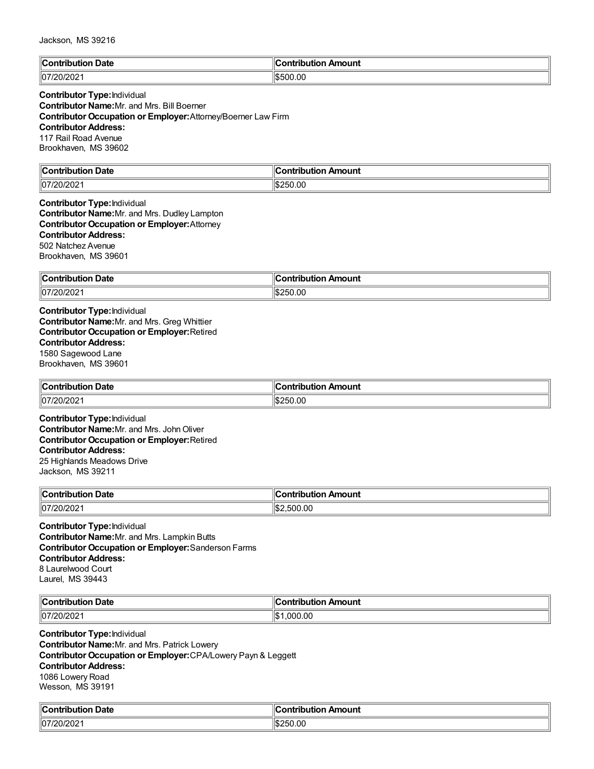Jackson, MS 39216

| Contribution Date | Contribution Amount |
| --- | --- |
| 07/20/2021 | $500.00 |

**Contributor Type:** Individual
**Contributor Name:** Mr. and Mrs. Bill Boerner
**Contributor Occupation or Employer:** Attorney/Boerner Law Firm
**Contributor Address:**
117 Rail Road Avenue
Brookhaven, MS 39602

| Contribution Date | Contribution Amount |
| --- | --- |
| 07/20/2021 | $250.00 |

**Contributor Type:** Individual
**Contributor Name:** Mr. and Mrs. Dudley Lampton
**Contributor Occupation or Employer:** Attorney
**Contributor Address:**
502 Natchez Avenue
Brookhaven, MS 39601

| Contribution Date | Contribution Amount |
| --- | --- |
| 07/20/2021 | $250.00 |

**Contributor Type:** Individual
**Contributor Name:** Mr. and Mrs. Greg Whittier
**Contributor Occupation or Employer:** Retired
**Contributor Address:**
1580 Sagewood Lane
Brookhaven, MS 39601

| Contribution Date | Contribution Amount |
| --- | --- |
| 07/20/2021 | $250.00 |

**Contributor Type:** Individual
**Contributor Name:** Mr. and Mrs. John Oliver
**Contributor Occupation or Employer:** Retired
**Contributor Address:**
25 Highlands Meadows Drive
Jackson, MS 39211

| Contribution Date | Contribution Amount |
| --- | --- |
| 07/20/2021 | $2,500.00 |

**Contributor Type:** Individual
**Contributor Name:** Mr. and Mrs. Lampkin Butts
**Contributor Occupation or Employer:** Sanderson Farms
**Contributor Address:**
8 Laurelwood Court
Laurel, MS 39443

| Contribution Date | Contribution Amount |
| --- | --- |
| 07/20/2021 | $1,000.00 |

**Contributor Type:** Individual
**Contributor Name:** Mr. and Mrs. Patrick Lowery
**Contributor Occupation or Employer:** CPA/Lowery Payn & Leggett
**Contributor Address:**
1086 Lowery Road
Wesson, MS 39191

| Contribution Date | Contribution Amount |
| --- | --- |
| 07/20/2021 | $250.00 |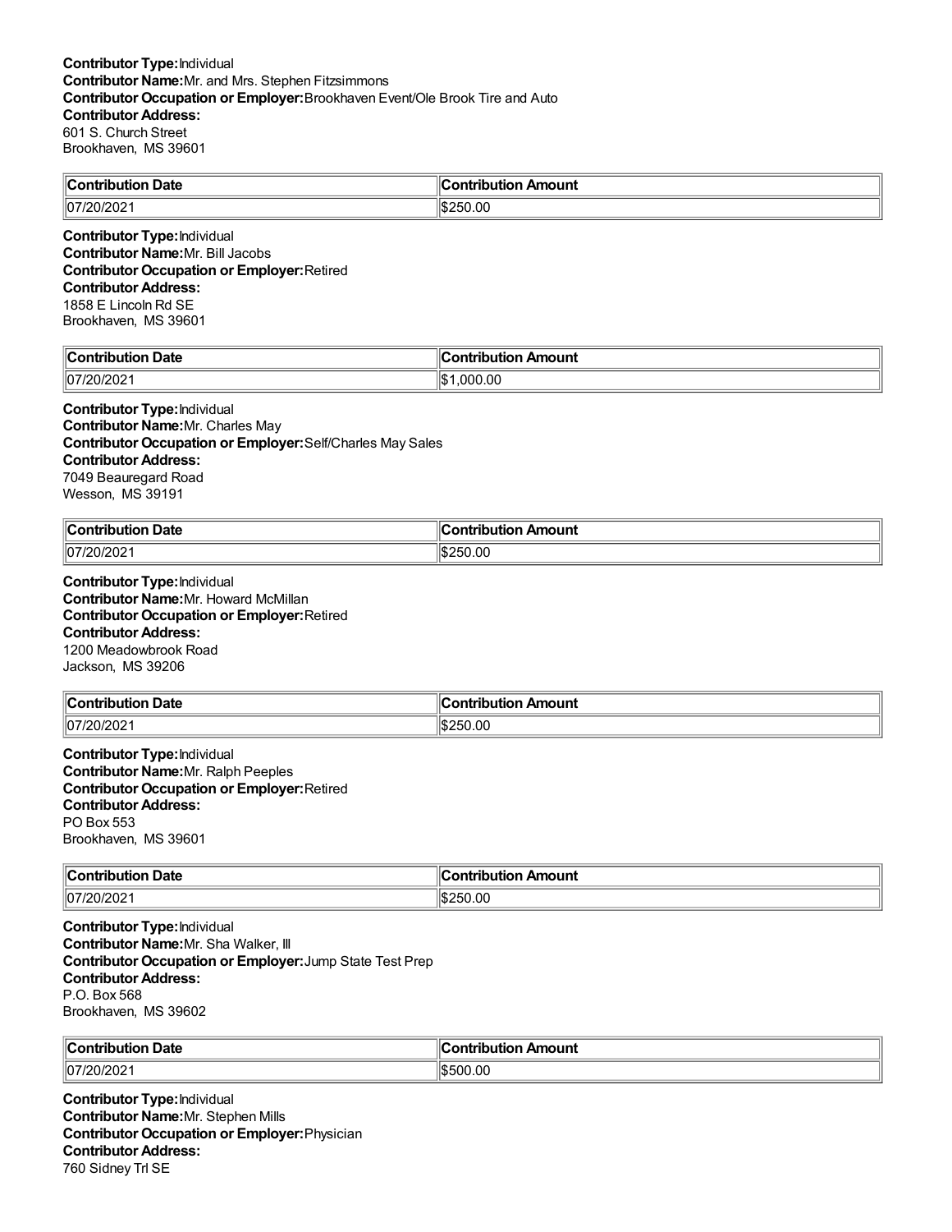**Contributor Type:** Individual
**Contributor Name:** Mr. and Mrs. Stephen Fitzsimmons
**Contributor Occupation or Employer:** Brookhaven Event/Ole Brook Tire and Auto
**Contributor Address:**
601 S. Church Street
Brookhaven, MS 39601

| Contribution Date | Contribution Amount |
|---|---|
| 07/20/2021 | $250.00 |

**Contributor Type:** Individual
**Contributor Name:** Mr. Bill Jacobs
**Contributor Occupation or Employer:** Retired
**Contributor Address:**
1858 E Lincoln Rd SE
Brookhaven, MS 39601

| Contribution Date | Contribution Amount |
|---|---|
| 07/20/2021 | $1,000.00 |

**Contributor Type:** Individual
**Contributor Name:** Mr. Charles May
**Contributor Occupation or Employer:** Self/Charles May Sales
**Contributor Address:**
7049 Beauregard Road
Wesson, MS 39191

| Contribution Date | Contribution Amount |
|---|---|
| 07/20/2021 | $250.00 |

**Contributor Type:** Individual
**Contributor Name:** Mr. Howard McMillan
**Contributor Occupation or Employer:** Retired
**Contributor Address:**
1200 Meadowbrook Road
Jackson, MS 39206

| Contribution Date | Contribution Amount |
|---|---|
| 07/20/2021 | $250.00 |

**Contributor Type:** Individual
**Contributor Name:** Mr. Ralph Peeples
**Contributor Occupation or Employer:** Retired
**Contributor Address:**
PO Box 553
Brookhaven, MS 39601

| Contribution Date | Contribution Amount |
|---|---|
| 07/20/2021 | $250.00 |

**Contributor Type:** Individual
**Contributor Name:** Mr. Sha Walker, III
**Contributor Occupation or Employer:** Jump State Test Prep
**Contributor Address:**
P.O. Box 568
Brookhaven, MS 39602

| Contribution Date | Contribution Amount |
|---|---|
| 07/20/2021 | $500.00 |

**Contributor Type:** Individual
**Contributor Name:** Mr. Stephen Mills
**Contributor Occupation or Employer:** Physician
**Contributor Address:**
760 Sidney Trl SE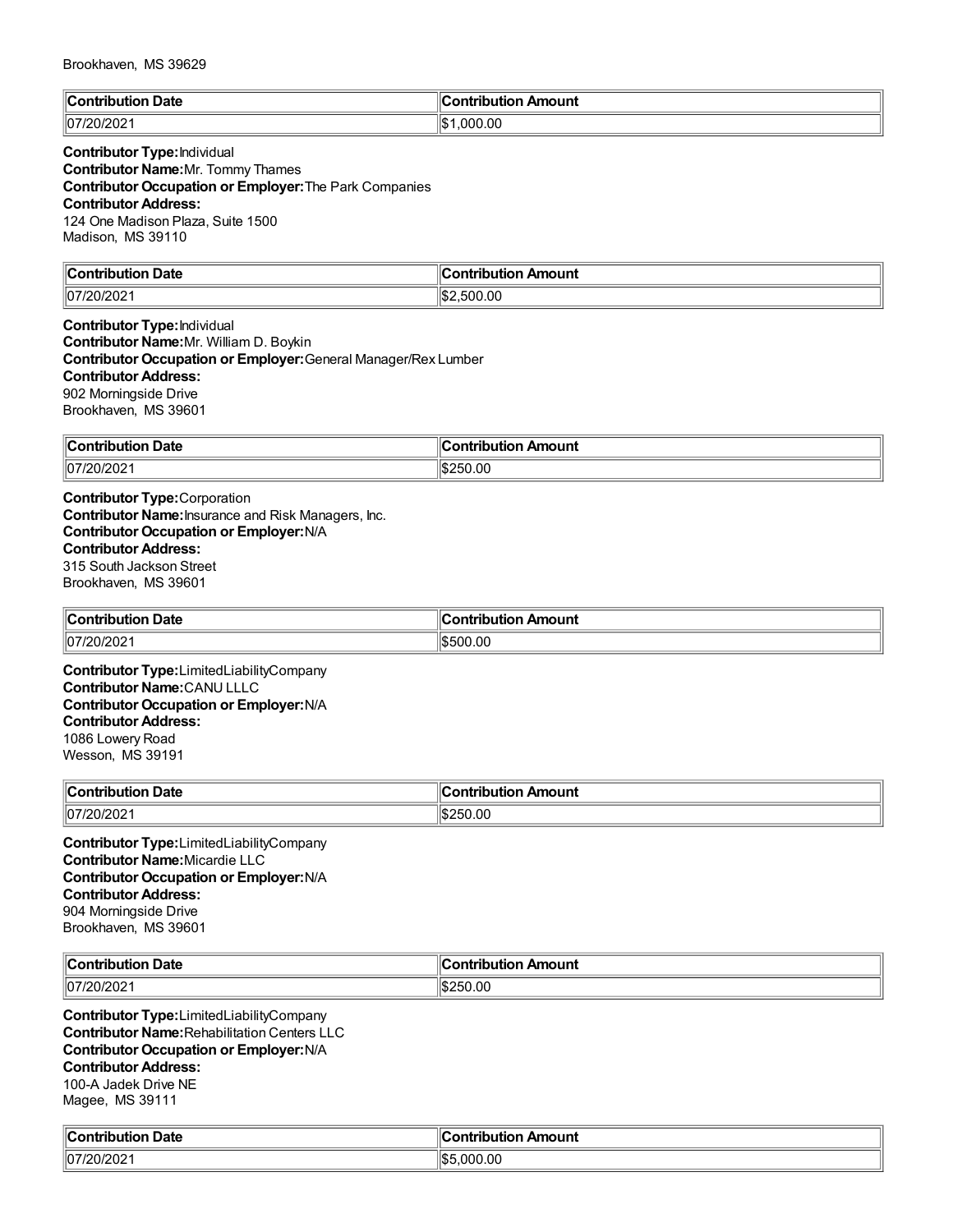Brookhaven, MS 39629

| Contribution Date | Contribution Amount |
| --- | --- |
| 07/20/2021 | $1,000.00 |

**Contributor Type:** Individual
**Contributor Name:** Mr. Tommy Thames
**Contributor Occupation or Employer:** The Park Companies
**Contributor Address:**
124 One Madison Plaza, Suite 1500
Madison, MS 39110

| Contribution Date | Contribution Amount |
| --- | --- |
| 07/20/2021 | $2,500.00 |

**Contributor Type:** Individual
**Contributor Name:** Mr. William D. Boykin
**Contributor Occupation or Employer:** General Manager/Rex Lumber
**Contributor Address:**
902 Morningside Drive
Brookhaven, MS 39601

| Contribution Date | Contribution Amount |
| --- | --- |
| 07/20/2021 | $250.00 |

**Contributor Type:** Corporation
**Contributor Name:** Insurance and Risk Managers, Inc.
**Contributor Occupation or Employer:** N/A
**Contributor Address:**
315 South Jackson Street
Brookhaven, MS 39601

| Contribution Date | Contribution Amount |
| --- | --- |
| 07/20/2021 | $500.00 |

**Contributor Type:** LimitedLiabilityCompany
**Contributor Name:** CANU LLLC
**Contributor Occupation or Employer:** N/A
**Contributor Address:**
1086 Lowery Road
Wesson, MS 39191

| Contribution Date | Contribution Amount |
| --- | --- |
| 07/20/2021 | $250.00 |

**Contributor Type:** LimitedLiabilityCompany
**Contributor Name:** Micardie LLC
**Contributor Occupation or Employer:** N/A
**Contributor Address:**
904 Morningside Drive
Brookhaven, MS 39601

| Contribution Date | Contribution Amount |
| --- | --- |
| 07/20/2021 | $250.00 |

**Contributor Type:** LimitedLiabilityCompany
**Contributor Name:** Rehabilitation Centers LLC
**Contributor Occupation or Employer:** N/A
**Contributor Address:**
100-A Jadek Drive NE
Magee, MS 39111

| Contribution Date | Contribution Amount |
| --- | --- |
| 07/20/2021 | $5,000.00 |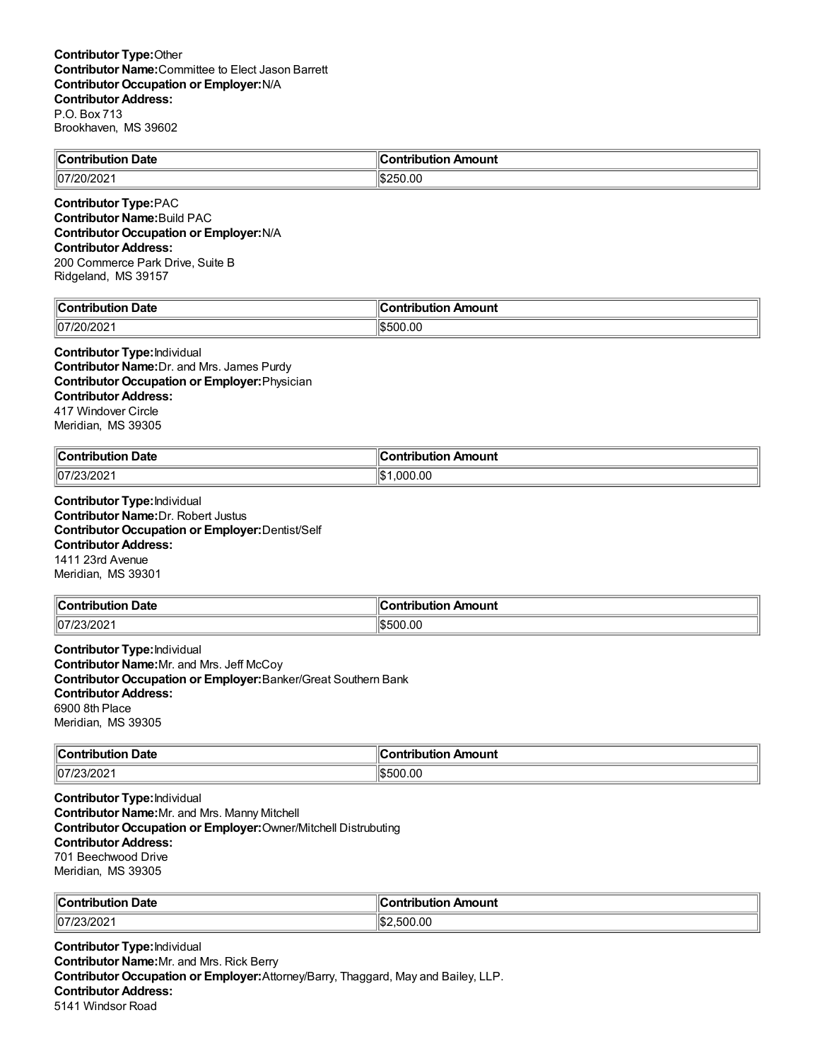**Contributor Type:** Other
**Contributor Name:** Committee to Elect Jason Barrett
**Contributor Occupation or Employer:** N/A
**Contributor Address:**
P.O. Box 713
Brookhaven, MS 39602

| Contribution Date | Contribution Amount |
| --- | --- |
| 07/20/2021 | $250.00 |

**Contributor Type:** PAC
**Contributor Name:** Build PAC
**Contributor Occupation or Employer:** N/A
**Contributor Address:**
200 Commerce Park Drive, Suite B
Ridgeland, MS 39157

| Contribution Date | Contribution Amount |
| --- | --- |
| 07/20/2021 | $500.00 |

**Contributor Type:** Individual
**Contributor Name:** Dr. and Mrs. James Purdy
**Contributor Occupation or Employer:** Physician
**Contributor Address:**
417 Windover Circle
Meridian, MS 39305

| Contribution Date | Contribution Amount |
| --- | --- |
| 07/23/2021 | $1,000.00 |

**Contributor Type:** Individual
**Contributor Name:** Dr. Robert Justus
**Contributor Occupation or Employer:** Dentist/Self
**Contributor Address:**
1411 23rd Avenue
Meridian, MS 39301

| Contribution Date | Contribution Amount |
| --- | --- |
| 07/23/2021 | $500.00 |

**Contributor Type:** Individual
**Contributor Name:** Mr. and Mrs. Jeff McCoy
**Contributor Occupation or Employer:** Banker/Great Southern Bank
**Contributor Address:**
6900 8th Place
Meridian, MS 39305

| Contribution Date | Contribution Amount |
| --- | --- |
| 07/23/2021 | $500.00 |

**Contributor Type:** Individual
**Contributor Name:** Mr. and Mrs. Manny Mitchell
**Contributor Occupation or Employer:** Owner/Mitchell Distrubuting
**Contributor Address:**
701 Beechwood Drive
Meridian, MS 39305

| Contribution Date | Contribution Amount |
| --- | --- |
| 07/23/2021 | $2,500.00 |

**Contributor Type:** Individual
**Contributor Name:** Mr. and Mrs. Rick Berry
**Contributor Occupation or Employer:** Attorney/Barry, Thaggard, May and Bailey, LLP.
**Contributor Address:**
5141 Windsor Road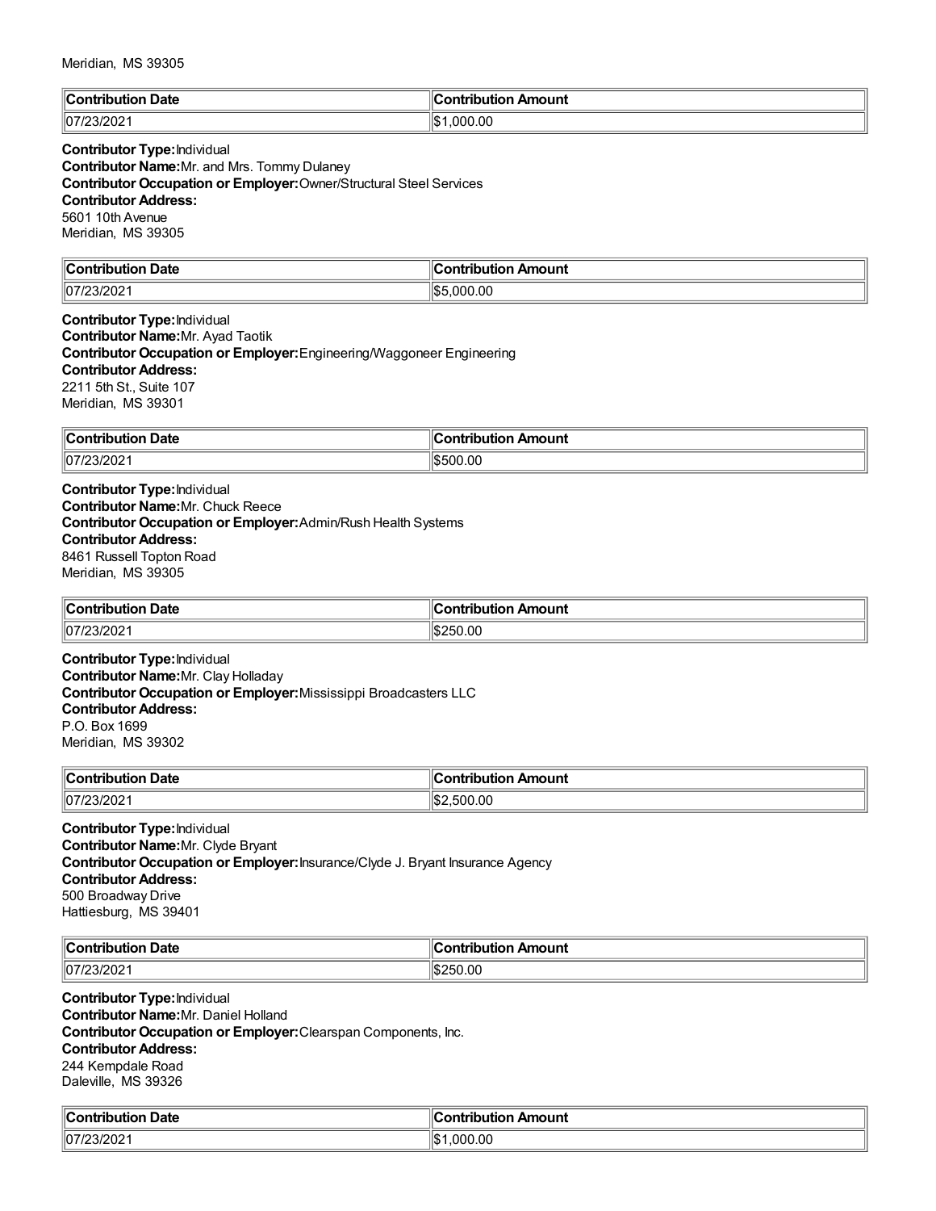Meridian, MS 39305

| Contribution Date | Contribution Amount |
| --- | --- |
| 07/23/2021 | $1,000.00 |

**Contributor Type:** Individual
**Contributor Name:** Mr. and Mrs. Tommy Dulaney
**Contributor Occupation or Employer:** Owner/Structural Steel Services
**Contributor Address:**
5601 10th Avenue
Meridian, MS 39305

| Contribution Date | Contribution Amount |
| --- | --- |
| 07/23/2021 | $5,000.00 |

**Contributor Type:** Individual
**Contributor Name:** Mr. Ayad Taotik
**Contributor Occupation or Employer:** Engineering/Waggoneer Engineering
**Contributor Address:**
2211 5th St., Suite 107
Meridian, MS 39301

| Contribution Date | Contribution Amount |
| --- | --- |
| 07/23/2021 | $500.00 |

**Contributor Type:** Individual
**Contributor Name:** Mr. Chuck Reece
**Contributor Occupation or Employer:** Admin/Rush Health Systems
**Contributor Address:**
8461 Russell Topton Road
Meridian, MS 39305

| Contribution Date | Contribution Amount |
| --- | --- |
| 07/23/2021 | $250.00 |

**Contributor Type:** Individual
**Contributor Name:** Mr. Clay Holladay
**Contributor Occupation or Employer:** Mississippi Broadcasters LLC
**Contributor Address:**
P.O. Box 1699
Meridian, MS 39302

| Contribution Date | Contribution Amount |
| --- | --- |
| 07/23/2021 | $2,500.00 |

**Contributor Type:** Individual
**Contributor Name:** Mr. Clyde Bryant
**Contributor Occupation or Employer:** Insurance/Clyde J. Bryant Insurance Agency
**Contributor Address:**
500 Broadway Drive
Hattiesburg, MS 39401

| Contribution Date | Contribution Amount |
| --- | --- |
| 07/23/2021 | $250.00 |

**Contributor Type:** Individual
**Contributor Name:** Mr. Daniel Holland
**Contributor Occupation or Employer:** Clearspan Components, Inc.
**Contributor Address:**
244 Kempdale Road
Daleville, MS 39326

| Contribution Date | Contribution Amount |
| --- | --- |
| 07/23/2021 | $1,000.00 |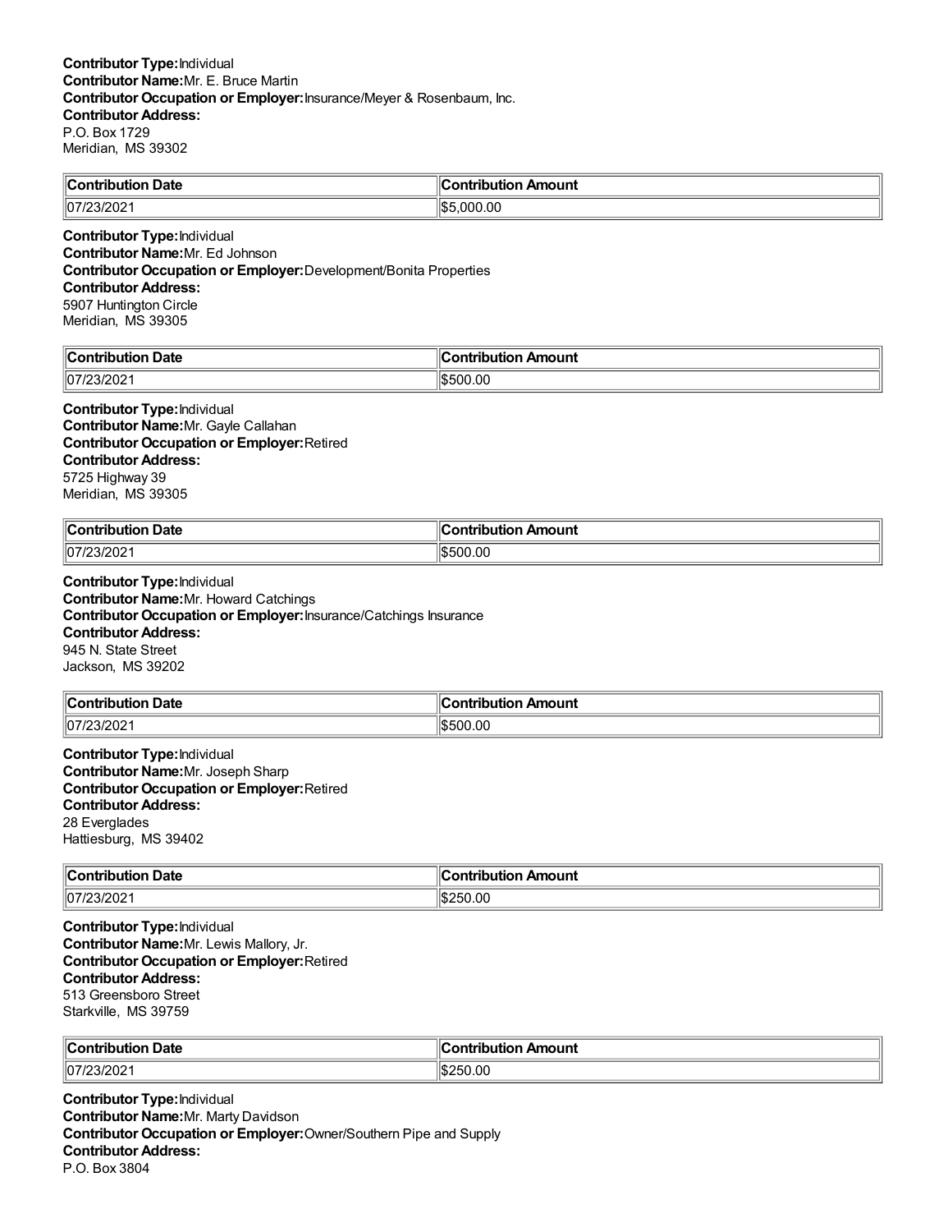**Contributor Type:** Individual
**Contributor Name:** Mr. E. Bruce Martin
**Contributor Occupation or Employer:** Insurance/Meyer & Rosenbaum, Inc.
**Contributor Address:**
P.O. Box 1729
Meridian, MS 39302

| Contribution Date | Contribution Amount |
| --- | --- |
| 07/23/2021 | $5,000.00 |

**Contributor Type:** Individual
**Contributor Name:** Mr. Ed Johnson
**Contributor Occupation or Employer:** Development/Bonita Properties
**Contributor Address:**
5907 Huntington Circle
Meridian, MS 39305

| Contribution Date | Contribution Amount |
| --- | --- |
| 07/23/2021 | $500.00 |

**Contributor Type:** Individual
**Contributor Name:** Mr. Gayle Callahan
**Contributor Occupation or Employer:** Retired
**Contributor Address:**
5725 Highway 39
Meridian, MS 39305

| Contribution Date | Contribution Amount |
| --- | --- |
| 07/23/2021 | $500.00 |

**Contributor Type:** Individual
**Contributor Name:** Mr. Howard Catchings
**Contributor Occupation or Employer:** Insurance/Catchings Insurance
**Contributor Address:**
945 N. State Street
Jackson, MS 39202

| Contribution Date | Contribution Amount |
| --- | --- |
| 07/23/2021 | $500.00 |

**Contributor Type:** Individual
**Contributor Name:** Mr. Joseph Sharp
**Contributor Occupation or Employer:** Retired
**Contributor Address:**
28 Everglades
Hattiesburg, MS 39402

| Contribution Date | Contribution Amount |
| --- | --- |
| 07/23/2021 | $250.00 |

**Contributor Type:** Individual
**Contributor Name:** Mr. Lewis Mallory, Jr.
**Contributor Occupation or Employer:** Retired
**Contributor Address:**
513 Greensboro Street
Starkville, MS 39759

| Contribution Date | Contribution Amount |
| --- | --- |
| 07/23/2021 | $250.00 |

**Contributor Type:** Individual
**Contributor Name:** Mr. Marty Davidson
**Contributor Occupation or Employer:** Owner/Southern Pipe and Supply
**Contributor Address:**
P.O. Box 3804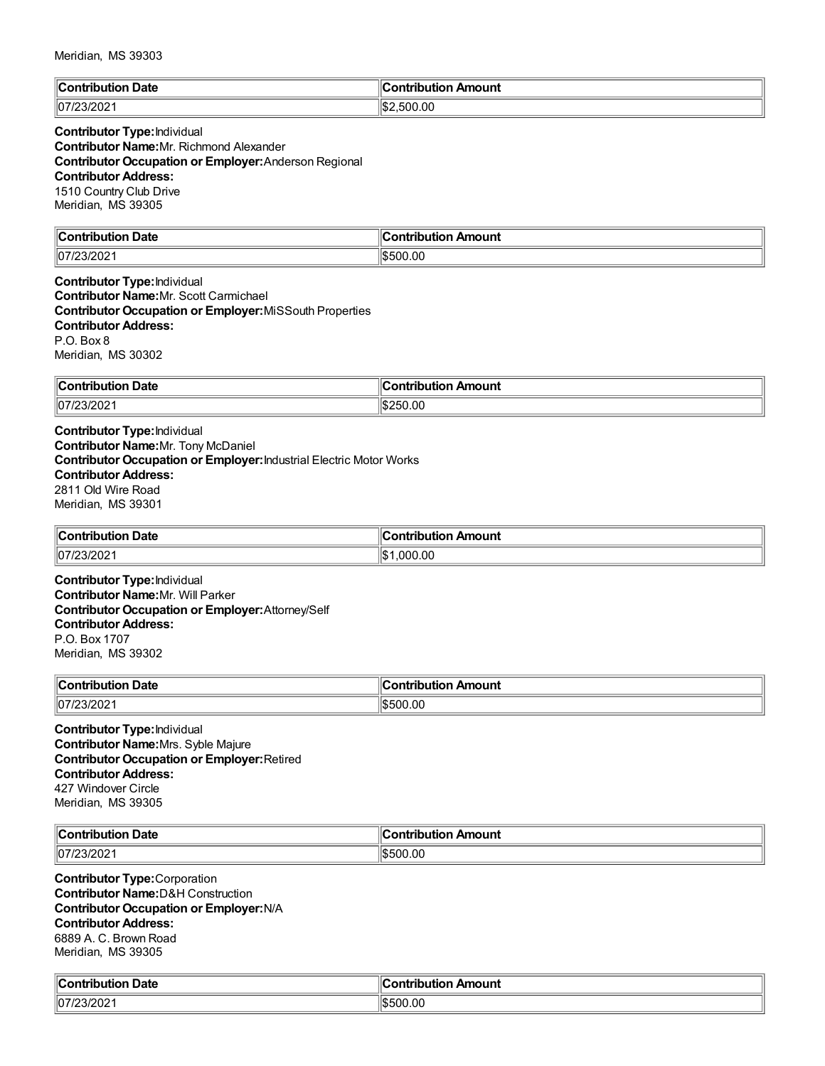Meridian, MS 39303

| Contribution Date | Contribution Amount |
|---|---|
| 07/23/2021 | $2,500.00 |

**Contributor Type:** Individual
**Contributor Name:** Mr. Richmond Alexander
**Contributor Occupation or Employer:** Anderson Regional
**Contributor Address:**
1510 Country Club Drive
Meridian, MS 39305

| Contribution Date | Contribution Amount |
|---|---|
| 07/23/2021 | $500.00 |

**Contributor Type:** Individual
**Contributor Name:** Mr. Scott Carmichael
**Contributor Occupation or Employer:** MiSSouth Properties
**Contributor Address:**
P.O. Box 8
Meridian, MS 30302

| Contribution Date | Contribution Amount |
|---|---|
| 07/23/2021 | $250.00 |

**Contributor Type:** Individual
**Contributor Name:** Mr. Tony McDaniel
**Contributor Occupation or Employer:** Industrial Electric Motor Works
**Contributor Address:**
2811 Old Wire Road
Meridian, MS 39301

| Contribution Date | Contribution Amount |
|---|---|
| 07/23/2021 | $1,000.00 |

**Contributor Type:** Individual
**Contributor Name:** Mr. Will Parker
**Contributor Occupation or Employer:** Attorney/Self
**Contributor Address:**
P.O. Box 1707
Meridian, MS 39302

| Contribution Date | Contribution Amount |
|---|---|
| 07/23/2021 | $500.00 |

**Contributor Type:** Individual
**Contributor Name:** Mrs. Syble Majure
**Contributor Occupation or Employer:** Retired
**Contributor Address:**
427 Windover Circle
Meridian, MS 39305

| Contribution Date | Contribution Amount |
|---|---|
| 07/23/2021 | $500.00 |

**Contributor Type:** Corporation
**Contributor Name:** D&H Construction
**Contributor Occupation or Employer:** N/A
**Contributor Address:**
6889 A. C. Brown Road
Meridian, MS 39305

| Contribution Date | Contribution Amount |
|---|---|
| 07/23/2021 | $500.00 |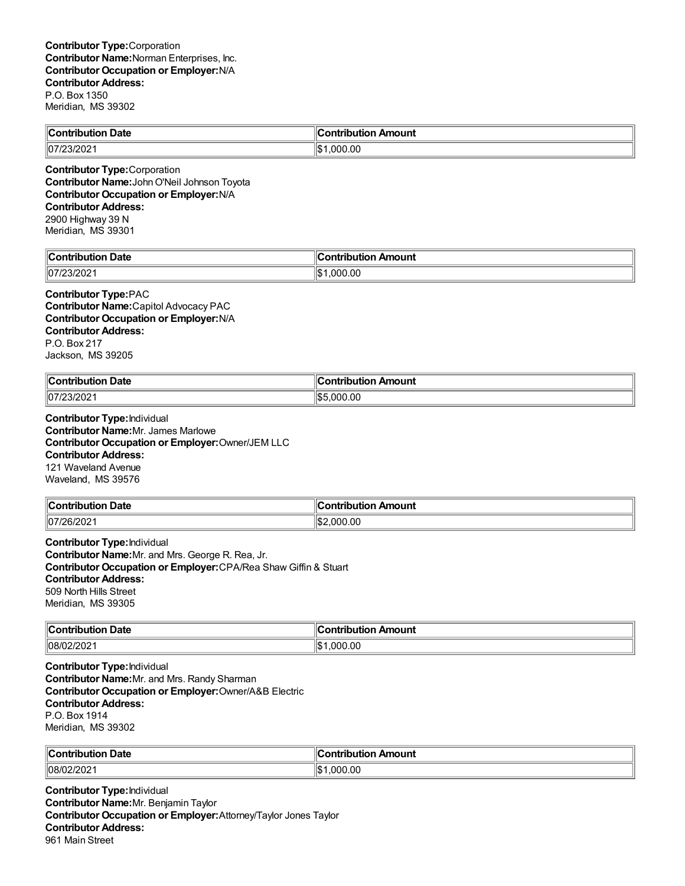**Contributor Type:** Corporation
**Contributor Name:** Norman Enterprises, Inc.
**Contributor Occupation or Employer:** N/A
**Contributor Address:**
P.O. Box 1350
Meridian, MS 39302

| Contribution Date | Contribution Amount |
| --- | --- |
| 07/23/2021 | $1,000.00 |

**Contributor Type:** Corporation
**Contributor Name:** John O'Neil Johnson Toyota
**Contributor Occupation or Employer:** N/A
**Contributor Address:**
2900 Highway 39 N
Meridian, MS 39301

| Contribution Date | Contribution Amount |
| --- | --- |
| 07/23/2021 | $1,000.00 |

**Contributor Type:** PAC
**Contributor Name:** Capitol Advocacy PAC
**Contributor Occupation or Employer:** N/A
**Contributor Address:**
P.O. Box 217
Jackson, MS 39205

| Contribution Date | Contribution Amount |
| --- | --- |
| 07/23/2021 | $5,000.00 |

**Contributor Type:** Individual
**Contributor Name:** Mr. James Marlowe
**Contributor Occupation or Employer:** Owner/JEM LLC
**Contributor Address:**
121 Waveland Avenue
Waveland, MS 39576

| Contribution Date | Contribution Amount |
| --- | --- |
| 07/26/2021 | $2,000.00 |

**Contributor Type:** Individual
**Contributor Name:** Mr. and Mrs. George R. Rea, Jr.
**Contributor Occupation or Employer:** CPA/Rea Shaw Giffin & Stuart
**Contributor Address:**
509 North Hills Street
Meridian, MS 39305

| Contribution Date | Contribution Amount |
| --- | --- |
| 08/02/2021 | $1,000.00 |

**Contributor Type:** Individual
**Contributor Name:** Mr. and Mrs. Randy Sharman
**Contributor Occupation or Employer:** Owner/A&B Electric
**Contributor Address:**
P.O. Box 1914
Meridian, MS 39302

| Contribution Date | Contribution Amount |
| --- | --- |
| 08/02/2021 | $1,000.00 |

**Contributor Type:** Individual
**Contributor Name:** Mr. Benjamin Taylor
**Contributor Occupation or Employer:** Attorney/Taylor Jones Taylor
**Contributor Address:**
961 Main Street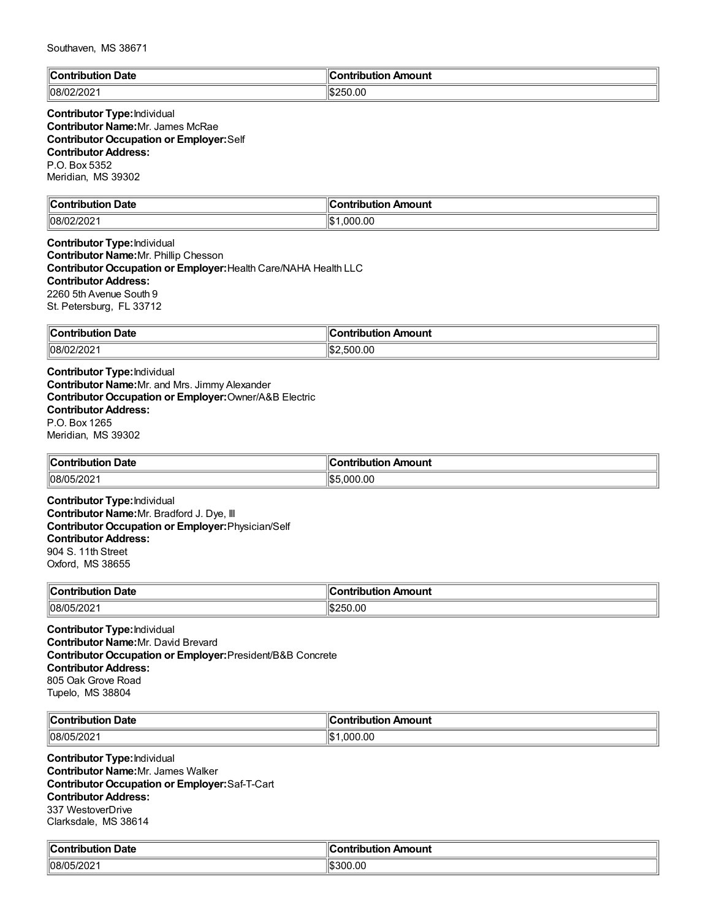Southaven, MS 38671

| Contribution Date | Contribution Amount |
|---|---|
| 08/02/2021 | $250.00 |

**Contributor Type:** Individual
**Contributor Name:** Mr. James McRae
**Contributor Occupation or Employer:** Self
**Contributor Address:**
P.O. Box 5352
Meridian, MS 39302

| Contribution Date | Contribution Amount |
|---|---|
| 08/02/2021 | $1,000.00 |

**Contributor Type:** Individual
**Contributor Name:** Mr. Phillip Chesson
**Contributor Occupation or Employer:** Health Care/NAHA Health LLC
**Contributor Address:**
2260 5th Avenue South 9
St. Petersburg, FL 33712

| Contribution Date | Contribution Amount |
|---|---|
| 08/02/2021 | $2,500.00 |

**Contributor Type:** Individual
**Contributor Name:** Mr. and Mrs. Jimmy Alexander
**Contributor Occupation or Employer:** Owner/A&B Electric
**Contributor Address:**
P.O. Box 1265
Meridian, MS 39302

| Contribution Date | Contribution Amount |
|---|---|
| 08/05/2021 | $5,000.00 |

**Contributor Type:** Individual
**Contributor Name:** Mr. Bradford J. Dye, III
**Contributor Occupation or Employer:** Physician/Self
**Contributor Address:**
904 S. 11th Street
Oxford, MS 38655

| Contribution Date | Contribution Amount |
|---|---|
| 08/05/2021 | $250.00 |

**Contributor Type:** Individual
**Contributor Name:** Mr. David Brevard
**Contributor Occupation or Employer:** President/B&B Concrete
**Contributor Address:**
805 Oak Grove Road
Tupelo, MS 38804

| Contribution Date | Contribution Amount |
|---|---|
| 08/05/2021 | $1,000.00 |

**Contributor Type:** Individual
**Contributor Name:** Mr. James Walker
**Contributor Occupation or Employer:** Saf-T-Cart
**Contributor Address:**
337 WestoverDrive
Clarksdale, MS 38614

| Contribution Date | Contribution Amount |
|---|---|
| 08/05/2021 | $300.00 |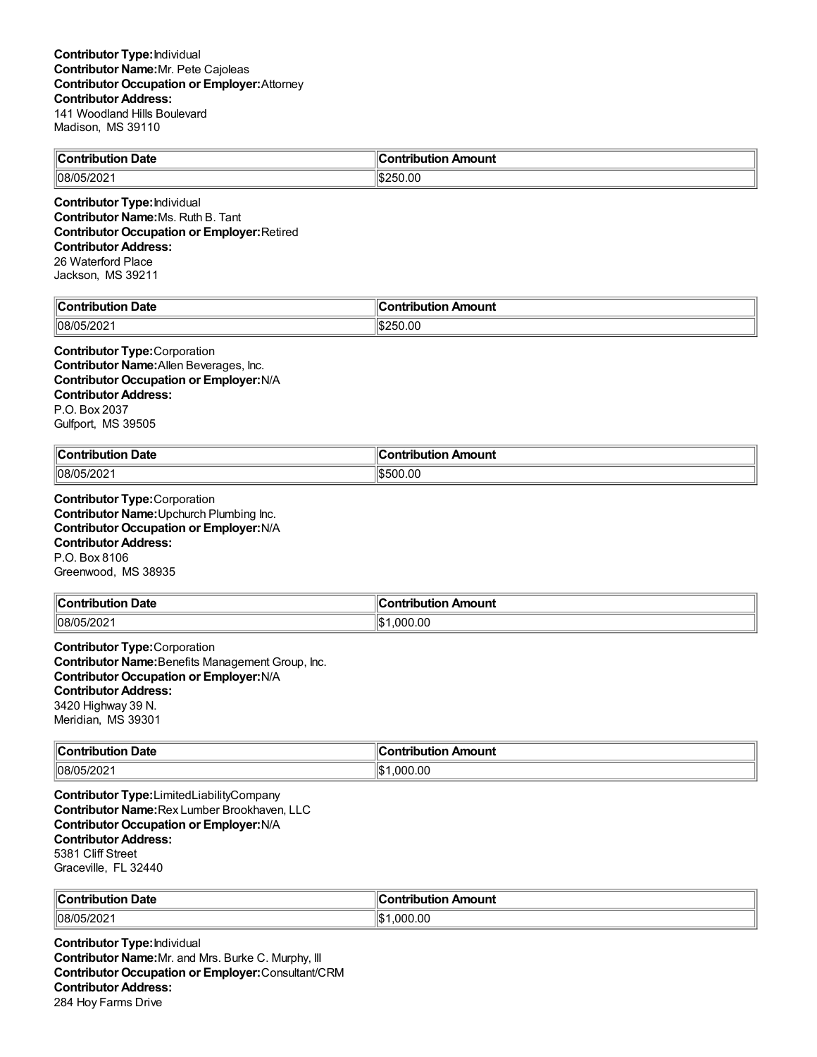**Contributor Type:** Individual
**Contributor Name:** Mr. Pete Cajoleas
**Contributor Occupation or Employer:** Attorney
**Contributor Address:**
141 Woodland Hills Boulevard
Madison, MS 39110

| Contribution Date | Contribution Amount |
|---|---|
| 08/05/2021 | $250.00 |

**Contributor Type:** Individual
**Contributor Name:** Ms. Ruth B. Tant
**Contributor Occupation or Employer:** Retired
**Contributor Address:**
26 Waterford Place
Jackson, MS 39211

| Contribution Date | Contribution Amount |
|---|---|
| 08/05/2021 | $250.00 |

**Contributor Type:** Corporation
**Contributor Name:** Allen Beverages, Inc.
**Contributor Occupation or Employer:** N/A
**Contributor Address:**
P.O. Box 2037
Gulfport, MS 39505

| Contribution Date | Contribution Amount |
|---|---|
| 08/05/2021 | $500.00 |

**Contributor Type:** Corporation
**Contributor Name:** Upchurch Plumbing Inc.
**Contributor Occupation or Employer:** N/A
**Contributor Address:**
P.O. Box 8106
Greenwood, MS 38935

| Contribution Date | Contribution Amount |
|---|---|
| 08/05/2021 | $1,000.00 |

**Contributor Type:** Corporation
**Contributor Name:** Benefits Management Group, Inc.
**Contributor Occupation or Employer:** N/A
**Contributor Address:**
3420 Highway 39 N.
Meridian, MS 39301

| Contribution Date | Contribution Amount |
|---|---|
| 08/05/2021 | $1,000.00 |

**Contributor Type:** LimitedLiabilityCompany
**Contributor Name:** Rex Lumber Brookhaven, LLC
**Contributor Occupation or Employer:** N/A
**Contributor Address:**
5381 Cliff Street
Graceville, FL 32440

| Contribution Date | Contribution Amount |
|---|---|
| 08/05/2021 | $1,000.00 |

**Contributor Type:** Individual
**Contributor Name:** Mr. and Mrs. Burke C. Murphy, III
**Contributor Occupation or Employer:** Consultant/CRM
**Contributor Address:**
284 Hoy Farms Drive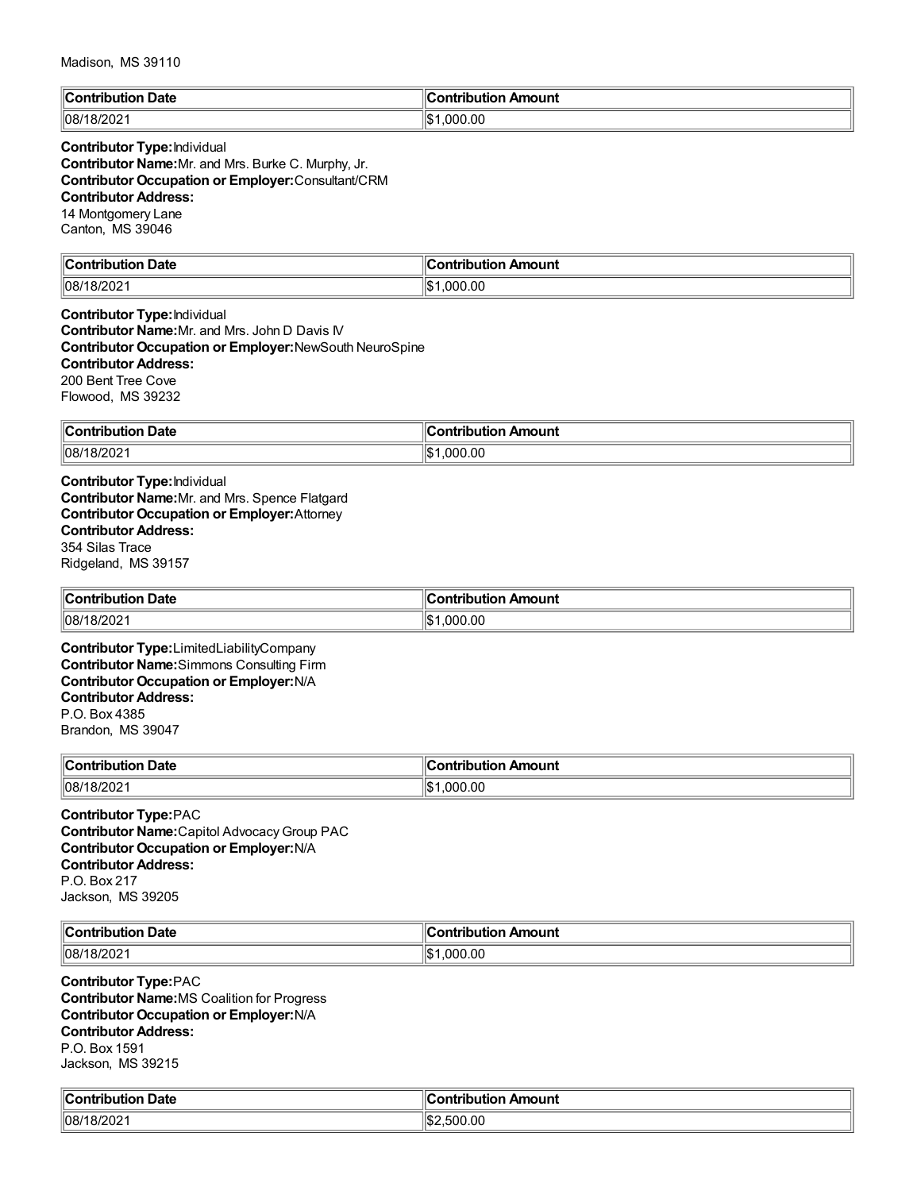Madison, MS 39110

| Contribution Date | Contribution Amount |
| --- | --- |
| 08/18/2021 | $1,000.00 |

**Contributor Type:** Individual
**Contributor Name:** Mr. and Mrs. Burke C. Murphy, Jr.
**Contributor Occupation or Employer:** Consultant/CRM
**Contributor Address:**
14 Montgomery Lane
Canton, MS 39046

| Contribution Date | Contribution Amount |
| --- | --- |
| 08/18/2021 | $1,000.00 |

**Contributor Type:** Individual
**Contributor Name:** Mr. and Mrs. John D Davis IV
**Contributor Occupation or Employer:** NewSouth NeuroSpine
**Contributor Address:**
200 Bent Tree Cove
Flowood, MS 39232

| Contribution Date | Contribution Amount |
| --- | --- |
| 08/18/2021 | $1,000.00 |

**Contributor Type:** Individual
**Contributor Name:** Mr. and Mrs. Spence Flatgard
**Contributor Occupation or Employer:** Attorney
**Contributor Address:**
354 Silas Trace
Ridgeland, MS 39157

| Contribution Date | Contribution Amount |
| --- | --- |
| 08/18/2021 | $1,000.00 |

**Contributor Type:** LimitedLiabilityCompany
**Contributor Name:** Simmons Consulting Firm
**Contributor Occupation or Employer:** N/A
**Contributor Address:**
P.O. Box 4385
Brandon, MS 39047

| Contribution Date | Contribution Amount |
| --- | --- |
| 08/18/2021 | $1,000.00 |

**Contributor Type:** PAC
**Contributor Name:** Capitol Advocacy Group PAC
**Contributor Occupation or Employer:** N/A
**Contributor Address:**
P.O. Box 217
Jackson, MS 39205

| Contribution Date | Contribution Amount |
| --- | --- |
| 08/18/2021 | $1,000.00 |

**Contributor Type:** PAC
**Contributor Name:** MS Coalition for Progress
**Contributor Occupation or Employer:** N/A
**Contributor Address:**
P.O. Box 1591
Jackson, MS 39215

| Contribution Date | Contribution Amount |
| --- | --- |
| 08/18/2021 | $2,500.00 |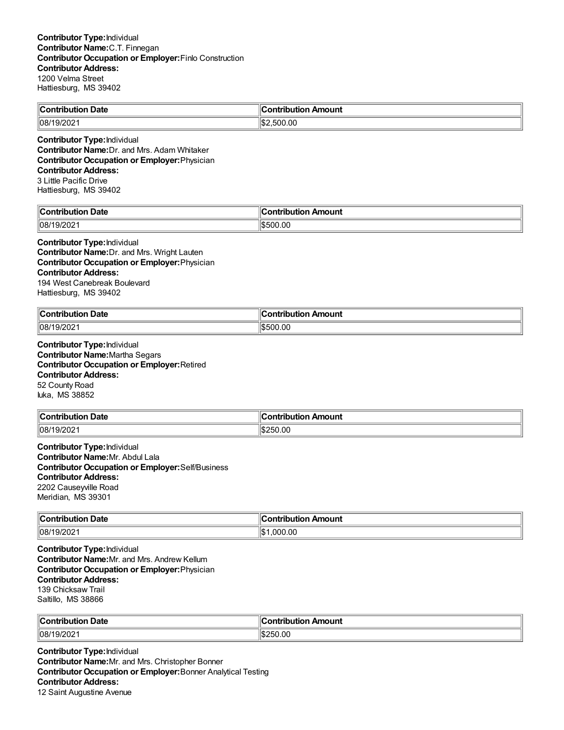**Contributor Type:** Individual
**Contributor Name:** C.T. Finnegan
**Contributor Occupation or Employer:** Finlo Construction
**Contributor Address:**
1200 Velma Street
Hattiesburg, MS 39402

| Contribution Date | Contribution Amount |
| --- | --- |
| 08/19/2021 | $2,500.00 |

**Contributor Type:** Individual
**Contributor Name:** Dr. and Mrs. Adam Whitaker
**Contributor Occupation or Employer:** Physician
**Contributor Address:**
3 Little Pacific Drive
Hattiesburg, MS 39402

| Contribution Date | Contribution Amount |
| --- | --- |
| 08/19/2021 | $500.00 |

**Contributor Type:** Individual
**Contributor Name:** Dr. and Mrs. Wright Lauten
**Contributor Occupation or Employer:** Physician
**Contributor Address:**
194 West Canebreak Boulevard
Hattiesburg, MS 39402

| Contribution Date | Contribution Amount |
| --- | --- |
| 08/19/2021 | $500.00 |

**Contributor Type:** Individual
**Contributor Name:** Martha Segars
**Contributor Occupation or Employer:** Retired
**Contributor Address:**
52 County Road
Iuka, MS 38852

| Contribution Date | Contribution Amount |
| --- | --- |
| 08/19/2021 | $250.00 |

**Contributor Type:** Individual
**Contributor Name:** Mr. Abdul Lala
**Contributor Occupation or Employer:** Self/Business
**Contributor Address:**
2202 Causeyville Road
Meridian, MS 39301

| Contribution Date | Contribution Amount |
| --- | --- |
| 08/19/2021 | $1,000.00 |

**Contributor Type:** Individual
**Contributor Name:** Mr. and Mrs. Andrew Kellum
**Contributor Occupation or Employer:** Physician
**Contributor Address:**
139 Chicksaw Trail
Saltillo, MS 38866

| Contribution Date | Contribution Amount |
| --- | --- |
| 08/19/2021 | $250.00 |

**Contributor Type:** Individual
**Contributor Name:** Mr. and Mrs. Christopher Bonner
**Contributor Occupation or Employer:** Bonner Analytical Testing
**Contributor Address:**
12 Saint Augustine Avenue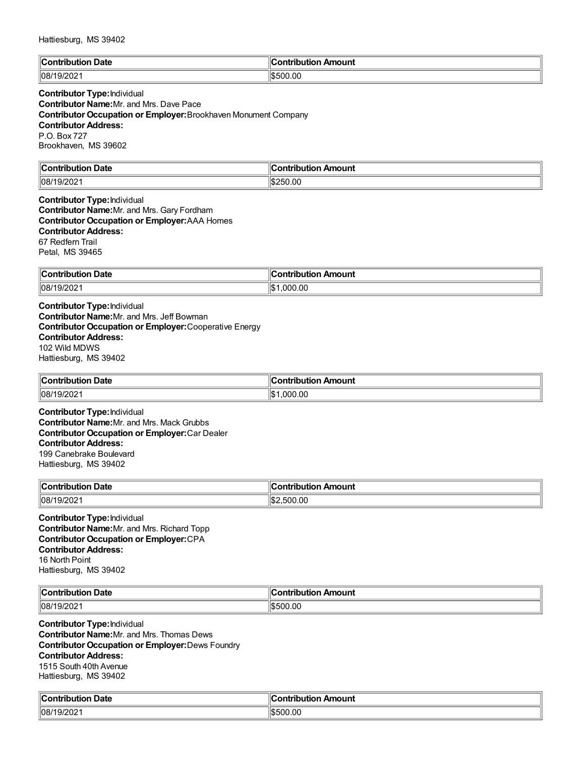Hattiesburg, MS 39402

| Contribution Date | Contribution Amount |
| --- | --- |
| 08/19/2021 | $500.00 |

**Contributor Type:** Individual
**Contributor Name:** Mr. and Mrs. Dave Pace
**Contributor Occupation or Employer:** Brookhaven Monument Company
**Contributor Address:**
P.O. Box 727
Brookhaven, MS 39602

| Contribution Date | Contribution Amount |
| --- | --- |
| 08/19/2021 | $250.00 |

**Contributor Type:** Individual
**Contributor Name:** Mr. and Mrs. Gary Fordham
**Contributor Occupation or Employer:** AAA Homes
**Contributor Address:**
67 Redfern Trail
Petal, MS 39465

| Contribution Date | Contribution Amount |
| --- | --- |
| 08/19/2021 | $1,000.00 |

**Contributor Type:** Individual
**Contributor Name:** Mr. and Mrs. Jeff Bowman
**Contributor Occupation or Employer:** Cooperative Energy
**Contributor Address:**
102 Wild MDWS
Hattiesburg, MS 39402

| Contribution Date | Contribution Amount |
| --- | --- |
| 08/19/2021 | $1,000.00 |

**Contributor Type:** Individual
**Contributor Name:** Mr. and Mrs. Mack Grubbs
**Contributor Occupation or Employer:** Car Dealer
**Contributor Address:**
199 Canebrake Boulevard
Hattiesburg, MS 39402

| Contribution Date | Contribution Amount |
| --- | --- |
| 08/19/2021 | $2,500.00 |

**Contributor Type:** Individual
**Contributor Name:** Mr. and Mrs. Richard Topp
**Contributor Occupation or Employer:** CPA
**Contributor Address:**
16 North Point
Hattiesburg, MS 39402

| Contribution Date | Contribution Amount |
| --- | --- |
| 08/19/2021 | $500.00 |

**Contributor Type:** Individual
**Contributor Name:** Mr. and Mrs. Thomas Dews
**Contributor Occupation or Employer:** Dews Foundry
**Contributor Address:**
1515 South 40th Avenue
Hattiesburg, MS 39402

| Contribution Date | Contribution Amount |
| --- | --- |
| 08/19/2021 | $500.00 |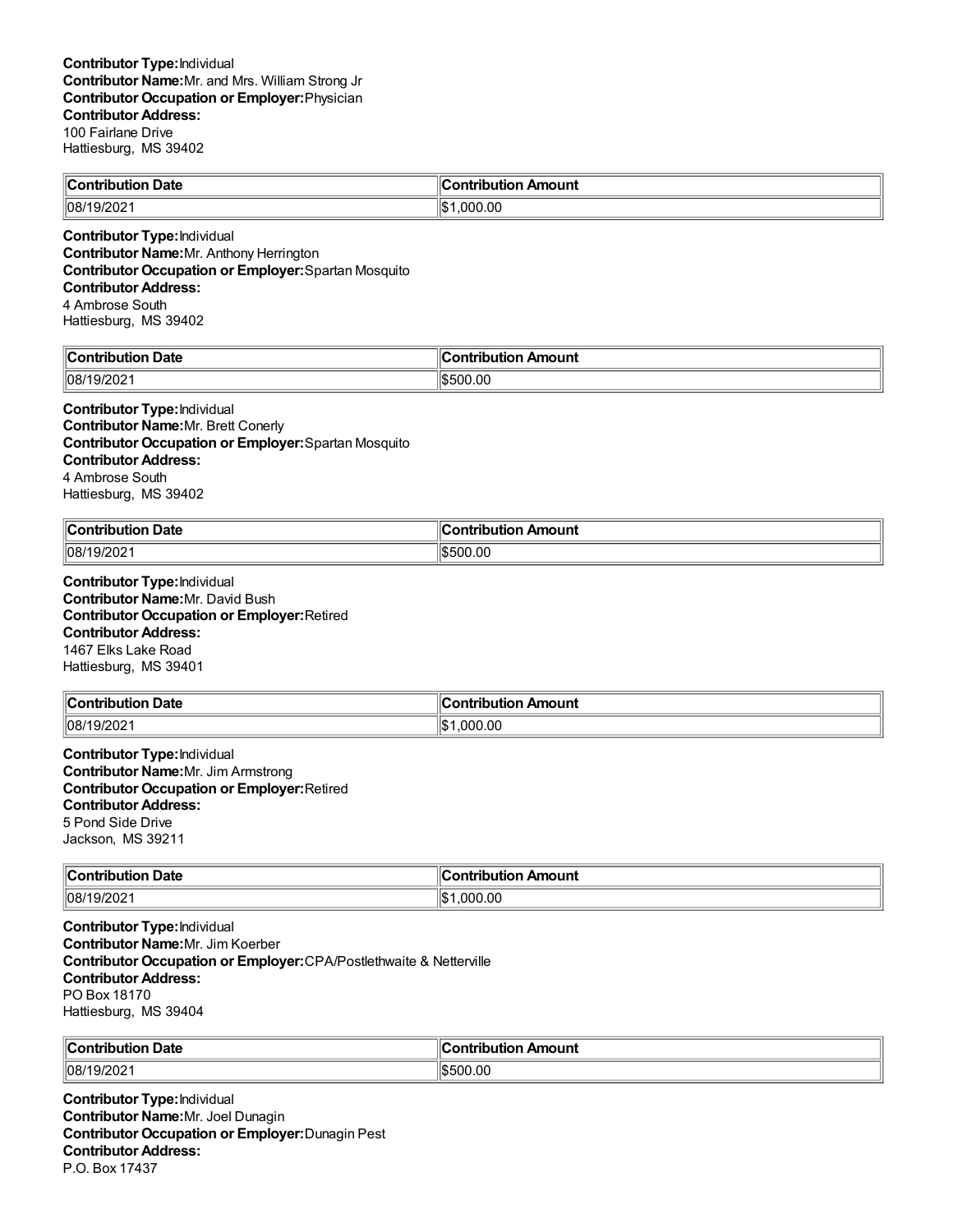**Contributor Type:** Individual
**Contributor Name:** Mr. and Mrs. William Strong Jr
**Contributor Occupation or Employer:** Physician
**Contributor Address:**
100 Fairlane Drive
Hattiesburg, MS 39402

| Contribution Date | Contribution Amount |
|---|---|
| 08/19/2021 | $1,000.00 |

**Contributor Type:** Individual
**Contributor Name:** Mr. Anthony Herrington
**Contributor Occupation or Employer:** Spartan Mosquito
**Contributor Address:**
4 Ambrose South
Hattiesburg, MS 39402

| Contribution Date | Contribution Amount |
|---|---|
| 08/19/2021 | $500.00 |

**Contributor Type:** Individual
**Contributor Name:** Mr. Brett Conerly
**Contributor Occupation or Employer:** Spartan Mosquito
**Contributor Address:**
4 Ambrose South
Hattiesburg, MS 39402

| Contribution Date | Contribution Amount |
|---|---|
| 08/19/2021 | $500.00 |

**Contributor Type:** Individual
**Contributor Name:** Mr. David Bush
**Contributor Occupation or Employer:** Retired
**Contributor Address:**
1467 Elks Lake Road
Hattiesburg, MS 39401

| Contribution Date | Contribution Amount |
|---|---|
| 08/19/2021 | $1,000.00 |

**Contributor Type:** Individual
**Contributor Name:** Mr. Jim Armstrong
**Contributor Occupation or Employer:** Retired
**Contributor Address:**
5 Pond Side Drive
Jackson, MS 39211

| Contribution Date | Contribution Amount |
|---|---|
| 08/19/2021 | $1,000.00 |

**Contributor Type:** Individual
**Contributor Name:** Mr. Jim Koerber
**Contributor Occupation or Employer:** CPA/Postlethwaite & Netterville
**Contributor Address:**
PO Box 18170
Hattiesburg, MS 39404

| Contribution Date | Contribution Amount |
|---|---|
| 08/19/2021 | $500.00 |

**Contributor Type:** Individual
**Contributor Name:** Mr. Joel Dunagin
**Contributor Occupation or Employer:** Dunagin Pest
**Contributor Address:**
P.O. Box 17437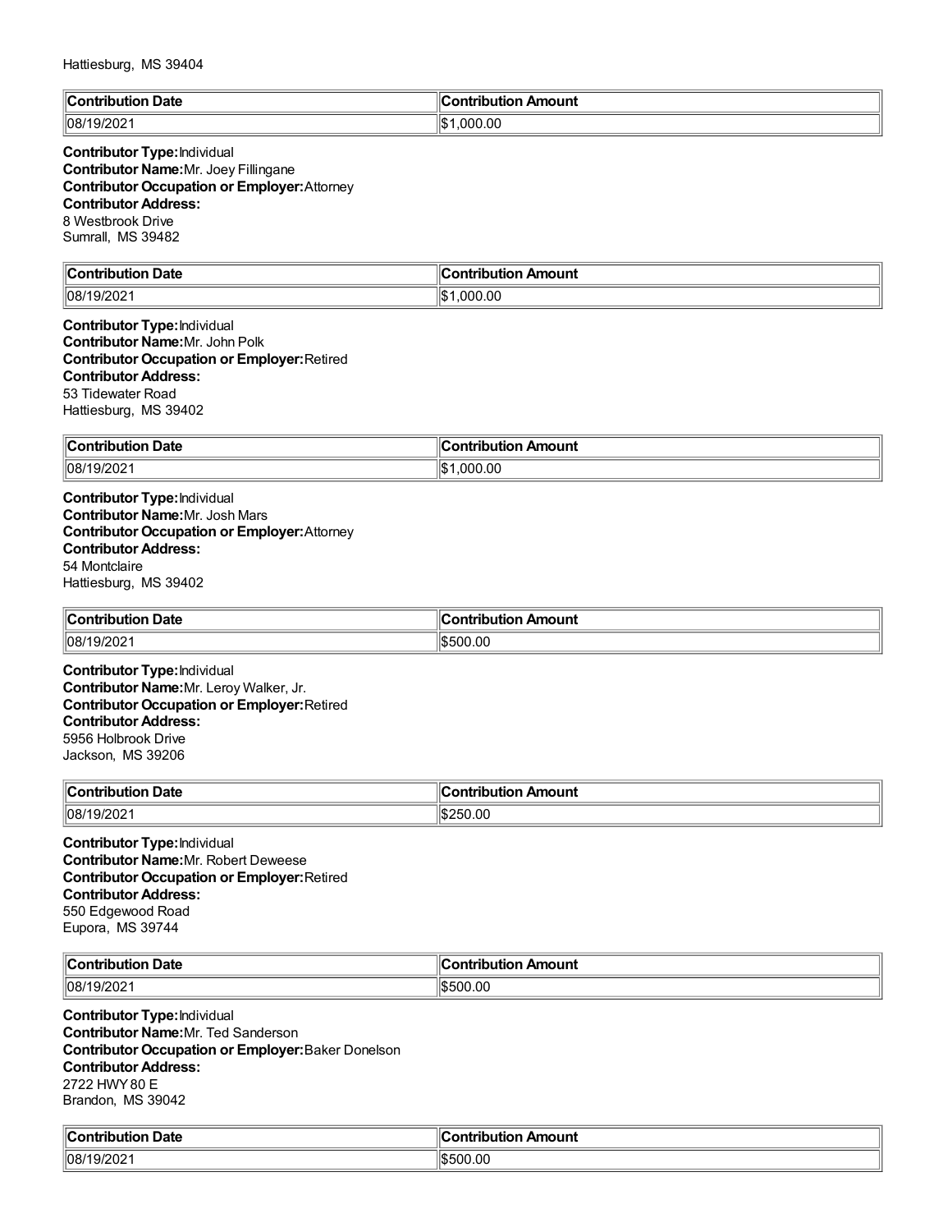Hattiesburg, MS 39404

| Contribution Date | Contribution Amount |
|---|---|
| 08/19/2021 | $1,000.00 |

**Contributor Type:** Individual
**Contributor Name:** Mr. Joey Fillingane
**Contributor Occupation or Employer:** Attorney
**Contributor Address:**
8 Westbrook Drive
Sumrall, MS 39482

| Contribution Date | Contribution Amount |
|---|---|
| 08/19/2021 | $1,000.00 |

**Contributor Type:** Individual
**Contributor Name:** Mr. John Polk
**Contributor Occupation or Employer:** Retired
**Contributor Address:**
53 Tidewater Road
Hattiesburg, MS 39402

| Contribution Date | Contribution Amount |
|---|---|
| 08/19/2021 | $1,000.00 |

**Contributor Type:** Individual
**Contributor Name:** Mr. Josh Mars
**Contributor Occupation or Employer:** Attorney
**Contributor Address:**
54 Montclaire
Hattiesburg, MS 39402

| Contribution Date | Contribution Amount |
|---|---|
| 08/19/2021 | $500.00 |

**Contributor Type:** Individual
**Contributor Name:** Mr. Leroy Walker, Jr.
**Contributor Occupation or Employer:** Retired
**Contributor Address:**
5956 Holbrook Drive
Jackson, MS 39206

| Contribution Date | Contribution Amount |
|---|---|
| 08/19/2021 | $250.00 |

**Contributor Type:** Individual
**Contributor Name:** Mr. Robert Deweese
**Contributor Occupation or Employer:** Retired
**Contributor Address:**
550 Edgewood Road
Eupora, MS 39744

| Contribution Date | Contribution Amount |
|---|---|
| 08/19/2021 | $500.00 |

**Contributor Type:** Individual
**Contributor Name:** Mr. Ted Sanderson
**Contributor Occupation or Employer:** Baker Donelson
**Contributor Address:**
2722 HWY 80 E
Brandon, MS 39042

| Contribution Date | Contribution Amount |
|---|---|
| 08/19/2021 | $500.00 |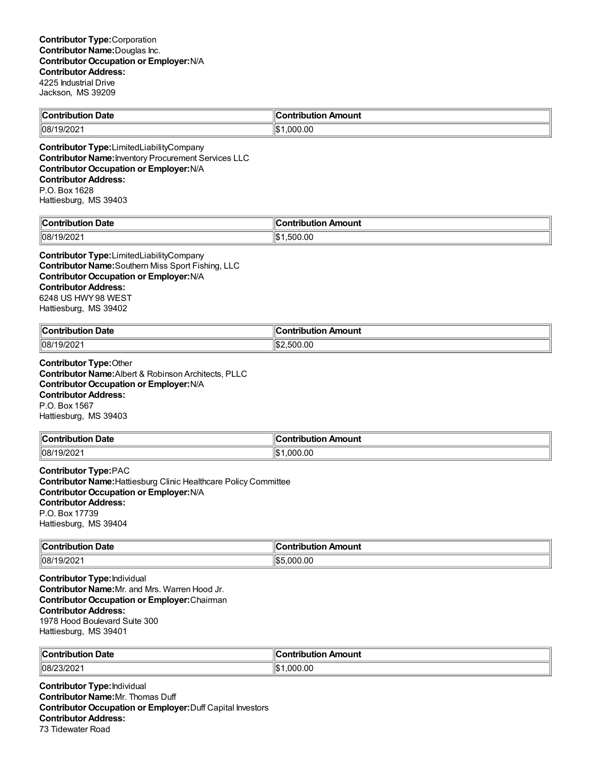**Contributor Type:** Corporation
**Contributor Name:** Douglas Inc.
**Contributor Occupation or Employer:** N/A
**Contributor Address:**
4225 Industrial Drive
Jackson, MS 39209

| Contribution Date | Contribution Amount |
|---|---|
| 08/19/2021 | $1,000.00 |

**Contributor Type:** LimitedLiabilityCompany
**Contributor Name:** Inventory Procurement Services LLC
**Contributor Occupation or Employer:** N/A
**Contributor Address:**
P.O. Box 1628
Hattiesburg, MS 39403

| Contribution Date | Contribution Amount |
|---|---|
| 08/19/2021 | $1,500.00 |

**Contributor Type:** LimitedLiabilityCompany
**Contributor Name:** Southern Miss Sport Fishing, LLC
**Contributor Occupation or Employer:** N/A
**Contributor Address:**
6248 US HWY 98 WEST
Hattiesburg, MS 39402

| Contribution Date | Contribution Amount |
|---|---|
| 08/19/2021 | $2,500.00 |

**Contributor Type:** Other
**Contributor Name:** Albert & Robinson Architects, PLLC
**Contributor Occupation or Employer:** N/A
**Contributor Address:**
P.O. Box 1567
Hattiesburg, MS 39403

| Contribution Date | Contribution Amount |
|---|---|
| 08/19/2021 | $1,000.00 |

**Contributor Type:** PAC
**Contributor Name:** Hattiesburg Clinic Healthcare Policy Committee
**Contributor Occupation or Employer:** N/A
**Contributor Address:**
P.O. Box 17739
Hattiesburg, MS 39404

| Contribution Date | Contribution Amount |
|---|---|
| 08/19/2021 | $5,000.00 |

**Contributor Type:** Individual
**Contributor Name:** Mr. and Mrs. Warren Hood Jr.
**Contributor Occupation or Employer:** Chairman
**Contributor Address:**
1978 Hood Boulevard Suite 300
Hattiesburg, MS 39401

| Contribution Date | Contribution Amount |
|---|---|
| 08/23/2021 | $1,000.00 |

**Contributor Type:** Individual
**Contributor Name:** Mr. Thomas Duff
**Contributor Occupation or Employer:** Duff Capital Investors
**Contributor Address:**
73 Tidewater Road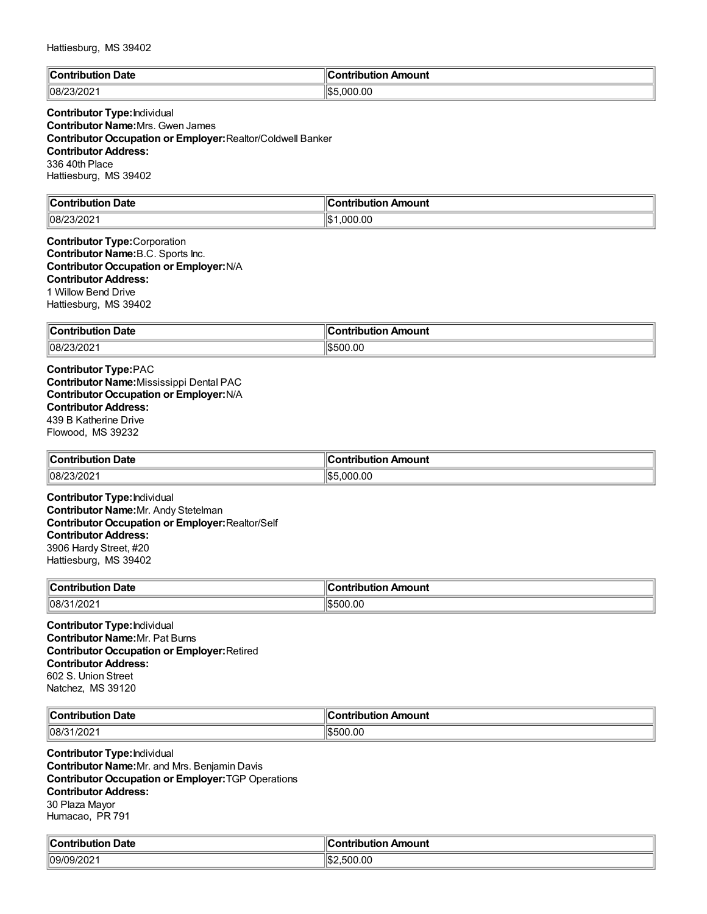Hattiesburg, MS 39402

| Contribution Date | Contribution Amount |
|---|---|
| 08/23/2021 | $5,000.00 |

**Contributor Type:** Individual
**Contributor Name:** Mrs. Gwen James
**Contributor Occupation or Employer:** Realtor/Coldwell Banker
**Contributor Address:**
336 40th Place
Hattiesburg, MS 39402

| Contribution Date | Contribution Amount |
|---|---|
| 08/23/2021 | $1,000.00 |

**Contributor Type:** Corporation
**Contributor Name:** B.C. Sports Inc.
**Contributor Occupation or Employer:** N/A
**Contributor Address:**
1 Willow Bend Drive
Hattiesburg, MS 39402

| Contribution Date | Contribution Amount |
|---|---|
| 08/23/2021 | $500.00 |

**Contributor Type:** PAC
**Contributor Name:** Mississippi Dental PAC
**Contributor Occupation or Employer:** N/A
**Contributor Address:**
439 B Katherine Drive
Flowood, MS 39232

| Contribution Date | Contribution Amount |
|---|---|
| 08/23/2021 | $5,000.00 |

**Contributor Type:** Individual
**Contributor Name:** Mr. Andy Stetelman
**Contributor Occupation or Employer:** Realtor/Self
**Contributor Address:**
3906 Hardy Street, #20
Hattiesburg, MS 39402

| Contribution Date | Contribution Amount |
|---|---|
| 08/31/2021 | $500.00 |

**Contributor Type:** Individual
**Contributor Name:** Mr. Pat Burns
**Contributor Occupation or Employer:** Retired
**Contributor Address:**
602 S. Union Street
Natchez, MS 39120

| Contribution Date | Contribution Amount |
|---|---|
| 08/31/2021 | $500.00 |

**Contributor Type:** Individual
**Contributor Name:** Mr. and Mrs. Benjamin Davis
**Contributor Occupation or Employer:** TGP Operations
**Contributor Address:**
30 Plaza Mayor
Humacao, PR 791

| Contribution Date | Contribution Amount |
|---|---|
| 09/09/2021 | $2,500.00 |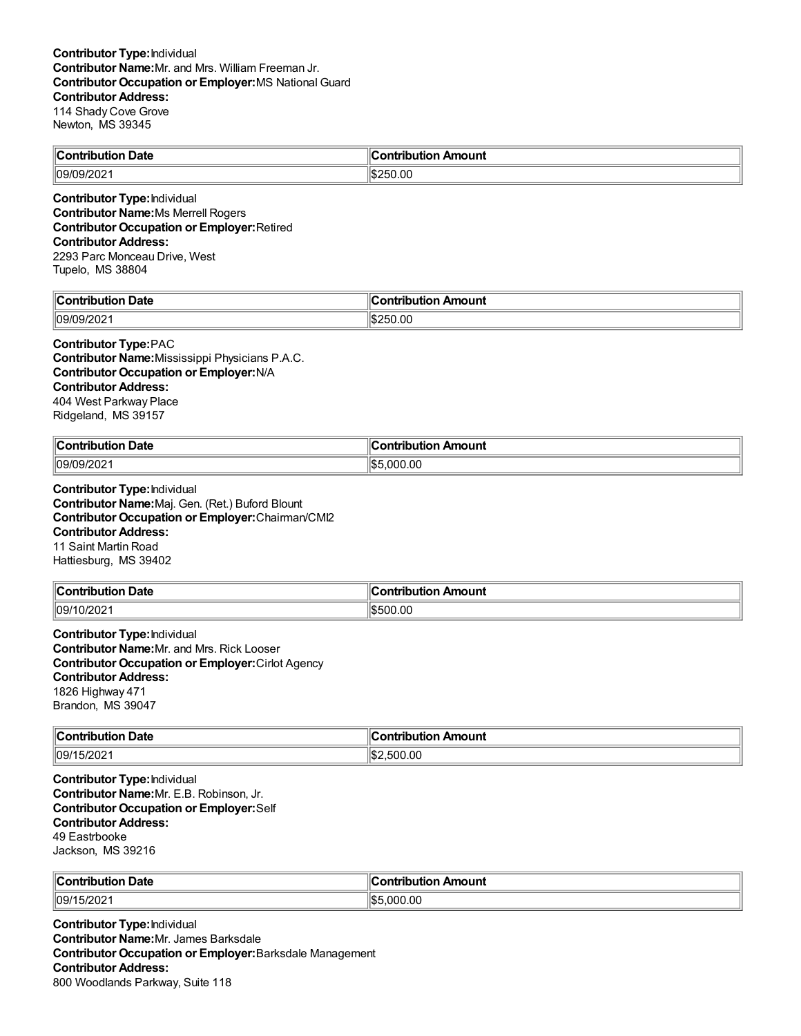**Contributor Type:** Individual
**Contributor Name:** Mr. and Mrs. William Freeman Jr.
**Contributor Occupation or Employer:** MS National Guard
**Contributor Address:**
114 Shady Cove Grove
Newton, MS 39345

| Contribution Date | Contribution Amount |
|---|---|
| 09/09/2021 | $250.00 |

**Contributor Type:** Individual
**Contributor Name:** Ms Merrell Rogers
**Contributor Occupation or Employer:** Retired
**Contributor Address:**
2293 Parc Monceau Drive, West
Tupelo, MS 38804

| Contribution Date | Contribution Amount |
|---|---|
| 09/09/2021 | $250.00 |

**Contributor Type:** PAC
**Contributor Name:** Mississippi Physicians P.A.C.
**Contributor Occupation or Employer:** N/A
**Contributor Address:**
404 West Parkway Place
Ridgeland, MS 39157

| Contribution Date | Contribution Amount |
|---|---|
| 09/09/2021 | $5,000.00 |

**Contributor Type:** Individual
**Contributor Name:** Maj. Gen. (Ret.) Buford Blount
**Contributor Occupation or Employer:** Chairman/CMI2
**Contributor Address:**
11 Saint Martin Road
Hattiesburg, MS 39402

| Contribution Date | Contribution Amount |
|---|---|
| 09/10/2021 | $500.00 |

**Contributor Type:** Individual
**Contributor Name:** Mr. and Mrs. Rick Looser
**Contributor Occupation or Employer:** Cirlot Agency
**Contributor Address:**
1826 Highway 471
Brandon, MS 39047

| Contribution Date | Contribution Amount |
|---|---|
| 09/15/2021 | $2,500.00 |

**Contributor Type:** Individual
**Contributor Name:** Mr. E.B. Robinson, Jr.
**Contributor Occupation or Employer:** Self
**Contributor Address:**
49 Eastrbooke
Jackson, MS 39216

| Contribution Date | Contribution Amount |
|---|---|
| 09/15/2021 | $5,000.00 |

**Contributor Type:** Individual
**Contributor Name:** Mr. James Barksdale
**Contributor Occupation or Employer:** Barksdale Management
**Contributor Address:**
800 Woodlands Parkway, Suite 118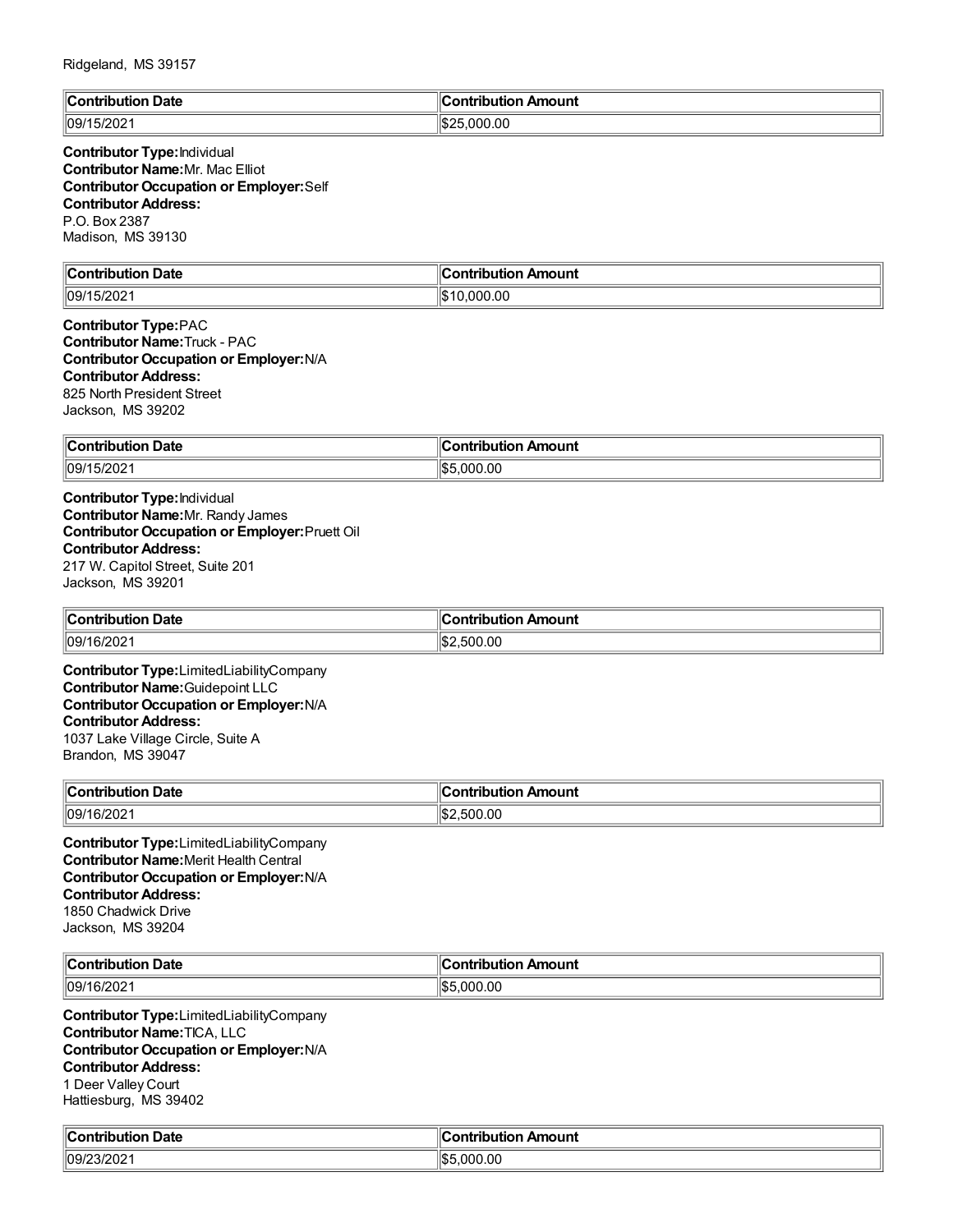Ridgeland, MS 39157

| Contribution Date | Contribution Amount |
| --- | --- |
| 09/15/2021 | $25,000.00 |

**Contributor Type:** Individual
**Contributor Name:** Mr. Mac Elliot
**Contributor Occupation or Employer:** Self
**Contributor Address:**
P.O. Box 2387
Madison, MS 39130

| Contribution Date | Contribution Amount |
| --- | --- |
| 09/15/2021 | $10,000.00 |

**Contributor Type:** PAC
**Contributor Name:** Truck - PAC
**Contributor Occupation or Employer:** N/A
**Contributor Address:**
825 North President Street
Jackson, MS 39202

| Contribution Date | Contribution Amount |
| --- | --- |
| 09/15/2021 | $5,000.00 |

**Contributor Type:** Individual
**Contributor Name:** Mr. Randy James
**Contributor Occupation or Employer:** Pruett Oil
**Contributor Address:**
217 W. Capitol Street, Suite 201
Jackson, MS 39201

| Contribution Date | Contribution Amount |
| --- | --- |
| 09/16/2021 | $2,500.00 |

**Contributor Type:** LimitedLiabilityCompany
**Contributor Name:** Guidepoint LLC
**Contributor Occupation or Employer:** N/A
**Contributor Address:**
1037 Lake Village Circle, Suite A
Brandon, MS 39047

| Contribution Date | Contribution Amount |
| --- | --- |
| 09/16/2021 | $2,500.00 |

**Contributor Type:** LimitedLiabilityCompany
**Contributor Name:** Merit Health Central
**Contributor Occupation or Employer:** N/A
**Contributor Address:**
1850 Chadwick Drive
Jackson, MS 39204

| Contribution Date | Contribution Amount |
| --- | --- |
| 09/16/2021 | $5,000.00 |

**Contributor Type:** LimitedLiabilityCompany
**Contributor Name:** TICA, LLC
**Contributor Occupation or Employer:** N/A
**Contributor Address:**
1 Deer Valley Court
Hattiesburg, MS 39402

| Contribution Date | Contribution Amount |
| --- | --- |
| 09/23/2021 | $5,000.00 |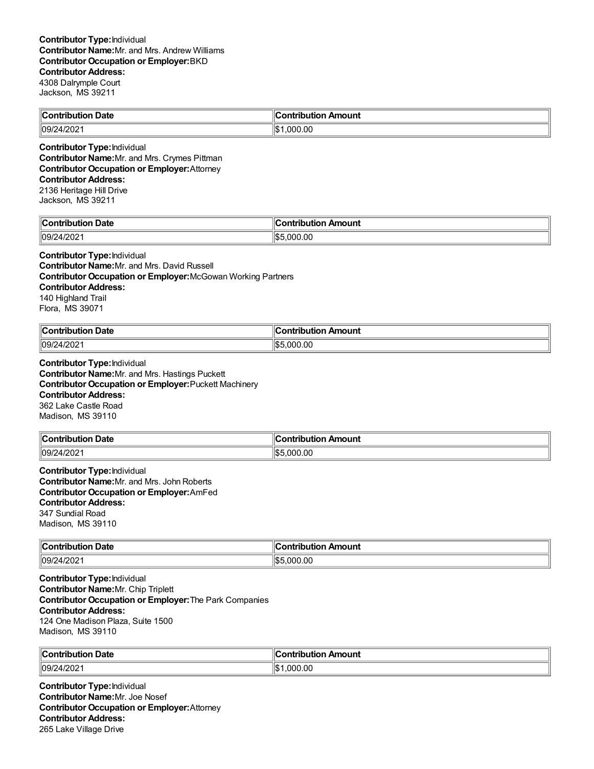**Contributor Type:** Individual
**Contributor Name:** Mr. and Mrs. Andrew Williams
**Contributor Occupation or Employer:** BKD
**Contributor Address:**
4308 Dalrymple Court
Jackson, MS 39211

| Contribution Date | Contribution Amount |
| --- | --- |
| 09/24/2021 | $1,000.00 |

**Contributor Type:** Individual
**Contributor Name:** Mr. and Mrs. Crymes Pittman
**Contributor Occupation or Employer:** Attorney
**Contributor Address:**
2136 Heritage Hill Drive
Jackson, MS 39211

| Contribution Date | Contribution Amount |
| --- | --- |
| 09/24/2021 | $5,000.00 |

**Contributor Type:** Individual
**Contributor Name:** Mr. and Mrs. David Russell
**Contributor Occupation or Employer:** McGowan Working Partners
**Contributor Address:**
140 Highland Trail
Flora, MS 39071

| Contribution Date | Contribution Amount |
| --- | --- |
| 09/24/2021 | $5,000.00 |

**Contributor Type:** Individual
**Contributor Name:** Mr. and Mrs. Hastings Puckett
**Contributor Occupation or Employer:** Puckett Machinery
**Contributor Address:**
362 Lake Castle Road
Madison, MS 39110

| Contribution Date | Contribution Amount |
| --- | --- |
| 09/24/2021 | $5,000.00 |

**Contributor Type:** Individual
**Contributor Name:** Mr. and Mrs. John Roberts
**Contributor Occupation or Employer:** AmFed
**Contributor Address:**
347 Sundial Road
Madison, MS 39110

| Contribution Date | Contribution Amount |
| --- | --- |
| 09/24/2021 | $5,000.00 |

**Contributor Type:** Individual
**Contributor Name:** Mr. Chip Triplett
**Contributor Occupation or Employer:** The Park Companies
**Contributor Address:**
124 One Madison Plaza, Suite 1500
Madison, MS 39110

| Contribution Date | Contribution Amount |
| --- | --- |
| 09/24/2021 | $1,000.00 |

**Contributor Type:** Individual
**Contributor Name:** Mr. Joe Nosef
**Contributor Occupation or Employer:** Attorney
**Contributor Address:**
265 Lake Village Drive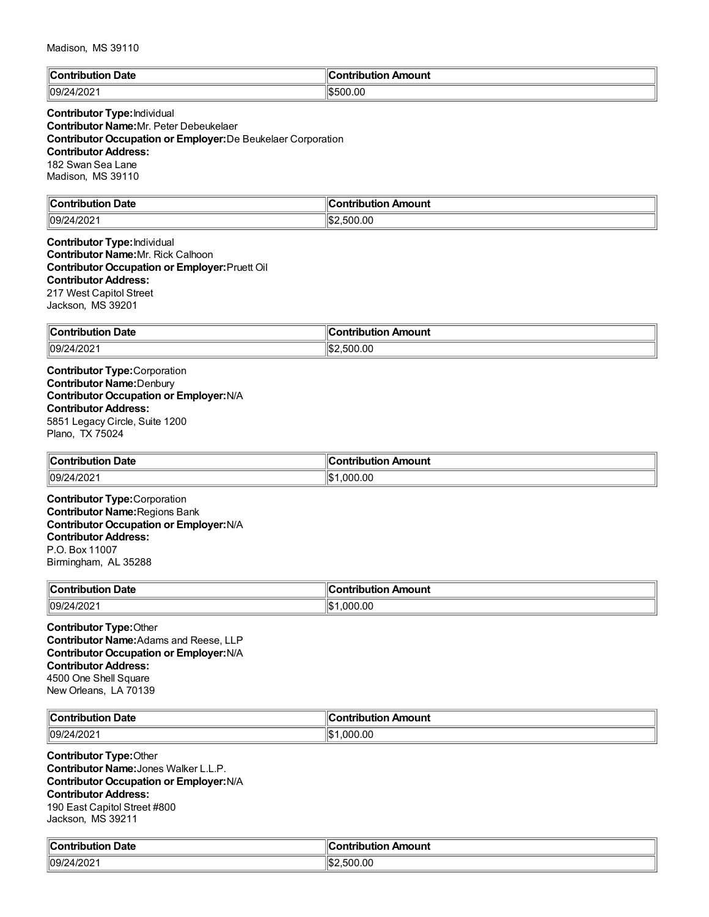Madison, MS 39110

| Contribution Date | Contribution Amount |
|---|---|
| 09/24/2021 | $500.00 |

**Contributor Type:** Individual
**Contributor Name:** Mr. Peter Debeukelaer
**Contributor Occupation or Employer:** De Beukelaer Corporation
**Contributor Address:**
182 Swan Sea Lane
Madison, MS 39110

| Contribution Date | Contribution Amount |
|---|---|
| 09/24/2021 | $2,500.00 |

**Contributor Type:** Individual
**Contributor Name:** Mr. Rick Calhoon
**Contributor Occupation or Employer:** Pruett Oil
**Contributor Address:**
217 West Capitol Street
Jackson, MS 39201

| Contribution Date | Contribution Amount |
|---|---|
| 09/24/2021 | $2,500.00 |

**Contributor Type:** Corporation
**Contributor Name:** Denbury
**Contributor Occupation or Employer:** N/A
**Contributor Address:**
5851 Legacy Circle, Suite 1200
Plano, TX 75024

| Contribution Date | Contribution Amount |
|---|---|
| 09/24/2021 | $1,000.00 |

**Contributor Type:** Corporation
**Contributor Name:** Regions Bank
**Contributor Occupation or Employer:** N/A
**Contributor Address:**
P.O. Box 11007
Birmingham, AL 35288

| Contribution Date | Contribution Amount |
|---|---|
| 09/24/2021 | $1,000.00 |

**Contributor Type:** Other
**Contributor Name:** Adams and Reese, LLP
**Contributor Occupation or Employer:** N/A
**Contributor Address:**
4500 One Shell Square
New Orleans, LA 70139

| Contribution Date | Contribution Amount |
|---|---|
| 09/24/2021 | $1,000.00 |

**Contributor Type:** Other
**Contributor Name:** Jones Walker L.L.P.
**Contributor Occupation or Employer:** N/A
**Contributor Address:**
190 East Capitol Street #800
Jackson, MS 39211

| Contribution Date | Contribution Amount |
|---|---|
| 09/24/2021 | $2,500.00 |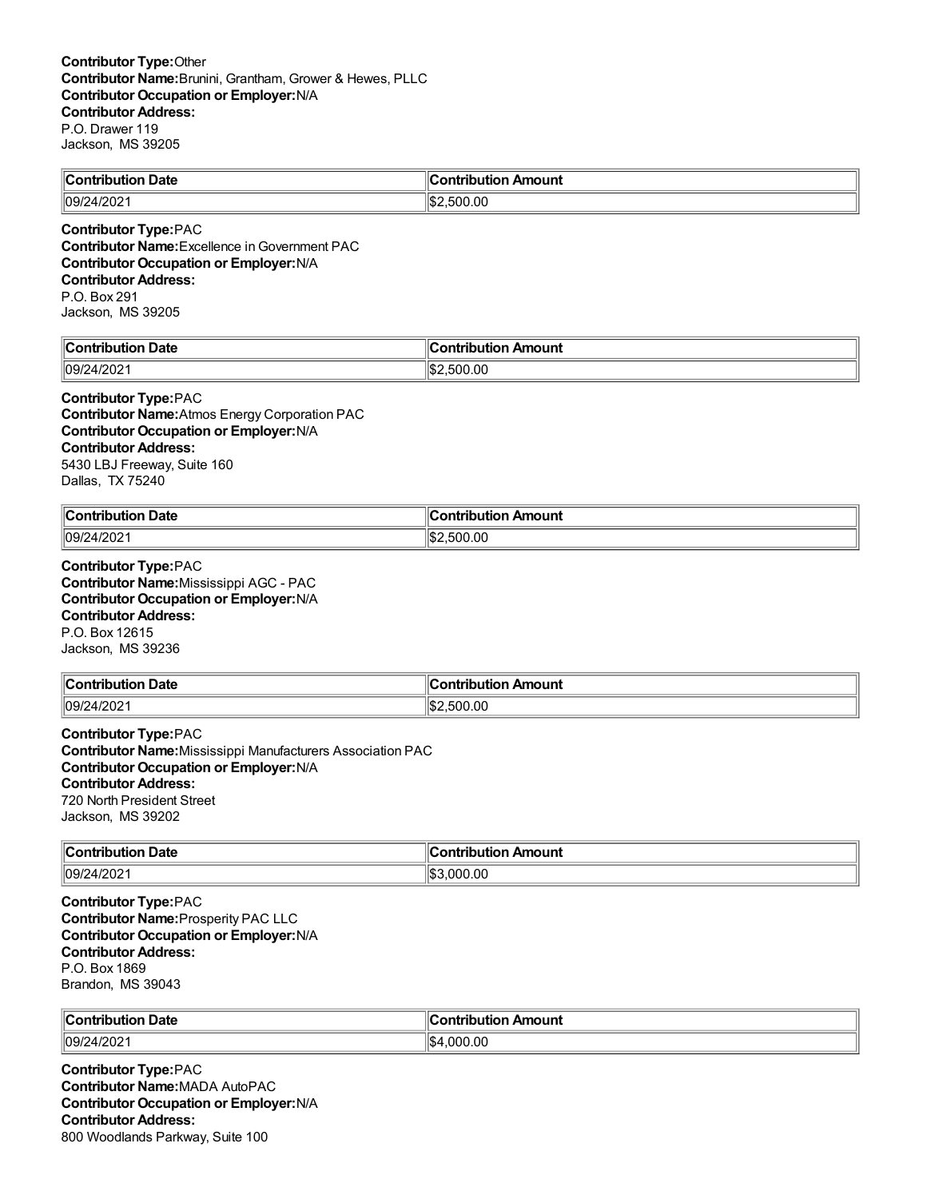**Contributor Type:**Other
**Contributor Name:**Brunini, Grantham, Grower & Hewes, PLLC
**Contributor Occupation or Employer:**N/A
**Contributor Address:**
P.O. Drawer 119
Jackson, MS 39205

| Contribution Date | Contribution Amount |
|---|---|
| 09/24/2021 | $2,500.00 |

**Contributor Type:**PAC
**Contributor Name:**Excellence in Government PAC
**Contributor Occupation or Employer:**N/A
**Contributor Address:**
P.O. Box 291
Jackson, MS 39205

| Contribution Date | Contribution Amount |
|---|---|
| 09/24/2021 | $2,500.00 |

**Contributor Type:**PAC
**Contributor Name:**Atmos Energy Corporation PAC
**Contributor Occupation or Employer:**N/A
**Contributor Address:**
5430 LBJ Freeway, Suite 160
Dallas, TX 75240

| Contribution Date | Contribution Amount |
|---|---|
| 09/24/2021 | $2,500.00 |

**Contributor Type:**PAC
**Contributor Name:**Mississippi AGC - PAC
**Contributor Occupation or Employer:**N/A
**Contributor Address:**
P.O. Box 12615
Jackson, MS 39236

| Contribution Date | Contribution Amount |
|---|---|
| 09/24/2021 | $2,500.00 |

**Contributor Type:**PAC
**Contributor Name:**Mississippi Manufacturers Association PAC
**Contributor Occupation or Employer:**N/A
**Contributor Address:**
720 North President Street
Jackson, MS 39202

| Contribution Date | Contribution Amount |
|---|---|
| 09/24/2021 | $3,000.00 |

**Contributor Type:**PAC
**Contributor Name:**Prosperity PAC LLC
**Contributor Occupation or Employer:**N/A
**Contributor Address:**
P.O. Box 1869
Brandon, MS 39043

| Contribution Date | Contribution Amount |
|---|---|
| 09/24/2021 | $4,000.00 |

**Contributor Type:**PAC
**Contributor Name:**MADA AutoPAC
**Contributor Occupation or Employer:**N/A
**Contributor Address:**
800 Woodlands Parkway, Suite 100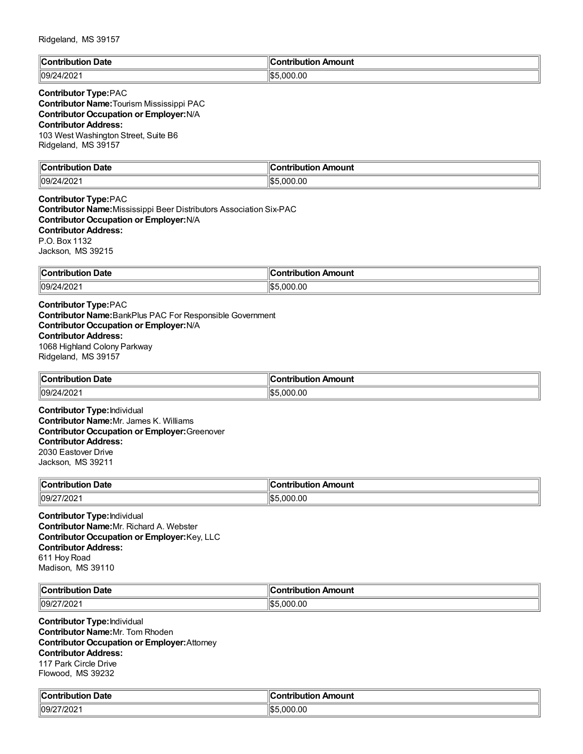Ridgeland, MS 39157

| Contribution Date | Contribution Amount |
|---|---|
| 09/24/2021 | $5,000.00 |

**Contributor Type:** PAC
**Contributor Name:** Tourism Mississippi PAC
**Contributor Occupation or Employer:** N/A
**Contributor Address:**
103 West Washington Street, Suite B6
Ridgeland, MS 39157

| Contribution Date | Contribution Amount |
|---|---|
| 09/24/2021 | $5,000.00 |

**Contributor Type:** PAC
**Contributor Name:** Mississippi Beer Distributors Association Six-PAC
**Contributor Occupation or Employer:** N/A
**Contributor Address:**
P.O. Box 1132
Jackson, MS 39215

| Contribution Date | Contribution Amount |
|---|---|
| 09/24/2021 | $5,000.00 |

**Contributor Type:** PAC
**Contributor Name:** BankPlus PAC For Responsible Government
**Contributor Occupation or Employer:** N/A
**Contributor Address:**
1068 Highland Colony Parkway
Ridgeland, MS 39157

| Contribution Date | Contribution Amount |
|---|---|
| 09/24/2021 | $5,000.00 |

**Contributor Type:** Individual
**Contributor Name:** Mr. James K. Williams
**Contributor Occupation or Employer:** Greenover
**Contributor Address:**
2030 Eastover Drive
Jackson, MS 39211

| Contribution Date | Contribution Amount |
|---|---|
| 09/27/2021 | $5,000.00 |

**Contributor Type:** Individual
**Contributor Name:** Mr. Richard A. Webster
**Contributor Occupation or Employer:** Key, LLC
**Contributor Address:**
611 Hoy Road
Madison, MS 39110

| Contribution Date | Contribution Amount |
|---|---|
| 09/27/2021 | $5,000.00 |

**Contributor Type:** Individual
**Contributor Name:** Mr. Tom Rhoden
**Contributor Occupation or Employer:** Attorney
**Contributor Address:**
117 Park Circle Drive
Flowood, MS 39232

| Contribution Date | Contribution Amount |
|---|---|
| 09/27/2021 | $5,000.00 |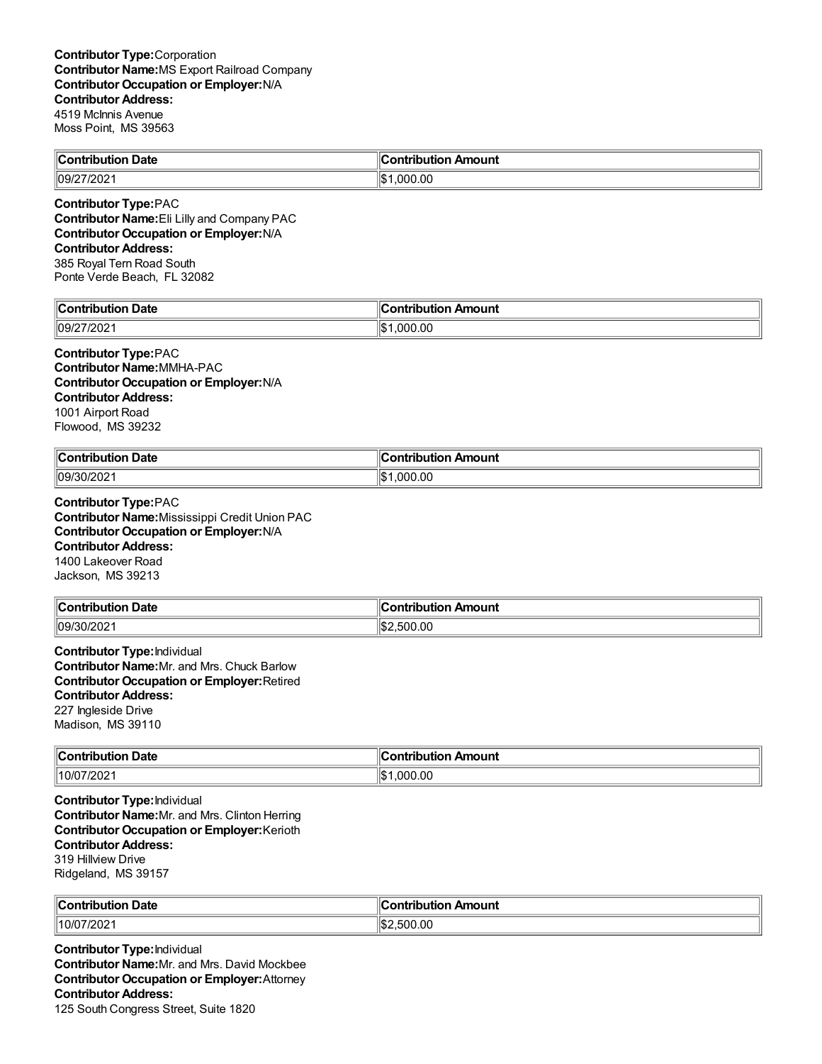**Contributor Type:** Corporation
**Contributor Name:** MS Export Railroad Company
**Contributor Occupation or Employer:** N/A
**Contributor Address:**
4519 McInnis Avenue
Moss Point, MS 39563

| Contribution Date | Contribution Amount |
|---|---|
| 09/27/2021 | $1,000.00 |

**Contributor Type:** PAC
**Contributor Name:** Eli Lilly and Company PAC
**Contributor Occupation or Employer:** N/A
**Contributor Address:**
385 Royal Tern Road South
Ponte Verde Beach, FL 32082

| Contribution Date | Contribution Amount |
|---|---|
| 09/27/2021 | $1,000.00 |

**Contributor Type:** PAC
**Contributor Name:** MMHA-PAC
**Contributor Occupation or Employer:** N/A
**Contributor Address:**
1001 Airport Road
Flowood, MS 39232

| Contribution Date | Contribution Amount |
|---|---|
| 09/30/2021 | $1,000.00 |

**Contributor Type:** PAC
**Contributor Name:** Mississippi Credit Union PAC
**Contributor Occupation or Employer:** N/A
**Contributor Address:**
1400 Lakeover Road
Jackson, MS 39213

| Contribution Date | Contribution Amount |
|---|---|
| 09/30/2021 | $2,500.00 |

**Contributor Type:** Individual
**Contributor Name:** Mr. and Mrs. Chuck Barlow
**Contributor Occupation or Employer:** Retired
**Contributor Address:**
227 Ingleside Drive
Madison, MS 39110

| Contribution Date | Contribution Amount |
|---|---|
| 10/07/2021 | $1,000.00 |

**Contributor Type:** Individual
**Contributor Name:** Mr. and Mrs. Clinton Herring
**Contributor Occupation or Employer:** Kerioth
**Contributor Address:**
319 Hillview Drive
Ridgeland, MS 39157

| Contribution Date | Contribution Amount |
|---|---|
| 10/07/2021 | $2,500.00 |

**Contributor Type:** Individual
**Contributor Name:** Mr. and Mrs. David Mockbee
**Contributor Occupation or Employer:** Attorney
**Contributor Address:**
125 South Congress Street, Suite 1820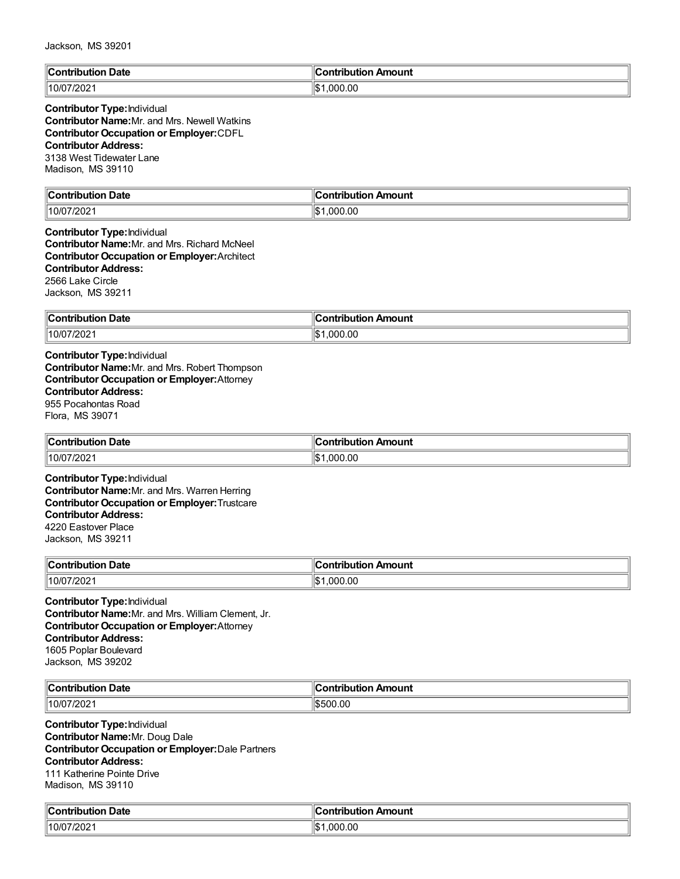Jackson, MS 39201

| Contribution Date | Contribution Amount |
|---|---|
| 10/07/2021 | $1,000.00 |

**Contributor Type:** Individual
**Contributor Name:** Mr. and Mrs. Newell Watkins
**Contributor Occupation or Employer:** CDFL
**Contributor Address:**
3138 West Tidewater Lane
Madison, MS 39110

| Contribution Date | Contribution Amount |
|---|---|
| 10/07/2021 | $1,000.00 |

**Contributor Type:** Individual
**Contributor Name:** Mr. and Mrs. Richard McNeel
**Contributor Occupation or Employer:** Architect
**Contributor Address:**
2566 Lake Circle
Jackson, MS 39211

| Contribution Date | Contribution Amount |
|---|---|
| 10/07/2021 | $1,000.00 |

**Contributor Type:** Individual
**Contributor Name:** Mr. and Mrs. Robert Thompson
**Contributor Occupation or Employer:** Attorney
**Contributor Address:**
955 Pocahontas Road
Flora, MS 39071

| Contribution Date | Contribution Amount |
|---|---|
| 10/07/2021 | $1,000.00 |

**Contributor Type:** Individual
**Contributor Name:** Mr. and Mrs. Warren Herring
**Contributor Occupation or Employer:** Trustcare
**Contributor Address:**
4220 Eastover Place
Jackson, MS 39211

| Contribution Date | Contribution Amount |
|---|---|
| 10/07/2021 | $1,000.00 |

**Contributor Type:** Individual
**Contributor Name:** Mr. and Mrs. William Clement, Jr.
**Contributor Occupation or Employer:** Attorney
**Contributor Address:**
1605 Poplar Boulevard
Jackson, MS 39202

| Contribution Date | Contribution Amount |
|---|---|
| 10/07/2021 | $500.00 |

**Contributor Type:** Individual
**Contributor Name:** Mr. Doug Dale
**Contributor Occupation or Employer:** Dale Partners
**Contributor Address:**
111 Katherine Pointe Drive
Madison, MS 39110

| Contribution Date | Contribution Amount |
|---|---|
| 10/07/2021 | $1,000.00 |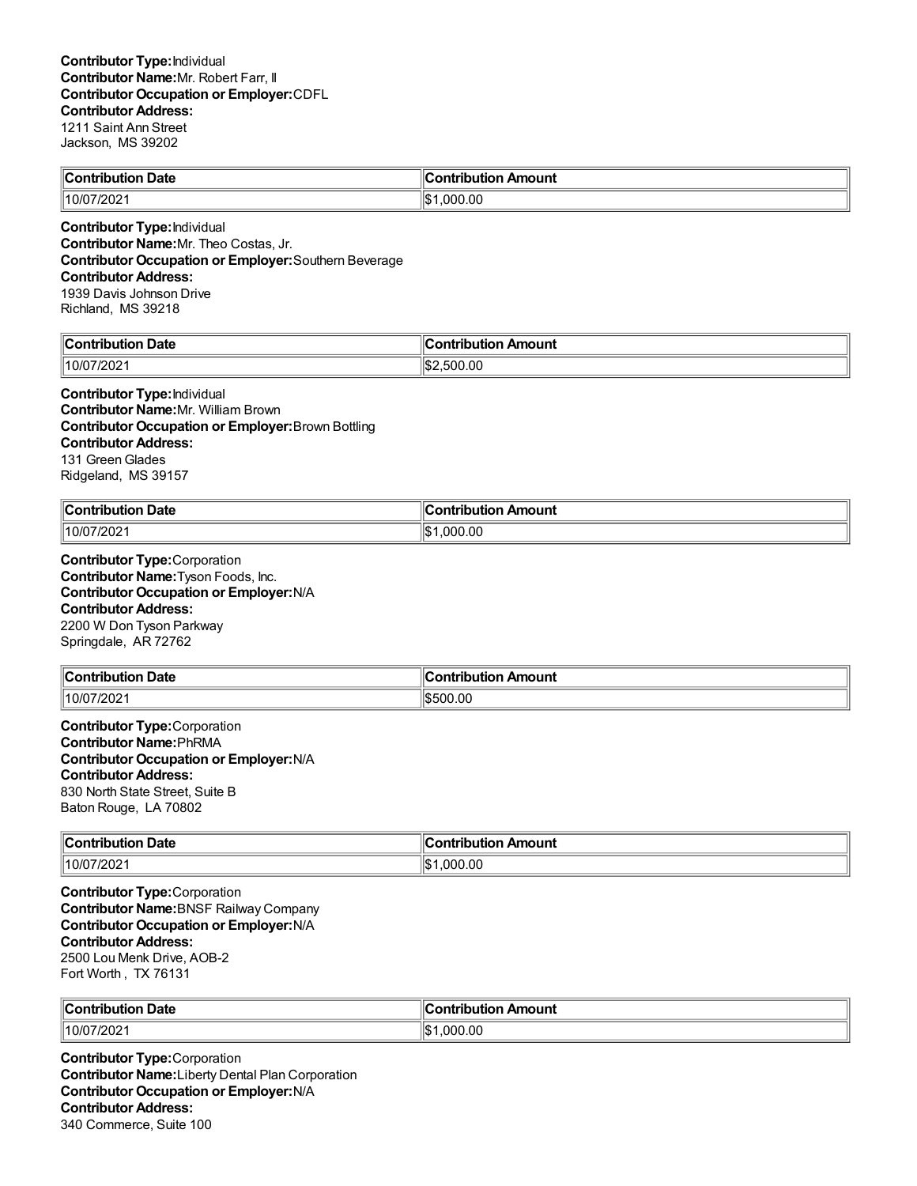**Contributor Type:** Individual
**Contributor Name:** Mr. Robert Farr, II
**Contributor Occupation or Employer:** CDFL
**Contributor Address:**
1211 Saint Ann Street
Jackson, MS 39202

| Contribution Date | Contribution Amount |
| --- | --- |
| 10/07/2021 | $1,000.00 |

**Contributor Type:** Individual
**Contributor Name:** Mr. Theo Costas, Jr.
**Contributor Occupation or Employer:** Southern Beverage
**Contributor Address:**
1939 Davis Johnson Drive
Richland, MS 39218

| Contribution Date | Contribution Amount |
| --- | --- |
| 10/07/2021 | $2,500.00 |

**Contributor Type:** Individual
**Contributor Name:** Mr. William Brown
**Contributor Occupation or Employer:** Brown Bottling
**Contributor Address:**
131 Green Glades
Ridgeland, MS 39157

| Contribution Date | Contribution Amount |
| --- | --- |
| 10/07/2021 | $1,000.00 |

**Contributor Type:** Corporation
**Contributor Name:** Tyson Foods, Inc.
**Contributor Occupation or Employer:** N/A
**Contributor Address:**
2200 W Don Tyson Parkway
Springdale, AR 72762

| Contribution Date | Contribution Amount |
| --- | --- |
| 10/07/2021 | $500.00 |

**Contributor Type:** Corporation
**Contributor Name:** PhRMA
**Contributor Occupation or Employer:** N/A
**Contributor Address:**
830 North State Street, Suite B
Baton Rouge, LA 70802

| Contribution Date | Contribution Amount |
| --- | --- |
| 10/07/2021 | $1,000.00 |

**Contributor Type:** Corporation
**Contributor Name:** BNSF Railway Company
**Contributor Occupation or Employer:** N/A
**Contributor Address:**
2500 Lou Menk Drive, AOB-2
Fort Worth , TX 76131

| Contribution Date | Contribution Amount |
| --- | --- |
| 10/07/2021 | $1,000.00 |

**Contributor Type:** Corporation
**Contributor Name:** Liberty Dental Plan Corporation
**Contributor Occupation or Employer:** N/A
**Contributor Address:**
340 Commerce, Suite 100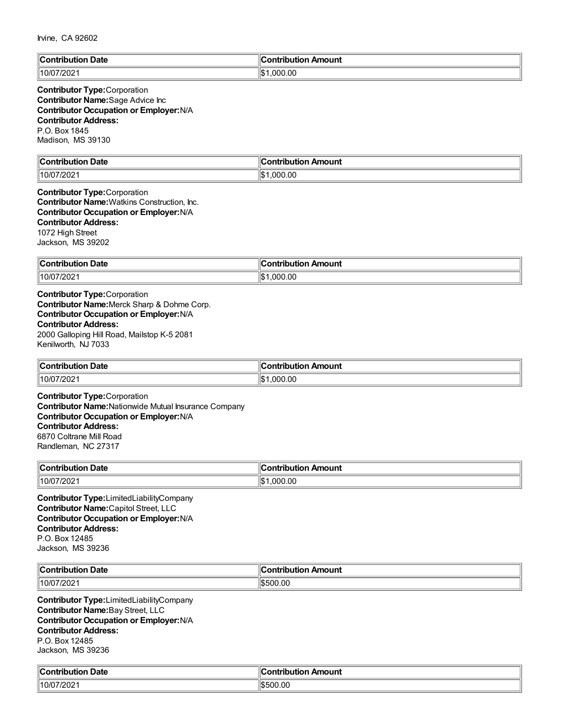Irvine, CA 92602

| Contribution Date | Contribution Amount |
| --- | --- |
| 10/07/2021 | $1,000.00 |

**Contributor Type:** Corporation
**Contributor Name:** Sage Advice Inc
**Contributor Occupation or Employer:** N/A
**Contributor Address:**
P.O. Box 1845
Madison, MS 39130

| Contribution Date | Contribution Amount |
| --- | --- |
| 10/07/2021 | $1,000.00 |

**Contributor Type:** Corporation
**Contributor Name:** Watkins Construction, Inc.
**Contributor Occupation or Employer:** N/A
**Contributor Address:**
1072 High Street
Jackson, MS 39202

| Contribution Date | Contribution Amount |
| --- | --- |
| 10/07/2021 | $1,000.00 |

**Contributor Type:** Corporation
**Contributor Name:** Merck Sharp & Dohme Corp.
**Contributor Occupation or Employer:** N/A
**Contributor Address:**
2000 Galloping Hill Road, Mailstop K-5 2081
Kenilworth, NJ 7033

| Contribution Date | Contribution Amount |
| --- | --- |
| 10/07/2021 | $1,000.00 |

**Contributor Type:** Corporation
**Contributor Name:** Nationwide Mutual Insurance Company
**Contributor Occupation or Employer:** N/A
**Contributor Address:**
6870 Coltrane Mill Road
Randleman, NC 27317

| Contribution Date | Contribution Amount |
| --- | --- |
| 10/07/2021 | $1,000.00 |

**Contributor Type:** LimitedLiabilityCompany
**Contributor Name:** Capitol Street, LLC
**Contributor Occupation or Employer:** N/A
**Contributor Address:**
P.O. Box 12485
Jackson, MS 39236

| Contribution Date | Contribution Amount |
| --- | --- |
| 10/07/2021 | $500.00 |

**Contributor Type:** LimitedLiabilityCompany
**Contributor Name:** Bay Street, LLC
**Contributor Occupation or Employer:** N/A
**Contributor Address:**
P.O. Box 12485
Jackson, MS 39236

| Contribution Date | Contribution Amount |
| --- | --- |
| 10/07/2021 | $500.00 |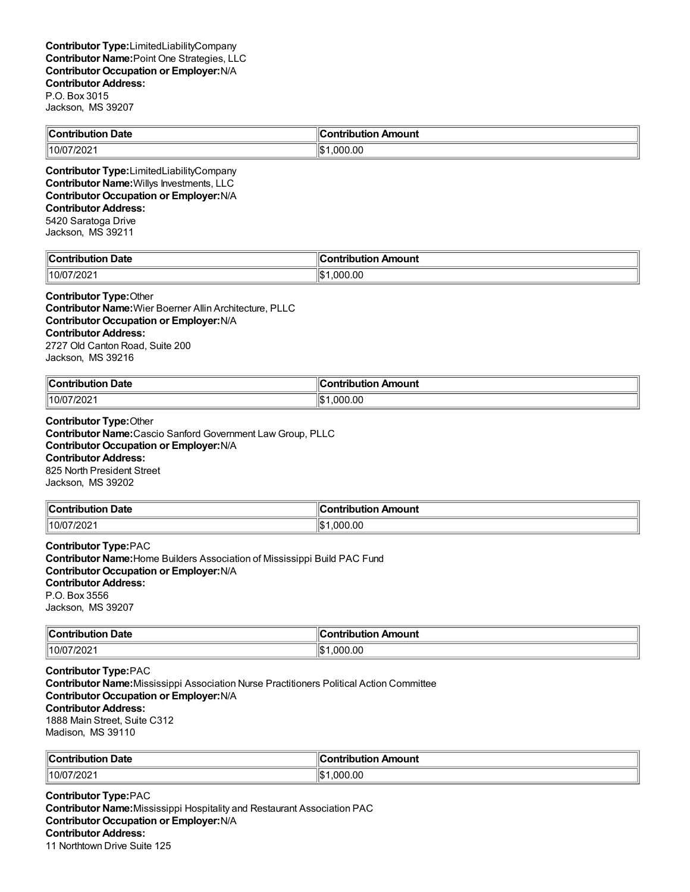**Contributor Type:** LimitedLiabilityCompany
**Contributor Name:** Point One Strategies, LLC
**Contributor Occupation or Employer:** N/A
**Contributor Address:**
P.O. Box 3015
Jackson, MS 39207

| Contribution Date | Contribution Amount |
| --- | --- |
| 10/07/2021 | $1,000.00 |

**Contributor Type:** LimitedLiabilityCompany
**Contributor Name:** Willys Investments, LLC
**Contributor Occupation or Employer:** N/A
**Contributor Address:**
5420 Saratoga Drive
Jackson, MS 39211

| Contribution Date | Contribution Amount |
| --- | --- |
| 10/07/2021 | $1,000.00 |

**Contributor Type:** Other
**Contributor Name:** Wier Boerner Allin Architecture, PLLC
**Contributor Occupation or Employer:** N/A
**Contributor Address:**
2727 Old Canton Road, Suite 200
Jackson, MS 39216

| Contribution Date | Contribution Amount |
| --- | --- |
| 10/07/2021 | $1,000.00 |

**Contributor Type:** Other
**Contributor Name:** Cascio Sanford Government Law Group, PLLC
**Contributor Occupation or Employer:** N/A
**Contributor Address:**
825 North President Street
Jackson, MS 39202

| Contribution Date | Contribution Amount |
| --- | --- |
| 10/07/2021 | $1,000.00 |

**Contributor Type:** PAC
**Contributor Name:** Home Builders Association of Mississippi Build PAC Fund
**Contributor Occupation or Employer:** N/A
**Contributor Address:**
P.O. Box 3556
Jackson, MS 39207

| Contribution Date | Contribution Amount |
| --- | --- |
| 10/07/2021 | $1,000.00 |

**Contributor Type:** PAC
**Contributor Name:** Mississippi Association Nurse Practitioners Political Action Committee
**Contributor Occupation or Employer:** N/A
**Contributor Address:**
1888 Main Street, Suite C312
Madison, MS 39110

| Contribution Date | Contribution Amount |
| --- | --- |
| 10/07/2021 | $1,000.00 |

**Contributor Type:** PAC
**Contributor Name:** Mississippi Hospitality and Restaurant Association PAC
**Contributor Occupation or Employer:** N/A
**Contributor Address:**
11 Northtown Drive Suite 125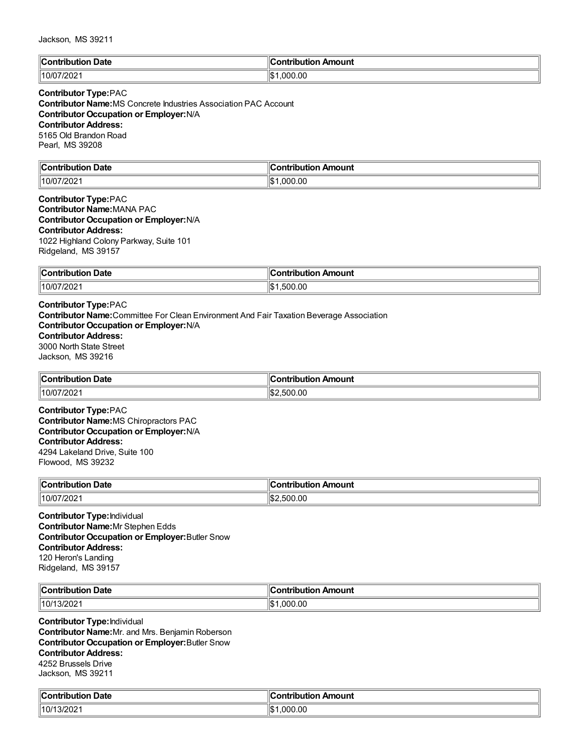Jackson, MS 39211

| Contribution Date | Contribution Amount |
| --- | --- |
| 10/07/2021 | $1,000.00 |

**Contributor Type:** PAC
**Contributor Name:** MS Concrete Industries Association PAC Account
**Contributor Occupation or Employer:** N/A
**Contributor Address:**
5165 Old Brandon Road
Pearl, MS 39208

| Contribution Date | Contribution Amount |
| --- | --- |
| 10/07/2021 | $1,000.00 |

**Contributor Type:** PAC
**Contributor Name:** MANA PAC
**Contributor Occupation or Employer:** N/A
**Contributor Address:**
1022 Highland Colony Parkway, Suite 101
Ridgeland, MS 39157

| Contribution Date | Contribution Amount |
| --- | --- |
| 10/07/2021 | $1,500.00 |

**Contributor Type:** PAC
**Contributor Name:** Committee For Clean Environment And Fair Taxation Beverage Association
**Contributor Occupation or Employer:** N/A
**Contributor Address:**
3000 North State Street
Jackson, MS 39216

| Contribution Date | Contribution Amount |
| --- | --- |
| 10/07/2021 | $2,500.00 |

**Contributor Type:** PAC
**Contributor Name:** MS Chiropractors PAC
**Contributor Occupation or Employer:** N/A
**Contributor Address:**
4294 Lakeland Drive, Suite 100
Flowood, MS 39232

| Contribution Date | Contribution Amount |
| --- | --- |
| 10/07/2021 | $2,500.00 |

**Contributor Type:** Individual
**Contributor Name:** Mr Stephen Edds
**Contributor Occupation or Employer:** Butler Snow
**Contributor Address:**
120 Heron's Landing
Ridgeland, MS 39157

| Contribution Date | Contribution Amount |
| --- | --- |
| 10/13/2021 | $1,000.00 |

**Contributor Type:** Individual
**Contributor Name:** Mr. and Mrs. Benjamin Roberson
**Contributor Occupation or Employer:** Butler Snow
**Contributor Address:**
4252 Brussels Drive
Jackson, MS 39211

| Contribution Date | Contribution Amount |
| --- | --- |
| 10/13/2021 | $1,000.00 |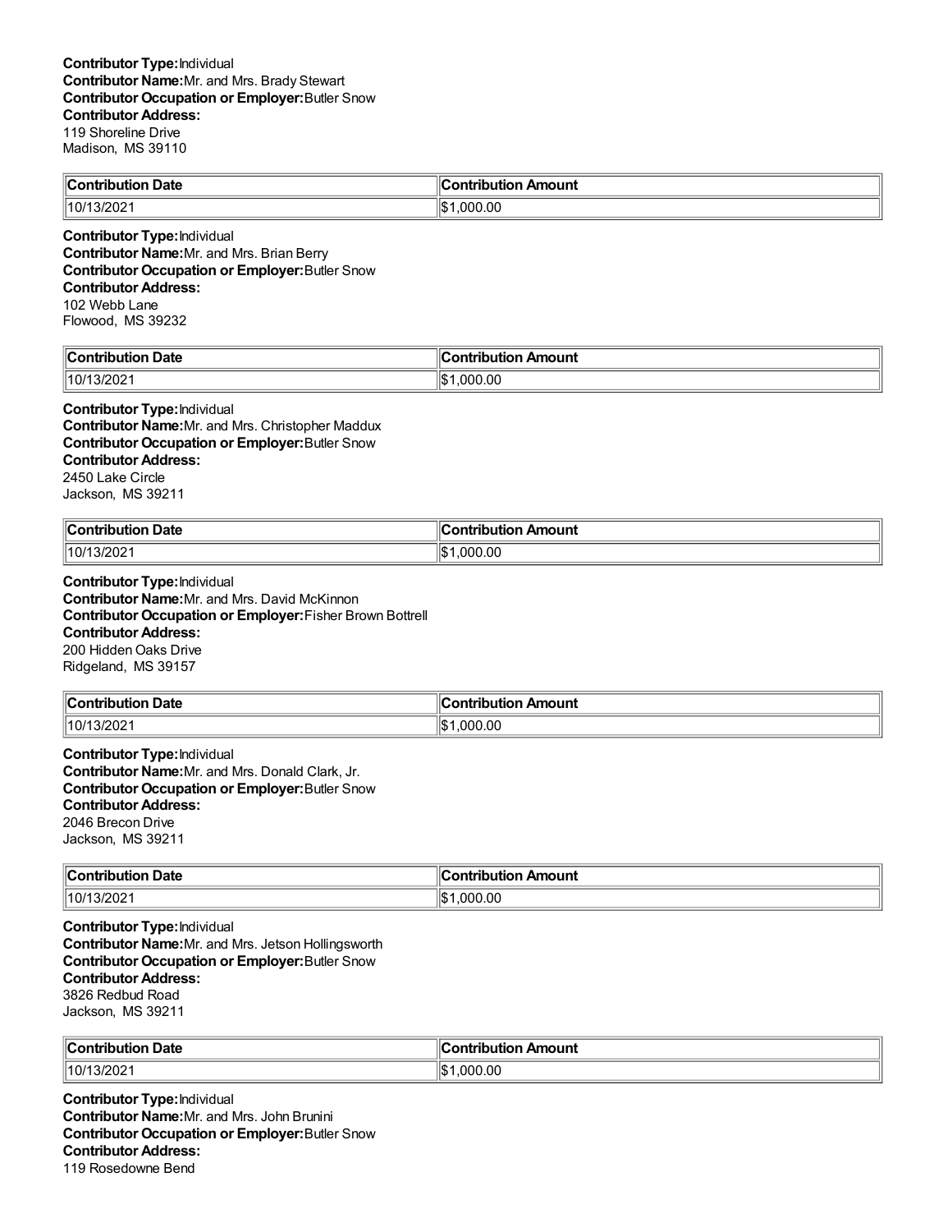**Contributor Type:** Individual
**Contributor Name:** Mr. and Mrs. Brady Stewart
**Contributor Occupation or Employer:** Butler Snow
**Contributor Address:**
119 Shoreline Drive
Madison, MS 39110

| Contribution Date | Contribution Amount |
|---|---|
| 10/13/2021 | $1,000.00 |

**Contributor Type:** Individual
**Contributor Name:** Mr. and Mrs. Brian Berry
**Contributor Occupation or Employer:** Butler Snow
**Contributor Address:**
102 Webb Lane
Flowood, MS 39232

| Contribution Date | Contribution Amount |
|---|---|
| 10/13/2021 | $1,000.00 |

**Contributor Type:** Individual
**Contributor Name:** Mr. and Mrs. Christopher Maddux
**Contributor Occupation or Employer:** Butler Snow
**Contributor Address:**
2450 Lake Circle
Jackson, MS 39211

| Contribution Date | Contribution Amount |
|---|---|
| 10/13/2021 | $1,000.00 |

**Contributor Type:** Individual
**Contributor Name:** Mr. and Mrs. David McKinnon
**Contributor Occupation or Employer:** Fisher Brown Bottrell
**Contributor Address:**
200 Hidden Oaks Drive
Ridgeland, MS 39157

| Contribution Date | Contribution Amount |
|---|---|
| 10/13/2021 | $1,000.00 |

**Contributor Type:** Individual
**Contributor Name:** Mr. and Mrs. Donald Clark, Jr.
**Contributor Occupation or Employer:** Butler Snow
**Contributor Address:**
2046 Brecon Drive
Jackson, MS 39211

| Contribution Date | Contribution Amount |
|---|---|
| 10/13/2021 | $1,000.00 |

**Contributor Type:** Individual
**Contributor Name:** Mr. and Mrs. Jetson Hollingsworth
**Contributor Occupation or Employer:** Butler Snow
**Contributor Address:**
3826 Redbud Road
Jackson, MS 39211

| Contribution Date | Contribution Amount |
|---|---|
| 10/13/2021 | $1,000.00 |

**Contributor Type:** Individual
**Contributor Name:** Mr. and Mrs. John Brunini
**Contributor Occupation or Employer:** Butler Snow
**Contributor Address:**
119 Rosedowne Bend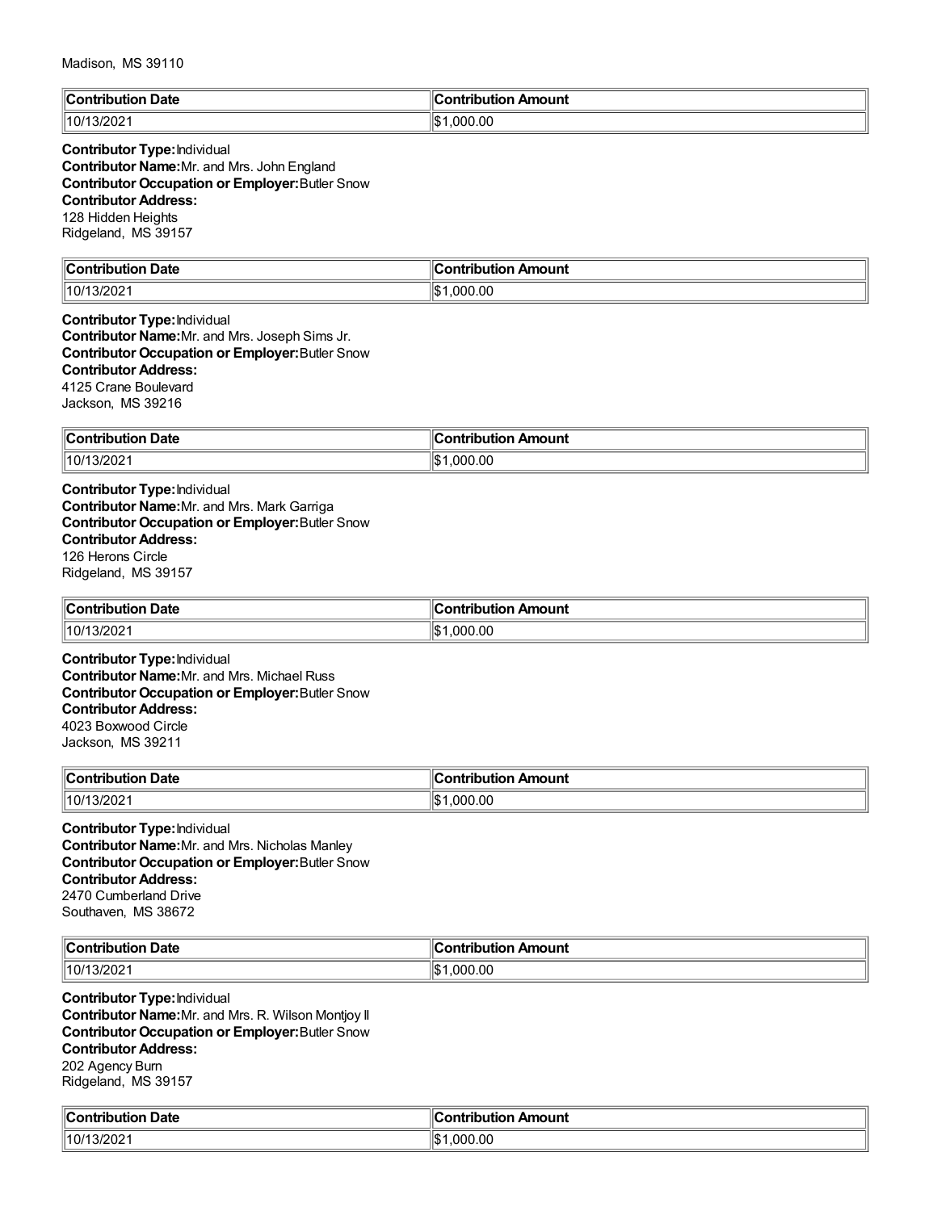Madison, MS 39110

| Contribution Date | Contribution Amount |
|---|---|
| 10/13/2021 | $1,000.00 |

**Contributor Type:** Individual
**Contributor Name:** Mr. and Mrs. John England
**Contributor Occupation or Employer:** Butler Snow
**Contributor Address:**
128 Hidden Heights
Ridgeland, MS 39157

| Contribution Date | Contribution Amount |
|---|---|
| 10/13/2021 | $1,000.00 |

**Contributor Type:** Individual
**Contributor Name:** Mr. and Mrs. Joseph Sims Jr.
**Contributor Occupation or Employer:** Butler Snow
**Contributor Address:**
4125 Crane Boulevard
Jackson, MS 39216

| Contribution Date | Contribution Amount |
|---|---|
| 10/13/2021 | $1,000.00 |

**Contributor Type:** Individual
**Contributor Name:** Mr. and Mrs. Mark Garriga
**Contributor Occupation or Employer:** Butler Snow
**Contributor Address:**
126 Herons Circle
Ridgeland, MS 39157

| Contribution Date | Contribution Amount |
|---|---|
| 10/13/2021 | $1,000.00 |

**Contributor Type:** Individual
**Contributor Name:** Mr. and Mrs. Michael Russ
**Contributor Occupation or Employer:** Butler Snow
**Contributor Address:**
4023 Boxwood Circle
Jackson, MS 39211

| Contribution Date | Contribution Amount |
|---|---|
| 10/13/2021 | $1,000.00 |

**Contributor Type:** Individual
**Contributor Name:** Mr. and Mrs. Nicholas Manley
**Contributor Occupation or Employer:** Butler Snow
**Contributor Address:**
2470 Cumberland Drive
Southaven, MS 38672

| Contribution Date | Contribution Amount |
|---|---|
| 10/13/2021 | $1,000.00 |

**Contributor Type:** Individual
**Contributor Name:** Mr. and Mrs. R. Wilson Montjoy II
**Contributor Occupation or Employer:** Butler Snow
**Contributor Address:**
202 Agency Burn
Ridgeland, MS 39157

| Contribution Date | Contribution Amount |
|---|---|
| 10/13/2021 | $1,000.00 |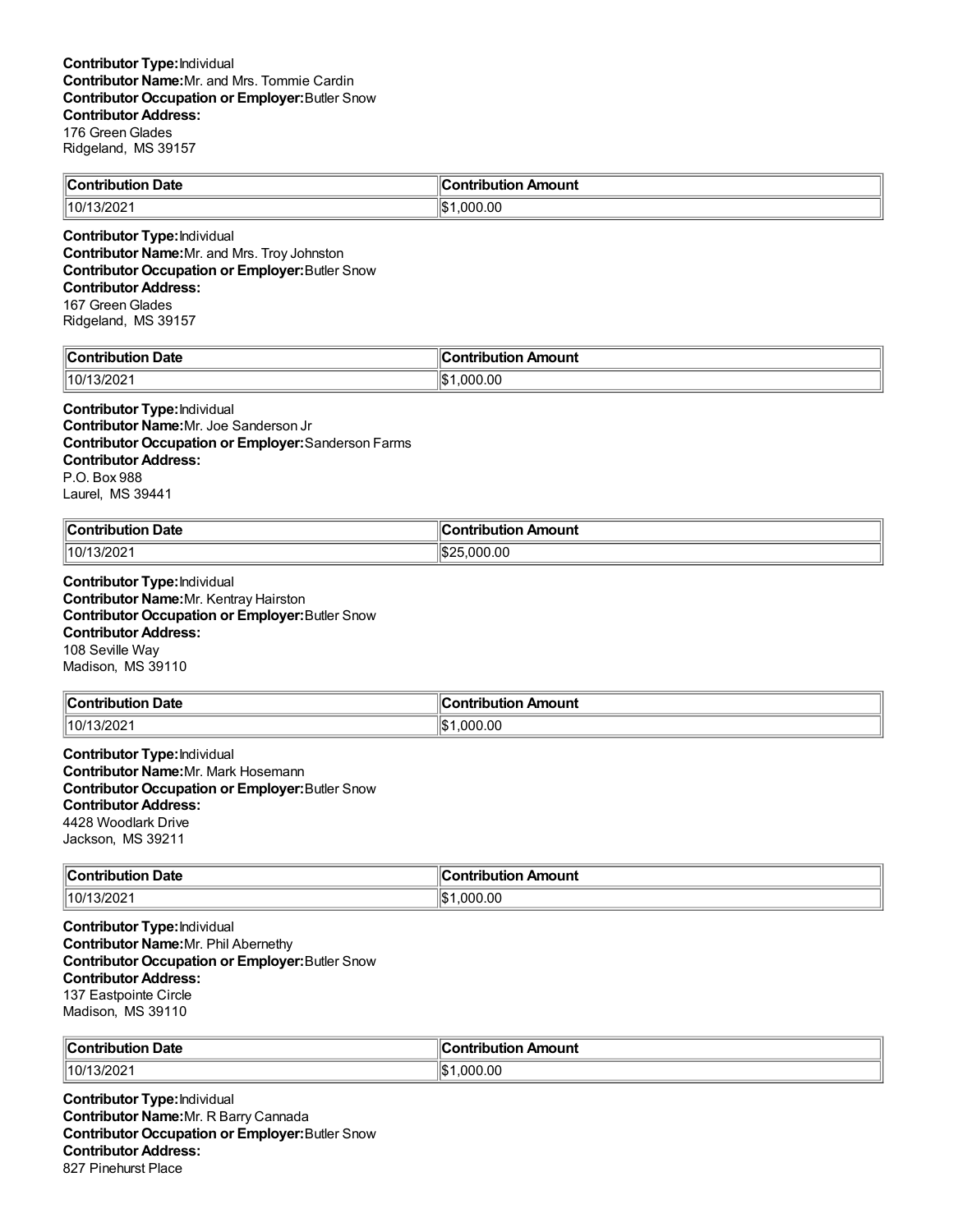**Contributor Type:**Individual
**Contributor Name:**Mr. and Mrs. Tommie Cardin
**Contributor Occupation or Employer:**Butler Snow
**Contributor Address:**
176 Green Glades
Ridgeland, MS 39157

| Contribution Date | Contribution Amount |
|---|---|
| 10/13/2021 | $1,000.00 |

**Contributor Type:**Individual
**Contributor Name:**Mr. and Mrs. Troy Johnston
**Contributor Occupation or Employer:**Butler Snow
**Contributor Address:**
167 Green Glades
Ridgeland, MS 39157

| Contribution Date | Contribution Amount |
|---|---|
| 10/13/2021 | $1,000.00 |

**Contributor Type:**Individual
**Contributor Name:**Mr. Joe Sanderson Jr
**Contributor Occupation or Employer:**Sanderson Farms
**Contributor Address:**
P.O. Box 988
Laurel, MS 39441

| Contribution Date | Contribution Amount |
|---|---|
| 10/13/2021 | $25,000.00 |

**Contributor Type:**Individual
**Contributor Name:**Mr. Kentray Hairston
**Contributor Occupation or Employer:**Butler Snow
**Contributor Address:**
108 Seville Way
Madison, MS 39110

| Contribution Date | Contribution Amount |
|---|---|
| 10/13/2021 | $1,000.00 |

**Contributor Type:**Individual
**Contributor Name:**Mr. Mark Hosemann
**Contributor Occupation or Employer:**Butler Snow
**Contributor Address:**
4428 Woodlark Drive
Jackson, MS 39211

| Contribution Date | Contribution Amount |
|---|---|
| 10/13/2021 | $1,000.00 |

**Contributor Type:**Individual
**Contributor Name:**Mr. Phil Abernethy
**Contributor Occupation or Employer:**Butler Snow
**Contributor Address:**
137 Eastpointe Circle
Madison, MS 39110

| Contribution Date | Contribution Amount |
|---|---|
| 10/13/2021 | $1,000.00 |

**Contributor Type:**Individual
**Contributor Name:**Mr. R Barry Cannada
**Contributor Occupation or Employer:**Butler Snow
**Contributor Address:**
827 Pinehurst Place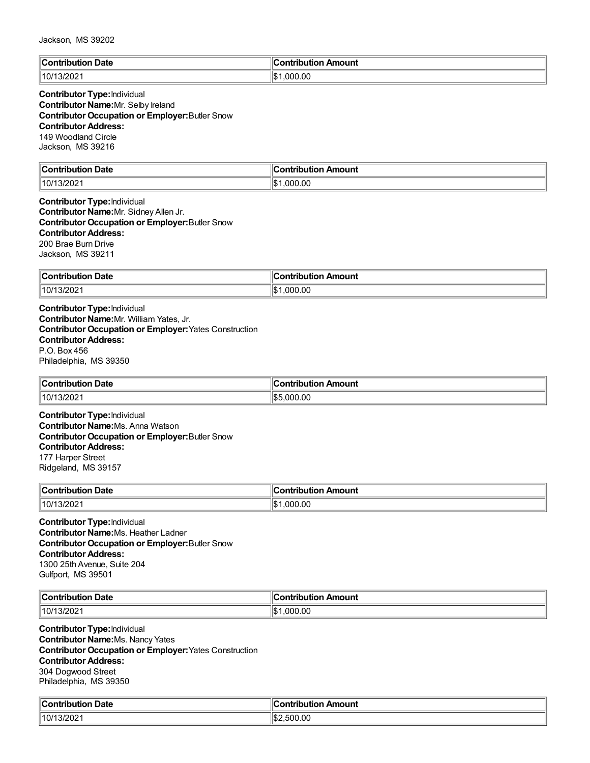Jackson, MS 39202

| Contribution Date | Contribution Amount |
|---|---|
| 10/13/2021 | $1,000.00 |

**Contributor Type:** Individual
**Contributor Name:** Mr. Selby Ireland
**Contributor Occupation or Employer:** Butler Snow
**Contributor Address:**
149 Woodland Circle
Jackson, MS 39216

| Contribution Date | Contribution Amount |
|---|---|
| 10/13/2021 | $1,000.00 |

**Contributor Type:** Individual
**Contributor Name:** Mr. Sidney Allen Jr.
**Contributor Occupation or Employer:** Butler Snow
**Contributor Address:**
200 Brae Burn Drive
Jackson, MS 39211

| Contribution Date | Contribution Amount |
|---|---|
| 10/13/2021 | $1,000.00 |

**Contributor Type:** Individual
**Contributor Name:** Mr. William Yates, Jr.
**Contributor Occupation or Employer:** Yates Construction
**Contributor Address:**
P.O. Box 456
Philadelphia, MS 39350

| Contribution Date | Contribution Amount |
|---|---|
| 10/13/2021 | $5,000.00 |

**Contributor Type:** Individual
**Contributor Name:** Ms. Anna Watson
**Contributor Occupation or Employer:** Butler Snow
**Contributor Address:**
177 Harper Street
Ridgeland, MS 39157

| Contribution Date | Contribution Amount |
|---|---|
| 10/13/2021 | $1,000.00 |

**Contributor Type:** Individual
**Contributor Name:** Ms. Heather Ladner
**Contributor Occupation or Employer:** Butler Snow
**Contributor Address:**
1300 25th Avenue, Suite 204
Gulfport, MS 39501

| Contribution Date | Contribution Amount |
|---|---|
| 10/13/2021 | $1,000.00 |

**Contributor Type:** Individual
**Contributor Name:** Ms. Nancy Yates
**Contributor Occupation or Employer:** Yates Construction
**Contributor Address:**
304 Dogwood Street
Philadelphia, MS 39350

| Contribution Date | Contribution Amount |
|---|---|
| 10/13/2021 | $2,500.00 |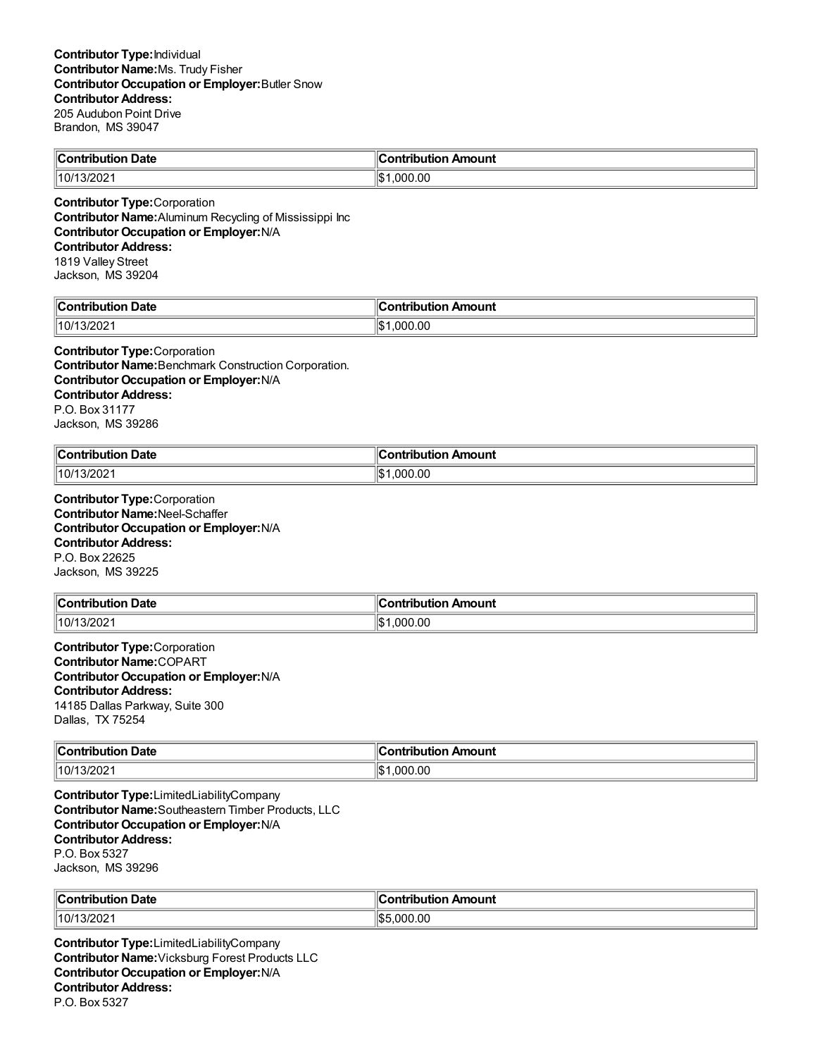**Contributor Type:** Individual
**Contributor Name:** Ms. Trudy Fisher
**Contributor Occupation or Employer:** Butler Snow
**Contributor Address:**
205 Audubon Point Drive
Brandon, MS 39047

| Contribution Date | Contribution Amount |
|---|---|
| 10/13/2021 | $1,000.00 |

**Contributor Type:** Corporation
**Contributor Name:** Aluminum Recycling of Mississippi Inc
**Contributor Occupation or Employer:** N/A
**Contributor Address:**
1819 Valley Street
Jackson, MS 39204

| Contribution Date | Contribution Amount |
|---|---|
| 10/13/2021 | $1,000.00 |

**Contributor Type:** Corporation
**Contributor Name:** Benchmark Construction Corporation.
**Contributor Occupation or Employer:** N/A
**Contributor Address:**
P.O. Box 31177
Jackson, MS 39286

| Contribution Date | Contribution Amount |
|---|---|
| 10/13/2021 | $1,000.00 |

**Contributor Type:** Corporation
**Contributor Name:** Neel-Schaffer
**Contributor Occupation or Employer:** N/A
**Contributor Address:**
P.O. Box 22625
Jackson, MS 39225

| Contribution Date | Contribution Amount |
|---|---|
| 10/13/2021 | $1,000.00 |

**Contributor Type:** Corporation
**Contributor Name:** COPART
**Contributor Occupation or Employer:** N/A
**Contributor Address:**
14185 Dallas Parkway, Suite 300
Dallas, TX 75254

| Contribution Date | Contribution Amount |
|---|---|
| 10/13/2021 | $1,000.00 |

**Contributor Type:** LimitedLiabilityCompany
**Contributor Name:** Southeastern Timber Products, LLC
**Contributor Occupation or Employer:** N/A
**Contributor Address:**
P.O. Box 5327
Jackson, MS 39296

| Contribution Date | Contribution Amount |
|---|---|
| 10/13/2021 | $5,000.00 |

**Contributor Type:** LimitedLiabilityCompany
**Contributor Name:** Vicksburg Forest Products LLC
**Contributor Occupation or Employer:** N/A
**Contributor Address:**
P.O. Box 5327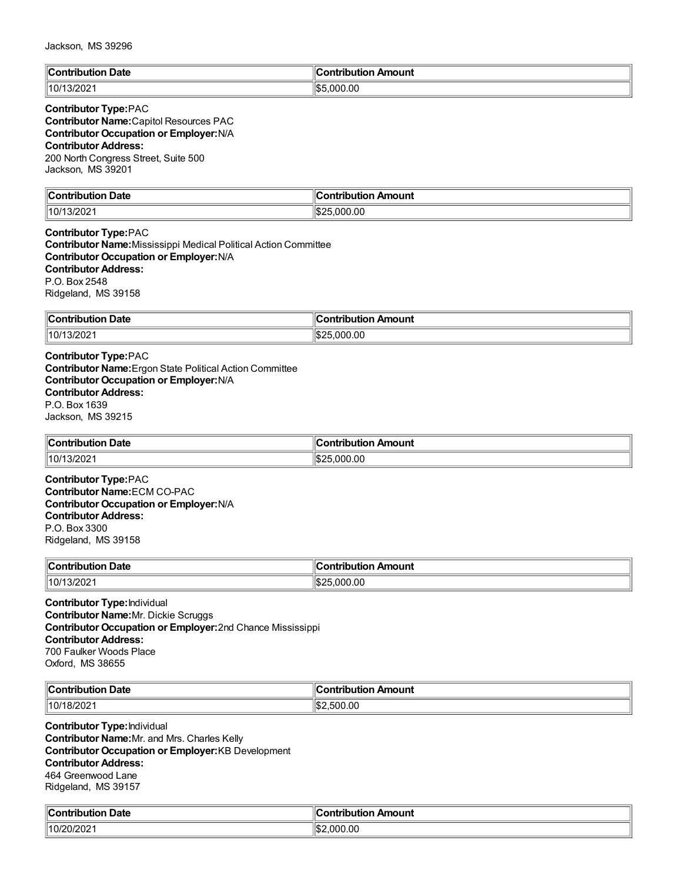Jackson, MS 39296

| Contribution Date | Contribution Amount |
| --- | --- |
| 10/13/2021 | $5,000.00 |

**Contributor Type:** PAC
**Contributor Name:** Capitol Resources PAC
**Contributor Occupation or Employer:** N/A
**Contributor Address:**
200 North Congress Street, Suite 500
Jackson, MS 39201

| Contribution Date | Contribution Amount |
| --- | --- |
| 10/13/2021 | $25,000.00 |

**Contributor Type:** PAC
**Contributor Name:** Mississippi Medical Political Action Committee
**Contributor Occupation or Employer:** N/A
**Contributor Address:**
P.O. Box 2548
Ridgeland, MS 39158

| Contribution Date | Contribution Amount |
| --- | --- |
| 10/13/2021 | $25,000.00 |

**Contributor Type:** PAC
**Contributor Name:** Ergon State Political Action Committee
**Contributor Occupation or Employer:** N/A
**Contributor Address:**
P.O. Box 1639
Jackson, MS 39215

| Contribution Date | Contribution Amount |
| --- | --- |
| 10/13/2021 | $25,000.00 |

**Contributor Type:** PAC
**Contributor Name:** ECM CO-PAC
**Contributor Occupation or Employer:** N/A
**Contributor Address:**
P.O. Box 3300
Ridgeland, MS 39158

| Contribution Date | Contribution Amount |
| --- | --- |
| 10/13/2021 | $25,000.00 |

**Contributor Type:** Individual
**Contributor Name:** Mr. Dickie Scruggs
**Contributor Occupation or Employer:** 2nd Chance Mississippi
**Contributor Address:**
700 Faulker Woods Place
Oxford, MS 38655

| Contribution Date | Contribution Amount |
| --- | --- |
| 10/18/2021 | $2,500.00 |

**Contributor Type:** Individual
**Contributor Name:** Mr. and Mrs. Charles Kelly
**Contributor Occupation or Employer:** KB Development
**Contributor Address:**
464 Greenwood Lane
Ridgeland, MS 39157

| Contribution Date | Contribution Amount |
| --- | --- |
| 10/20/2021 | $2,000.00 |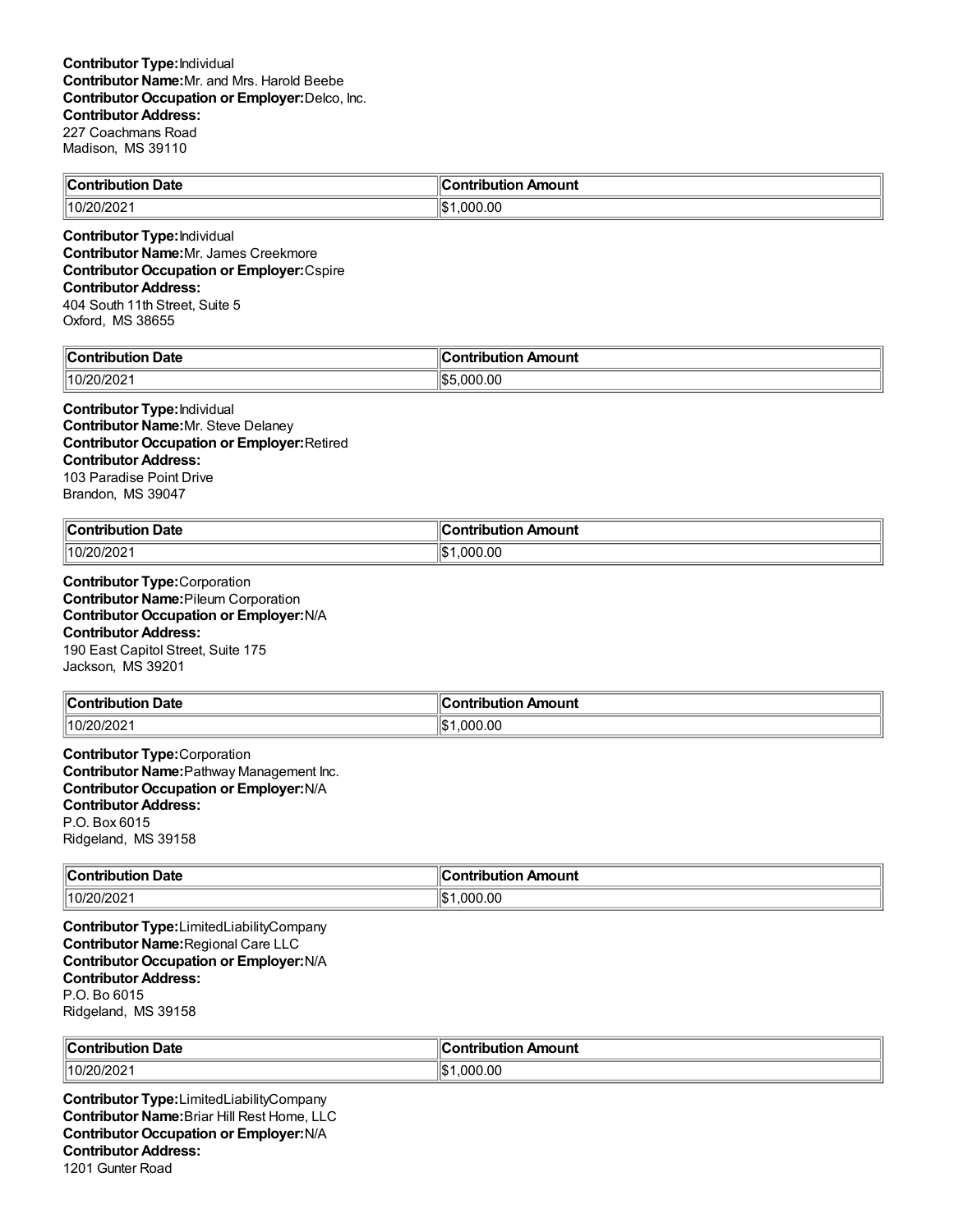**Contributor Type:** Individual
**Contributor Name:** Mr. and Mrs. Harold Beebe
**Contributor Occupation or Employer:** Delco, Inc.
**Contributor Address:**
227 Coachmans Road
Madison, MS 39110

| Contribution Date | Contribution Amount |
| --- | --- |
| 10/20/2021 | $1,000.00 |

**Contributor Type:** Individual
**Contributor Name:** Mr. James Creekmore
**Contributor Occupation or Employer:** Cspire
**Contributor Address:**
404 South 11th Street, Suite 5
Oxford, MS 38655

| Contribution Date | Contribution Amount |
| --- | --- |
| 10/20/2021 | $5,000.00 |

**Contributor Type:** Individual
**Contributor Name:** Mr. Steve Delaney
**Contributor Occupation or Employer:** Retired
**Contributor Address:**
103 Paradise Point Drive
Brandon, MS 39047

| Contribution Date | Contribution Amount |
| --- | --- |
| 10/20/2021 | $1,000.00 |

**Contributor Type:** Corporation
**Contributor Name:** Pileum Corporation
**Contributor Occupation or Employer:** N/A
**Contributor Address:**
190 East Capitol Street, Suite 175
Jackson, MS 39201

| Contribution Date | Contribution Amount |
| --- | --- |
| 10/20/2021 | $1,000.00 |

**Contributor Type:** Corporation
**Contributor Name:** Pathway Management Inc.
**Contributor Occupation or Employer:** N/A
**Contributor Address:**
P.O. Box 6015
Ridgeland, MS 39158

| Contribution Date | Contribution Amount |
| --- | --- |
| 10/20/2021 | $1,000.00 |

**Contributor Type:** LimitedLiabilityCompany
**Contributor Name:** Regional Care LLC
**Contributor Occupation or Employer:** N/A
**Contributor Address:**
P.O. Bo 6015
Ridgeland, MS 39158

| Contribution Date | Contribution Amount |
| --- | --- |
| 10/20/2021 | $1,000.00 |

**Contributor Type:** LimitedLiabilityCompany
**Contributor Name:** Briar Hill Rest Home, LLC
**Contributor Occupation or Employer:** N/A
**Contributor Address:**
1201 Gunter Road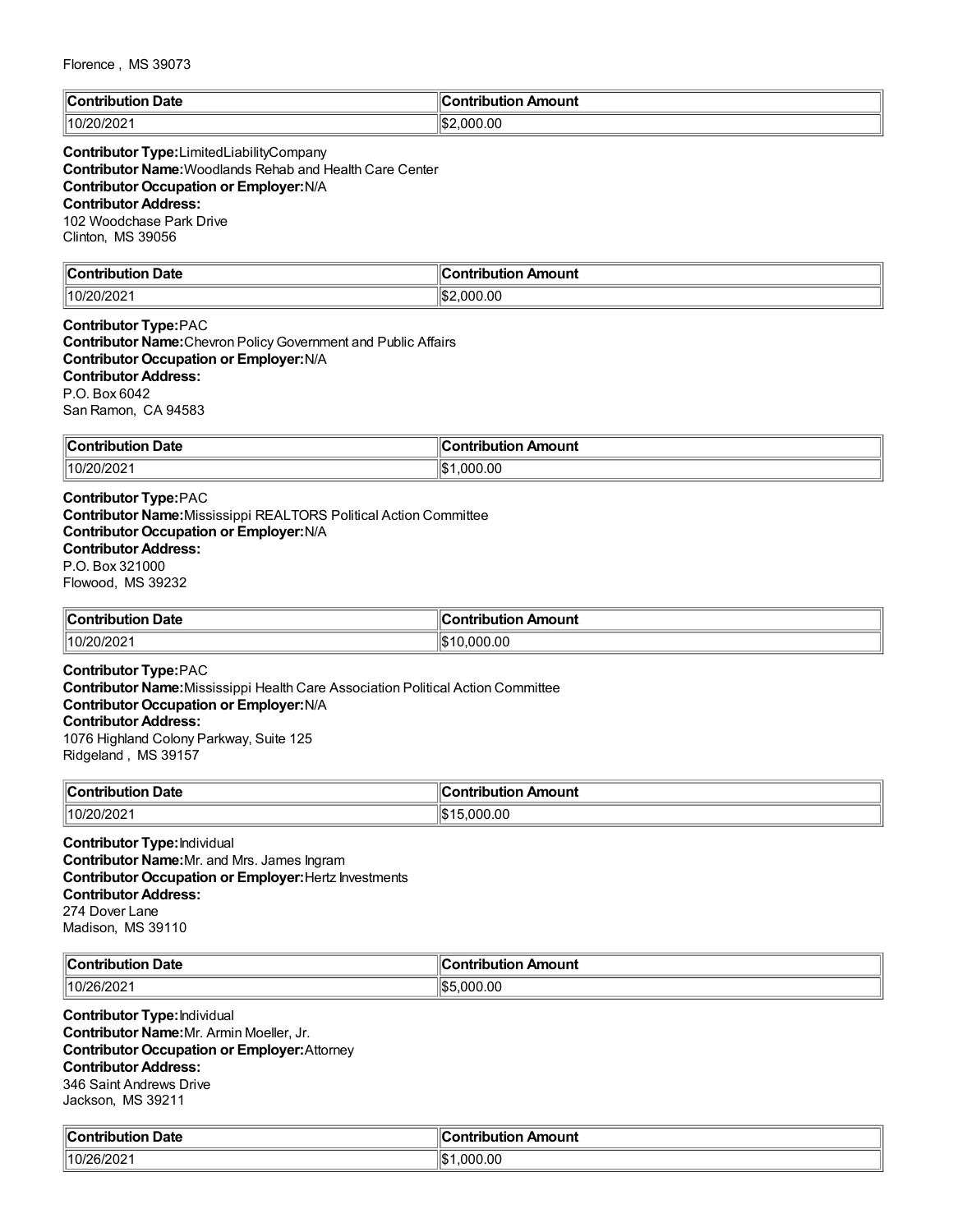Florence , MS 39073

| Contribution Date | Contribution Amount |
|---|---|
| 10/20/2021 | $2,000.00 |

**Contributor Type:** LimitedLiabilityCompany
**Contributor Name:** Woodlands Rehab and Health Care Center
**Contributor Occupation or Employer:** N/A
**Contributor Address:**
102 Woodchase Park Drive
Clinton, MS 39056

| Contribution Date | Contribution Amount |
|---|---|
| 10/20/2021 | $2,000.00 |

**Contributor Type:** PAC
**Contributor Name:** Chevron Policy Government and Public Affairs
**Contributor Occupation or Employer:** N/A
**Contributor Address:**
P.O. Box 6042
San Ramon, CA 94583

| Contribution Date | Contribution Amount |
|---|---|
| 10/20/2021 | $1,000.00 |

**Contributor Type:** PAC
**Contributor Name:** Mississippi REALTORS Political Action Committee
**Contributor Occupation or Employer:** N/A
**Contributor Address:**
P.O. Box 321000
Flowood, MS 39232

| Contribution Date | Contribution Amount |
|---|---|
| 10/20/2021 | $10,000.00 |

**Contributor Type:** PAC
**Contributor Name:** Mississippi Health Care Association Political Action Committee
**Contributor Occupation or Employer:** N/A
**Contributor Address:**
1076 Highland Colony Parkway, Suite 125
Ridgeland , MS 39157

| Contribution Date | Contribution Amount |
|---|---|
| 10/20/2021 | $15,000.00 |

**Contributor Type:** Individual
**Contributor Name:** Mr. and Mrs. James Ingram
**Contributor Occupation or Employer:** Hertz Investments
**Contributor Address:**
274 Dover Lane
Madison, MS 39110

| Contribution Date | Contribution Amount |
|---|---|
| 10/26/2021 | $5,000.00 |

**Contributor Type:** Individual
**Contributor Name:** Mr. Armin Moeller, Jr.
**Contributor Occupation or Employer:** Attorney
**Contributor Address:**
346 Saint Andrews Drive
Jackson, MS 39211

| Contribution Date | Contribution Amount |
|---|---|
| 10/26/2021 | $1,000.00 |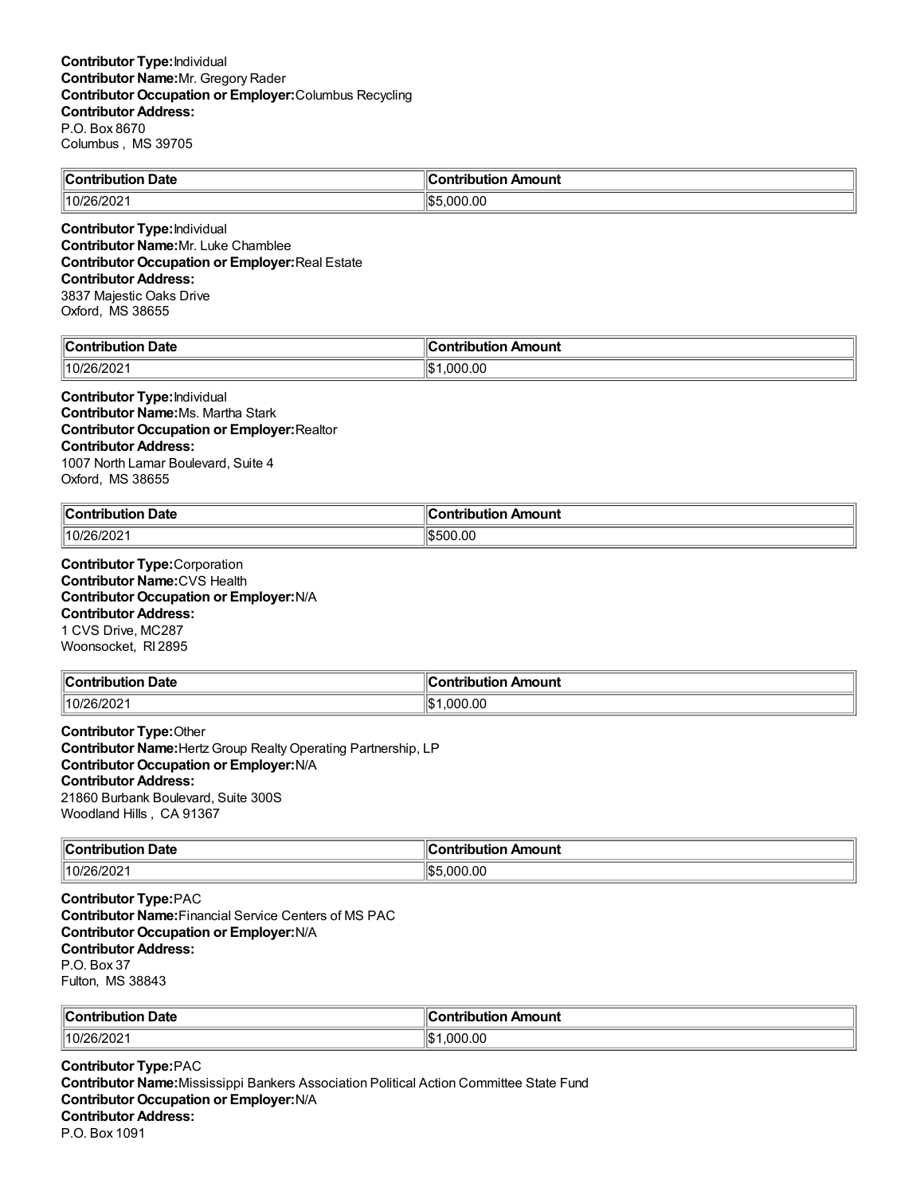**Contributor Type:** Individual
**Contributor Name:** Mr. Gregory Rader
**Contributor Occupation or Employer:** Columbus Recycling
**Contributor Address:**
P.O. Box 8670
Columbus , MS 39705

| Contribution Date | Contribution Amount |
| --- | --- |
| 10/26/2021 | $5,000.00 |

**Contributor Type:** Individual
**Contributor Name:** Mr. Luke Chamblee
**Contributor Occupation or Employer:** Real Estate
**Contributor Address:**
3837 Majestic Oaks Drive
Oxford, MS 38655

| Contribution Date | Contribution Amount |
| --- | --- |
| 10/26/2021 | $1,000.00 |

**Contributor Type:** Individual
**Contributor Name:** Ms. Martha Stark
**Contributor Occupation or Employer:** Realtor
**Contributor Address:**
1007 North Lamar Boulevard, Suite 4
Oxford, MS 38655

| Contribution Date | Contribution Amount |
| --- | --- |
| 10/26/2021 | $500.00 |

**Contributor Type:** Corporation
**Contributor Name:** CVS Health
**Contributor Occupation or Employer:** N/A
**Contributor Address:**
1 CVS Drive, MC287
Woonsocket, RI 2895

| Contribution Date | Contribution Amount |
| --- | --- |
| 10/26/2021 | $1,000.00 |

**Contributor Type:** Other
**Contributor Name:** Hertz Group Realty Operating Partnership, LP
**Contributor Occupation or Employer:** N/A
**Contributor Address:**
21860 Burbank Boulevard, Suite 300S
Woodland Hills , CA 91367

| Contribution Date | Contribution Amount |
| --- | --- |
| 10/26/2021 | $5,000.00 |

**Contributor Type:** PAC
**Contributor Name:** Financial Service Centers of MS PAC
**Contributor Occupation or Employer:** N/A
**Contributor Address:**
P.O. Box 37
Fulton, MS 38843

| Contribution Date | Contribution Amount |
| --- | --- |
| 10/26/2021 | $1,000.00 |

**Contributor Type:** PAC
**Contributor Name:** Mississippi Bankers Association Political Action Committee State Fund
**Contributor Occupation or Employer:** N/A
**Contributor Address:**
P.O. Box 1091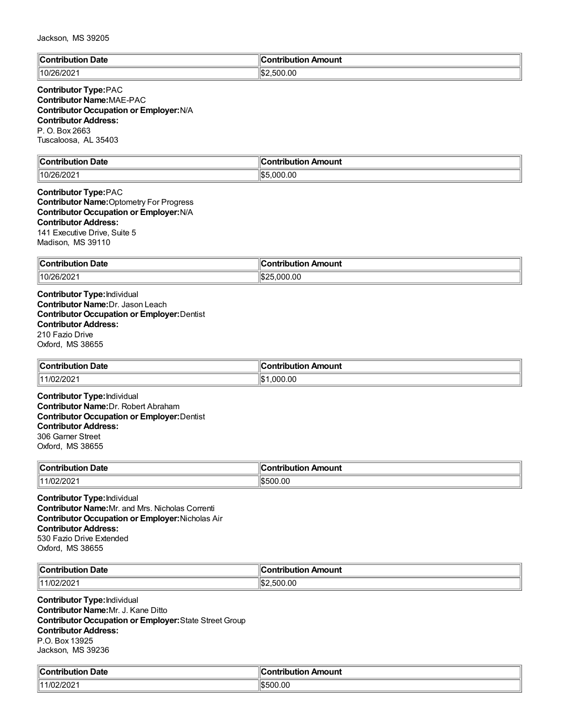Jackson, MS 39205

| Contribution Date | Contribution Amount |
| --- | --- |
| 10/26/2021 | $2,500.00 |

**Contributor Type:** PAC
**Contributor Name:** MAE-PAC
**Contributor Occupation or Employer:** N/A
**Contributor Address:**
P. O. Box 2663
Tuscaloosa, AL 35403

| Contribution Date | Contribution Amount |
| --- | --- |
| 10/26/2021 | $5,000.00 |

**Contributor Type:** PAC
**Contributor Name:** Optometry For Progress
**Contributor Occupation or Employer:** N/A
**Contributor Address:**
141 Executive Drive, Suite 5
Madison, MS 39110

| Contribution Date | Contribution Amount |
| --- | --- |
| 10/26/2021 | $25,000.00 |

**Contributor Type:** Individual
**Contributor Name:** Dr. Jason Leach
**Contributor Occupation or Employer:** Dentist
**Contributor Address:**
210 Fazio Drive
Oxford, MS 38655

| Contribution Date | Contribution Amount |
| --- | --- |
| 11/02/2021 | $1,000.00 |

**Contributor Type:** Individual
**Contributor Name:** Dr. Robert Abraham
**Contributor Occupation or Employer:** Dentist
**Contributor Address:**
306 Garner Street
Oxford, MS 38655

| Contribution Date | Contribution Amount |
| --- | --- |
| 11/02/2021 | $500.00 |

**Contributor Type:** Individual
**Contributor Name:** Mr. and Mrs. Nicholas Correnti
**Contributor Occupation or Employer:** Nicholas Air
**Contributor Address:**
530 Fazio Drive Extended
Oxford, MS 38655

| Contribution Date | Contribution Amount |
| --- | --- |
| 11/02/2021 | $2,500.00 |

**Contributor Type:** Individual
**Contributor Name:** Mr. J. Kane Ditto
**Contributor Occupation or Employer:** State Street Group
**Contributor Address:**
P.O. Box 13925
Jackson, MS 39236

| Contribution Date | Contribution Amount |
| --- | --- |
| 11/02/2021 | $500.00 |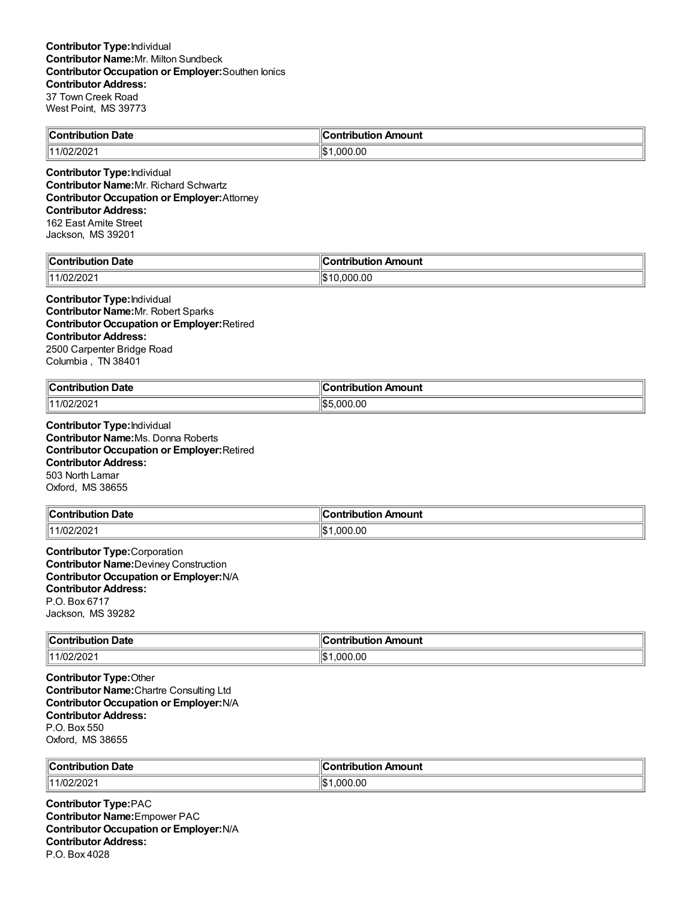**Contributor Type:** Individual
**Contributor Name:** Mr. Milton Sundbeck
**Contributor Occupation or Employer:** Southen Ionics
**Contributor Address:**
37 Town Creek Road
West Point, MS 39773

| Contribution Date | Contribution Amount |
|---|---|
| 11/02/2021 | $1,000.00 |

**Contributor Type:** Individual
**Contributor Name:** Mr. Richard Schwartz
**Contributor Occupation or Employer:** Attorney
**Contributor Address:**
162 East Amite Street
Jackson, MS 39201

| Contribution Date | Contribution Amount |
|---|---|
| 11/02/2021 | $10,000.00 |

**Contributor Type:** Individual
**Contributor Name:** Mr. Robert Sparks
**Contributor Occupation or Employer:** Retired
**Contributor Address:**
2500 Carpenter Bridge Road
Columbia , TN 38401

| Contribution Date | Contribution Amount |
|---|---|
| 11/02/2021 | $5,000.00 |

**Contributor Type:** Individual
**Contributor Name:** Ms. Donna Roberts
**Contributor Occupation or Employer:** Retired
**Contributor Address:**
503 North Lamar
Oxford, MS 38655

| Contribution Date | Contribution Amount |
|---|---|
| 11/02/2021 | $1,000.00 |

**Contributor Type:** Corporation
**Contributor Name:** Deviney Construction
**Contributor Occupation or Employer:** N/A
**Contributor Address:**
P.O. Box 6717
Jackson, MS 39282

| Contribution Date | Contribution Amount |
|---|---|
| 11/02/2021 | $1,000.00 |

**Contributor Type:** Other
**Contributor Name:** Chartre Consulting Ltd
**Contributor Occupation or Employer:** N/A
**Contributor Address:**
P.O. Box 550
Oxford, MS 38655

| Contribution Date | Contribution Amount |
|---|---|
| 11/02/2021 | $1,000.00 |

**Contributor Type:** PAC
**Contributor Name:** Empower PAC
**Contributor Occupation or Employer:** N/A
**Contributor Address:**
P.O. Box 4028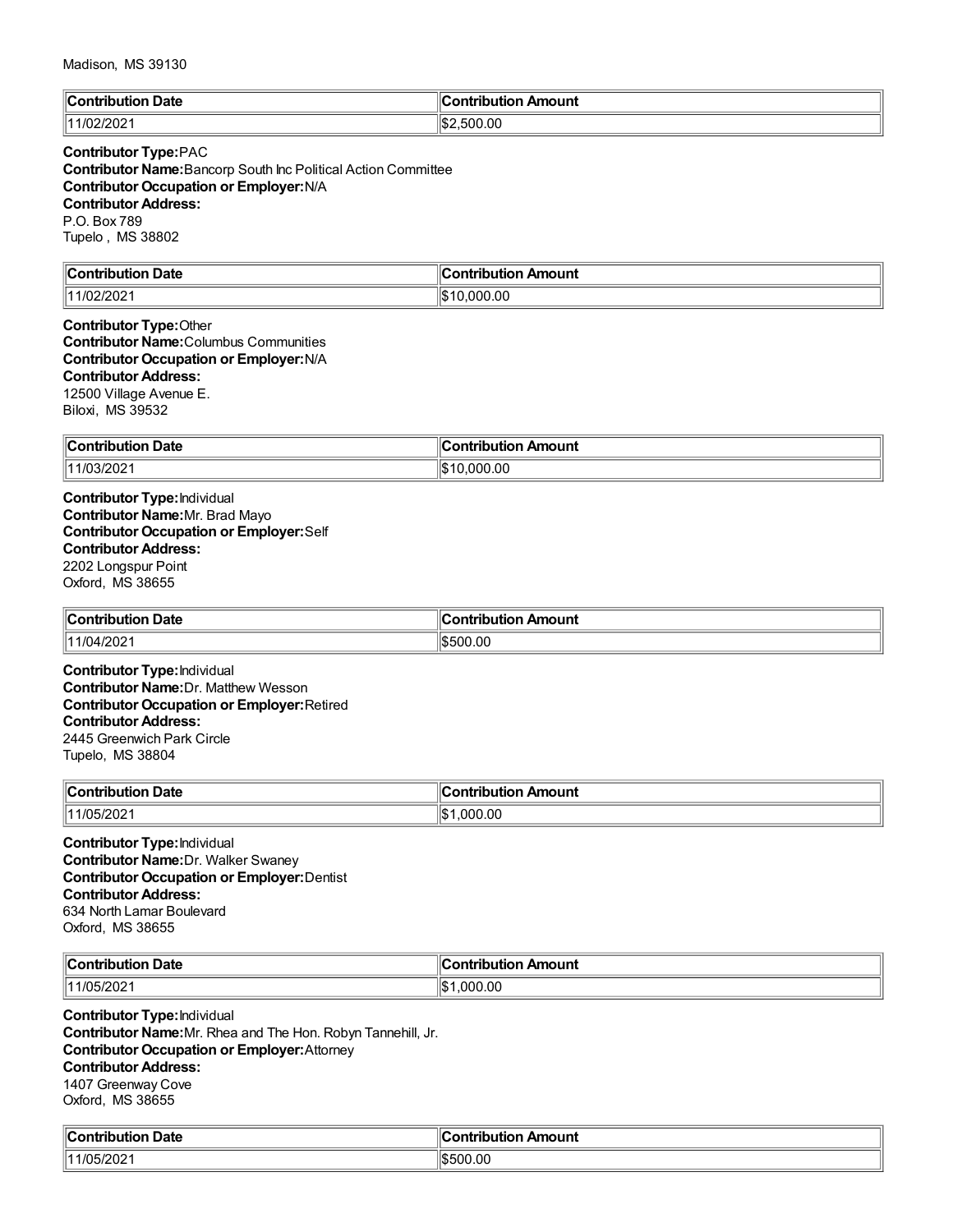Madison, MS 39130

| Contribution Date | Contribution Amount |
|---|---|
| 11/02/2021 | $2,500.00 |

**Contributor Type:** PAC
**Contributor Name:** Bancorp South Inc Political Action Committee
**Contributor Occupation or Employer:** N/A
**Contributor Address:**
P.O. Box 789
Tupelo , MS 38802

| Contribution Date | Contribution Amount |
|---|---|
| 11/02/2021 | $10,000.00 |

**Contributor Type:** Other
**Contributor Name:** Columbus Communities
**Contributor Occupation or Employer:** N/A
**Contributor Address:**
12500 Village Avenue E.
Biloxi, MS 39532

| Contribution Date | Contribution Amount |
|---|---|
| 11/03/2021 | $10,000.00 |

**Contributor Type:** Individual
**Contributor Name:** Mr. Brad Mayo
**Contributor Occupation or Employer:** Self
**Contributor Address:**
2202 Longspur Point
Oxford, MS 38655

| Contribution Date | Contribution Amount |
|---|---|
| 11/04/2021 | $500.00 |

**Contributor Type:** Individual
**Contributor Name:** Dr. Matthew Wesson
**Contributor Occupation or Employer:** Retired
**Contributor Address:**
2445 Greenwich Park Circle
Tupelo, MS 38804

| Contribution Date | Contribution Amount |
|---|---|
| 11/05/2021 | $1,000.00 |

**Contributor Type:** Individual
**Contributor Name:** Dr. Walker Swaney
**Contributor Occupation or Employer:** Dentist
**Contributor Address:**
634 North Lamar Boulevard
Oxford, MS 38655

| Contribution Date | Contribution Amount |
|---|---|
| 11/05/2021 | $1,000.00 |

**Contributor Type:** Individual
**Contributor Name:** Mr. Rhea and The Hon. Robyn Tannehill, Jr.
**Contributor Occupation or Employer:** Attorney
**Contributor Address:**
1407 Greenway Cove
Oxford, MS 38655

| Contribution Date | Contribution Amount |
|---|---|
| 11/05/2021 | $500.00 |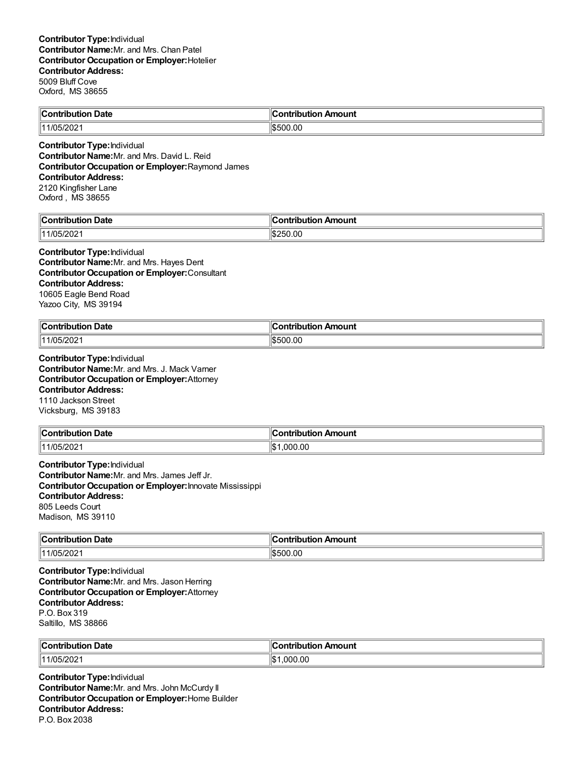**Contributor Type:** Individual
**Contributor Name:** Mr. and Mrs. Chan Patel
**Contributor Occupation or Employer:** Hotelier
**Contributor Address:**
5009 Bluff Cove
Oxford, MS 38655

| Contribution Date | Contribution Amount |
|---|---|
| 11/05/2021 | $500.00 |

**Contributor Type:** Individual
**Contributor Name:** Mr. and Mrs. David L. Reid
**Contributor Occupation or Employer:** Raymond James
**Contributor Address:**
2120 Kingfisher Lane
Oxford , MS 38655

| Contribution Date | Contribution Amount |
|---|---|
| 11/05/2021 | $250.00 |

**Contributor Type:** Individual
**Contributor Name:** Mr. and Mrs. Hayes Dent
**Contributor Occupation or Employer:** Consultant
**Contributor Address:**
10605 Eagle Bend Road
Yazoo City, MS 39194

| Contribution Date | Contribution Amount |
|---|---|
| 11/05/2021 | $500.00 |

**Contributor Type:** Individual
**Contributor Name:** Mr. and Mrs. J. Mack Varner
**Contributor Occupation or Employer:** Attorney
**Contributor Address:**
1110 Jackson Street
Vicksburg, MS 39183

| Contribution Date | Contribution Amount |
|---|---|
| 11/05/2021 | $1,000.00 |

**Contributor Type:** Individual
**Contributor Name:** Mr. and Mrs. James Jeff Jr.
**Contributor Occupation or Employer:** Innovate Mississippi
**Contributor Address:**
805 Leeds Court
Madison, MS 39110

| Contribution Date | Contribution Amount |
|---|---|
| 11/05/2021 | $500.00 |

**Contributor Type:** Individual
**Contributor Name:** Mr. and Mrs. Jason Herring
**Contributor Occupation or Employer:** Attorney
**Contributor Address:**
P.O. Box 319
Saltillo, MS 38866

| Contribution Date | Contribution Amount |
|---|---|
| 11/05/2021 | $1,000.00 |

**Contributor Type:** Individual
**Contributor Name:** Mr. and Mrs. John McCurdy II
**Contributor Occupation or Employer:** Home Builder
**Contributor Address:**
P.O. Box 2038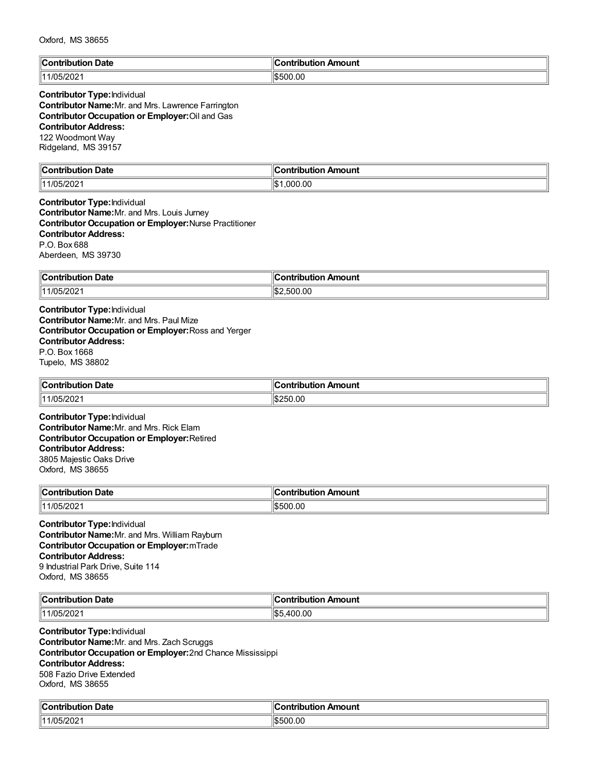Oxford, MS 38655

| Contribution Date | Contribution Amount |
| --- | --- |
| 11/05/2021 | $500.00 |

**Contributor Type:** Individual
**Contributor Name:** Mr. and Mrs. Lawrence Farrington
**Contributor Occupation or Employer:** Oil and Gas
**Contributor Address:**
122 Woodmont Way
Ridgeland, MS 39157

| Contribution Date | Contribution Amount |
| --- | --- |
| 11/05/2021 | $1,000.00 |

**Contributor Type:** Individual
**Contributor Name:** Mr. and Mrs. Louis Jurney
**Contributor Occupation or Employer:** Nurse Practitioner
**Contributor Address:**
P.O. Box 688
Aberdeen, MS 39730

| Contribution Date | Contribution Amount |
| --- | --- |
| 11/05/2021 | $2,500.00 |

**Contributor Type:** Individual
**Contributor Name:** Mr. and Mrs. Paul Mize
**Contributor Occupation or Employer:** Ross and Yerger
**Contributor Address:**
P.O. Box 1668
Tupelo, MS 38802

| Contribution Date | Contribution Amount |
| --- | --- |
| 11/05/2021 | $250.00 |

**Contributor Type:** Individual
**Contributor Name:** Mr. and Mrs. Rick Elam
**Contributor Occupation or Employer:** Retired
**Contributor Address:**
3805 Majestic Oaks Drive
Oxford, MS 38655

| Contribution Date | Contribution Amount |
| --- | --- |
| 11/05/2021 | $500.00 |

**Contributor Type:** Individual
**Contributor Name:** Mr. and Mrs. William Rayburn
**Contributor Occupation or Employer:** mTrade
**Contributor Address:**
9 Industrial Park Drive, Suite 114
Oxford, MS 38655

| Contribution Date | Contribution Amount |
| --- | --- |
| 11/05/2021 | $5,400.00 |

**Contributor Type:** Individual
**Contributor Name:** Mr. and Mrs. Zach Scruggs
**Contributor Occupation or Employer:** 2nd Chance Mississippi
**Contributor Address:**
508 Fazio Drive Extended
Oxford, MS 38655

| Contribution Date | Contribution Amount |
| --- | --- |
| 11/05/2021 | $500.00 |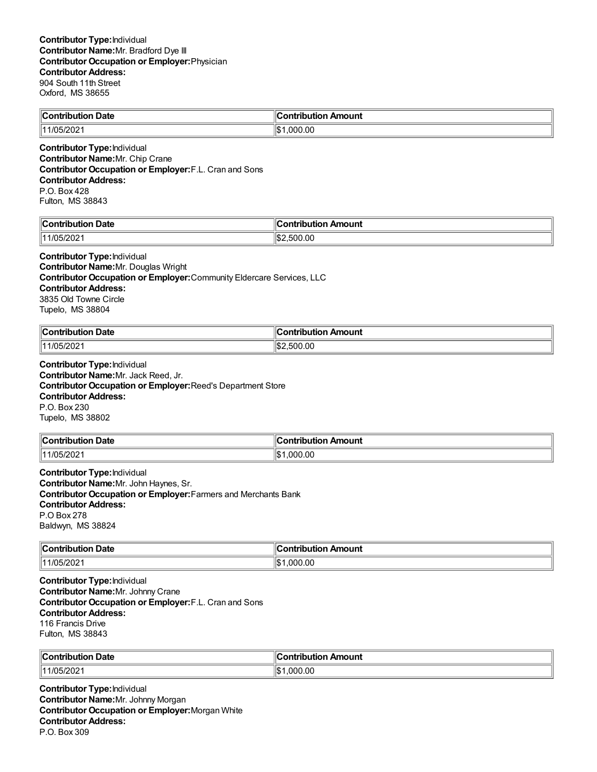**Contributor Type:** Individual
**Contributor Name:** Mr. Bradford Dye III
**Contributor Occupation or Employer:** Physician
**Contributor Address:**
904 South 11th Street
Oxford, MS 38655

| Contribution Date | Contribution Amount |
|---|---|
| 11/05/2021 | $1,000.00 |

**Contributor Type:** Individual
**Contributor Name:** Mr. Chip Crane
**Contributor Occupation or Employer:** F.L. Cran and Sons
**Contributor Address:**
P.O. Box 428
Fulton, MS 38843

| Contribution Date | Contribution Amount |
|---|---|
| 11/05/2021 | $2,500.00 |

**Contributor Type:** Individual
**Contributor Name:** Mr. Douglas Wright
**Contributor Occupation or Employer:** Community Eldercare Services, LLC
**Contributor Address:**
3835 Old Towne Circle
Tupelo, MS 38804

| Contribution Date | Contribution Amount |
|---|---|
| 11/05/2021 | $2,500.00 |

**Contributor Type:** Individual
**Contributor Name:** Mr. Jack Reed, Jr.
**Contributor Occupation or Employer:** Reed's Department Store
**Contributor Address:**
P.O. Box 230
Tupelo, MS 38802

| Contribution Date | Contribution Amount |
|---|---|
| 11/05/2021 | $1,000.00 |

**Contributor Type:** Individual
**Contributor Name:** Mr. John Haynes, Sr.
**Contributor Occupation or Employer:** Farmers and Merchants Bank
**Contributor Address:**
P.O Box 278
Baldwyn, MS 38824

| Contribution Date | Contribution Amount |
|---|---|
| 11/05/2021 | $1,000.00 |

**Contributor Type:** Individual
**Contributor Name:** Mr. Johnny Crane
**Contributor Occupation or Employer:** F.L. Cran and Sons
**Contributor Address:**
116 Francis Drive
Fulton, MS 38843

| Contribution Date | Contribution Amount |
|---|---|
| 11/05/2021 | $1,000.00 |

**Contributor Type:** Individual
**Contributor Name:** Mr. Johnny Morgan
**Contributor Occupation or Employer:** Morgan White
**Contributor Address:**
P.O. Box 309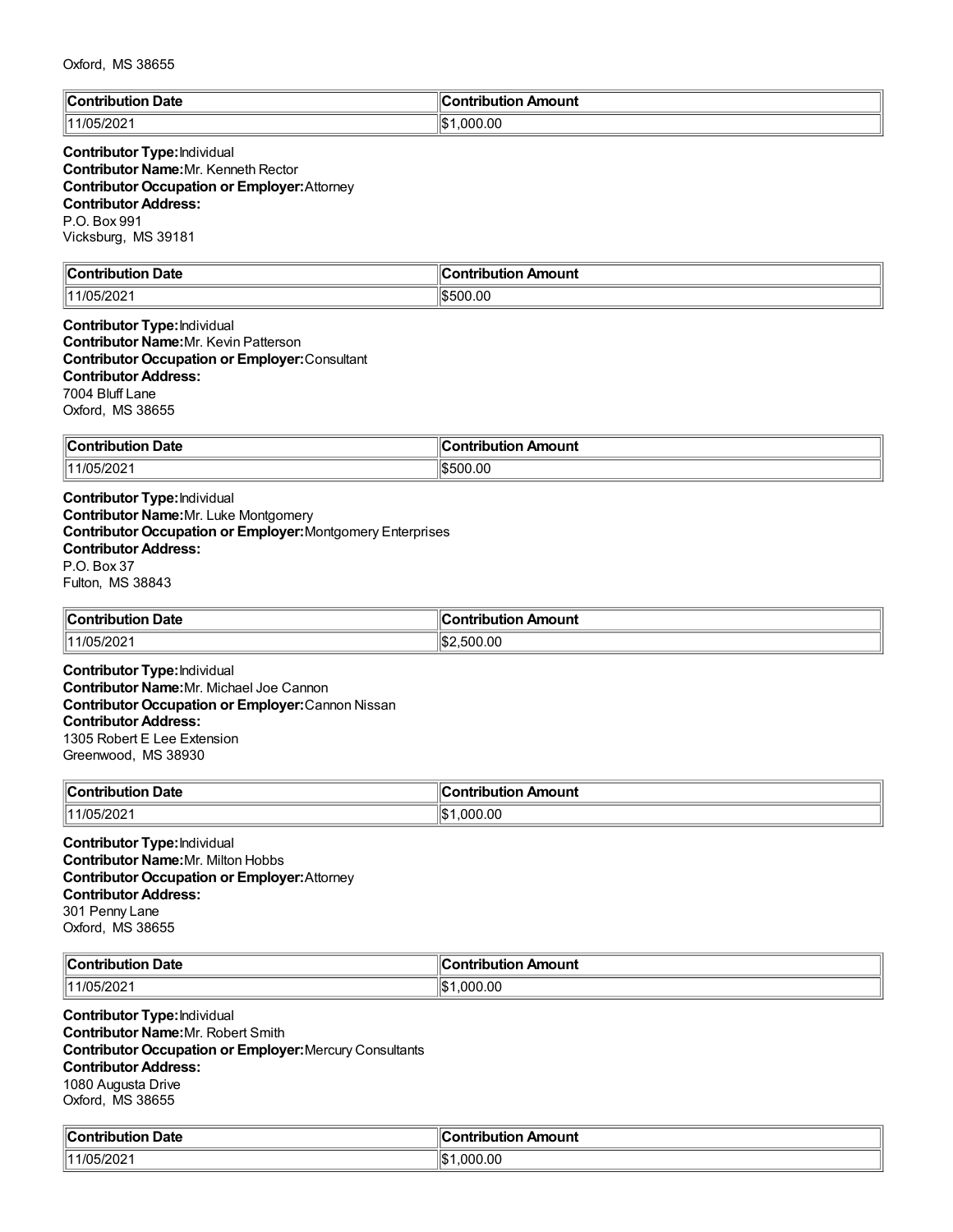Oxford, MS 38655

| Contribution Date | Contribution Amount |
|---|---|
| 11/05/2021 | $1,000.00 |

**Contributor Type:** Individual
**Contributor Name:** Mr. Kenneth Rector
**Contributor Occupation or Employer:** Attorney
**Contributor Address:**
P.O. Box 991
Vicksburg, MS 39181

| Contribution Date | Contribution Amount |
|---|---|
| 11/05/2021 | $500.00 |

**Contributor Type:** Individual
**Contributor Name:** Mr. Kevin Patterson
**Contributor Occupation or Employer:** Consultant
**Contributor Address:**
7004 Bluff Lane
Oxford, MS 38655

| Contribution Date | Contribution Amount |
|---|---|
| 11/05/2021 | $500.00 |

**Contributor Type:** Individual
**Contributor Name:** Mr. Luke Montgomery
**Contributor Occupation or Employer:** Montgomery Enterprises
**Contributor Address:**
P.O. Box 37
Fulton, MS 38843

| Contribution Date | Contribution Amount |
|---|---|
| 11/05/2021 | $2,500.00 |

**Contributor Type:** Individual
**Contributor Name:** Mr. Michael Joe Cannon
**Contributor Occupation or Employer:** Cannon Nissan
**Contributor Address:**
1305 Robert E Lee Extension
Greenwood, MS 38930

| Contribution Date | Contribution Amount |
|---|---|
| 11/05/2021 | $1,000.00 |

**Contributor Type:** Individual
**Contributor Name:** Mr. Milton Hobbs
**Contributor Occupation or Employer:** Attorney
**Contributor Address:**
301 Penny Lane
Oxford, MS 38655

| Contribution Date | Contribution Amount |
|---|---|
| 11/05/2021 | $1,000.00 |

**Contributor Type:** Individual
**Contributor Name:** Mr. Robert Smith
**Contributor Occupation or Employer:** Mercury Consultants
**Contributor Address:**
1080 Augusta Drive
Oxford, MS 38655

| Contribution Date | Contribution Amount |
|---|---|
| 11/05/2021 | $1,000.00 |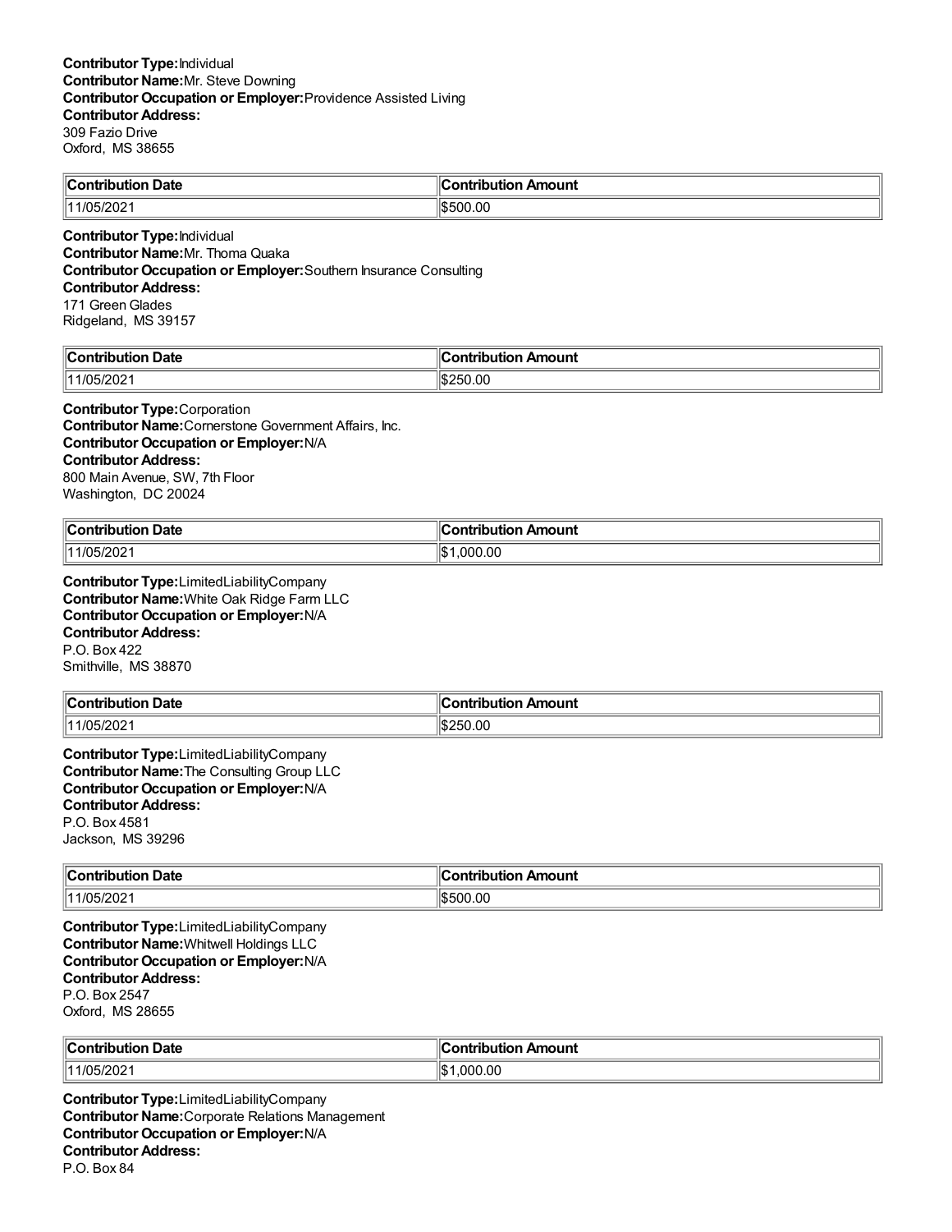**Contributor Type:**Individual
**Contributor Name:**Mr. Steve Downing
**Contributor Occupation or Employer:**Providence Assisted Living
**Contributor Address:**
309 Fazio Drive
Oxford, MS 38655

| Contribution Date | Contribution Amount |
|---|---|
| 11/05/2021 | $500.00 |

**Contributor Type:**Individual
**Contributor Name:**Mr. Thoma Quaka
**Contributor Occupation or Employer:**Southern Insurance Consulting
**Contributor Address:**
171 Green Glades
Ridgeland, MS 39157

| Contribution Date | Contribution Amount |
|---|---|
| 11/05/2021 | $250.00 |

**Contributor Type:**Corporation
**Contributor Name:**Cornerstone Government Affairs, Inc.
**Contributor Occupation or Employer:**N/A
**Contributor Address:**
800 Main Avenue, SW, 7th Floor
Washington, DC 20024

| Contribution Date | Contribution Amount |
|---|---|
| 11/05/2021 | $1,000.00 |

**Contributor Type:**LimitedLiabilityCompany
**Contributor Name:**White Oak Ridge Farm LLC
**Contributor Occupation or Employer:**N/A
**Contributor Address:**
P.O. Box 422
Smithville, MS 38870

| Contribution Date | Contribution Amount |
|---|---|
| 11/05/2021 | $250.00 |

**Contributor Type:**LimitedLiabilityCompany
**Contributor Name:**The Consulting Group LLC
**Contributor Occupation or Employer:**N/A
**Contributor Address:**
P.O. Box 4581
Jackson, MS 39296

| Contribution Date | Contribution Amount |
|---|---|
| 11/05/2021 | $500.00 |

**Contributor Type:**LimitedLiabilityCompany
**Contributor Name:**Whitwell Holdings LLC
**Contributor Occupation or Employer:**N/A
**Contributor Address:**
P.O. Box 2547
Oxford, MS 28655

| Contribution Date | Contribution Amount |
|---|---|
| 11/05/2021 | $1,000.00 |

**Contributor Type:**LimitedLiabilityCompany
**Contributor Name:**Corporate Relations Management
**Contributor Occupation or Employer:**N/A
**Contributor Address:**
P.O. Box 84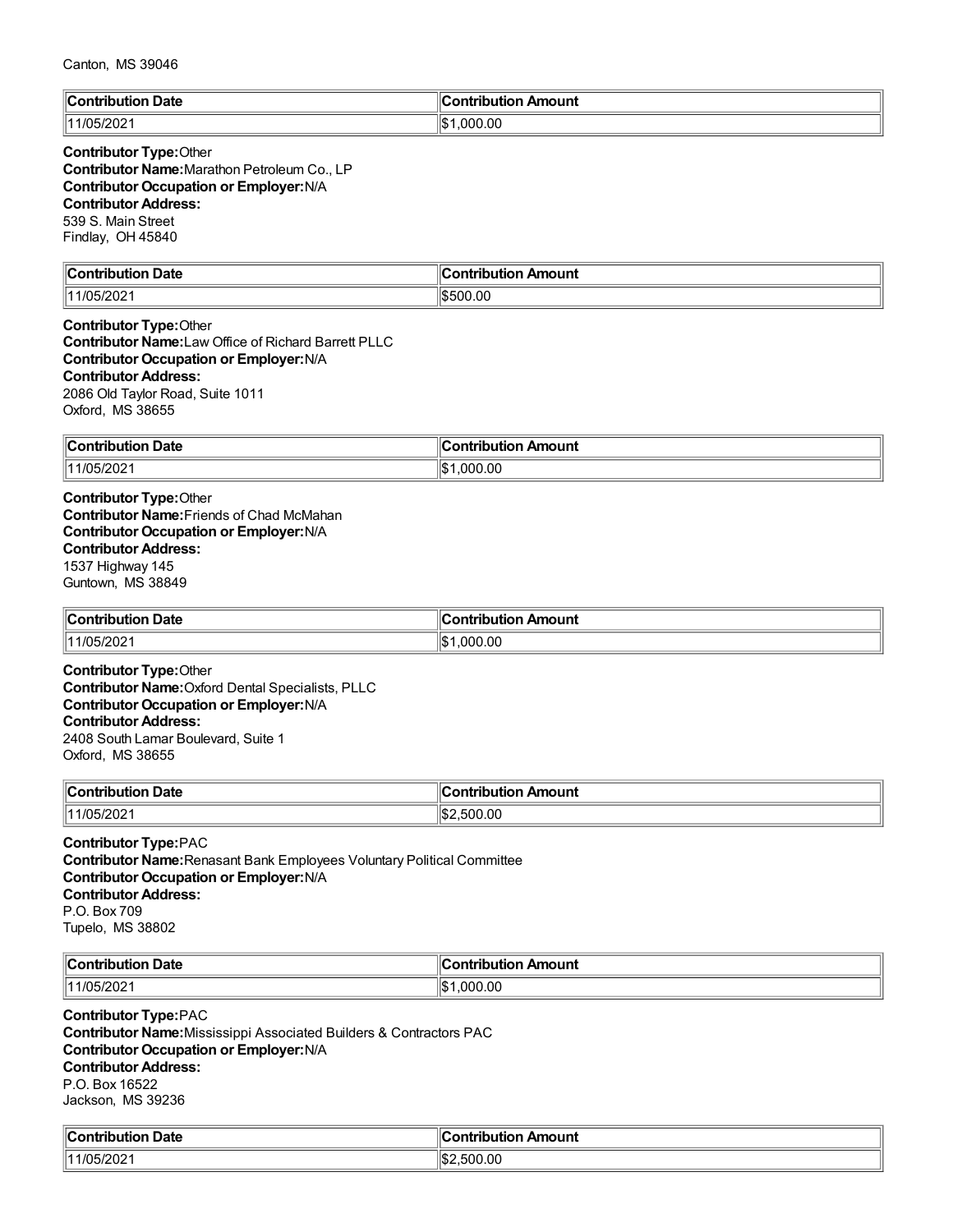Canton, MS 39046

| Contribution Date | Contribution Amount |
| --- | --- |
| 11/05/2021 | $1,000.00 |

**Contributor Type:** Other
**Contributor Name:** Marathon Petroleum Co., LP
**Contributor Occupation or Employer:** N/A
**Contributor Address:**
539 S. Main Street
Findlay, OH 45840

| Contribution Date | Contribution Amount |
| --- | --- |
| 11/05/2021 | $500.00 |

**Contributor Type:** Other
**Contributor Name:** Law Office of Richard Barrett PLLC
**Contributor Occupation or Employer:** N/A
**Contributor Address:**
2086 Old Taylor Road, Suite 1011
Oxford, MS 38655

| Contribution Date | Contribution Amount |
| --- | --- |
| 11/05/2021 | $1,000.00 |

**Contributor Type:** Other
**Contributor Name:** Friends of Chad McMahan
**Contributor Occupation or Employer:** N/A
**Contributor Address:**
1537 Highway 145
Guntown, MS 38849

| Contribution Date | Contribution Amount |
| --- | --- |
| 11/05/2021 | $1,000.00 |

**Contributor Type:** Other
**Contributor Name:** Oxford Dental Specialists, PLLC
**Contributor Occupation or Employer:** N/A
**Contributor Address:**
2408 South Lamar Boulevard, Suite 1
Oxford, MS 38655

| Contribution Date | Contribution Amount |
| --- | --- |
| 11/05/2021 | $2,500.00 |

**Contributor Type:** PAC
**Contributor Name:** Renasant Bank Employees Voluntary Political Committee
**Contributor Occupation or Employer:** N/A
**Contributor Address:**
P.O. Box 709
Tupelo, MS 38802

| Contribution Date | Contribution Amount |
| --- | --- |
| 11/05/2021 | $1,000.00 |

**Contributor Type:** PAC
**Contributor Name:** Mississippi Associated Builders & Contractors PAC
**Contributor Occupation or Employer:** N/A
**Contributor Address:**
P.O. Box 16522
Jackson, MS 39236

| Contribution Date | Contribution Amount |
| --- | --- |
| 11/05/2021 | $2,500.00 |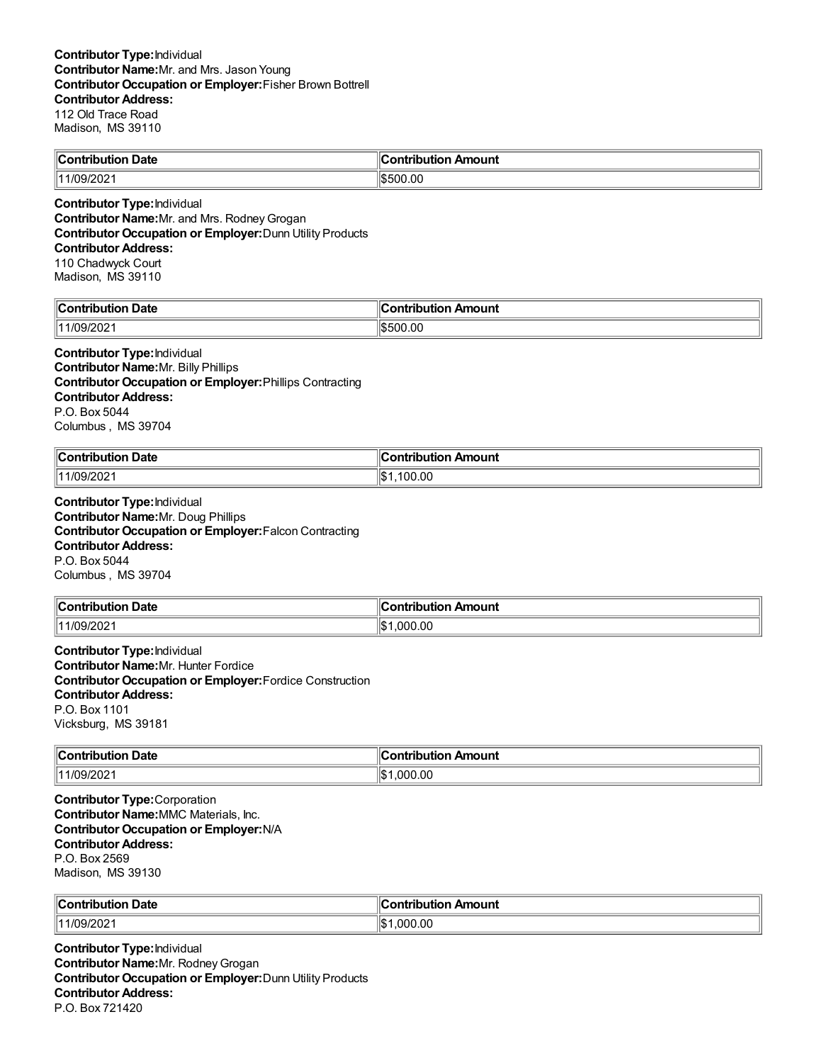**Contributor Type:** Individual
**Contributor Name:** Mr. and Mrs. Jason Young
**Contributor Occupation or Employer:** Fisher Brown Bottrell
**Contributor Address:**
112 Old Trace Road
Madison, MS 39110

| Contribution Date | Contribution Amount |
|---|---|
| 11/09/2021 | $500.00 |

**Contributor Type:** Individual
**Contributor Name:** Mr. and Mrs. Rodney Grogan
**Contributor Occupation or Employer:** Dunn Utility Products
**Contributor Address:**
110 Chadwyck Court
Madison, MS 39110

| Contribution Date | Contribution Amount |
|---|---|
| 11/09/2021 | $500.00 |

**Contributor Type:** Individual
**Contributor Name:** Mr. Billy Phillips
**Contributor Occupation or Employer:** Phillips Contracting
**Contributor Address:**
P.O. Box 5044
Columbus , MS 39704

| Contribution Date | Contribution Amount |
|---|---|
| 11/09/2021 | $1,100.00 |

**Contributor Type:** Individual
**Contributor Name:** Mr. Doug Phillips
**Contributor Occupation or Employer:** Falcon Contracting
**Contributor Address:**
P.O. Box 5044
Columbus , MS 39704

| Contribution Date | Contribution Amount |
|---|---|
| 11/09/2021 | $1,000.00 |

**Contributor Type:** Individual
**Contributor Name:** Mr. Hunter Fordice
**Contributor Occupation or Employer:** Fordice Construction
**Contributor Address:**
P.O. Box 1101
Vicksburg, MS 39181

| Contribution Date | Contribution Amount |
|---|---|
| 11/09/2021 | $1,000.00 |

**Contributor Type:** Corporation
**Contributor Name:** MMC Materials, Inc.
**Contributor Occupation or Employer:** N/A
**Contributor Address:**
P.O. Box 2569
Madison, MS 39130

| Contribution Date | Contribution Amount |
|---|---|
| 11/09/2021 | $1,000.00 |

**Contributor Type:** Individual
**Contributor Name:** Mr. Rodney Grogan
**Contributor Occupation or Employer:** Dunn Utility Products
**Contributor Address:**
P.O. Box 721420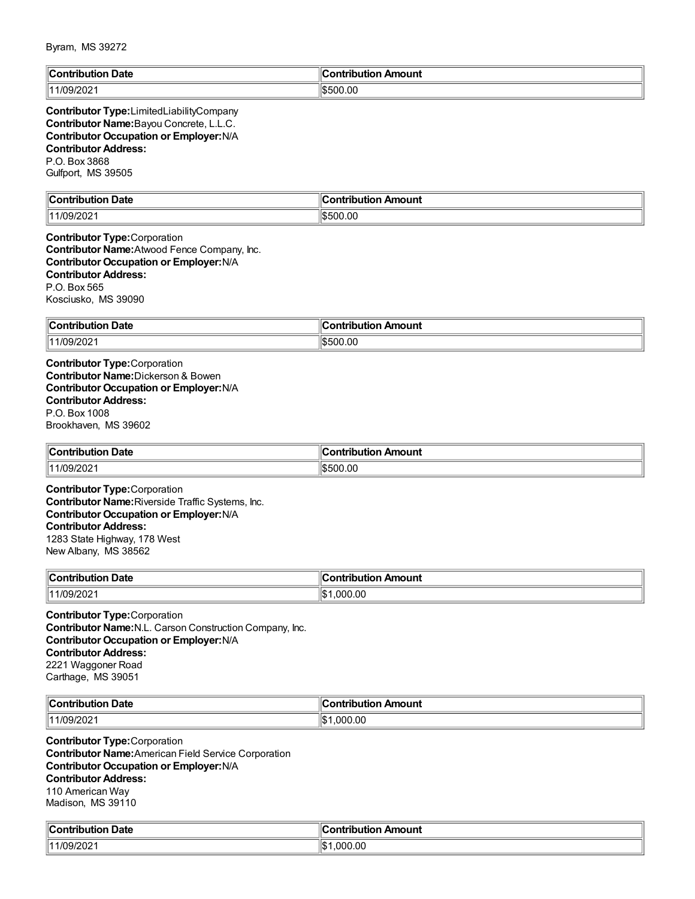Byram, MS 39272

| Contribution Date | Contribution Amount |
|---|---|
| 11/09/2021 | $500.00 |

**Contributor Type:** LimitedLiabilityCompany
**Contributor Name:** Bayou Concrete, L.L.C.
**Contributor Occupation or Employer:** N/A
**Contributor Address:**
P.O. Box 3868
Gulfport, MS 39505

| Contribution Date | Contribution Amount |
|---|---|
| 11/09/2021 | $500.00 |

**Contributor Type:** Corporation
**Contributor Name:** Atwood Fence Company, Inc.
**Contributor Occupation or Employer:** N/A
**Contributor Address:**
P.O. Box 565
Kosciusko, MS 39090

| Contribution Date | Contribution Amount |
|---|---|
| 11/09/2021 | $500.00 |

**Contributor Type:** Corporation
**Contributor Name:** Dickerson & Bowen
**Contributor Occupation or Employer:** N/A
**Contributor Address:**
P.O. Box 1008
Brookhaven, MS 39602

| Contribution Date | Contribution Amount |
|---|---|
| 11/09/2021 | $500.00 |

**Contributor Type:** Corporation
**Contributor Name:** Riverside Traffic Systems, Inc.
**Contributor Occupation or Employer:** N/A
**Contributor Address:**
1283 State Highway, 178 West
New Albany, MS 38562

| Contribution Date | Contribution Amount |
|---|---|
| 11/09/2021 | $1,000.00 |

**Contributor Type:** Corporation
**Contributor Name:** N.L. Carson Construction Company, Inc.
**Contributor Occupation or Employer:** N/A
**Contributor Address:**
2221 Waggoner Road
Carthage, MS 39051

| Contribution Date | Contribution Amount |
|---|---|
| 11/09/2021 | $1,000.00 |

**Contributor Type:** Corporation
**Contributor Name:** American Field Service Corporation
**Contributor Occupation or Employer:** N/A
**Contributor Address:**
110 American Way
Madison, MS 39110

| Contribution Date | Contribution Amount |
|---|---|
| 11/09/2021 | $1,000.00 |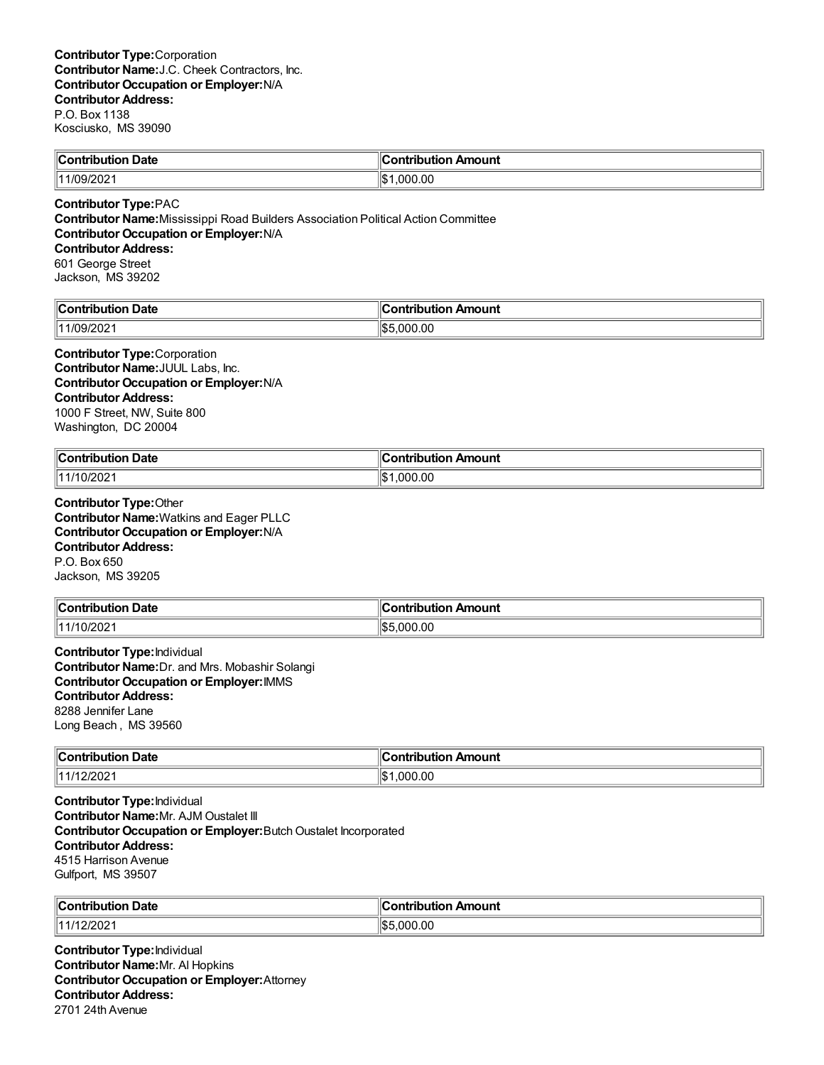**Contributor Type:** Corporation
**Contributor Name:** J.C. Cheek Contractors, Inc.
**Contributor Occupation or Employer:** N/A
**Contributor Address:**
P.O. Box 1138
Kosciusko, MS 39090

| Contribution Date | Contribution Amount |
|---|---|
| 11/09/2021 | $1,000.00 |

**Contributor Type:** PAC
**Contributor Name:** Mississippi Road Builders Association Political Action Committee
**Contributor Occupation or Employer:** N/A
**Contributor Address:**
601 George Street
Jackson, MS 39202

| Contribution Date | Contribution Amount |
|---|---|
| 11/09/2021 | $5,000.00 |

**Contributor Type:** Corporation
**Contributor Name:** JUUL Labs, Inc.
**Contributor Occupation or Employer:** N/A
**Contributor Address:**
1000 F Street, NW, Suite 800
Washington, DC 20004

| Contribution Date | Contribution Amount |
|---|---|
| 11/10/2021 | $1,000.00 |

**Contributor Type:** Other
**Contributor Name:** Watkins and Eager PLLC
**Contributor Occupation or Employer:** N/A
**Contributor Address:**
P.O. Box 650
Jackson, MS 39205

| Contribution Date | Contribution Amount |
|---|---|
| 11/10/2021 | $5,000.00 |

**Contributor Type:** Individual
**Contributor Name:** Dr. and Mrs. Mobashir Solangi
**Contributor Occupation or Employer:** IMMS
**Contributor Address:**
8288 Jennifer Lane
Long Beach , MS 39560

| Contribution Date | Contribution Amount |
|---|---|
| 11/12/2021 | $1,000.00 |

**Contributor Type:** Individual
**Contributor Name:** Mr. AJM Oustalet III
**Contributor Occupation or Employer:** Butch Oustalet Incorporated
**Contributor Address:**
4515 Harrison Avenue
Gulfport, MS 39507

| Contribution Date | Contribution Amount |
|---|---|
| 11/12/2021 | $5,000.00 |

**Contributor Type:** Individual
**Contributor Name:** Mr. Al Hopkins
**Contributor Occupation or Employer:** Attorney
**Contributor Address:**
2701 24th Avenue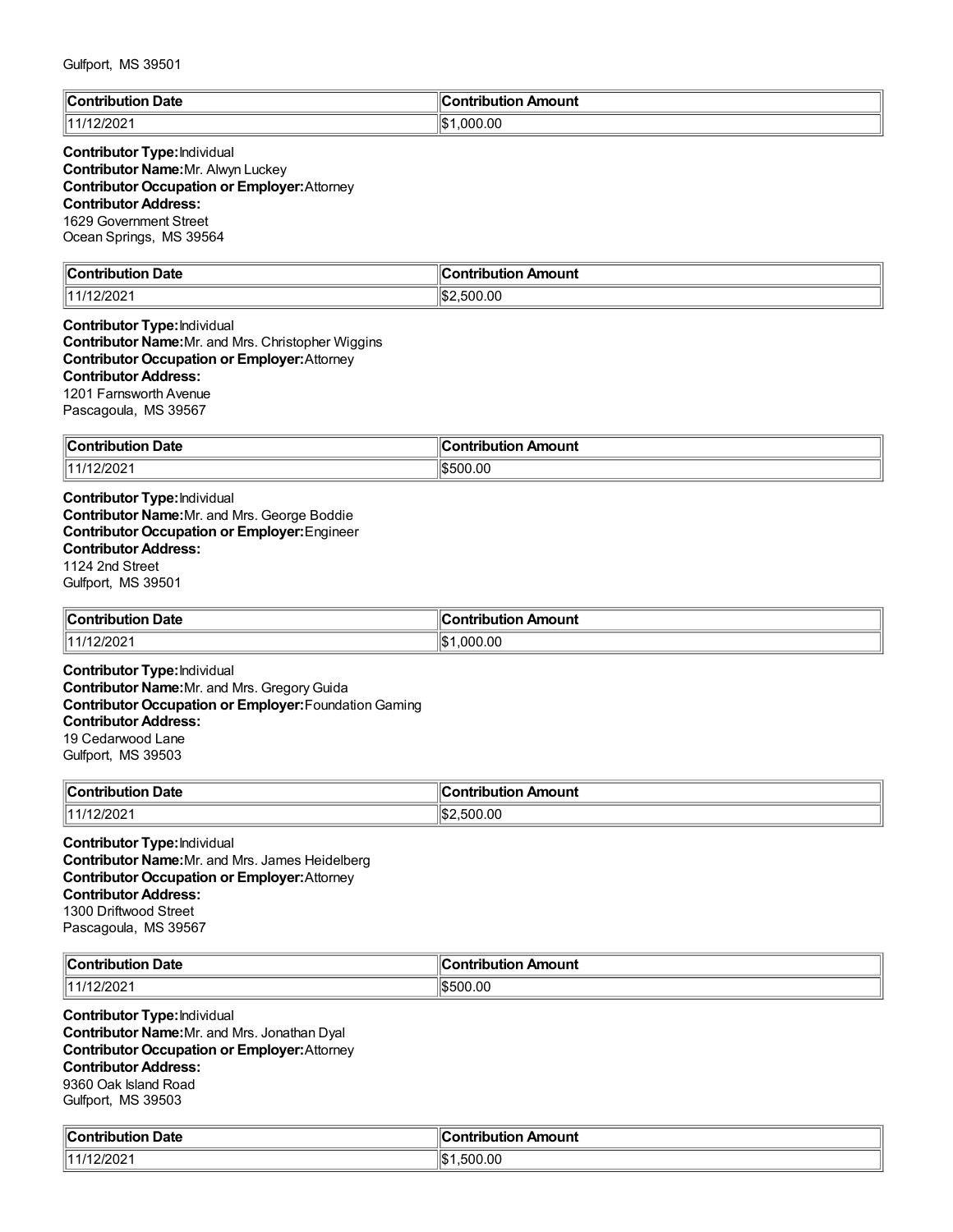Gulfport, MS 39501

| Contribution Date | Contribution Amount |
| --- | --- |
| 11/12/2021 | $1,000.00 |

**Contributor Type:** Individual
**Contributor Name:** Mr. Alwyn Luckey
**Contributor Occupation or Employer:** Attorney
**Contributor Address:**
1629 Government Street
Ocean Springs, MS 39564

| Contribution Date | Contribution Amount |
| --- | --- |
| 11/12/2021 | $2,500.00 |

**Contributor Type:** Individual
**Contributor Name:** Mr. and Mrs. Christopher Wiggins
**Contributor Occupation or Employer:** Attorney
**Contributor Address:**
1201 Farnsworth Avenue
Pascagoula, MS 39567

| Contribution Date | Contribution Amount |
| --- | --- |
| 11/12/2021 | $500.00 |

**Contributor Type:** Individual
**Contributor Name:** Mr. and Mrs. George Boddie
**Contributor Occupation or Employer:** Engineer
**Contributor Address:**
1124 2nd Street
Gulfport, MS 39501

| Contribution Date | Contribution Amount |
| --- | --- |
| 11/12/2021 | $1,000.00 |

**Contributor Type:** Individual
**Contributor Name:** Mr. and Mrs. Gregory Guida
**Contributor Occupation or Employer:** Foundation Gaming
**Contributor Address:**
19 Cedarwood Lane
Gulfport, MS 39503

| Contribution Date | Contribution Amount |
| --- | --- |
| 11/12/2021 | $2,500.00 |

**Contributor Type:** Individual
**Contributor Name:** Mr. and Mrs. James Heidelberg
**Contributor Occupation or Employer:** Attorney
**Contributor Address:**
1300 Driftwood Street
Pascagoula, MS 39567

| Contribution Date | Contribution Amount |
| --- | --- |
| 11/12/2021 | $500.00 |

**Contributor Type:** Individual
**Contributor Name:** Mr. and Mrs. Jonathan Dyal
**Contributor Occupation or Employer:** Attorney
**Contributor Address:**
9360 Oak Island Road
Gulfport, MS 39503

| Contribution Date | Contribution Amount |
| --- | --- |
| 11/12/2021 | $1,500.00 |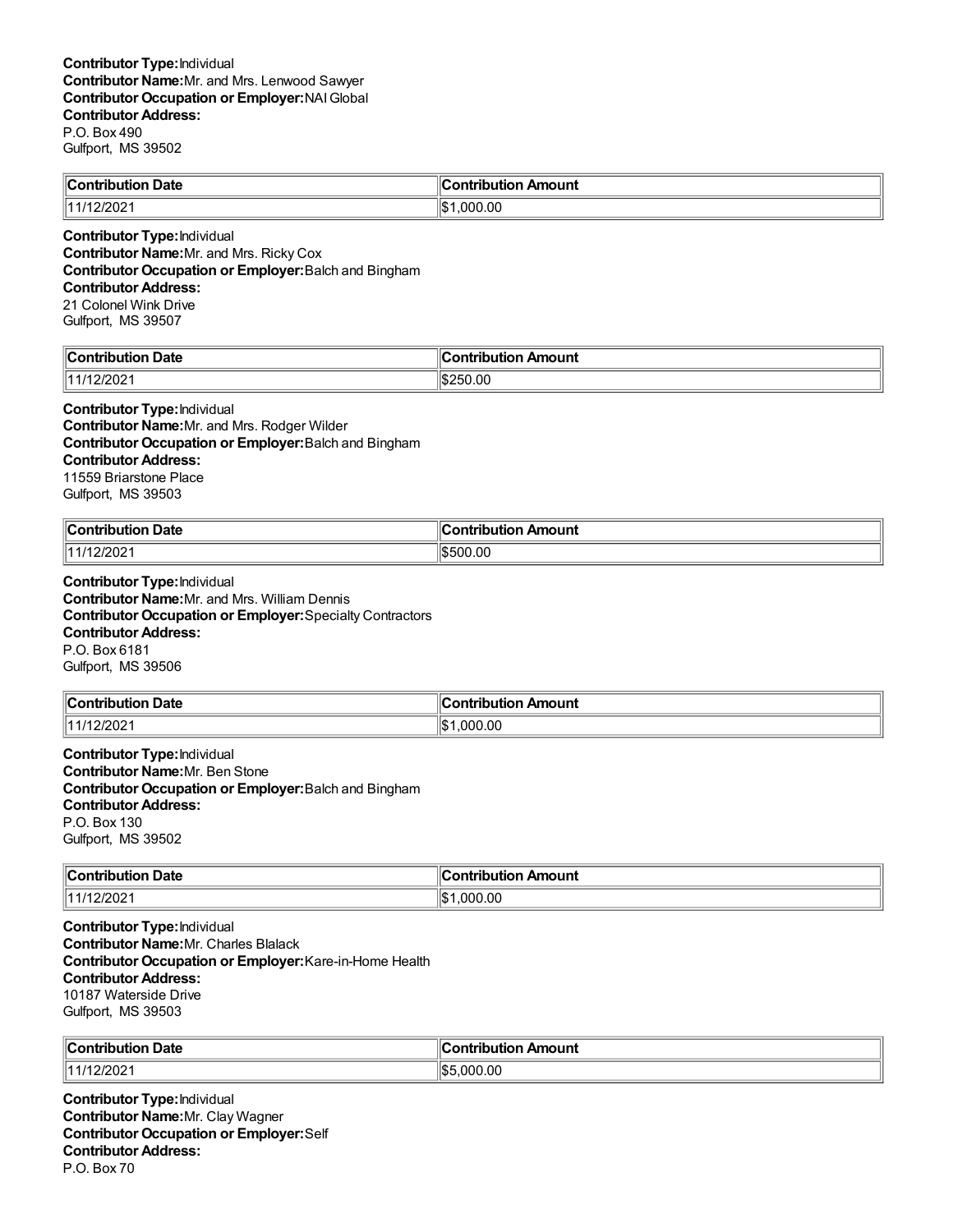**Contributor Type:** Individual
**Contributor Name:** Mr. and Mrs. Lenwood Sawyer
**Contributor Occupation or Employer:** NAI Global
**Contributor Address:**
P.O. Box 490
Gulfport, MS 39502

| Contribution Date | Contribution Amount |
| --- | --- |
| 11/12/2021 | $1,000.00 |

**Contributor Type:** Individual
**Contributor Name:** Mr. and Mrs. Ricky Cox
**Contributor Occupation or Employer:** Balch and Bingham
**Contributor Address:**
21 Colonel Wink Drive
Gulfport, MS 39507

| Contribution Date | Contribution Amount |
| --- | --- |
| 11/12/2021 | $250.00 |

**Contributor Type:** Individual
**Contributor Name:** Mr. and Mrs. Rodger Wilder
**Contributor Occupation or Employer:** Balch and Bingham
**Contributor Address:**
11559 Briarstone Place
Gulfport, MS 39503

| Contribution Date | Contribution Amount |
| --- | --- |
| 11/12/2021 | $500.00 |

**Contributor Type:** Individual
**Contributor Name:** Mr. and Mrs. William Dennis
**Contributor Occupation or Employer:** Specialty Contractors
**Contributor Address:**
P.O. Box 6181
Gulfport, MS 39506

| Contribution Date | Contribution Amount |
| --- | --- |
| 11/12/2021 | $1,000.00 |

**Contributor Type:** Individual
**Contributor Name:** Mr. Ben Stone
**Contributor Occupation or Employer:** Balch and Bingham
**Contributor Address:**
P.O. Box 130
Gulfport, MS 39502

| Contribution Date | Contribution Amount |
| --- | --- |
| 11/12/2021 | $1,000.00 |

**Contributor Type:** Individual
**Contributor Name:** Mr. Charles Blalack
**Contributor Occupation or Employer:** Kare-in-Home Health
**Contributor Address:**
10187 Waterside Drive
Gulfport, MS 39503

| Contribution Date | Contribution Amount |
| --- | --- |
| 11/12/2021 | $5,000.00 |

**Contributor Type:** Individual
**Contributor Name:** Mr. Clay Wagner
**Contributor Occupation or Employer:** Self
**Contributor Address:**
P.O. Box 70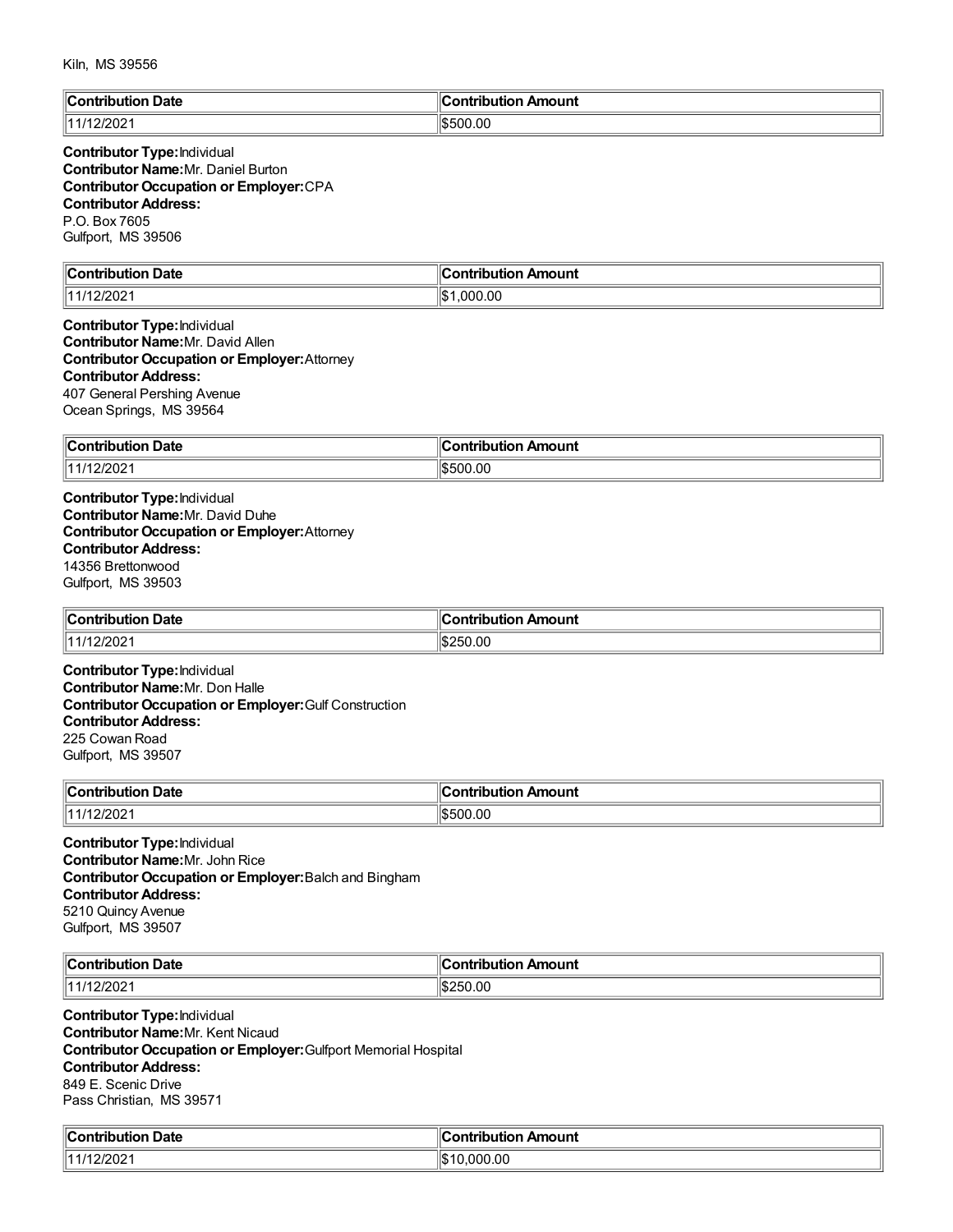Kiln, MS 39556

| Contribution Date | Contribution Amount |
|---|---|
| 11/12/2021 | $500.00 |

**Contributor Type:** Individual
**Contributor Name:** Mr. Daniel Burton
**Contributor Occupation or Employer:** CPA
**Contributor Address:**
P.O. Box 7605
Gulfport, MS 39506

| Contribution Date | Contribution Amount |
|---|---|
| 11/12/2021 | $1,000.00 |

**Contributor Type:** Individual
**Contributor Name:** Mr. David Allen
**Contributor Occupation or Employer:** Attorney
**Contributor Address:**
407 General Pershing Avenue
Ocean Springs, MS 39564

| Contribution Date | Contribution Amount |
|---|---|
| 11/12/2021 | $500.00 |

**Contributor Type:** Individual
**Contributor Name:** Mr. David Duhe
**Contributor Occupation or Employer:** Attorney
**Contributor Address:**
14356 Brettonwood
Gulfport, MS 39503

| Contribution Date | Contribution Amount |
|---|---|
| 11/12/2021 | $250.00 |

**Contributor Type:** Individual
**Contributor Name:** Mr. Don Halle
**Contributor Occupation or Employer:** Gulf Construction
**Contributor Address:**
225 Cowan Road
Gulfport, MS 39507

| Contribution Date | Contribution Amount |
|---|---|
| 11/12/2021 | $500.00 |

**Contributor Type:** Individual
**Contributor Name:** Mr. John Rice
**Contributor Occupation or Employer:** Balch and Bingham
**Contributor Address:**
5210 Quincy Avenue
Gulfport, MS 39507

| Contribution Date | Contribution Amount |
|---|---|
| 11/12/2021 | $250.00 |

**Contributor Type:** Individual
**Contributor Name:** Mr. Kent Nicaud
**Contributor Occupation or Employer:** Gulfport Memorial Hospital
**Contributor Address:**
849 E. Scenic Drive
Pass Christian, MS 39571

| Contribution Date | Contribution Amount |
|---|---|
| 11/12/2021 | $10,000.00 |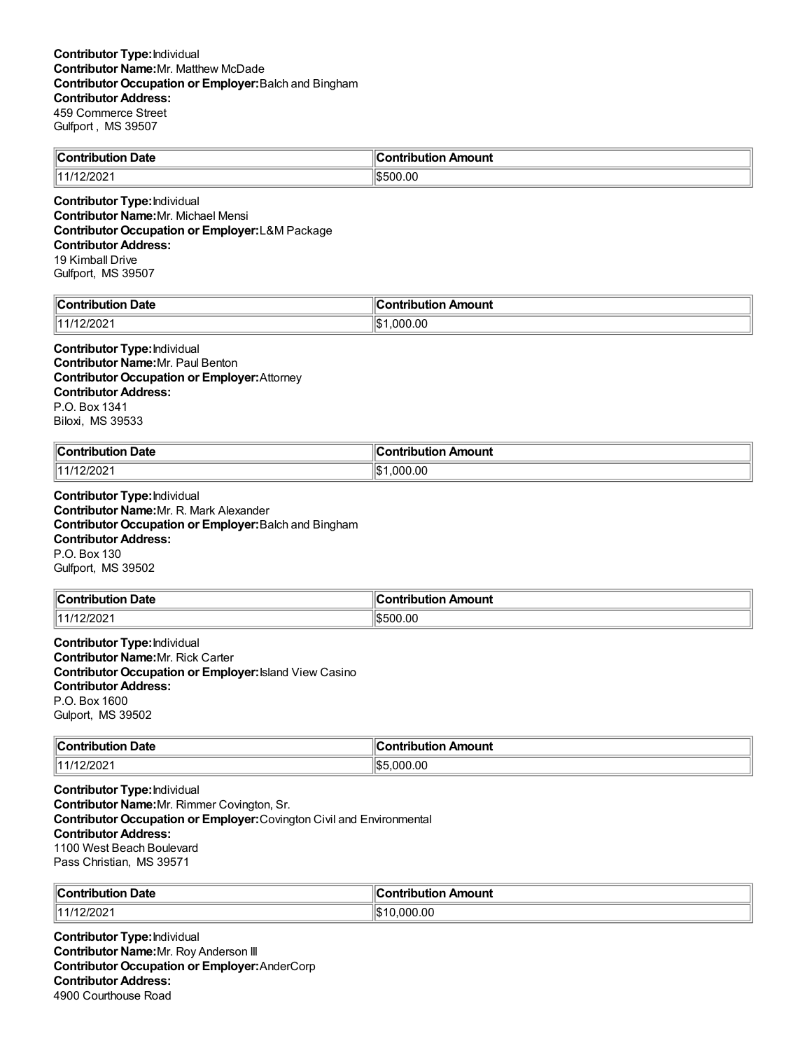**Contributor Type:**Individual
**Contributor Name:**Mr. Matthew McDade
**Contributor Occupation or Employer:**Balch and Bingham
**Contributor Address:**
459 Commerce Street
Gulfport , MS 39507

| Contribution Date | Contribution Amount |
|---|---|
| 11/12/2021 | $500.00 |

**Contributor Type:**Individual
**Contributor Name:**Mr. Michael Mensi
**Contributor Occupation or Employer:**L&M Package
**Contributor Address:**
19 Kimball Drive
Gulfport, MS 39507

| Contribution Date | Contribution Amount |
|---|---|
| 11/12/2021 | $1,000.00 |

**Contributor Type:**Individual
**Contributor Name:**Mr. Paul Benton
**Contributor Occupation or Employer:**Attorney
**Contributor Address:**
P.O. Box 1341
Biloxi, MS 39533

| Contribution Date | Contribution Amount |
|---|---|
| 11/12/2021 | $1,000.00 |

**Contributor Type:**Individual
**Contributor Name:**Mr. R. Mark Alexander
**Contributor Occupation or Employer:**Balch and Bingham
**Contributor Address:**
P.O. Box 130
Gulfport, MS 39502

| Contribution Date | Contribution Amount |
|---|---|
| 11/12/2021 | $500.00 |

**Contributor Type:**Individual
**Contributor Name:**Mr. Rick Carter
**Contributor Occupation or Employer:**Island View Casino
**Contributor Address:**
P.O. Box 1600
Gulport, MS 39502

| Contribution Date | Contribution Amount |
|---|---|
| 11/12/2021 | $5,000.00 |

**Contributor Type:**Individual
**Contributor Name:**Mr. Rimmer Covington, Sr.
**Contributor Occupation or Employer:**Covington Civil and Environmental
**Contributor Address:**
1100 West Beach Boulevard
Pass Christian, MS 39571

| Contribution Date | Contribution Amount |
|---|---|
| 11/12/2021 | $10,000.00 |

**Contributor Type:**Individual
**Contributor Name:**Mr. Roy Anderson III
**Contributor Occupation or Employer:**AnderCorp
**Contributor Address:**
4900 Courthouse Road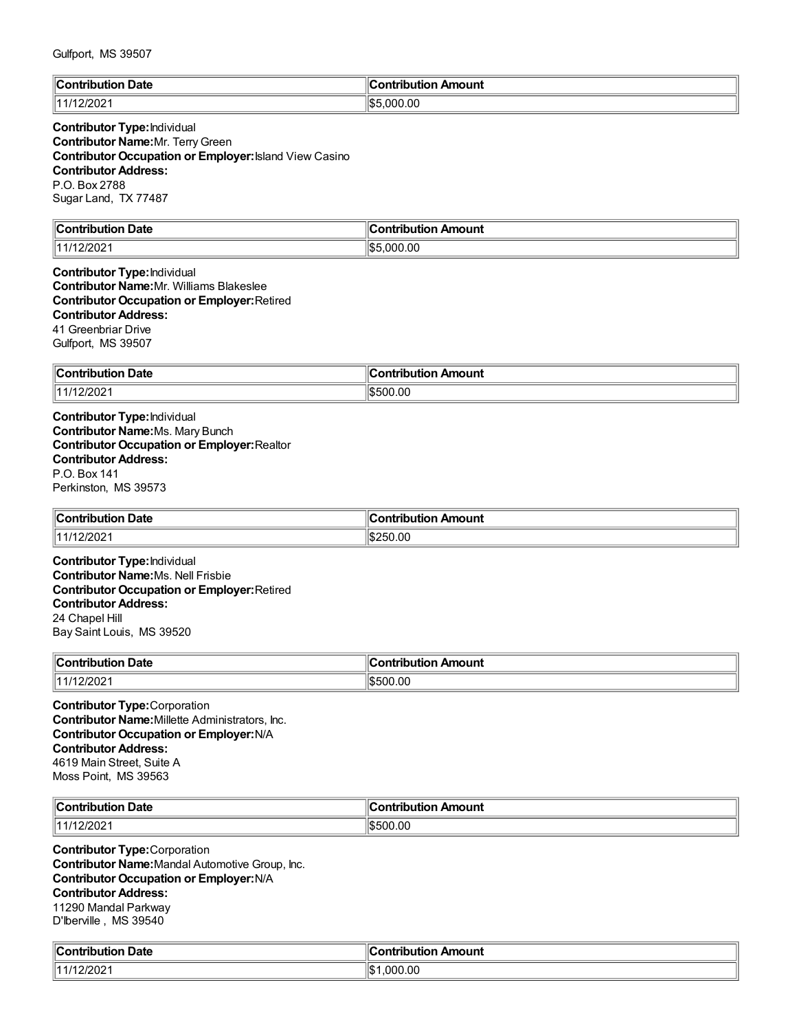Gulfport, MS 39507

| Contribution Date | Contribution Amount |
|---|---|
| 11/12/2021 | $5,000.00 |

**Contributor Type:** Individual
**Contributor Name:** Mr. Terry Green
**Contributor Occupation or Employer:** Island View Casino
**Contributor Address:**
P.O. Box 2788
Sugar Land, TX 77487

| Contribution Date | Contribution Amount |
|---|---|
| 11/12/2021 | $5,000.00 |

**Contributor Type:** Individual
**Contributor Name:** Mr. Williams Blakeslee
**Contributor Occupation or Employer:** Retired
**Contributor Address:**
41 Greenbriar Drive
Gulfport, MS 39507

| Contribution Date | Contribution Amount |
|---|---|
| 11/12/2021 | $500.00 |

**Contributor Type:** Individual
**Contributor Name:** Ms. Mary Bunch
**Contributor Occupation or Employer:** Realtor
**Contributor Address:**
P.O. Box 141
Perkinston, MS 39573

| Contribution Date | Contribution Amount |
|---|---|
| 11/12/2021 | $250.00 |

**Contributor Type:** Individual
**Contributor Name:** Ms. Nell Frisbie
**Contributor Occupation or Employer:** Retired
**Contributor Address:**
24 Chapel Hill
Bay Saint Louis, MS 39520

| Contribution Date | Contribution Amount |
|---|---|
| 11/12/2021 | $500.00 |

**Contributor Type:** Corporation
**Contributor Name:** Millette Administrators, Inc.
**Contributor Occupation or Employer:** N/A
**Contributor Address:**
4619 Main Street, Suite A
Moss Point, MS 39563

| Contribution Date | Contribution Amount |
|---|---|
| 11/12/2021 | $500.00 |

**Contributor Type:** Corporation
**Contributor Name:** Mandal Automotive Group, Inc.
**Contributor Occupation or Employer:** N/A
**Contributor Address:**
11290 Mandal Parkway
D'Iberville , MS 39540

| Contribution Date | Contribution Amount |
|---|---|
| 11/12/2021 | $1,000.00 |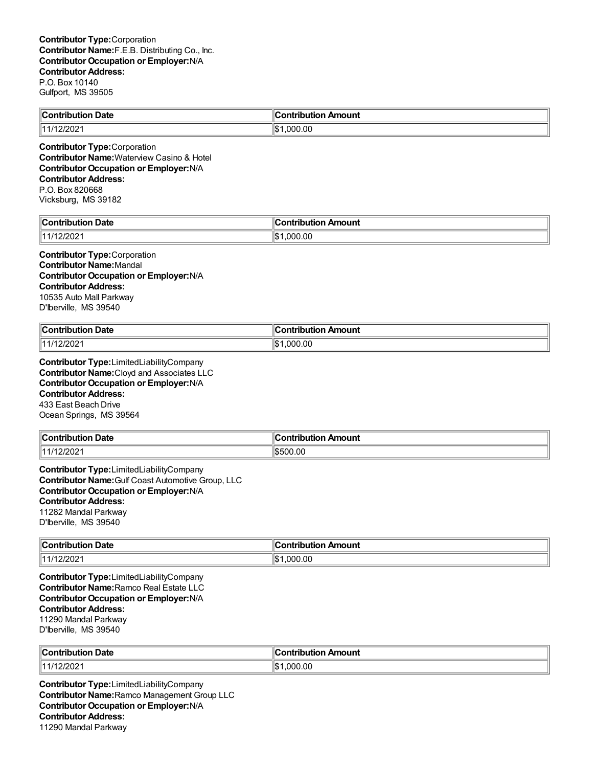**Contributor Type:** Corporation
**Contributor Name:** F.E.B. Distributing Co., Inc.
**Contributor Occupation or Employer:** N/A
**Contributor Address:**
P.O. Box 10140
Gulfport, MS 39505

| Contribution Date | Contribution Amount |
|---|---|
| 11/12/2021 | $1,000.00 |

**Contributor Type:** Corporation
**Contributor Name:** Waterview Casino & Hotel
**Contributor Occupation or Employer:** N/A
**Contributor Address:**
P.O. Box 820668
Vicksburg, MS 39182

| Contribution Date | Contribution Amount |
|---|---|
| 11/12/2021 | $1,000.00 |

**Contributor Type:** Corporation
**Contributor Name:** Mandal
**Contributor Occupation or Employer:** N/A
**Contributor Address:**
10535 Auto Mall Parkway
D'Iberville, MS 39540

| Contribution Date | Contribution Amount |
|---|---|
| 11/12/2021 | $1,000.00 |

**Contributor Type:** LimitedLiabilityCompany
**Contributor Name:** Cloyd and Associates LLC
**Contributor Occupation or Employer:** N/A
**Contributor Address:**
433 East Beach Drive
Ocean Springs, MS 39564

| Contribution Date | Contribution Amount |
|---|---|
| 11/12/2021 | $500.00 |

**Contributor Type:** LimitedLiabilityCompany
**Contributor Name:** Gulf Coast Automotive Group, LLC
**Contributor Occupation or Employer:** N/A
**Contributor Address:**
11282 Mandal Parkway
D'Iberville, MS 39540

| Contribution Date | Contribution Amount |
|---|---|
| 11/12/2021 | $1,000.00 |

**Contributor Type:** LimitedLiabilityCompany
**Contributor Name:** Ramco Real Estate LLC
**Contributor Occupation or Employer:** N/A
**Contributor Address:**
11290 Mandal Parkway
D'Iberville, MS 39540

| Contribution Date | Contribution Amount |
|---|---|
| 11/12/2021 | $1,000.00 |

**Contributor Type:** LimitedLiabilityCompany
**Contributor Name:** Ramco Management Group LLC
**Contributor Occupation or Employer:** N/A
**Contributor Address:**
11290 Mandal Parkway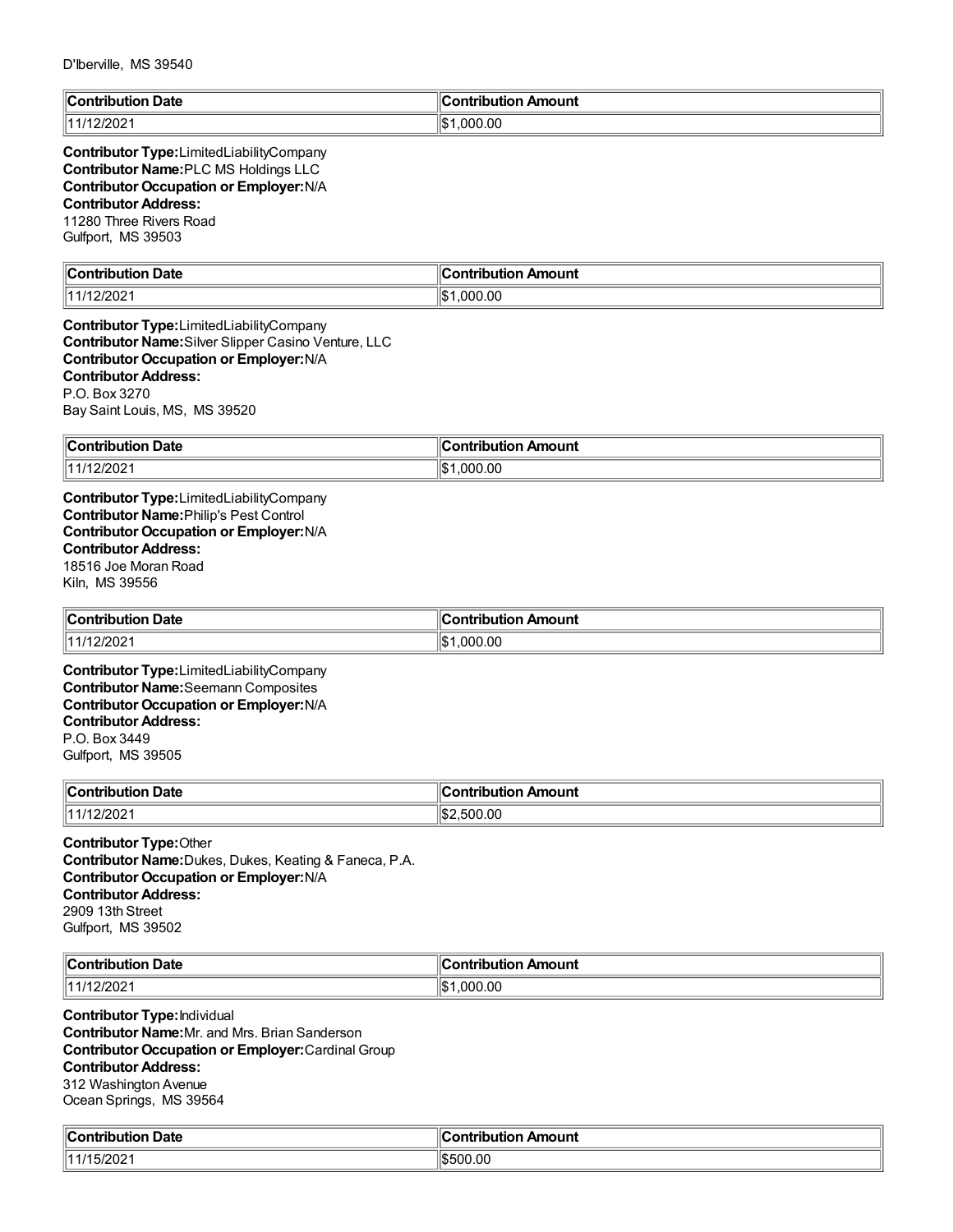D'Iberville, MS 39540

| Contribution Date | Contribution Amount |
| --- | --- |
| 11/12/2021 | $1,000.00 |

**Contributor Type:** LimitedLiabilityCompany
**Contributor Name:** PLC MS Holdings LLC
**Contributor Occupation or Employer:** N/A
**Contributor Address:**
11280 Three Rivers Road
Gulfport, MS 39503

| Contribution Date | Contribution Amount |
| --- | --- |
| 11/12/2021 | $1,000.00 |

**Contributor Type:** LimitedLiabilityCompany
**Contributor Name:** Silver Slipper Casino Venture, LLC
**Contributor Occupation or Employer:** N/A
**Contributor Address:**
P.O. Box 3270
Bay Saint Louis, MS, MS 39520

| Contribution Date | Contribution Amount |
| --- | --- |
| 11/12/2021 | $1,000.00 |

**Contributor Type:** LimitedLiabilityCompany
**Contributor Name:** Philip's Pest Control
**Contributor Occupation or Employer:** N/A
**Contributor Address:**
18516 Joe Moran Road
Kiln, MS 39556

| Contribution Date | Contribution Amount |
| --- | --- |
| 11/12/2021 | $1,000.00 |

**Contributor Type:** LimitedLiabilityCompany
**Contributor Name:** Seemann Composites
**Contributor Occupation or Employer:** N/A
**Contributor Address:**
P.O. Box 3449
Gulfport, MS 39505

| Contribution Date | Contribution Amount |
| --- | --- |
| 11/12/2021 | $2,500.00 |

**Contributor Type:** Other
**Contributor Name:** Dukes, Dukes, Keating & Faneca, P.A.
**Contributor Occupation or Employer:** N/A
**Contributor Address:**
2909 13th Street
Gulfport, MS 39502

| Contribution Date | Contribution Amount |
| --- | --- |
| 11/12/2021 | $1,000.00 |

**Contributor Type:** Individual
**Contributor Name:** Mr. and Mrs. Brian Sanderson
**Contributor Occupation or Employer:** Cardinal Group
**Contributor Address:**
312 Washington Avenue
Ocean Springs, MS 39564

| Contribution Date | Contribution Amount |
| --- | --- |
| 11/15/2021 | $500.00 |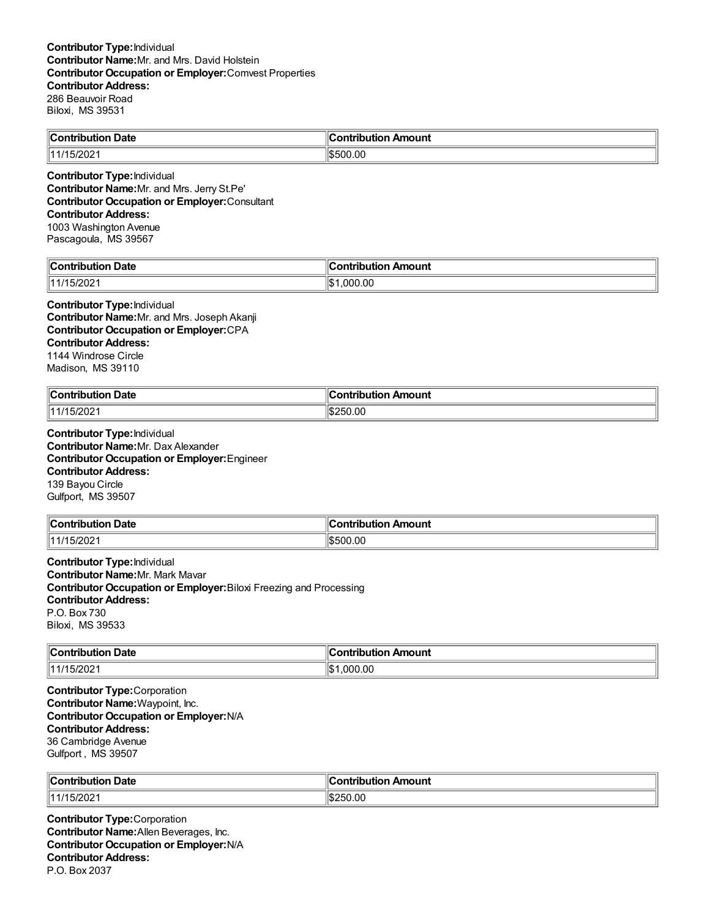**Contributor Type:** Individual
**Contributor Name:** Mr. and Mrs. David Holstein
**Contributor Occupation or Employer:** Comvest Properties
**Contributor Address:**
286 Beauvoir Road
Biloxi, MS 39531

| Contribution Date | Contribution Amount |
| --- | --- |
| 11/15/2021 | $500.00 |

**Contributor Type:** Individual
**Contributor Name:** Mr. and Mrs. Jerry St.Pe'
**Contributor Occupation or Employer:** Consultant
**Contributor Address:**
1003 Washington Avenue
Pascagoula, MS 39567

| Contribution Date | Contribution Amount |
| --- | --- |
| 11/15/2021 | $1,000.00 |

**Contributor Type:** Individual
**Contributor Name:** Mr. and Mrs. Joseph Akanji
**Contributor Occupation or Employer:** CPA
**Contributor Address:**
1144 Windrose Circle
Madison, MS 39110

| Contribution Date | Contribution Amount |
| --- | --- |
| 11/15/2021 | $250.00 |

**Contributor Type:** Individual
**Contributor Name:** Mr. Dax Alexander
**Contributor Occupation or Employer:** Engineer
**Contributor Address:**
139 Bayou Circle
Gulfport, MS 39507

| Contribution Date | Contribution Amount |
| --- | --- |
| 11/15/2021 | $500.00 |

**Contributor Type:** Individual
**Contributor Name:** Mr. Mark Mavar
**Contributor Occupation or Employer:** Biloxi Freezing and Processing
**Contributor Address:**
P.O. Box 730
Biloxi, MS 39533

| Contribution Date | Contribution Amount |
| --- | --- |
| 11/15/2021 | $1,000.00 |

**Contributor Type:** Corporation
**Contributor Name:** Waypoint, Inc.
**Contributor Occupation or Employer:** N/A
**Contributor Address:**
36 Cambridge Avenue
Gulfport , MS 39507

| Contribution Date | Contribution Amount |
| --- | --- |
| 11/15/2021 | $250.00 |

**Contributor Type:** Corporation
**Contributor Name:** Allen Beverages, Inc.
**Contributor Occupation or Employer:** N/A
**Contributor Address:**
P.O. Box 2037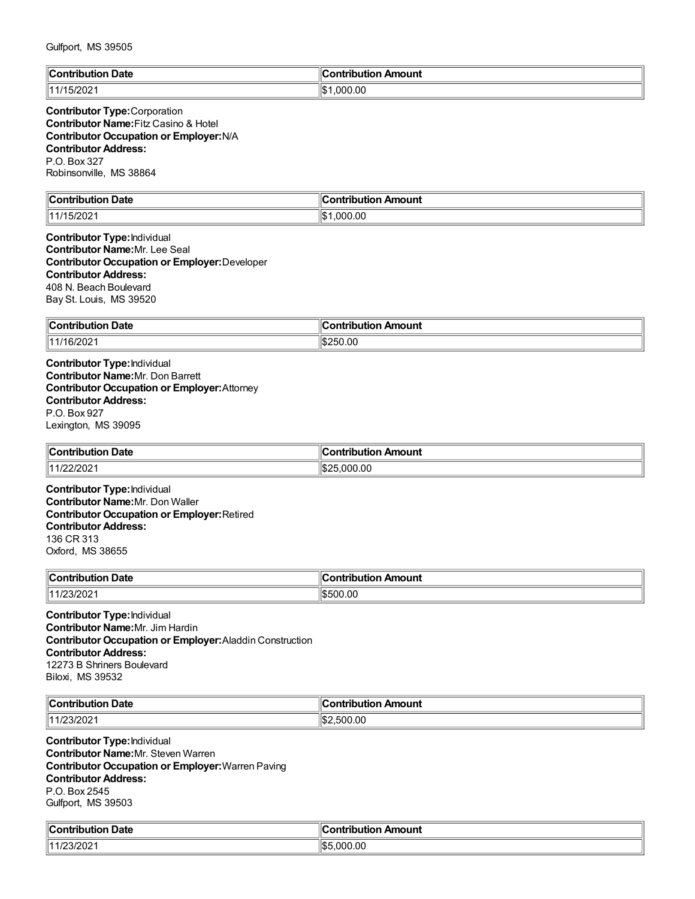Gulfport, MS 39505

| Contribution Date | Contribution Amount |
| --- | --- |
| 11/15/2021 | $1,000.00 |

**Contributor Type:**Corporation
**Contributor Name:**Fitz Casino & Hotel
**Contributor Occupation or Employer:**N/A
**Contributor Address:**
P.O. Box 327
Robinsonville, MS 38864

| Contribution Date | Contribution Amount |
| --- | --- |
| 11/15/2021 | $1,000.00 |

**Contributor Type:**Individual
**Contributor Name:**Mr. Lee Seal
**Contributor Occupation or Employer:**Developer
**Contributor Address:**
408 N. Beach Boulevard
Bay St. Louis, MS 39520

| Contribution Date | Contribution Amount |
| --- | --- |
| 11/16/2021 | $250.00 |

**Contributor Type:**Individual
**Contributor Name:**Mr. Don Barrett
**Contributor Occupation or Employer:**Attorney
**Contributor Address:**
P.O. Box 927
Lexington, MS 39095

| Contribution Date | Contribution Amount |
| --- | --- |
| 11/22/2021 | $25,000.00 |

**Contributor Type:**Individual
**Contributor Name:**Mr. Don Waller
**Contributor Occupation or Employer:**Retired
**Contributor Address:**
136 CR 313
Oxford, MS 38655

| Contribution Date | Contribution Amount |
| --- | --- |
| 11/23/2021 | $500.00 |

**Contributor Type:**Individual
**Contributor Name:**Mr. Jim Hardin
**Contributor Occupation or Employer:**Aladdin Construction
**Contributor Address:**
12273 B Shriners Boulevard
Biloxi, MS 39532

| Contribution Date | Contribution Amount |
| --- | --- |
| 11/23/2021 | $2,500.00 |

**Contributor Type:**Individual
**Contributor Name:**Mr. Steven Warren
**Contributor Occupation or Employer:**Warren Paving
**Contributor Address:**
P.O. Box 2545
Gulfport, MS 39503

| Contribution Date | Contribution Amount |
| --- | --- |
| 11/23/2021 | $5,000.00 |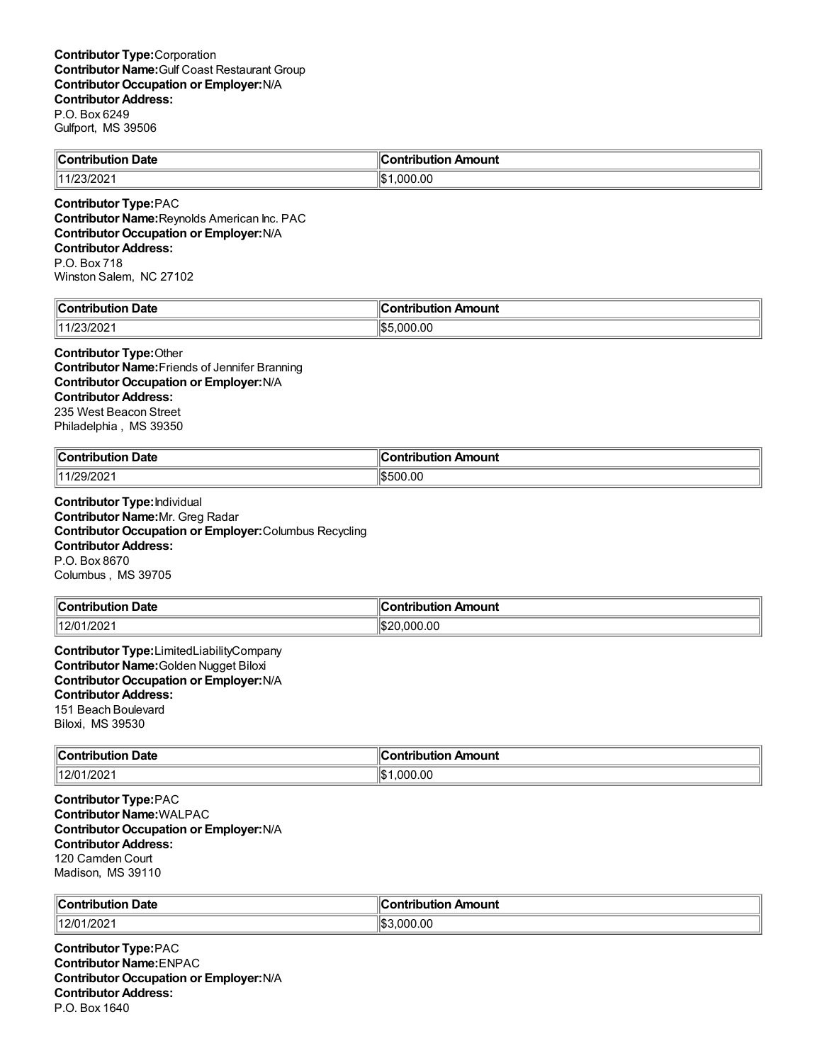**Contributor Type:** Corporation
**Contributor Name:** Gulf Coast Restaurant Group
**Contributor Occupation or Employer:** N/A
**Contributor Address:**
P.O. Box 6249
Gulfport, MS 39506

| Contribution Date | Contribution Amount |
| --- | --- |
| 11/23/2021 | $1,000.00 |

**Contributor Type:** PAC
**Contributor Name:** Reynolds American Inc. PAC
**Contributor Occupation or Employer:** N/A
**Contributor Address:**
P.O. Box 718
Winston Salem, NC 27102

| Contribution Date | Contribution Amount |
| --- | --- |
| 11/23/2021 | $5,000.00 |

**Contributor Type:** Other
**Contributor Name:** Friends of Jennifer Branning
**Contributor Occupation or Employer:** N/A
**Contributor Address:**
235 West Beacon Street
Philadelphia , MS 39350

| Contribution Date | Contribution Amount |
| --- | --- |
| 11/29/2021 | $500.00 |

**Contributor Type:** Individual
**Contributor Name:** Mr. Greg Radar
**Contributor Occupation or Employer:** Columbus Recycling
**Contributor Address:**
P.O. Box 8670
Columbus , MS 39705

| Contribution Date | Contribution Amount |
| --- | --- |
| 12/01/2021 | $20,000.00 |

**Contributor Type:** LimitedLiabilityCompany
**Contributor Name:** Golden Nugget Biloxi
**Contributor Occupation or Employer:** N/A
**Contributor Address:**
151 Beach Boulevard
Biloxi, MS 39530

| Contribution Date | Contribution Amount |
| --- | --- |
| 12/01/2021 | $1,000.00 |

**Contributor Type:** PAC
**Contributor Name:** WALPAC
**Contributor Occupation or Employer:** N/A
**Contributor Address:**
120 Camden Court
Madison, MS 39110

| Contribution Date | Contribution Amount |
| --- | --- |
| 12/01/2021 | $3,000.00 |

**Contributor Type:** PAC
**Contributor Name:** ENPAC
**Contributor Occupation or Employer:** N/A
**Contributor Address:**
P.O. Box 1640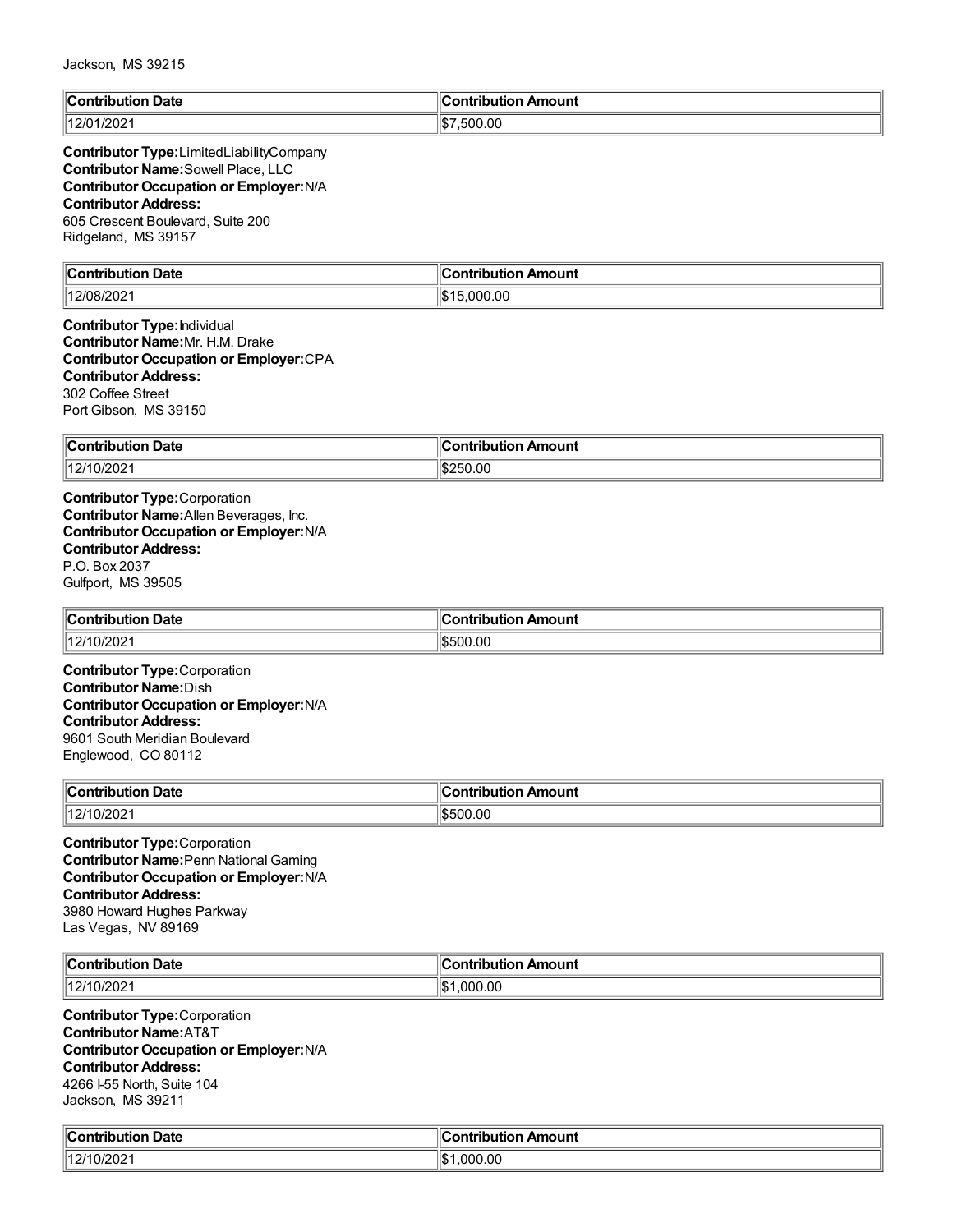Jackson, MS 39215

| Contribution Date | Contribution Amount |
| --- | --- |
| 12/01/2021 | $7,500.00 |

**Contributor Type:** LimitedLiabilityCompany
**Contributor Name:** Sowell Place, LLC
**Contributor Occupation or Employer:** N/A
**Contributor Address:**
605 Crescent Boulevard, Suite 200
Ridgeland, MS 39157

| Contribution Date | Contribution Amount |
| --- | --- |
| 12/08/2021 | $15,000.00 |

**Contributor Type:** Individual
**Contributor Name:** Mr. H.M. Drake
**Contributor Occupation or Employer:** CPA
**Contributor Address:**
302 Coffee Street
Port Gibson, MS 39150

| Contribution Date | Contribution Amount |
| --- | --- |
| 12/10/2021 | $250.00 |

**Contributor Type:** Corporation
**Contributor Name:** Allen Beverages, Inc.
**Contributor Occupation or Employer:** N/A
**Contributor Address:**
P.O. Box 2037
Gulfport, MS 39505

| Contribution Date | Contribution Amount |
| --- | --- |
| 12/10/2021 | $500.00 |

**Contributor Type:** Corporation
**Contributor Name:** Dish
**Contributor Occupation or Employer:** N/A
**Contributor Address:**
9601 South Meridian Boulevard
Englewood, CO 80112

| Contribution Date | Contribution Amount |
| --- | --- |
| 12/10/2021 | $500.00 |

**Contributor Type:** Corporation
**Contributor Name:** Penn National Gaming
**Contributor Occupation or Employer:** N/A
**Contributor Address:**
3980 Howard Hughes Parkway
Las Vegas, NV 89169

| Contribution Date | Contribution Amount |
| --- | --- |
| 12/10/2021 | $1,000.00 |

**Contributor Type:** Corporation
**Contributor Name:** AT&T
**Contributor Occupation or Employer:** N/A
**Contributor Address:**
4266 I-55 North, Suite 104
Jackson, MS 39211

| Contribution Date | Contribution Amount |
| --- | --- |
| 12/10/2021 | $1,000.00 |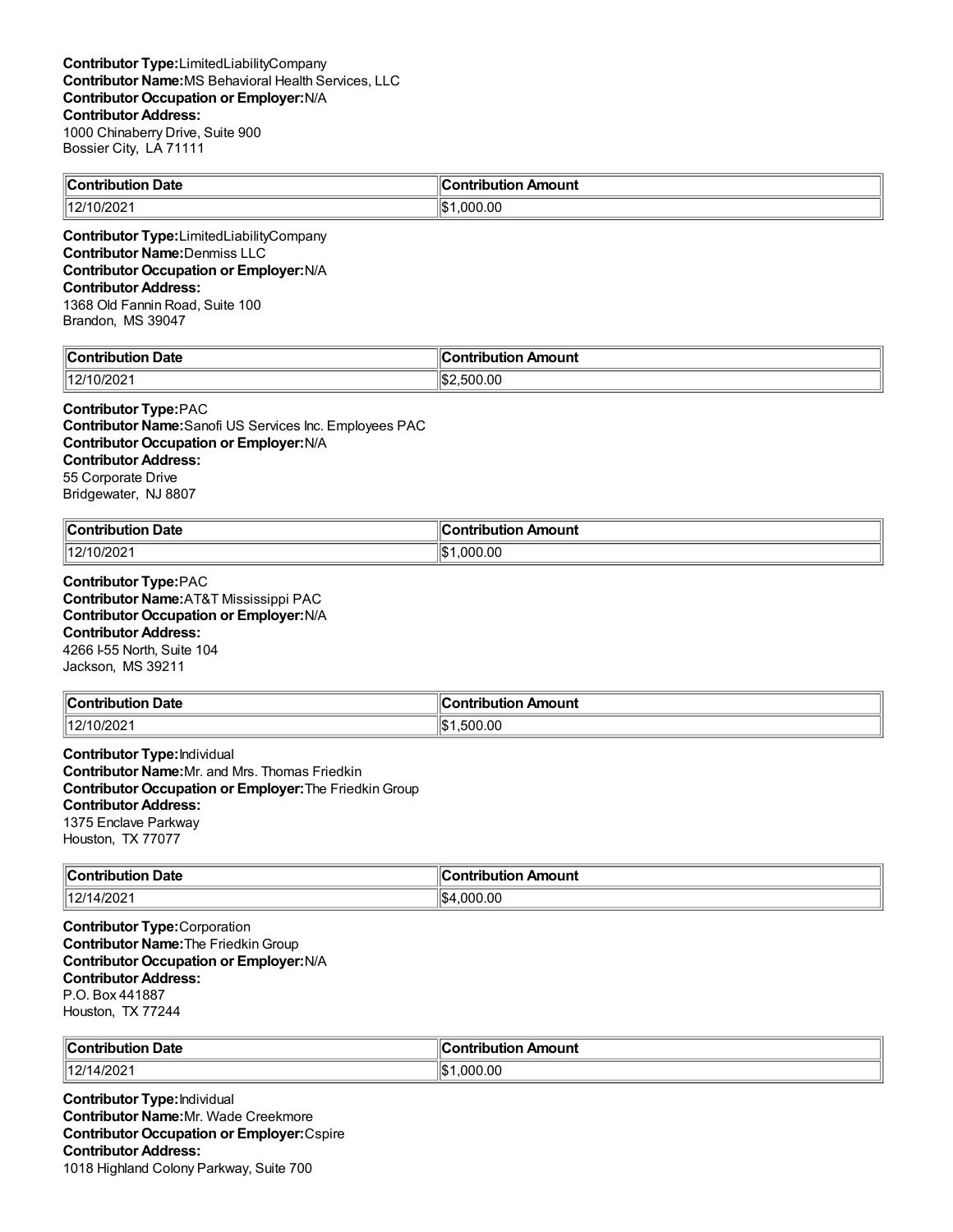**Contributor Type:** LimitedLiabilityCompany
**Contributor Name:** MS Behavioral Health Services, LLC
**Contributor Occupation or Employer:** N/A
**Contributor Address:**
1000 Chinaberry Drive, Suite 900
Bossier City, LA 71111

| Contribution Date | Contribution Amount |
| --- | --- |
| 12/10/2021 | $1,000.00 |

**Contributor Type:** LimitedLiabilityCompany
**Contributor Name:** Denmiss LLC
**Contributor Occupation or Employer:** N/A
**Contributor Address:**
1368 Old Fannin Road, Suite 100
Brandon, MS 39047

| Contribution Date | Contribution Amount |
| --- | --- |
| 12/10/2021 | $2,500.00 |

**Contributor Type:** PAC
**Contributor Name:** Sanofi US Services Inc. Employees PAC
**Contributor Occupation or Employer:** N/A
**Contributor Address:**
55 Corporate Drive
Bridgewater, NJ 8807

| Contribution Date | Contribution Amount |
| --- | --- |
| 12/10/2021 | $1,000.00 |

**Contributor Type:** PAC
**Contributor Name:** AT&T Mississippi PAC
**Contributor Occupation or Employer:** N/A
**Contributor Address:**
4266 I-55 North, Suite 104
Jackson, MS 39211

| Contribution Date | Contribution Amount |
| --- | --- |
| 12/10/2021 | $1,500.00 |

**Contributor Type:** Individual
**Contributor Name:** Mr. and Mrs. Thomas Friedkin
**Contributor Occupation or Employer:** The Friedkin Group
**Contributor Address:**
1375 Enclave Parkway
Houston, TX 77077

| Contribution Date | Contribution Amount |
| --- | --- |
| 12/14/2021 | $4,000.00 |

**Contributor Type:** Corporation
**Contributor Name:** The Friedkin Group
**Contributor Occupation or Employer:** N/A
**Contributor Address:**
P.O. Box 441887
Houston, TX 77244

| Contribution Date | Contribution Amount |
| --- | --- |
| 12/14/2021 | $1,000.00 |

**Contributor Type:** Individual
**Contributor Name:** Mr. Wade Creekmore
**Contributor Occupation or Employer:** Cspire
**Contributor Address:**
1018 Highland Colony Parkway, Suite 700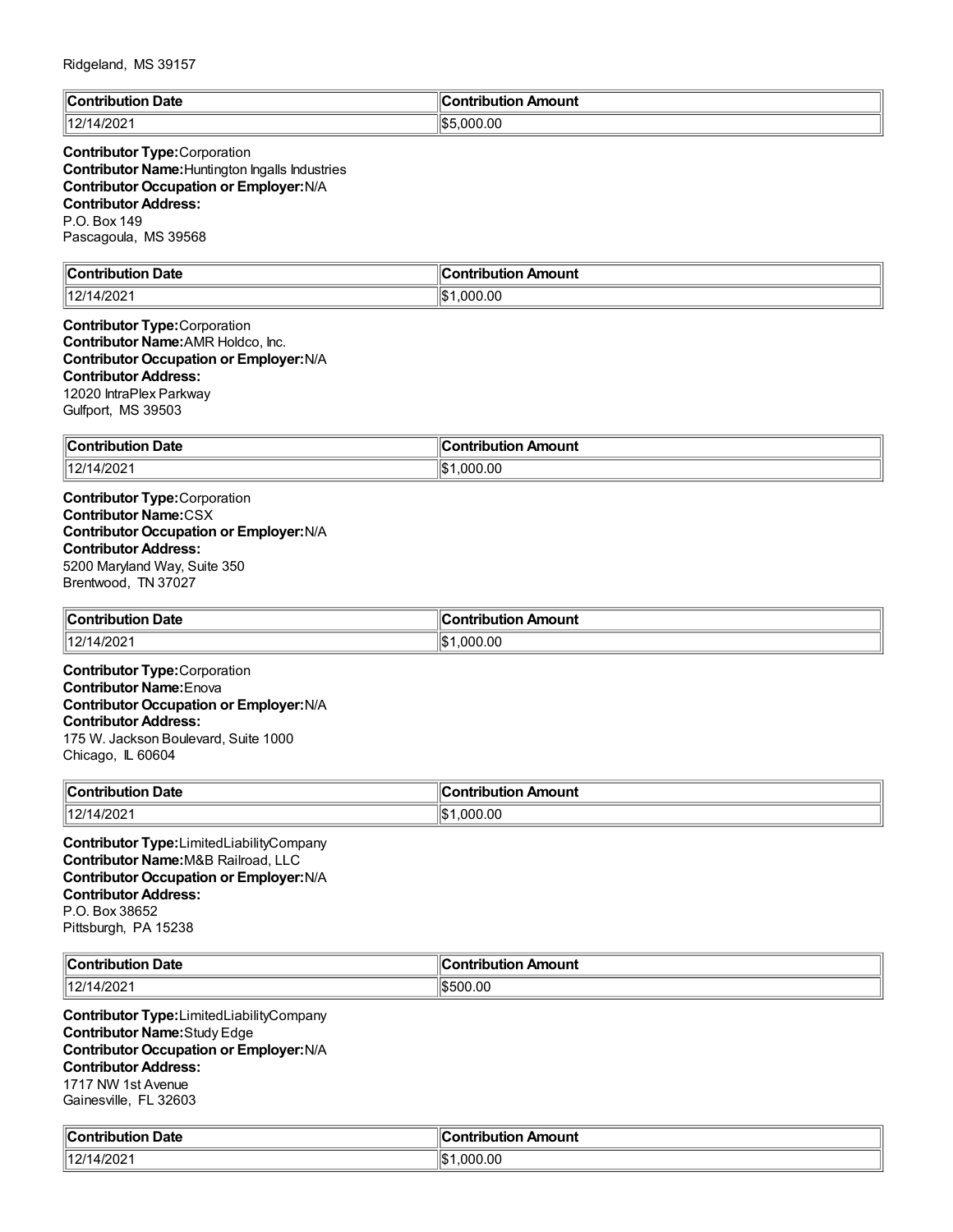Ridgeland, MS 39157

| Contribution Date | Contribution Amount |
|---|---|
| 12/14/2021 | $5,000.00 |

**Contributor Type:** Corporation
**Contributor Name:** Huntington Ingalls Industries
**Contributor Occupation or Employer:** N/A
**Contributor Address:**
P.O. Box 149
Pascagoula, MS 39568

| Contribution Date | Contribution Amount |
|---|---|
| 12/14/2021 | $1,000.00 |

**Contributor Type:** Corporation
**Contributor Name:** AMR Holdco, Inc.
**Contributor Occupation or Employer:** N/A
**Contributor Address:**
12020 IntraPlex Parkway
Gulfport, MS 39503

| Contribution Date | Contribution Amount |
|---|---|
| 12/14/2021 | $1,000.00 |

**Contributor Type:** Corporation
**Contributor Name:** CSX
**Contributor Occupation or Employer:** N/A
**Contributor Address:**
5200 Maryland Way, Suite 350
Brentwood, TN 37027

| Contribution Date | Contribution Amount |
|---|---|
| 12/14/2021 | $1,000.00 |

**Contributor Type:** Corporation
**Contributor Name:** Enova
**Contributor Occupation or Employer:** N/A
**Contributor Address:**
175 W. Jackson Boulevard, Suite 1000
Chicago, IL 60604

| Contribution Date | Contribution Amount |
|---|---|
| 12/14/2021 | $1,000.00 |

**Contributor Type:** LimitedLiabilityCompany
**Contributor Name:** M&B Railroad, LLC
**Contributor Occupation or Employer:** N/A
**Contributor Address:**
P.O. Box 38652
Pittsburgh, PA 15238

| Contribution Date | Contribution Amount |
|---|---|
| 12/14/2021 | $500.00 |

**Contributor Type:** LimitedLiabilityCompany
**Contributor Name:** Study Edge
**Contributor Occupation or Employer:** N/A
**Contributor Address:**
1717 NW 1st Avenue
Gainesville, FL 32603

| Contribution Date | Contribution Amount |
|---|---|
| 12/14/2021 | $1,000.00 |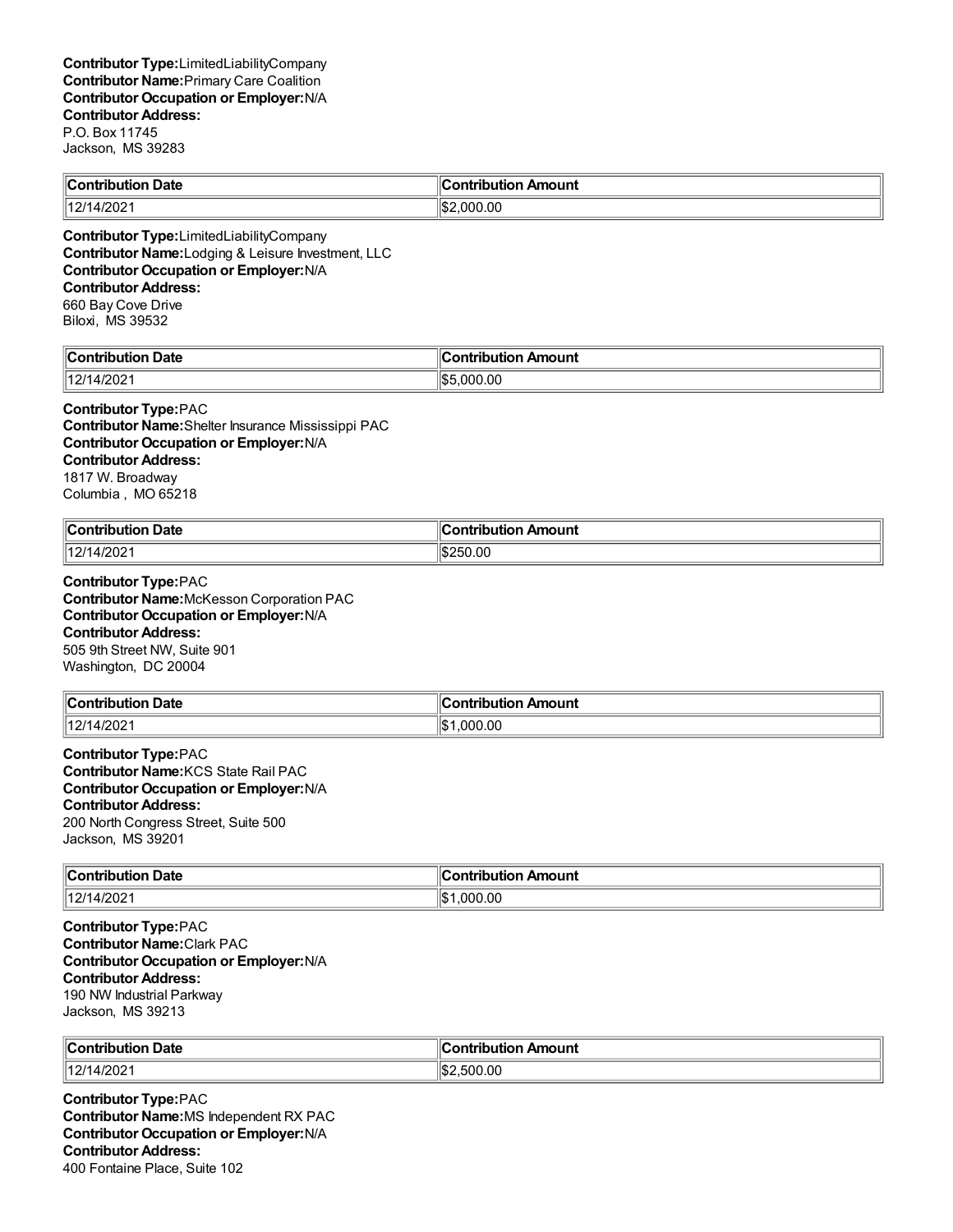**Contributor Type:**LimitedLiabilityCompany
**Contributor Name:**Primary Care Coalition
**Contributor Occupation or Employer:**N/A
**Contributor Address:**
P.O. Box 11745
Jackson, MS 39283

| Contribution Date | Contribution Amount |
| --- | --- |
| 12/14/2021 | $2,000.00 |

**Contributor Type:**LimitedLiabilityCompany
**Contributor Name:**Lodging & Leisure Investment, LLC
**Contributor Occupation or Employer:**N/A
**Contributor Address:**
660 Bay Cove Drive
Biloxi, MS 39532

| Contribution Date | Contribution Amount |
| --- | --- |
| 12/14/2021 | $5,000.00 |

**Contributor Type:**PAC
**Contributor Name:**Shelter Insurance Mississippi PAC
**Contributor Occupation or Employer:**N/A
**Contributor Address:**
1817 W. Broadway
Columbia , MO 65218

| Contribution Date | Contribution Amount |
| --- | --- |
| 12/14/2021 | $250.00 |

**Contributor Type:**PAC
**Contributor Name:**McKesson Corporation PAC
**Contributor Occupation or Employer:**N/A
**Contributor Address:**
505 9th Street NW, Suite 901
Washington, DC 20004

| Contribution Date | Contribution Amount |
| --- | --- |
| 12/14/2021 | $1,000.00 |

**Contributor Type:**PAC
**Contributor Name:**KCS State Rail PAC
**Contributor Occupation or Employer:**N/A
**Contributor Address:**
200 North Congress Street, Suite 500
Jackson, MS 39201

| Contribution Date | Contribution Amount |
| --- | --- |
| 12/14/2021 | $1,000.00 |

**Contributor Type:**PAC
**Contributor Name:**Clark PAC
**Contributor Occupation or Employer:**N/A
**Contributor Address:**
190 NW Industrial Parkway
Jackson, MS 39213

| Contribution Date | Contribution Amount |
| --- | --- |
| 12/14/2021 | $2,500.00 |

**Contributor Type:**PAC
**Contributor Name:**MS Independent RX PAC
**Contributor Occupation or Employer:**N/A
**Contributor Address:**
400 Fontaine Place, Suite 102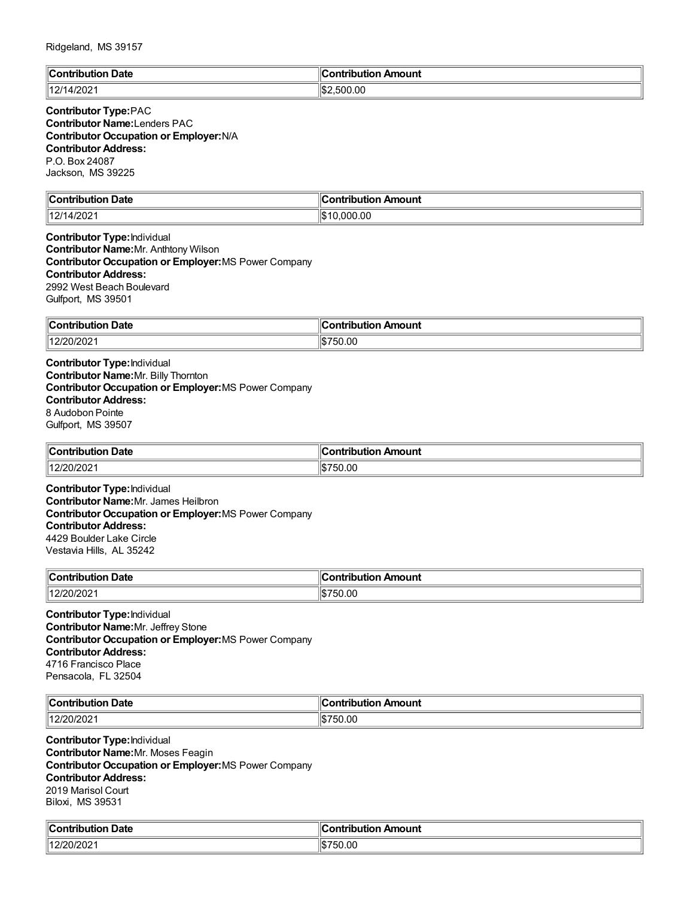Ridgeland, MS 39157

| Contribution Date | Contribution Amount |
|---|---|
| 12/14/2021 | $2,500.00 |

**Contributor Type:**PAC
**Contributor Name:**Lenders PAC
**Contributor Occupation or Employer:**N/A
**Contributor Address:**
P.O. Box 24087
Jackson, MS 39225

| Contribution Date | Contribution Amount |
|---|---|
| 12/14/2021 | $10,000.00 |

**Contributor Type:**Individual
**Contributor Name:**Mr. Anthtony Wilson
**Contributor Occupation or Employer:**MS Power Company
**Contributor Address:**
2992 West Beach Boulevard
Gulfport, MS 39501

| Contribution Date | Contribution Amount |
|---|---|
| 12/20/2021 | $750.00 |

**Contributor Type:**Individual
**Contributor Name:**Mr. Billy Thornton
**Contributor Occupation or Employer:**MS Power Company
**Contributor Address:**
8 Audobon Pointe
Gulfport, MS 39507

| Contribution Date | Contribution Amount |
|---|---|
| 12/20/2021 | $750.00 |

**Contributor Type:**Individual
**Contributor Name:**Mr. James Heilbron
**Contributor Occupation or Employer:**MS Power Company
**Contributor Address:**
4429 Boulder Lake Circle
Vestavia Hills, AL 35242

| Contribution Date | Contribution Amount |
|---|---|
| 12/20/2021 | $750.00 |

**Contributor Type:**Individual
**Contributor Name:**Mr. Jeffrey Stone
**Contributor Occupation or Employer:**MS Power Company
**Contributor Address:**
4716 Francisco Place
Pensacola, FL 32504

| Contribution Date | Contribution Amount |
|---|---|
| 12/20/2021 | $750.00 |

**Contributor Type:**Individual
**Contributor Name:**Mr. Moses Feagin
**Contributor Occupation or Employer:**MS Power Company
**Contributor Address:**
2019 Marisol Court
Biloxi, MS 39531

| Contribution Date | Contribution Amount |
|---|---|
| 12/20/2021 | $750.00 |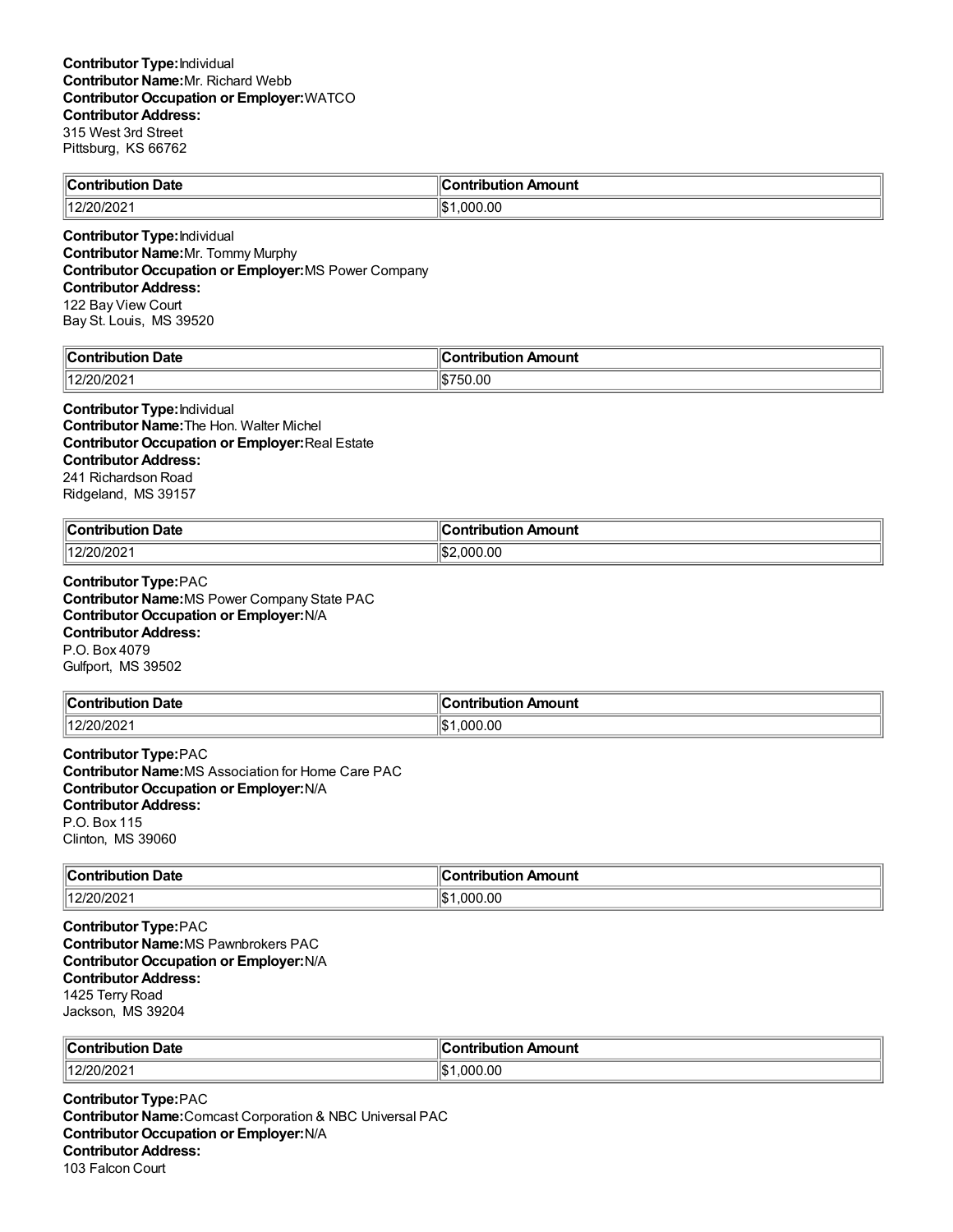**Contributor Type:** Individual
**Contributor Name:** Mr. Richard Webb
**Contributor Occupation or Employer:** WATCO
**Contributor Address:**
315 West 3rd Street
Pittsburg, KS 66762

| Contribution Date | Contribution Amount |
|---|---|
| 12/20/2021 | $1,000.00 |

**Contributor Type:** Individual
**Contributor Name:** Mr. Tommy Murphy
**Contributor Occupation or Employer:** MS Power Company
**Contributor Address:**
122 Bay View Court
Bay St. Louis, MS 39520

| Contribution Date | Contribution Amount |
|---|---|
| 12/20/2021 | $750.00 |

**Contributor Type:** Individual
**Contributor Name:** The Hon. Walter Michel
**Contributor Occupation or Employer:** Real Estate
**Contributor Address:**
241 Richardson Road
Ridgeland, MS 39157

| Contribution Date | Contribution Amount |
|---|---|
| 12/20/2021 | $2,000.00 |

**Contributor Type:** PAC
**Contributor Name:** MS Power Company State PAC
**Contributor Occupation or Employer:** N/A
**Contributor Address:**
P.O. Box 4079
Gulfport, MS 39502

| Contribution Date | Contribution Amount |
|---|---|
| 12/20/2021 | $1,000.00 |

**Contributor Type:** PAC
**Contributor Name:** MS Association for Home Care PAC
**Contributor Occupation or Employer:** N/A
**Contributor Address:**
P.O. Box 115
Clinton, MS 39060

| Contribution Date | Contribution Amount |
|---|---|
| 12/20/2021 | $1,000.00 |

**Contributor Type:** PAC
**Contributor Name:** MS Pawnbrokers PAC
**Contributor Occupation or Employer:** N/A
**Contributor Address:**
1425 Terry Road
Jackson, MS 39204

| Contribution Date | Contribution Amount |
|---|---|
| 12/20/2021 | $1,000.00 |

**Contributor Type:** PAC
**Contributor Name:** Comcast Corporation & NBC Universal PAC
**Contributor Occupation or Employer:** N/A
**Contributor Address:**
103 Falcon Court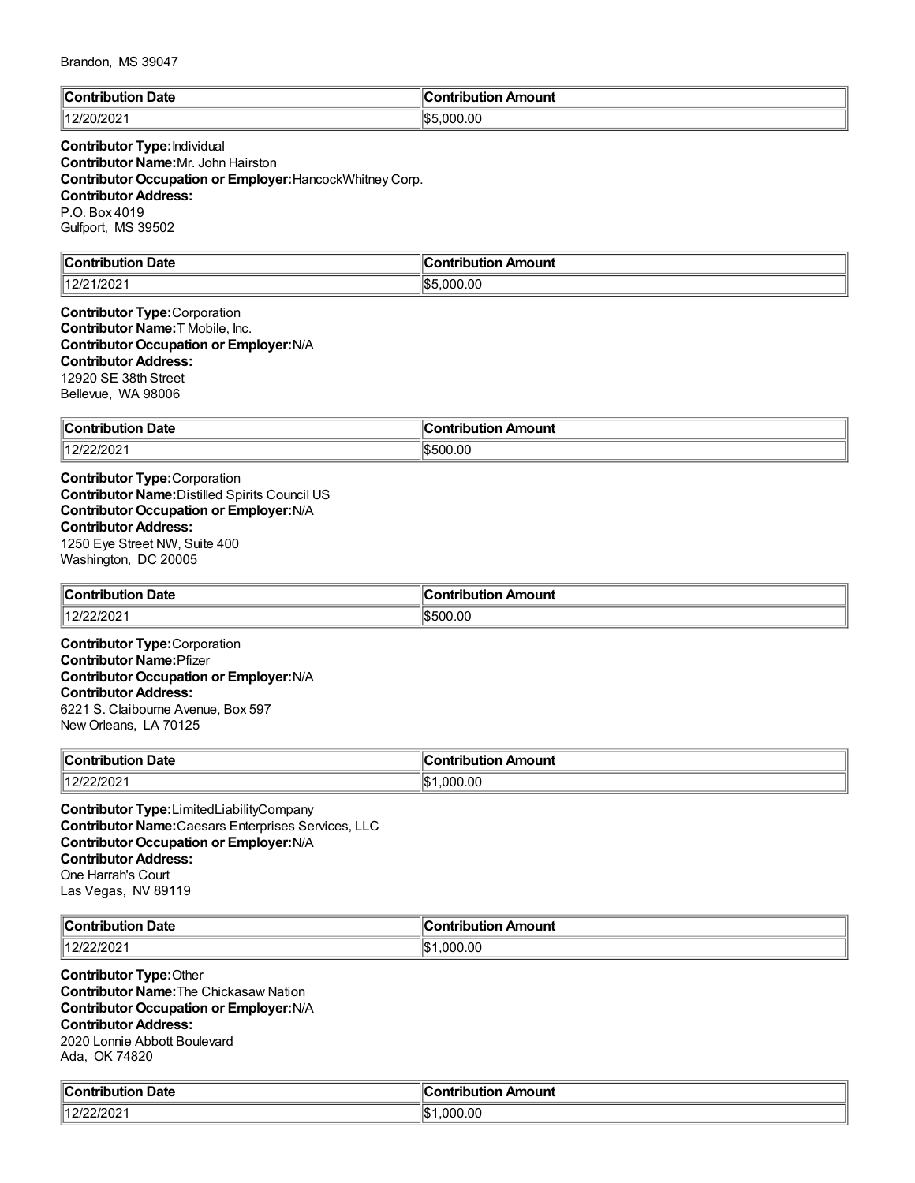Brandon, MS 39047

| Contribution Date | Contribution Amount |
|---|---|
| 12/20/2021 | $5,000.00 |

**Contributor Type:** Individual
**Contributor Name:** Mr. John Hairston
**Contributor Occupation or Employer:** HancockWhitney Corp.
**Contributor Address:**
P.O. Box 4019
Gulfport, MS 39502

| Contribution Date | Contribution Amount |
|---|---|
| 12/21/2021 | $5,000.00 |

**Contributor Type:** Corporation
**Contributor Name:** T Mobile, Inc.
**Contributor Occupation or Employer:** N/A
**Contributor Address:**
12920 SE 38th Street
Bellevue, WA 98006

| Contribution Date | Contribution Amount |
|---|---|
| 12/22/2021 | $500.00 |

**Contributor Type:** Corporation
**Contributor Name:** Distilled Spirits Council US
**Contributor Occupation or Employer:** N/A
**Contributor Address:**
1250 Eye Street NW, Suite 400
Washington, DC 20005

| Contribution Date | Contribution Amount |
|---|---|
| 12/22/2021 | $500.00 |

**Contributor Type:** Corporation
**Contributor Name:** Pfizer
**Contributor Occupation or Employer:** N/A
**Contributor Address:**
6221 S. Claibourne Avenue, Box 597
New Orleans, LA 70125

| Contribution Date | Contribution Amount |
|---|---|
| 12/22/2021 | $1,000.00 |

**Contributor Type:** LimitedLiabilityCompany
**Contributor Name:** Caesars Enterprises Services, LLC
**Contributor Occupation or Employer:** N/A
**Contributor Address:**
One Harrah's Court
Las Vegas, NV 89119

| Contribution Date | Contribution Amount |
|---|---|
| 12/22/2021 | $1,000.00 |

**Contributor Type:** Other
**Contributor Name:** The Chickasaw Nation
**Contributor Occupation or Employer:** N/A
**Contributor Address:**
2020 Lonnie Abbott Boulevard
Ada, OK 74820

| Contribution Date | Contribution Amount |
|---|---|
| 12/22/2021 | $1,000.00 |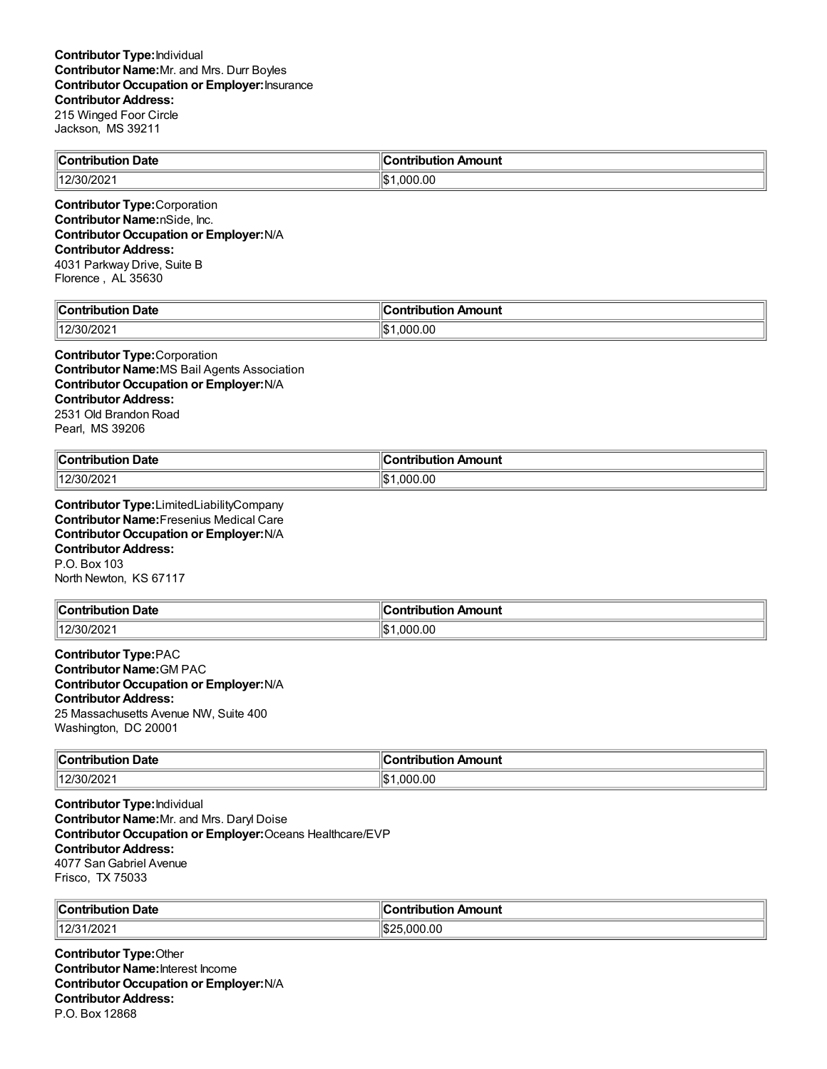**Contributor Type:** Individual
**Contributor Name:** Mr. and Mrs. Durr Boyles
**Contributor Occupation or Employer:** Insurance
**Contributor Address:**
215 Winged Foor Circle
Jackson, MS 39211

| Contribution Date | Contribution Amount |
|---|---|
| 12/30/2021 | $1,000.00 |

**Contributor Type:** Corporation
**Contributor Name:** nSide, Inc.
**Contributor Occupation or Employer:** N/A
**Contributor Address:**
4031 Parkway Drive, Suite B
Florence , AL 35630

| Contribution Date | Contribution Amount |
|---|---|
| 12/30/2021 | $1,000.00 |

**Contributor Type:** Corporation
**Contributor Name:** MS Bail Agents Association
**Contributor Occupation or Employer:** N/A
**Contributor Address:**
2531 Old Brandon Road
Pearl, MS 39206

| Contribution Date | Contribution Amount |
|---|---|
| 12/30/2021 | $1,000.00 |

**Contributor Type:** LimitedLiabilityCompany
**Contributor Name:** Fresenius Medical Care
**Contributor Occupation or Employer:** N/A
**Contributor Address:**
P.O. Box 103
North Newton, KS 67117

| Contribution Date | Contribution Amount |
|---|---|
| 12/30/2021 | $1,000.00 |

**Contributor Type:** PAC
**Contributor Name:** GM PAC
**Contributor Occupation or Employer:** N/A
**Contributor Address:**
25 Massachusetts Avenue NW, Suite 400
Washington, DC 20001

| Contribution Date | Contribution Amount |
|---|---|
| 12/30/2021 | $1,000.00 |

**Contributor Type:** Individual
**Contributor Name:** Mr. and Mrs. Daryl Doise
**Contributor Occupation or Employer:** Oceans Healthcare/EVP
**Contributor Address:**
4077 San Gabriel Avenue
Frisco, TX 75033

| Contribution Date | Contribution Amount |
|---|---|
| 12/31/2021 | $25,000.00 |

**Contributor Type:** Other
**Contributor Name:** Interest Income
**Contributor Occupation or Employer:** N/A
**Contributor Address:**
P.O. Box 12868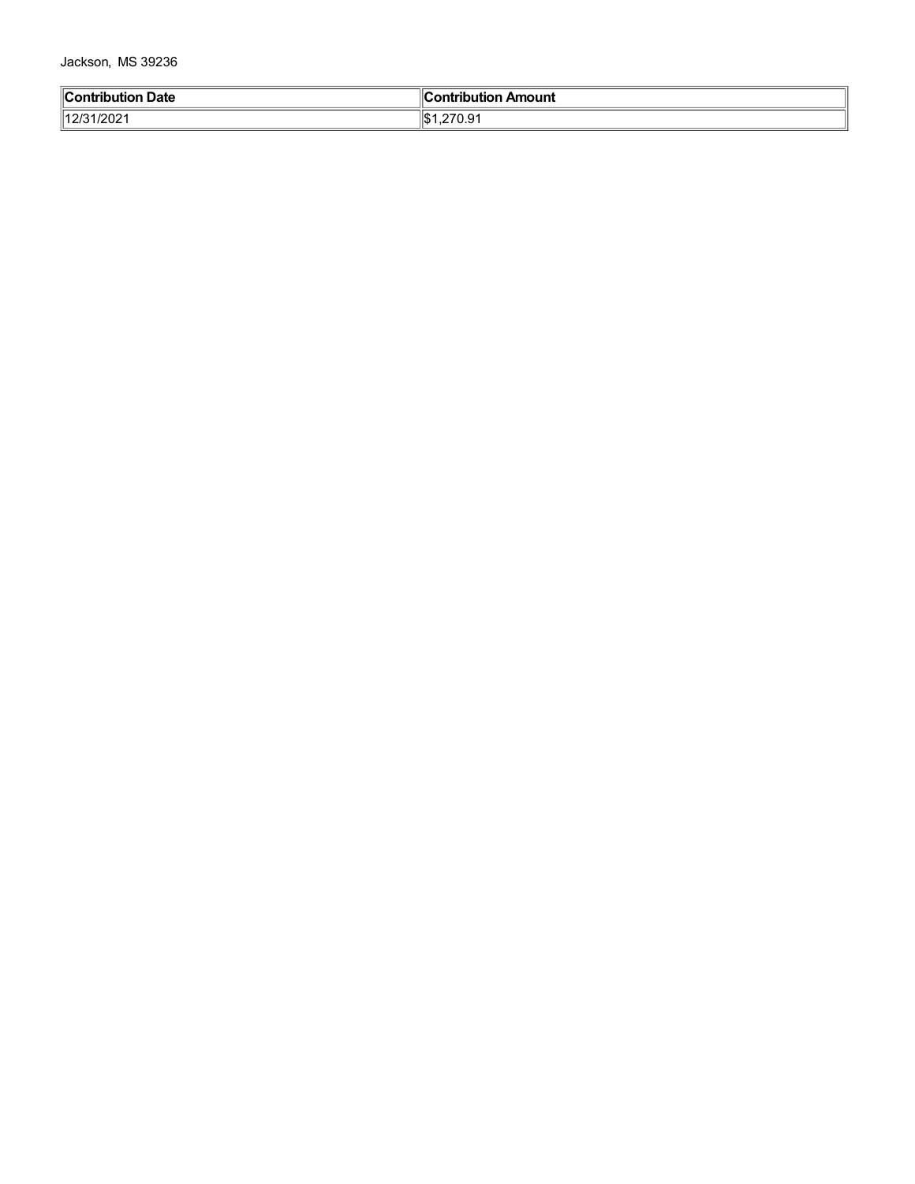Jackson, MS 39236

| Contribution Date | Contribution Amount |
| --- | --- |
| 12/31/2021 | $1,270.91 |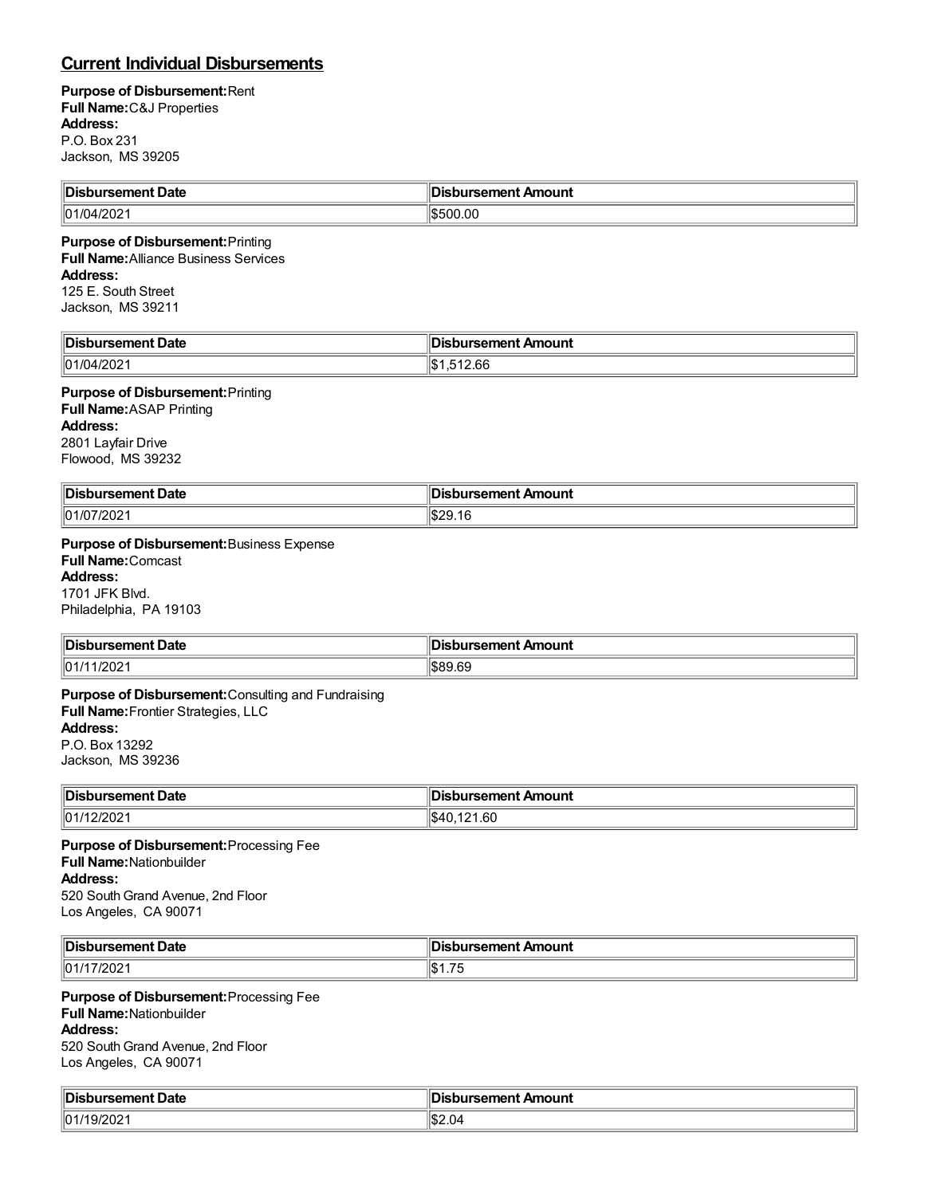## Current Individual Disbursements

**Purpose of Disbursement:** Rent
**Full Name:** C&J Properties
**Address:**
P.O. Box 231
Jackson, MS 39205

| Disbursement Date | Disbursement Amount |
|---|---|
| 01/04/2021 | $500.00 |

**Purpose of Disbursement:** Printing
**Full Name:** Alliance Business Services
**Address:**
125 E. South Street
Jackson, MS 39211

| Disbursement Date | Disbursement Amount |
|---|---|
| 01/04/2021 | $1,512.66 |

**Purpose of Disbursement:** Printing
**Full Name:** ASAP Printing
**Address:**
2801 Layfair Drive
Flowood, MS 39232

| Disbursement Date | Disbursement Amount |
|---|---|
| 01/07/2021 | $29.16 |

**Purpose of Disbursement:** Business Expense
**Full Name:** Comcast
**Address:**
1701 JFK Blvd.
Philadelphia, PA 19103

| Disbursement Date | Disbursement Amount |
|---|---|
| 01/11/2021 | $89.69 |

**Purpose of Disbursement:** Consulting and Fundraising
**Full Name:** Frontier Strategies, LLC
**Address:**
P.O. Box 13292
Jackson, MS 39236

| Disbursement Date | Disbursement Amount |
|---|---|
| 01/12/2021 | $40,121.60 |

**Purpose of Disbursement:** Processing Fee
**Full Name:** Nationbuilder
**Address:**
520 South Grand Avenue, 2nd Floor
Los Angeles, CA 90071

| Disbursement Date | Disbursement Amount |
|---|---|
| 01/17/2021 | $1.75 |

**Purpose of Disbursement:** Processing Fee
**Full Name:** Nationbuilder
**Address:**
520 South Grand Avenue, 2nd Floor
Los Angeles, CA 90071

| Disbursement Date | Disbursement Amount |
|---|---|
| 01/19/2021 | $2.04 |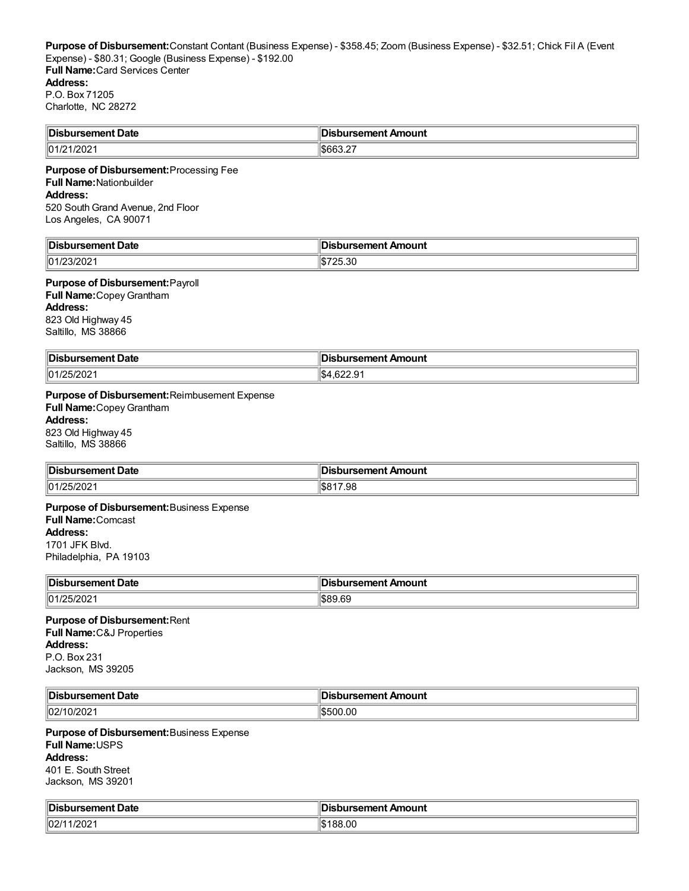**Purpose of Disbursement:** Constant Contant (Business Expense) - $358.45; Zoom (Business Expense) - $32.51; Chick Fil A (Event Expense) - $80.31; Google (Business Expense) - $192.00
**Full Name:** Card Services Center
**Address:**
P.O. Box 71205
Charlotte, NC 28272

| Disbursement Date | Disbursement Amount |
|---|---|
| 01/21/2021 | $663.27 |

**Purpose of Disbursement:** Processing Fee
**Full Name:** Nationbuilder
**Address:**
520 South Grand Avenue, 2nd Floor
Los Angeles, CA 90071

| Disbursement Date | Disbursement Amount |
|---|---|
| 01/23/2021 | $725.30 |

**Purpose of Disbursement:** Payroll
**Full Name:** Copey Grantham
**Address:**
823 Old Highway 45
Saltillo, MS 38866

| Disbursement Date | Disbursement Amount |
|---|---|
| 01/25/2021 | $4,622.91 |

**Purpose of Disbursement:** Reimbusement Expense
**Full Name:** Copey Grantham
**Address:**
823 Old Highway 45
Saltillo, MS 38866

| Disbursement Date | Disbursement Amount |
|---|---|
| 01/25/2021 | $817.98 |

**Purpose of Disbursement:** Business Expense
**Full Name:** Comcast
**Address:**
1701 JFK Blvd.
Philadelphia, PA 19103

| Disbursement Date | Disbursement Amount |
|---|---|
| 01/25/2021 | $89.69 |

**Purpose of Disbursement:** Rent
**Full Name:** C&J Properties
**Address:**
P.O. Box 231
Jackson, MS 39205

| Disbursement Date | Disbursement Amount |
|---|---|
| 02/10/2021 | $500.00 |

**Purpose of Disbursement:** Business Expense
**Full Name:** USPS
**Address:**
401 E. South Street
Jackson, MS 39201

| Disbursement Date | Disbursement Amount |
|---|---|
| 02/11/2021 | $188.00 |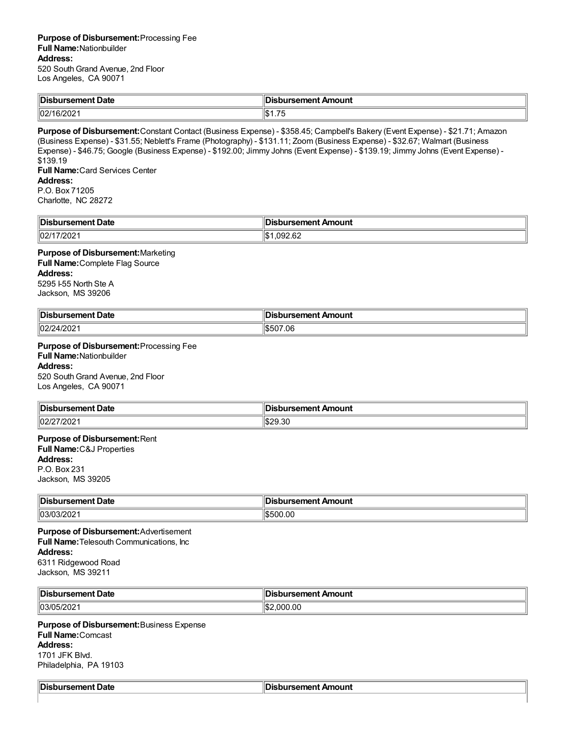**Purpose of Disbursement:** Processing Fee
**Full Name:** Nationbuilder
**Address:**
520 South Grand Avenue, 2nd Floor
Los Angeles, CA 90071

| Disbursement Date | Disbursement Amount |
|---|---|
| 02/16/2021 | $1.75 |

**Purpose of Disbursement:** Constant Contact (Business Expense) - $358.45; Campbell's Bakery (Event Expense) - $21.71; Amazon (Business Expense) - $31.55; Neblett's Frame (Photography) - $131.11; Zoom (Business Expense) - $32.67; Walmart (Business Expense) - $46.75; Google (Business Expense) - $192.00; Jimmy Johns (Event Expense) - $139.19; Jimmy Johns (Event Expense) - $139.19
**Full Name:** Card Services Center
**Address:**
P.O. Box 71205
Charlotte, NC 28272

| Disbursement Date | Disbursement Amount |
|---|---|
| 02/17/2021 | $1,092.62 |

**Purpose of Disbursement:** Marketing
**Full Name:** Complete Flag Source
**Address:**
5295 I-55 North Ste A
Jackson, MS 39206

| Disbursement Date | Disbursement Amount |
|---|---|
| 02/24/2021 | $507.06 |

**Purpose of Disbursement:** Processing Fee
**Full Name:** Nationbuilder
**Address:**
520 South Grand Avenue, 2nd Floor
Los Angeles, CA 90071

| Disbursement Date | Disbursement Amount |
|---|---|
| 02/27/2021 | $29.30 |

**Purpose of Disbursement:** Rent
**Full Name:** C&J Properties
**Address:**
P.O. Box 231
Jackson, MS 39205

| Disbursement Date | Disbursement Amount |
|---|---|
| 03/03/2021 | $500.00 |

**Purpose of Disbursement:** Advertisement
**Full Name:** Telesouth Communications, Inc
**Address:**
6311 Ridgewood Road
Jackson, MS 39211

| Disbursement Date | Disbursement Amount |
|---|---|
| 03/05/2021 | $2,000.00 |

**Purpose of Disbursement:** Business Expense
**Full Name:** Comcast
**Address:**
1701 JFK Blvd.
Philadelphia, PA 19103

| Disbursement Date | Disbursement Amount |
|---|---|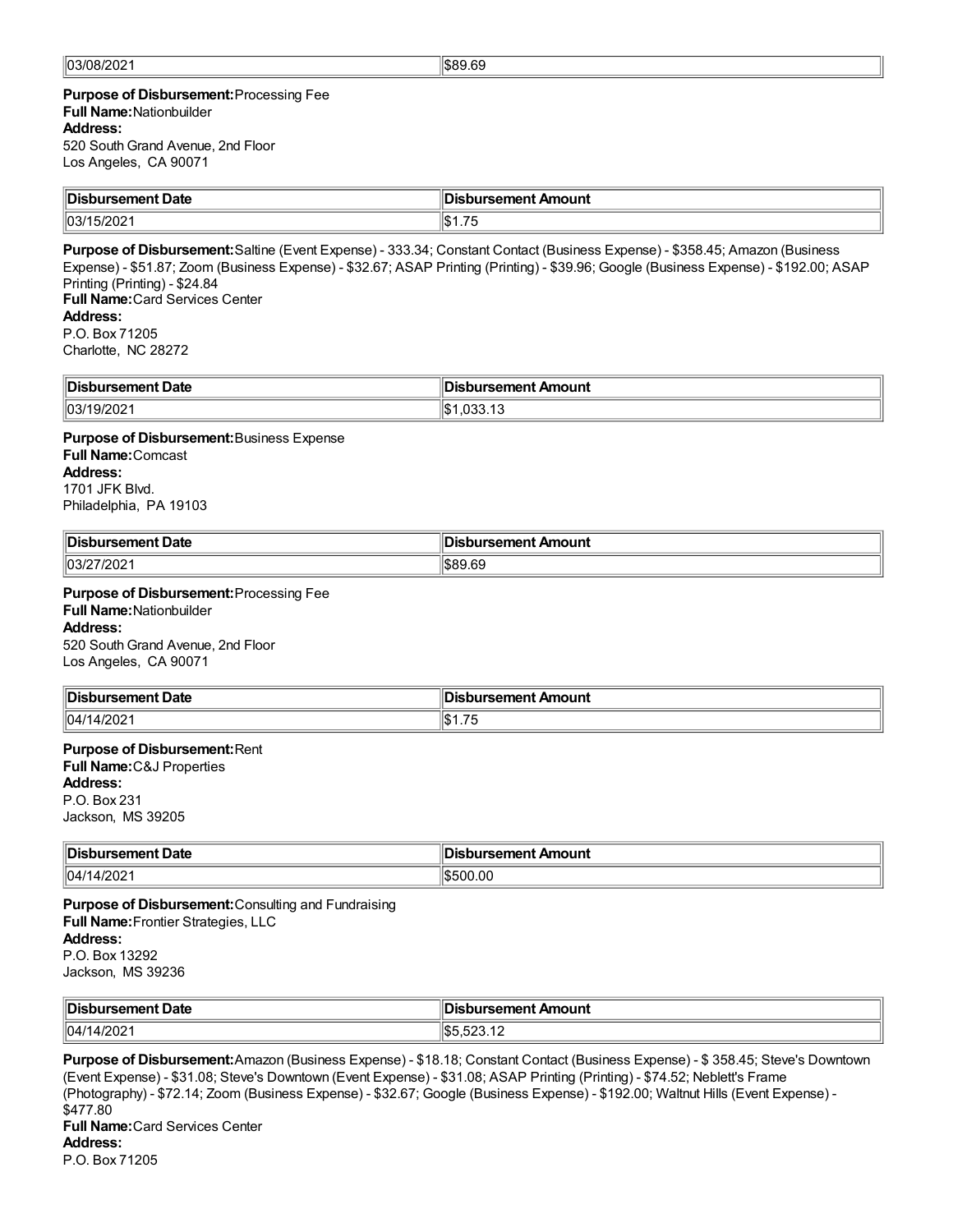| 03/08/2021 | $89.69 |
|---|---|

**Purpose of Disbursement:** Processing Fee
**Full Name:** Nationbuilder
**Address:**
520 South Grand Avenue, 2nd Floor
Los Angeles, CA 90071

| Disbursement Date | Disbursement Amount |
|---|---|
| 03/15/2021 | $1.75 |

**Purpose of Disbursement:** Saltine (Event Expense) - 333.34; Constant Contact (Business Expense) - $358.45; Amazon (Business Expense) - $51.87; Zoom (Business Expense) - $32.67; ASAP Printing (Printing) - $39.96; Google (Business Expense) - $192.00; ASAP Printing (Printing) - $24.84
**Full Name:** Card Services Center
**Address:**
P.O. Box 71205
Charlotte, NC 28272

| Disbursement Date | Disbursement Amount |
|---|---|
| 03/19/2021 | $1,033.13 |

**Purpose of Disbursement:** Business Expense
**Full Name:** Comcast
**Address:**
1701 JFK Blvd.
Philadelphia, PA 19103

| Disbursement Date | Disbursement Amount |
|---|---|
| 03/27/2021 | $89.69 |

**Purpose of Disbursement:** Processing Fee
**Full Name:** Nationbuilder
**Address:**
520 South Grand Avenue, 2nd Floor
Los Angeles, CA 90071

| Disbursement Date | Disbursement Amount |
|---|---|
| 04/14/2021 | $1.75 |

**Purpose of Disbursement:** Rent
**Full Name:** C&J Properties
**Address:**
P.O. Box 231
Jackson, MS 39205

| Disbursement Date | Disbursement Amount |
|---|---|
| 04/14/2021 | $500.00 |

**Purpose of Disbursement:** Consulting and Fundraising
**Full Name:** Frontier Strategies, LLC
**Address:**
P.O. Box 13292
Jackson, MS 39236

| Disbursement Date | Disbursement Amount |
|---|---|
| 04/14/2021 | $5,523.12 |

**Purpose of Disbursement:** Amazon (Business Expense) - $18.18; Constant Contact (Business Expense) - $ 358.45; Steve's Downtown (Event Expense) - $31.08; Steve's Downtown (Event Expense) - $31.08; ASAP Printing (Printing) - $74.52; Neblett's Frame (Photography) - $72.14; Zoom (Business Expense) - $32.67; Google (Business Expense) - $192.00; Waltnut Hills (Event Expense) - $477.80
**Full Name:** Card Services Center
**Address:**
P.O. Box 71205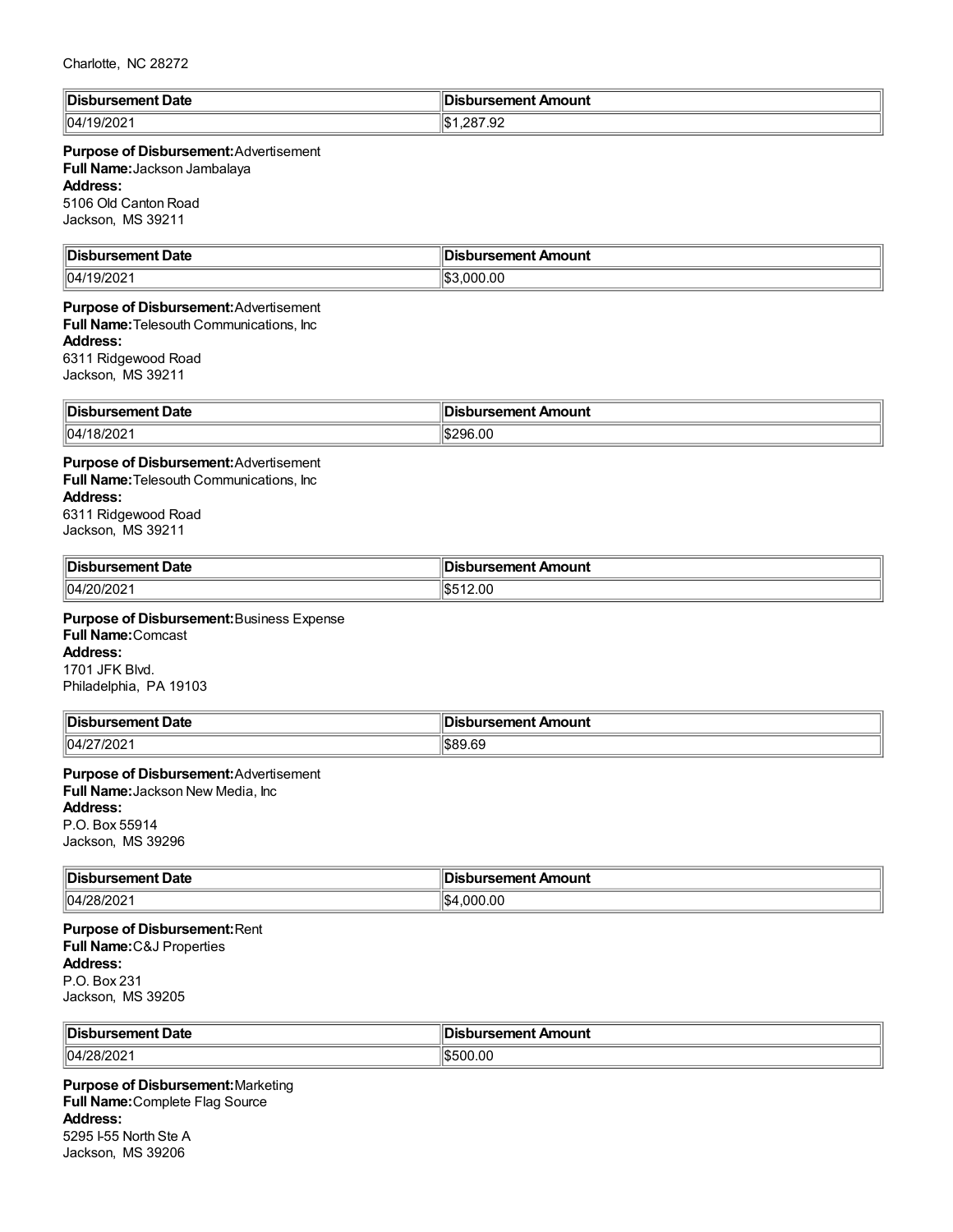Charlotte, NC 28272

| Disbursement Date | Disbursement Amount |
| --- | --- |
| 04/19/2021 | $1,287.92 |

**Purpose of Disbursement:** Advertisement
**Full Name:** Jackson Jambalaya
**Address:**
5106 Old Canton Road
Jackson, MS 39211

| Disbursement Date | Disbursement Amount |
| --- | --- |
| 04/19/2021 | $3,000.00 |

**Purpose of Disbursement:** Advertisement
**Full Name:** Telesouth Communications, Inc
**Address:**
6311 Ridgewood Road
Jackson, MS 39211

| Disbursement Date | Disbursement Amount |
| --- | --- |
| 04/18/2021 | $296.00 |

**Purpose of Disbursement:** Advertisement
**Full Name:** Telesouth Communications, Inc
**Address:**
6311 Ridgewood Road
Jackson, MS 39211

| Disbursement Date | Disbursement Amount |
| --- | --- |
| 04/20/2021 | $512.00 |

**Purpose of Disbursement:** Business Expense
**Full Name:** Comcast
**Address:**
1701 JFK Blvd.
Philadelphia, PA 19103

| Disbursement Date | Disbursement Amount |
| --- | --- |
| 04/27/2021 | $89.69 |

**Purpose of Disbursement:** Advertisement
**Full Name:** Jackson New Media, Inc
**Address:**
P.O. Box 55914
Jackson, MS 39296

| Disbursement Date | Disbursement Amount |
| --- | --- |
| 04/28/2021 | $4,000.00 |

**Purpose of Disbursement:** Rent
**Full Name:** C&J Properties
**Address:**
P.O. Box 231
Jackson, MS 39205

| Disbursement Date | Disbursement Amount |
| --- | --- |
| 04/28/2021 | $500.00 |

**Purpose of Disbursement:** Marketing
**Full Name:** Complete Flag Source
**Address:**
5295 I-55 North Ste A
Jackson, MS 39206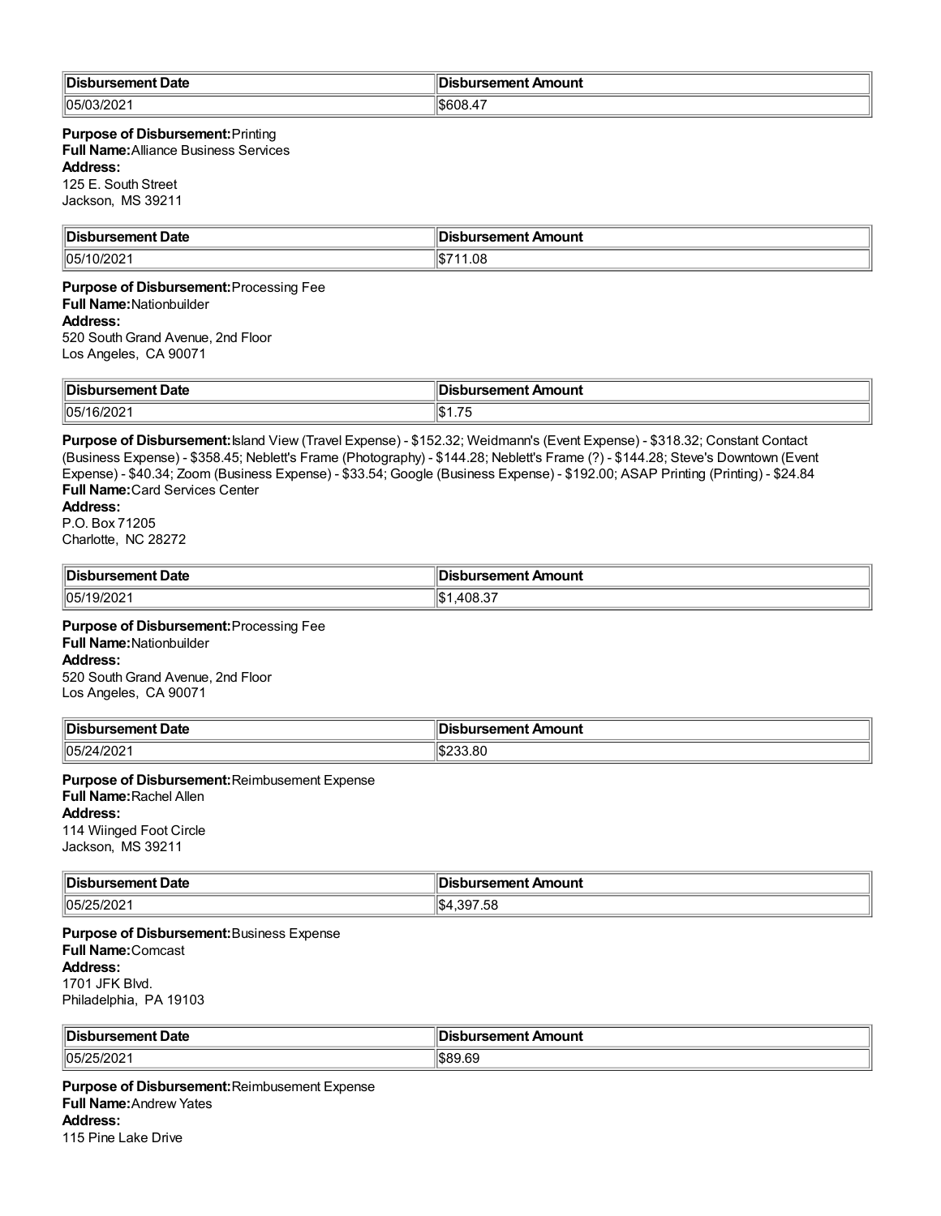| Disbursement Date | Disbursement Amount |
|---|---|
| 05/03/2021 | $608.47 |

**Purpose of Disbursement:** Printing
**Full Name:** Alliance Business Services
**Address:**
125 E. South Street
Jackson, MS 39211

| Disbursement Date | Disbursement Amount |
|---|---|
| 05/10/2021 | $711.08 |

**Purpose of Disbursement:** Processing Fee
**Full Name:** Nationbuilder
**Address:**
520 South Grand Avenue, 2nd Floor
Los Angeles, CA 90071

| Disbursement Date | Disbursement Amount |
|---|---|
| 05/16/2021 | $1.75 |

**Purpose of Disbursement:** Island View (Travel Expense) - $152.32; Weidmann's (Event Expense) - $318.32; Constant Contact (Business Expense) - $358.45; Neblett's Frame (Photography) - $144.28; Neblett's Frame (?) - $144.28; Steve's Downtown (Event Expense) - $40.34; Zoom (Business Expense) - $33.54; Google (Business Expense) - $192.00; ASAP Printing (Printing) - $24.84
**Full Name:** Card Services Center
**Address:**
P.O. Box 71205
Charlotte, NC 28272

| Disbursement Date | Disbursement Amount |
|---|---|
| 05/19/2021 | $1,408.37 |

**Purpose of Disbursement:** Processing Fee
**Full Name:** Nationbuilder
**Address:**
520 South Grand Avenue, 2nd Floor
Los Angeles, CA 90071

| Disbursement Date | Disbursement Amount |
|---|---|
| 05/24/2021 | $233.80 |

**Purpose of Disbursement:** Reimbusement Expense
**Full Name:** Rachel Allen
**Address:**
114 Wiinged Foot Circle
Jackson, MS 39211

| Disbursement Date | Disbursement Amount |
|---|---|
| 05/25/2021 | $4,397.58 |

**Purpose of Disbursement:** Business Expense
**Full Name:** Comcast
**Address:**
1701 JFK Blvd.
Philadelphia, PA 19103

| Disbursement Date | Disbursement Amount |
|---|---|
| 05/25/2021 | $89.69 |

**Purpose of Disbursement:** Reimbusement Expense
**Full Name:** Andrew Yates
**Address:**
115 Pine Lake Drive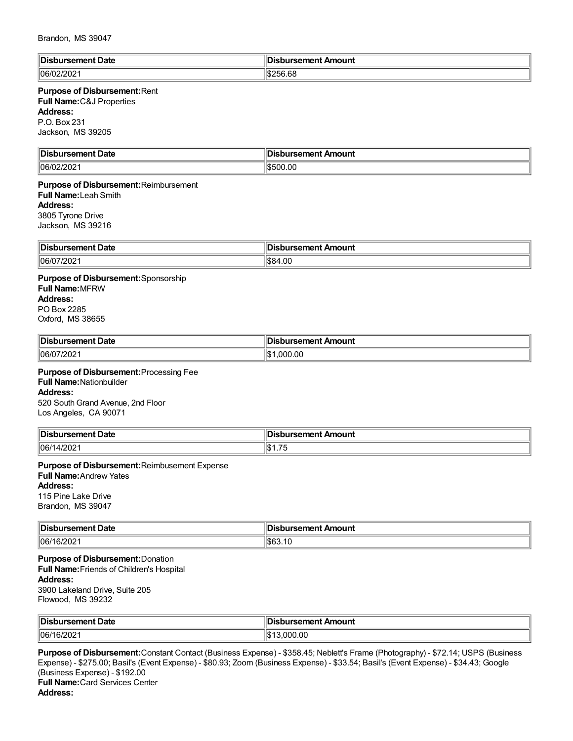Brandon, MS 39047

| Disbursement Date | Disbursement Amount |
| --- | --- |
| 06/02/2021 | $256.68 |

**Purpose of Disbursement:** Rent
**Full Name:** C&J Properties
**Address:**
P.O. Box 231
Jackson, MS 39205

| Disbursement Date | Disbursement Amount |
| --- | --- |
| 06/02/2021 | $500.00 |

**Purpose of Disbursement:** Reimbursement
**Full Name:** Leah Smith
**Address:**
3805 Tyrone Drive
Jackson, MS 39216

| Disbursement Date | Disbursement Amount |
| --- | --- |
| 06/07/2021 | $84.00 |

**Purpose of Disbursement:** Sponsorship
**Full Name:** MFRW
**Address:**
PO Box 2285
Oxford, MS 38655

| Disbursement Date | Disbursement Amount |
| --- | --- |
| 06/07/2021 | $1,000.00 |

**Purpose of Disbursement:** Processing Fee
**Full Name:** Nationbuilder
**Address:**
520 South Grand Avenue, 2nd Floor
Los Angeles, CA 90071

| Disbursement Date | Disbursement Amount |
| --- | --- |
| 06/14/2021 | $1.75 |

**Purpose of Disbursement:** Reimbusement Expense
**Full Name:** Andrew Yates
**Address:**
115 Pine Lake Drive
Brandon, MS 39047

| Disbursement Date | Disbursement Amount |
| --- | --- |
| 06/16/2021 | $63.10 |

**Purpose of Disbursement:** Donation
**Full Name:** Friends of Children's Hospital
**Address:**
3900 Lakeland Drive, Suite 205
Flowood, MS 39232

| Disbursement Date | Disbursement Amount |
| --- | --- |
| 06/16/2021 | $13,000.00 |

**Purpose of Disbursement:** Constant Contact (Business Expense) - $358.45; Neblett's Frame (Photography) - $72.14; USPS (Business Expense) - $275.00; Basil's (Event Expense) - $80.93; Zoom (Business Expense) - $33.54; Basil's (Event Expense) - $34.43; Google (Business Expense) - $192.00
**Full Name:** Card Services Center
**Address:**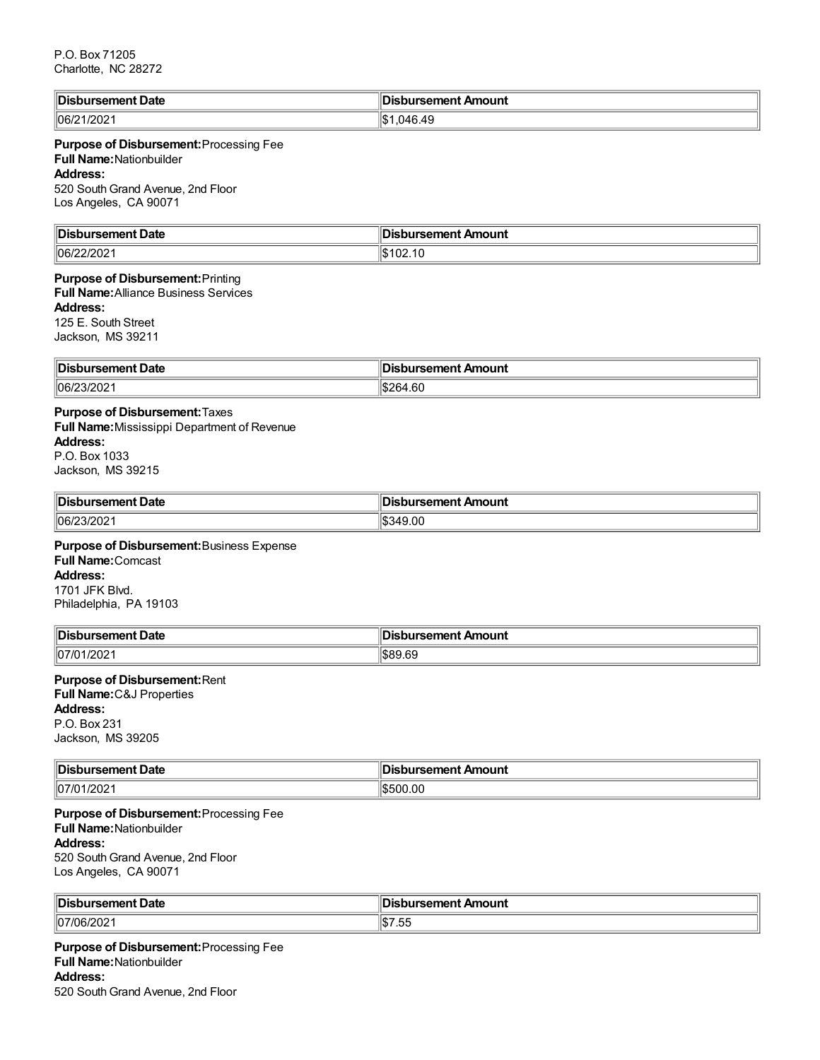P.O. Box 71205
Charlotte, NC 28272

| Disbursement Date | Disbursement Amount |
| --- | --- |
| 06/21/2021 | $1,046.49 |

**Purpose of Disbursement:** Processing Fee
**Full Name:** Nationbuilder
**Address:**
520 South Grand Avenue, 2nd Floor
Los Angeles, CA 90071

| Disbursement Date | Disbursement Amount |
| --- | --- |
| 06/22/2021 | $102.10 |

**Purpose of Disbursement:** Printing
**Full Name:** Alliance Business Services
**Address:**
125 E. South Street
Jackson, MS 39211

| Disbursement Date | Disbursement Amount |
| --- | --- |
| 06/23/2021 | $264.60 |

**Purpose of Disbursement:** Taxes
**Full Name:** Mississippi Department of Revenue
**Address:**
P.O. Box 1033
Jackson, MS 39215

| Disbursement Date | Disbursement Amount |
| --- | --- |
| 06/23/2021 | $349.00 |

**Purpose of Disbursement:** Business Expense
**Full Name:** Comcast
**Address:**
1701 JFK Blvd.
Philadelphia, PA 19103

| Disbursement Date | Disbursement Amount |
| --- | --- |
| 07/01/2021 | $89.69 |

**Purpose of Disbursement:** Rent
**Full Name:** C&J Properties
**Address:**
P.O. Box 231
Jackson, MS 39205

| Disbursement Date | Disbursement Amount |
| --- | --- |
| 07/01/2021 | $500.00 |

**Purpose of Disbursement:** Processing Fee
**Full Name:** Nationbuilder
**Address:**
520 South Grand Avenue, 2nd Floor
Los Angeles, CA 90071

| Disbursement Date | Disbursement Amount |
| --- | --- |
| 07/06/2021 | $7.55 |

**Purpose of Disbursement:** Processing Fee
**Full Name:** Nationbuilder
**Address:**
520 South Grand Avenue, 2nd Floor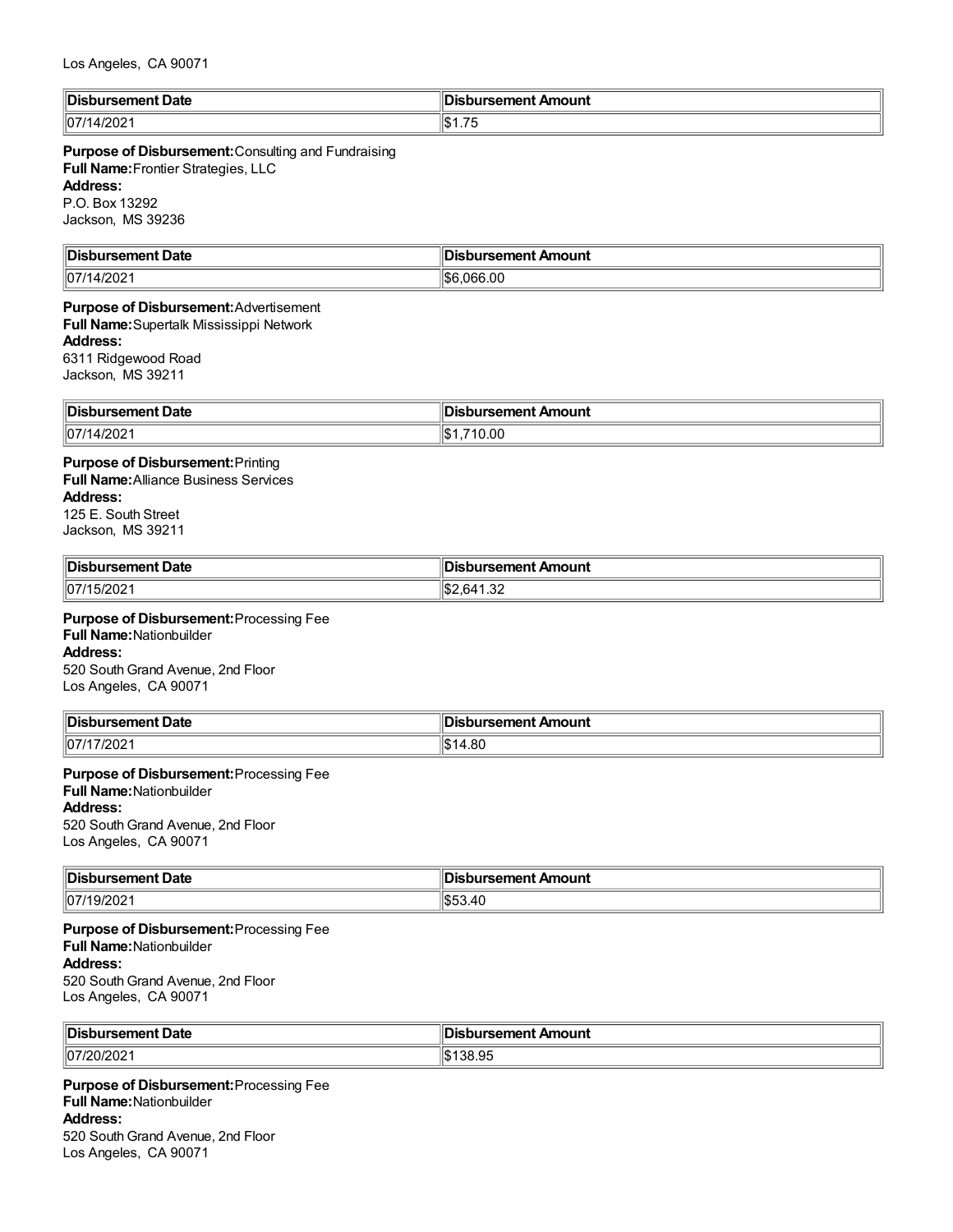Los Angeles, CA 90071

| Disbursement Date | Disbursement Amount |
| --- | --- |
| 07/14/2021 | $1.75 |

**Purpose of Disbursement:** Consulting and Fundraising
**Full Name:** Frontier Strategies, LLC
**Address:**
P.O. Box 13292
Jackson, MS 39236

| Disbursement Date | Disbursement Amount |
| --- | --- |
| 07/14/2021 | $6,066.00 |

**Purpose of Disbursement:** Advertisement
**Full Name:** Supertalk Mississippi Network
**Address:**
6311 Ridgewood Road
Jackson, MS 39211

| Disbursement Date | Disbursement Amount |
| --- | --- |
| 07/14/2021 | $1,710.00 |

**Purpose of Disbursement:** Printing
**Full Name:** Alliance Business Services
**Address:**
125 E. South Street
Jackson, MS 39211

| Disbursement Date | Disbursement Amount |
| --- | --- |
| 07/15/2021 | $2,641.32 |

**Purpose of Disbursement:** Processing Fee
**Full Name:** Nationbuilder
**Address:**
520 South Grand Avenue, 2nd Floor
Los Angeles, CA 90071

| Disbursement Date | Disbursement Amount |
| --- | --- |
| 07/17/2021 | $14.80 |

**Purpose of Disbursement:** Processing Fee
**Full Name:** Nationbuilder
**Address:**
520 South Grand Avenue, 2nd Floor
Los Angeles, CA 90071

| Disbursement Date | Disbursement Amount |
| --- | --- |
| 07/19/2021 | $53.40 |

**Purpose of Disbursement:** Processing Fee
**Full Name:** Nationbuilder
**Address:**
520 South Grand Avenue, 2nd Floor
Los Angeles, CA 90071

| Disbursement Date | Disbursement Amount |
| --- | --- |
| 07/20/2021 | $138.95 |

**Purpose of Disbursement:** Processing Fee
**Full Name:** Nationbuilder
**Address:**
520 South Grand Avenue, 2nd Floor
Los Angeles, CA 90071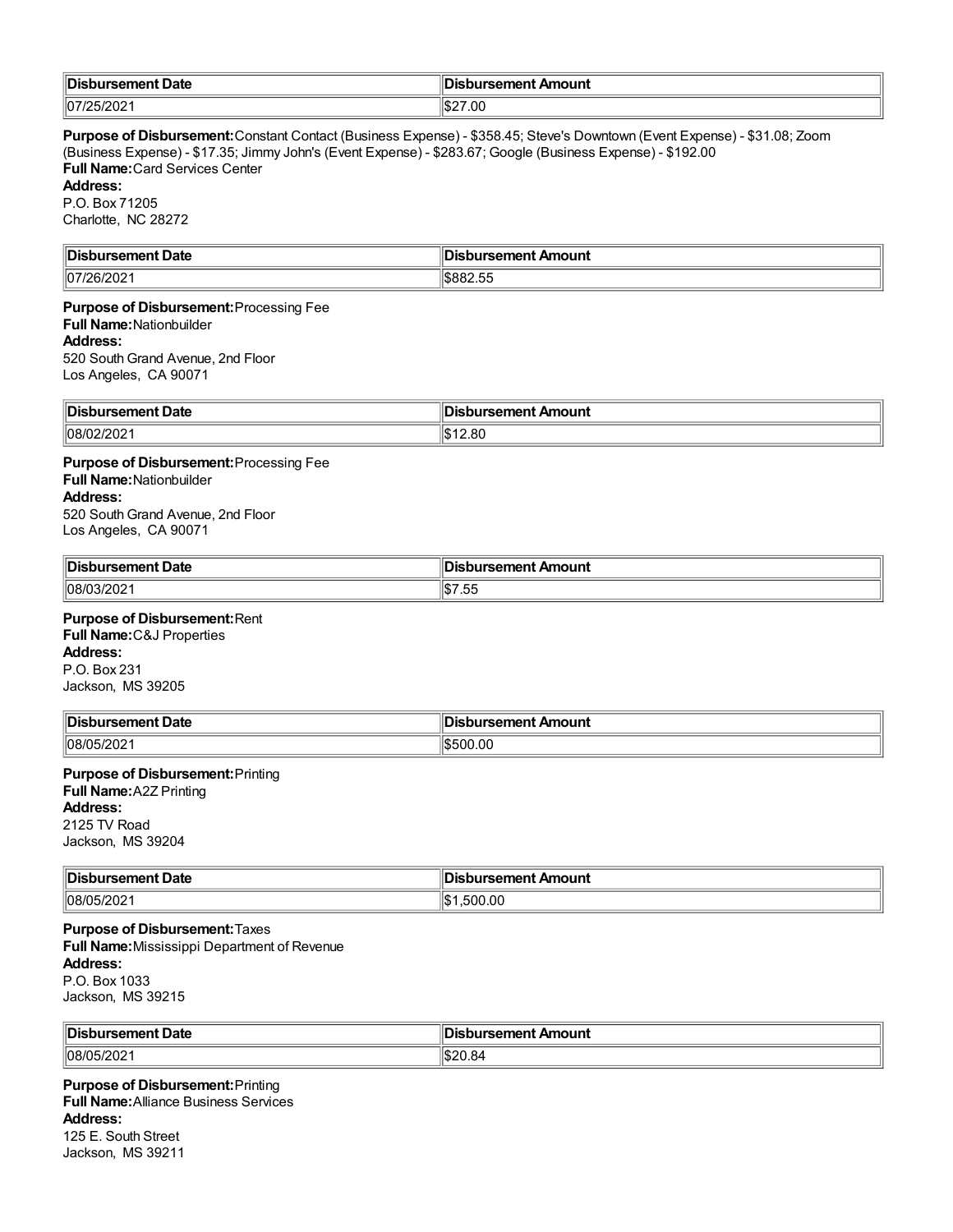| Disbursement Date | Disbursement Amount |
| --- | --- |
| 07/25/2021 | $27.00 |

**Purpose of Disbursement:** Constant Contact (Business Expense) - $358.45; Steve's Downtown (Event Expense) - $31.08; Zoom (Business Expense) - $17.35; Jimmy John's (Event Expense) - $283.67; Google (Business Expense) - $192.00
**Full Name:** Card Services Center
**Address:**
P.O. Box 71205
Charlotte, NC 28272

| Disbursement Date | Disbursement Amount |
| --- | --- |
| 07/26/2021 | $882.55 |

**Purpose of Disbursement:** Processing Fee
**Full Name:** Nationbuilder
**Address:**
520 South Grand Avenue, 2nd Floor
Los Angeles, CA 90071

| Disbursement Date | Disbursement Amount |
| --- | --- |
| 08/02/2021 | $12.80 |

**Purpose of Disbursement:** Processing Fee
**Full Name:** Nationbuilder
**Address:**
520 South Grand Avenue, 2nd Floor
Los Angeles, CA 90071

| Disbursement Date | Disbursement Amount |
| --- | --- |
| 08/03/2021 | $7.55 |

**Purpose of Disbursement:** Rent
**Full Name:** C&J Properties
**Address:**
P.O. Box 231
Jackson, MS 39205

| Disbursement Date | Disbursement Amount |
| --- | --- |
| 08/05/2021 | $500.00 |

**Purpose of Disbursement:** Printing
**Full Name:** A2Z Printing
**Address:**
2125 TV Road
Jackson, MS 39204

| Disbursement Date | Disbursement Amount |
| --- | --- |
| 08/05/2021 | $1,500.00 |

**Purpose of Disbursement:** Taxes
**Full Name:** Mississippi Department of Revenue
**Address:**
P.O. Box 1033
Jackson, MS 39215

| Disbursement Date | Disbursement Amount |
| --- | --- |
| 08/05/2021 | $20.84 |

**Purpose of Disbursement:** Printing
**Full Name:** Alliance Business Services
**Address:**
125 E. South Street
Jackson, MS 39211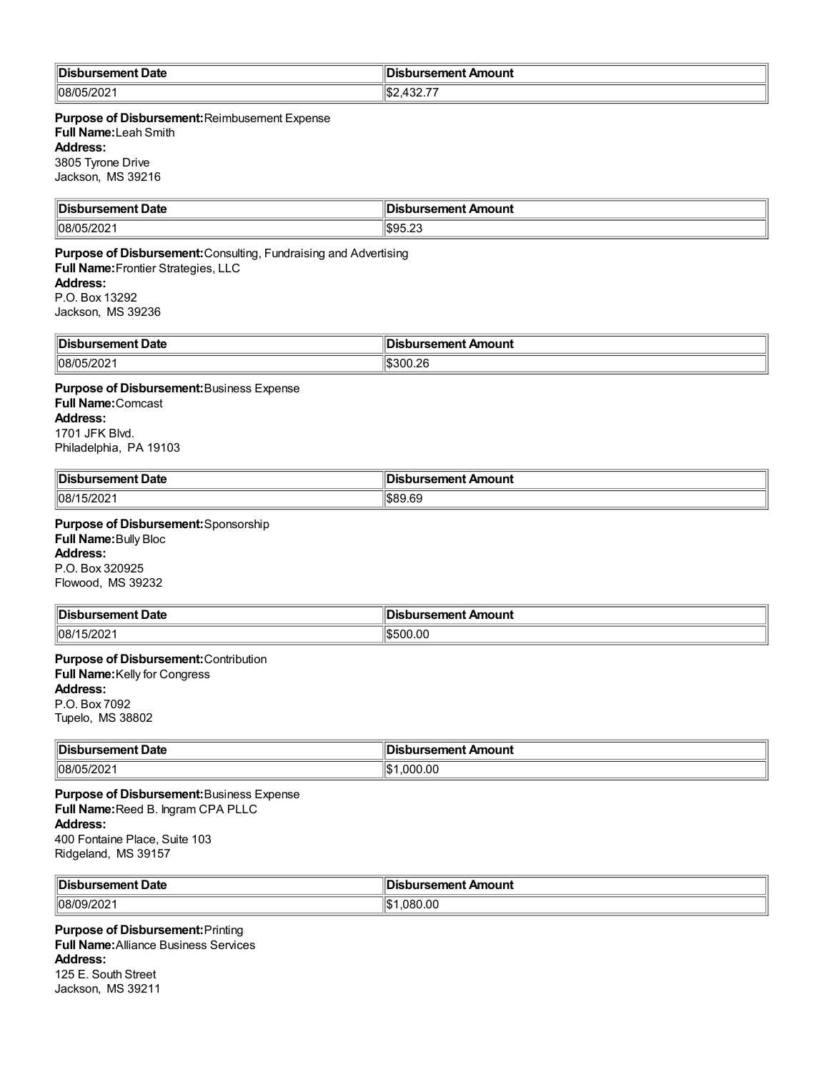| Disbursement Date | Disbursement Amount |
|---|---|
| 08/05/2021 | $2,432.77 |

**Purpose of Disbursement:** Reimbusement Expense
**Full Name:** Leah Smith
**Address:**
3805 Tyrone Drive
Jackson, MS 39216

| Disbursement Date | Disbursement Amount |
|---|---|
| 08/05/2021 | $95.23 |

**Purpose of Disbursement:** Consulting, Fundraising and Advertising
**Full Name:** Frontier Strategies, LLC
**Address:**
P.O. Box 13292
Jackson, MS 39236

| Disbursement Date | Disbursement Amount |
|---|---|
| 08/05/2021 | $300.26 |

**Purpose of Disbursement:** Business Expense
**Full Name:** Comcast
**Address:**
1701 JFK Blvd.
Philadelphia, PA 19103

| Disbursement Date | Disbursement Amount |
|---|---|
| 08/15/2021 | $89.69 |

**Purpose of Disbursement:** Sponsorship
**Full Name:** Bully Bloc
**Address:**
P.O. Box 320925
Flowood, MS 39232

| Disbursement Date | Disbursement Amount |
|---|---|
| 08/15/2021 | $500.00 |

**Purpose of Disbursement:** Contribution
**Full Name:** Kelly for Congress
**Address:**
P.O. Box 7092
Tupelo, MS 38802

| Disbursement Date | Disbursement Amount |
|---|---|
| 08/05/2021 | $1,000.00 |

**Purpose of Disbursement:** Business Expense
**Full Name:** Reed B. Ingram CPA PLLC
**Address:**
400 Fontaine Place, Suite 103
Ridgeland, MS 39157

| Disbursement Date | Disbursement Amount |
|---|---|
| 08/09/2021 | $1,080.00 |

**Purpose of Disbursement:** Printing
**Full Name:** Alliance Business Services
**Address:**
125 E. South Street
Jackson, MS 39211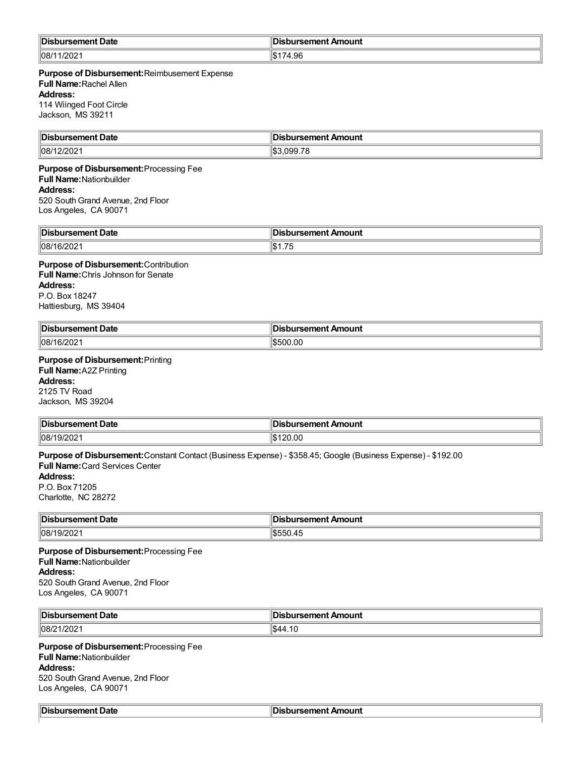| Disbursement Date | Disbursement Amount |
| --- | --- |
| 08/11/2021 | $174.96 |

**Purpose of Disbursement:** Reimbusement Expense
**Full Name:** Rachel Allen
**Address:**
114 Wiinged Foot Circle
Jackson, MS 39211

| Disbursement Date | Disbursement Amount |
| --- | --- |
| 08/12/2021 | $3,099.78 |

**Purpose of Disbursement:** Processing Fee
**Full Name:** Nationbuilder
**Address:**
520 South Grand Avenue, 2nd Floor
Los Angeles, CA 90071

| Disbursement Date | Disbursement Amount |
| --- | --- |
| 08/16/2021 | $1.75 |

**Purpose of Disbursement:** Contribution
**Full Name:** Chris Johnson for Senate
**Address:**
P.O. Box 18247
Hattiesburg, MS 39404

| Disbursement Date | Disbursement Amount |
| --- | --- |
| 08/16/2021 | $500.00 |

**Purpose of Disbursement:** Printing
**Full Name:** A2Z Printing
**Address:**
2125 TV Road
Jackson, MS 39204

| Disbursement Date | Disbursement Amount |
| --- | --- |
| 08/19/2021 | $120.00 |

**Purpose of Disbursement:** Constant Contact (Business Expense) - $358.45; Google (Business Expense) - $192.00
**Full Name:** Card Services Center
**Address:**
P.O. Box 71205
Charlotte, NC 28272

| Disbursement Date | Disbursement Amount |
| --- | --- |
| 08/19/2021 | $550.45 |

**Purpose of Disbursement:** Processing Fee
**Full Name:** Nationbuilder
**Address:**
520 South Grand Avenue, 2nd Floor
Los Angeles, CA 90071

| Disbursement Date | Disbursement Amount |
| --- | --- |
| 08/21/2021 | $44.10 |

**Purpose of Disbursement:** Processing Fee
**Full Name:** Nationbuilder
**Address:**
520 South Grand Avenue, 2nd Floor
Los Angeles, CA 90071

| Disbursement Date | Disbursement Amount |
| --- | --- |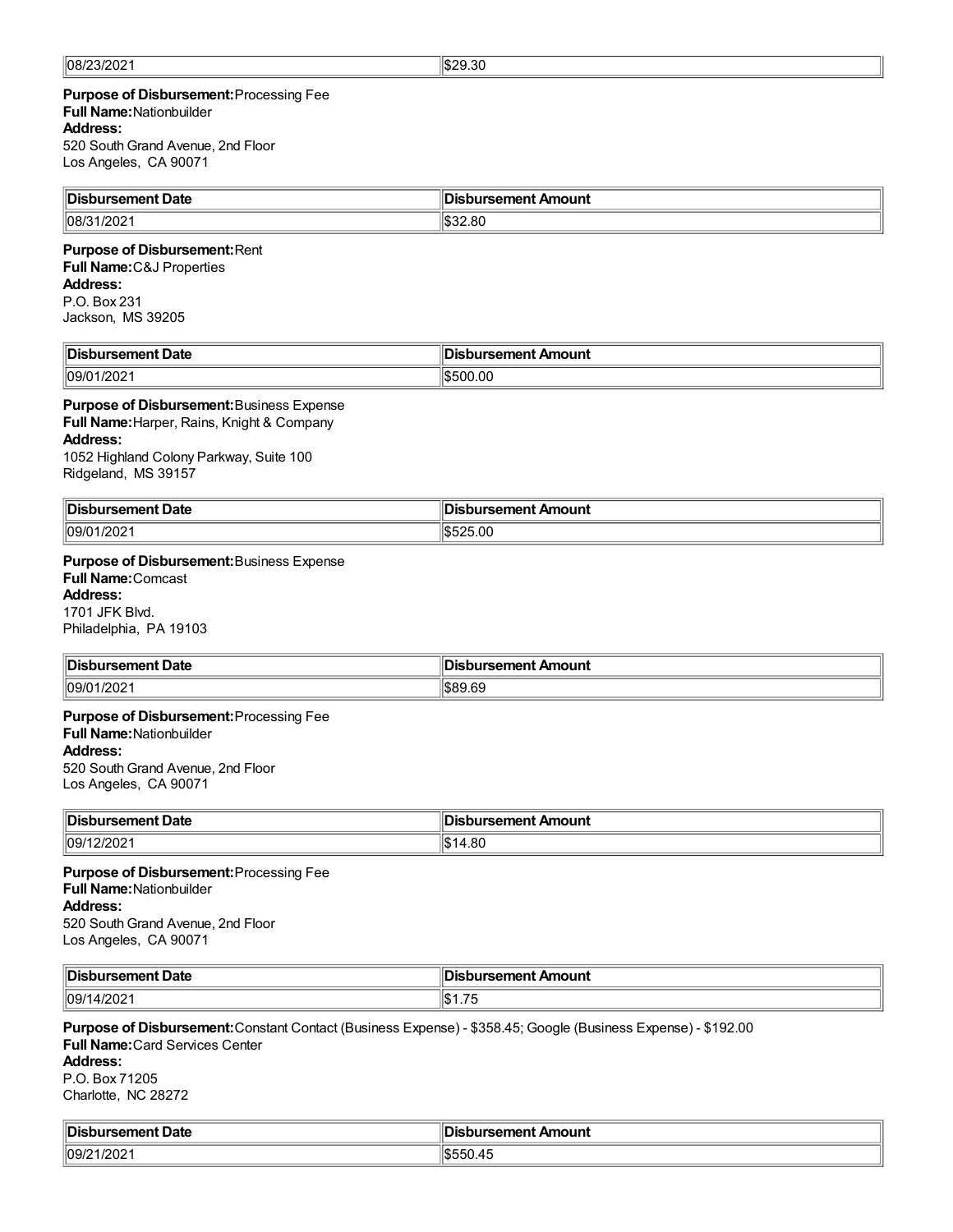| | |
|---|---|
| 08/23/2021 | $29.30 |

**Purpose of Disbursement:** Processing Fee
**Full Name:** Nationbuilder
**Address:**
520 South Grand Avenue, 2nd Floor
Los Angeles, CA 90071

| Disbursement Date | Disbursement Amount |
|---|---|
| 08/31/2021 | $32.80 |

**Purpose of Disbursement:** Rent
**Full Name:** C&J Properties
**Address:**
P.O. Box 231
Jackson, MS 39205

| Disbursement Date | Disbursement Amount |
|---|---|
| 09/01/2021 | $500.00 |

**Purpose of Disbursement:** Business Expense
**Full Name:** Harper, Rains, Knight & Company
**Address:**
1052 Highland Colony Parkway, Suite 100
Ridgeland, MS 39157

| Disbursement Date | Disbursement Amount |
|---|---|
| 09/01/2021 | $525.00 |

**Purpose of Disbursement:** Business Expense
**Full Name:** Comcast
**Address:**
1701 JFK Blvd.
Philadelphia, PA 19103

| Disbursement Date | Disbursement Amount |
|---|---|
| 09/01/2021 | $89.69 |

**Purpose of Disbursement:** Processing Fee
**Full Name:** Nationbuilder
**Address:**
520 South Grand Avenue, 2nd Floor
Los Angeles, CA 90071

| Disbursement Date | Disbursement Amount |
|---|---|
| 09/12/2021 | $14.80 |

**Purpose of Disbursement:** Processing Fee
**Full Name:** Nationbuilder
**Address:**
520 South Grand Avenue, 2nd Floor
Los Angeles, CA 90071

| Disbursement Date | Disbursement Amount |
|---|---|
| 09/14/2021 | $1.75 |

**Purpose of Disbursement:** Constant Contact (Business Expense) - $358.45; Google (Business Expense) - $192.00
**Full Name:** Card Services Center
**Address:**
P.O. Box 71205
Charlotte, NC 28272

| Disbursement Date | Disbursement Amount |
|---|---|
| 09/21/2021 | $550.45 |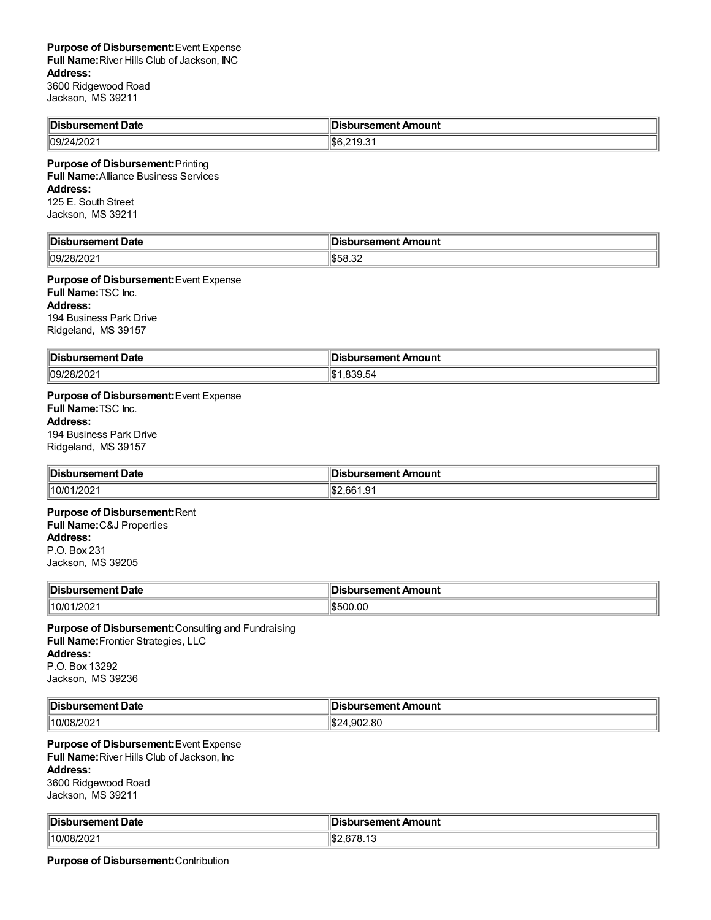**Purpose of Disbursement:** Event Expense
**Full Name:** River Hills Club of Jackson, INC
**Address:**
3600 Ridgewood Road
Jackson, MS 39211

| Disbursement Date | Disbursement Amount |
|---|---|
| 09/24/2021 | $6,219.31 |

**Purpose of Disbursement:** Printing
**Full Name:** Alliance Business Services
**Address:**
125 E. South Street
Jackson, MS 39211

| Disbursement Date | Disbursement Amount |
|---|---|
| 09/28/2021 | $58.32 |

**Purpose of Disbursement:** Event Expense
**Full Name:** TSC Inc.
**Address:**
194 Business Park Drive
Ridgeland, MS 39157

| Disbursement Date | Disbursement Amount |
|---|---|
| 09/28/2021 | $1,839.54 |

**Purpose of Disbursement:** Event Expense
**Full Name:** TSC Inc.
**Address:**
194 Business Park Drive
Ridgeland, MS 39157

| Disbursement Date | Disbursement Amount |
|---|---|
| 10/01/2021 | $2,661.91 |

**Purpose of Disbursement:** Rent
**Full Name:** C&J Properties
**Address:**
P.O. Box 231
Jackson, MS 39205

| Disbursement Date | Disbursement Amount |
|---|---|
| 10/01/2021 | $500.00 |

**Purpose of Disbursement:** Consulting and Fundraising
**Full Name:** Frontier Strategies, LLC
**Address:**
P.O. Box 13292
Jackson, MS 39236

| Disbursement Date | Disbursement Amount |
|---|---|
| 10/08/2021 | $24,902.80 |

**Purpose of Disbursement:** Event Expense
**Full Name:** River Hills Club of Jackson, Inc
**Address:**
3600 Ridgewood Road
Jackson, MS 39211

| Disbursement Date | Disbursement Amount |
|---|---|
| 10/08/2021 | $2,678.13 |

**Purpose of Disbursement:** Contribution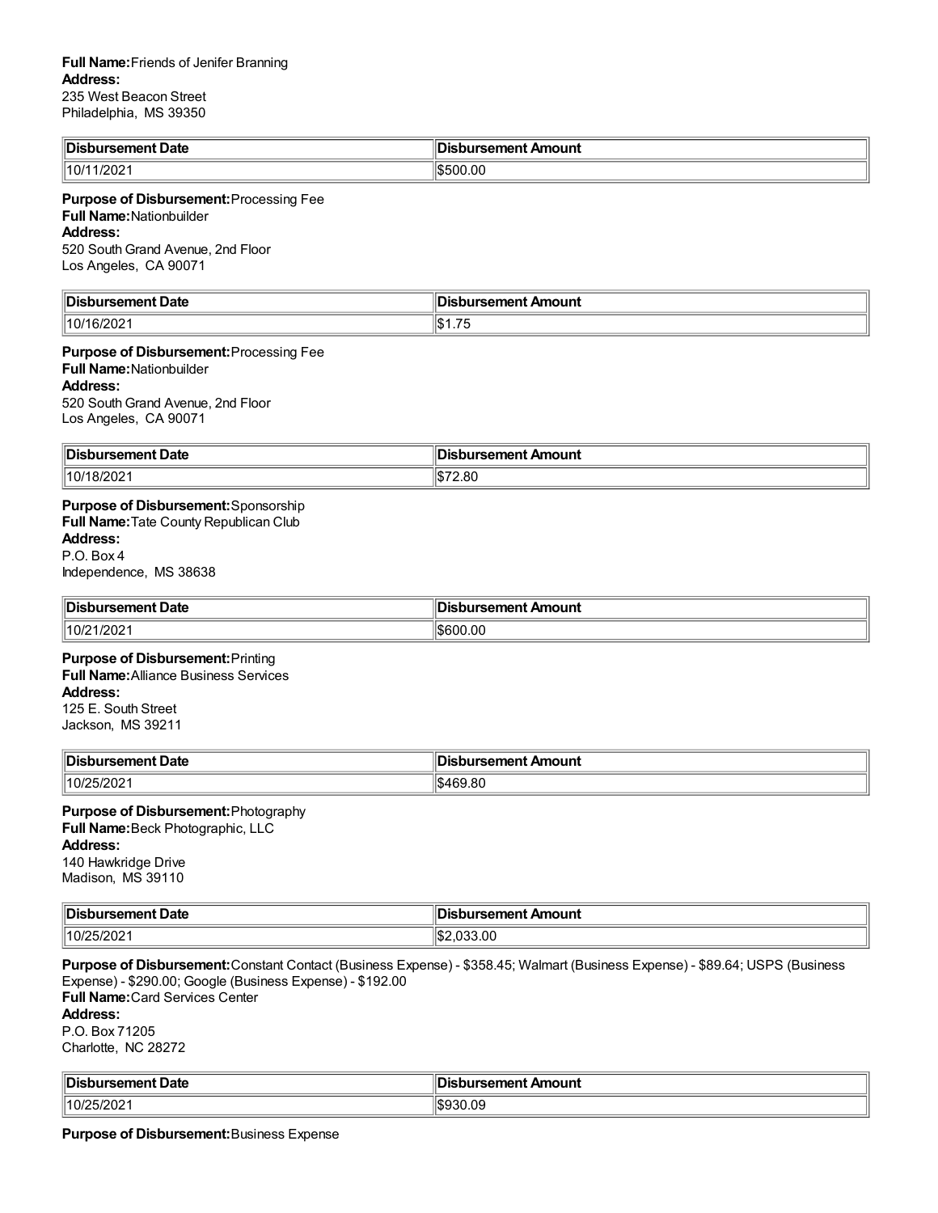**Full Name:** Friends of Jenifer Branning
**Address:**
235 West Beacon Street
Philadelphia, MS 39350

| Disbursement Date | Disbursement Amount |
|---|---|
| 10/11/2021 | $500.00 |

**Purpose of Disbursement:** Processing Fee
**Full Name:** Nationbuilder
**Address:**
520 South Grand Avenue, 2nd Floor
Los Angeles, CA 90071

| Disbursement Date | Disbursement Amount |
|---|---|
| 10/16/2021 | $1.75 |

**Purpose of Disbursement:** Processing Fee
**Full Name:** Nationbuilder
**Address:**
520 South Grand Avenue, 2nd Floor
Los Angeles, CA 90071

| Disbursement Date | Disbursement Amount |
|---|---|
| 10/18/2021 | $72.80 |

**Purpose of Disbursement:** Sponsorship
**Full Name:** Tate County Republican Club
**Address:**
P.O. Box 4
Independence, MS 38638

| Disbursement Date | Disbursement Amount |
|---|---|
| 10/21/2021 | $600.00 |

**Purpose of Disbursement:** Printing
**Full Name:** Alliance Business Services
**Address:**
125 E. South Street
Jackson, MS 39211

| Disbursement Date | Disbursement Amount |
|---|---|
| 10/25/2021 | $469.80 |

**Purpose of Disbursement:** Photography
**Full Name:** Beck Photographic, LLC
**Address:**
140 Hawkridge Drive
Madison, MS 39110

| Disbursement Date | Disbursement Amount |
|---|---|
| 10/25/2021 | $2,033.00 |

**Purpose of Disbursement:** Constant Contact (Business Expense) - $358.45; Walmart (Business Expense) - $89.64; USPS (Business Expense) - $290.00; Google (Business Expense) - $192.00
**Full Name:** Card Services Center
**Address:**
P.O. Box 71205
Charlotte, NC 28272

| Disbursement Date | Disbursement Amount |
|---|---|
| 10/25/2021 | $930.09 |

**Purpose of Disbursement:** Business Expense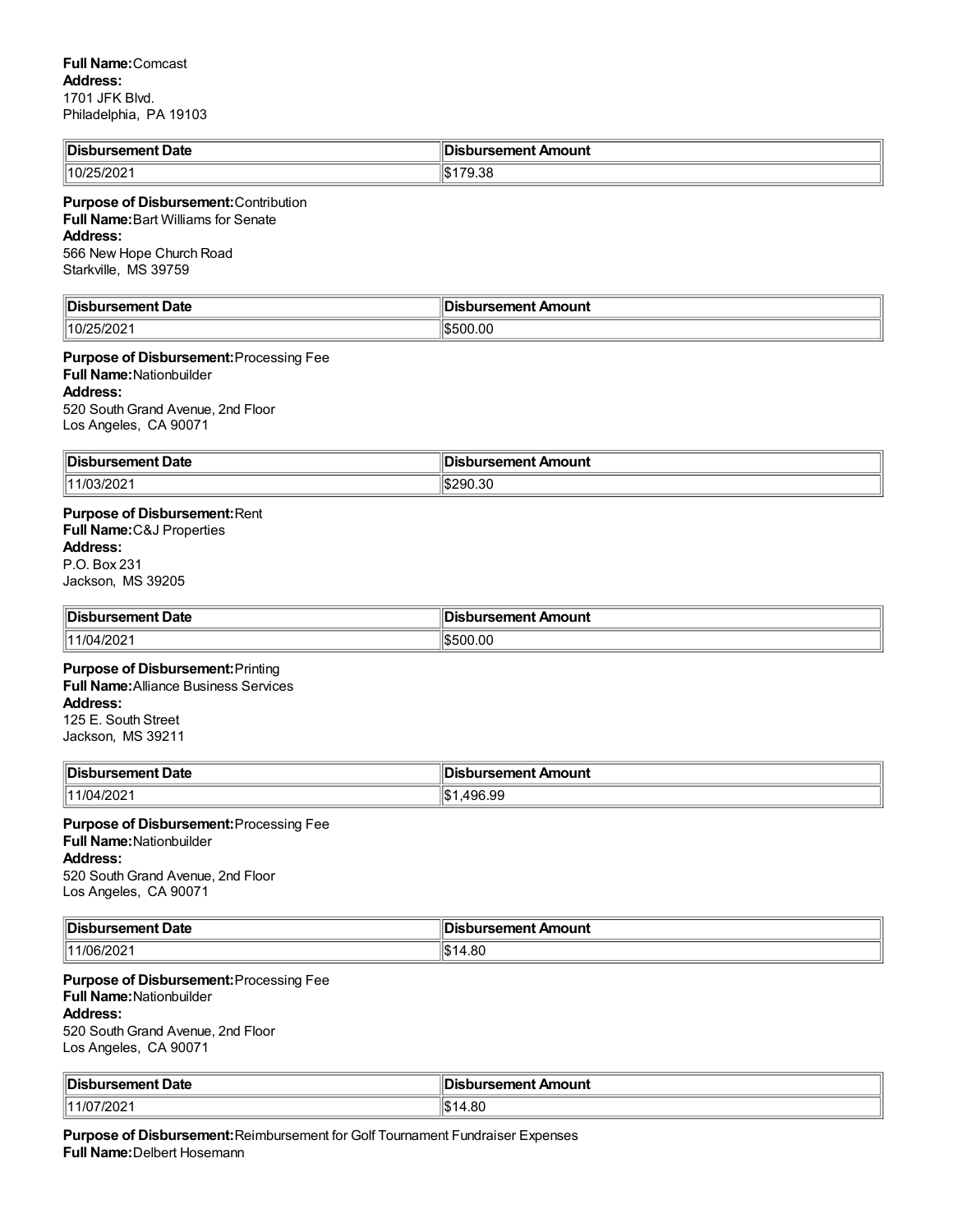**Full Name:** Comcast
**Address:**
1701 JFK Blvd.
Philadelphia, PA 19103

| Disbursement Date | Disbursement Amount |
|---|---|
| 10/25/2021 | $179.38 |

**Purpose of Disbursement:** Contribution
**Full Name:** Bart Williams for Senate
**Address:**
566 New Hope Church Road
Starkville, MS 39759

| Disbursement Date | Disbursement Amount |
|---|---|
| 10/25/2021 | $500.00 |

**Purpose of Disbursement:** Processing Fee
**Full Name:** Nationbuilder
**Address:**
520 South Grand Avenue, 2nd Floor
Los Angeles, CA 90071

| Disbursement Date | Disbursement Amount |
|---|---|
| 11/03/2021 | $290.30 |

**Purpose of Disbursement:** Rent
**Full Name:** C&J Properties
**Address:**
P.O. Box 231
Jackson, MS 39205

| Disbursement Date | Disbursement Amount |
|---|---|
| 11/04/2021 | $500.00 |

**Purpose of Disbursement:** Printing
**Full Name:** Alliance Business Services
**Address:**
125 E. South Street
Jackson, MS 39211

| Disbursement Date | Disbursement Amount |
|---|---|
| 11/04/2021 | $1,496.99 |

**Purpose of Disbursement:** Processing Fee
**Full Name:** Nationbuilder
**Address:**
520 South Grand Avenue, 2nd Floor
Los Angeles, CA 90071

| Disbursement Date | Disbursement Amount |
|---|---|
| 11/06/2021 | $14.80 |

**Purpose of Disbursement:** Processing Fee
**Full Name:** Nationbuilder
**Address:**
520 South Grand Avenue, 2nd Floor
Los Angeles, CA 90071

| Disbursement Date | Disbursement Amount |
|---|---|
| 11/07/2021 | $14.80 |

**Purpose of Disbursement:** Reimbursement for Golf Tournament Fundraiser Expenses
**Full Name:** Delbert Hosemann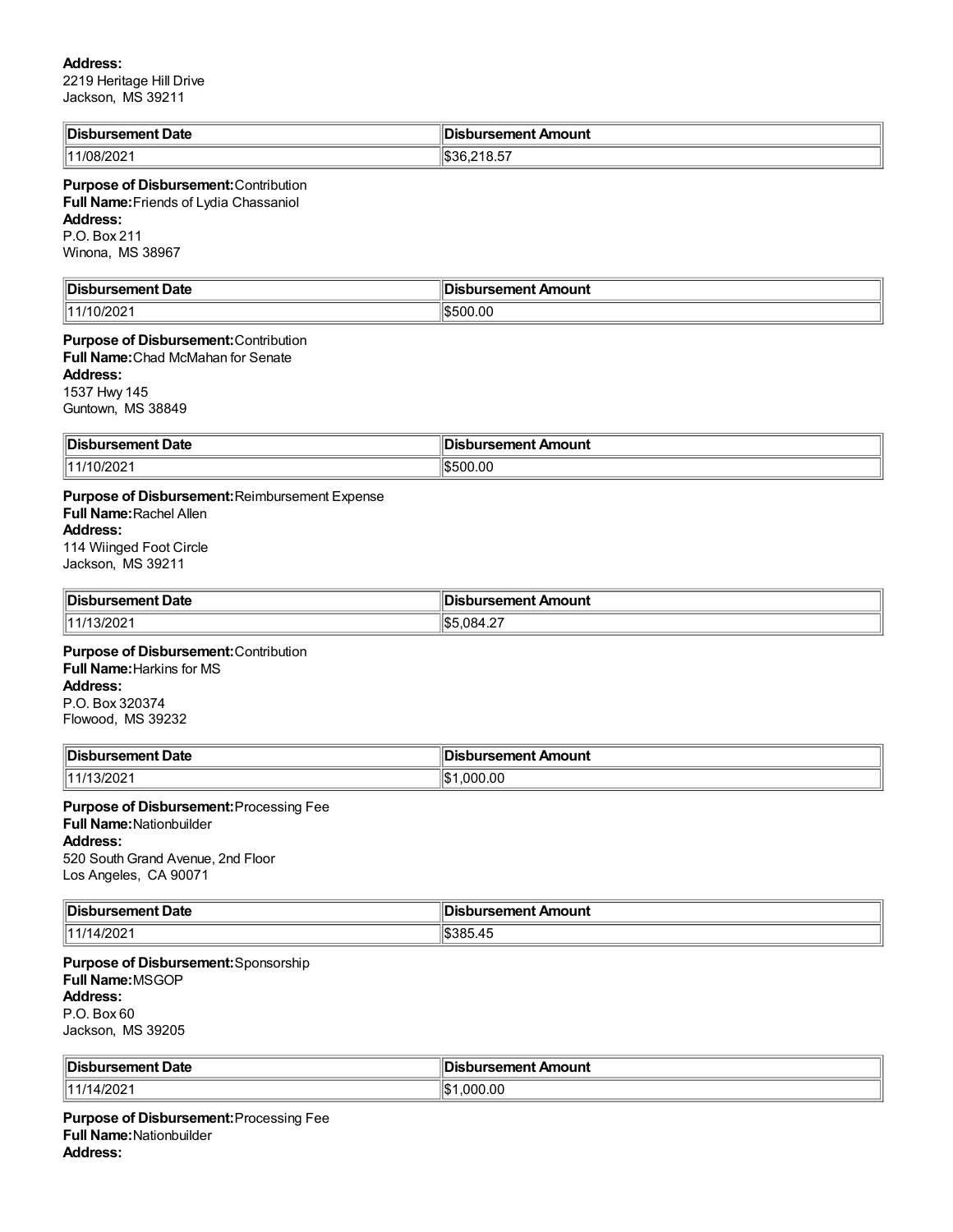**Address:**
2219 Heritage Hill Drive
Jackson, MS 39211

| Disbursement Date | Disbursement Amount |
| --- | --- |
| 11/08/2021 | $36,218.57 |

**Purpose of Disbursement:** Contribution
**Full Name:** Friends of Lydia Chassaniol
**Address:**
P.O. Box 211
Winona, MS 38967

| Disbursement Date | Disbursement Amount |
| --- | --- |
| 11/10/2021 | $500.00 |

**Purpose of Disbursement:** Contribution
**Full Name:** Chad McMahan for Senate
**Address:**
1537 Hwy 145
Guntown, MS 38849

| Disbursement Date | Disbursement Amount |
| --- | --- |
| 11/10/2021 | $500.00 |

**Purpose of Disbursement:** Reimbursement Expense
**Full Name:** Rachel Allen
**Address:**
114 Wiinged Foot Circle
Jackson, MS 39211

| Disbursement Date | Disbursement Amount |
| --- | --- |
| 11/13/2021 | $5,084.27 |

**Purpose of Disbursement:** Contribution
**Full Name:** Harkins for MS
**Address:**
P.O. Box 320374
Flowood, MS 39232

| Disbursement Date | Disbursement Amount |
| --- | --- |
| 11/13/2021 | $1,000.00 |

**Purpose of Disbursement:** Processing Fee
**Full Name:** Nationbuilder
**Address:**
520 South Grand Avenue, 2nd Floor
Los Angeles, CA 90071

| Disbursement Date | Disbursement Amount |
| --- | --- |
| 11/14/2021 | $385.45 |

**Purpose of Disbursement:** Sponsorship
**Full Name:** MSGOP
**Address:**
P.O. Box 60
Jackson, MS 39205

| Disbursement Date | Disbursement Amount |
| --- | --- |
| 11/14/2021 | $1,000.00 |

**Purpose of Disbursement:** Processing Fee
**Full Name:** Nationbuilder
**Address:**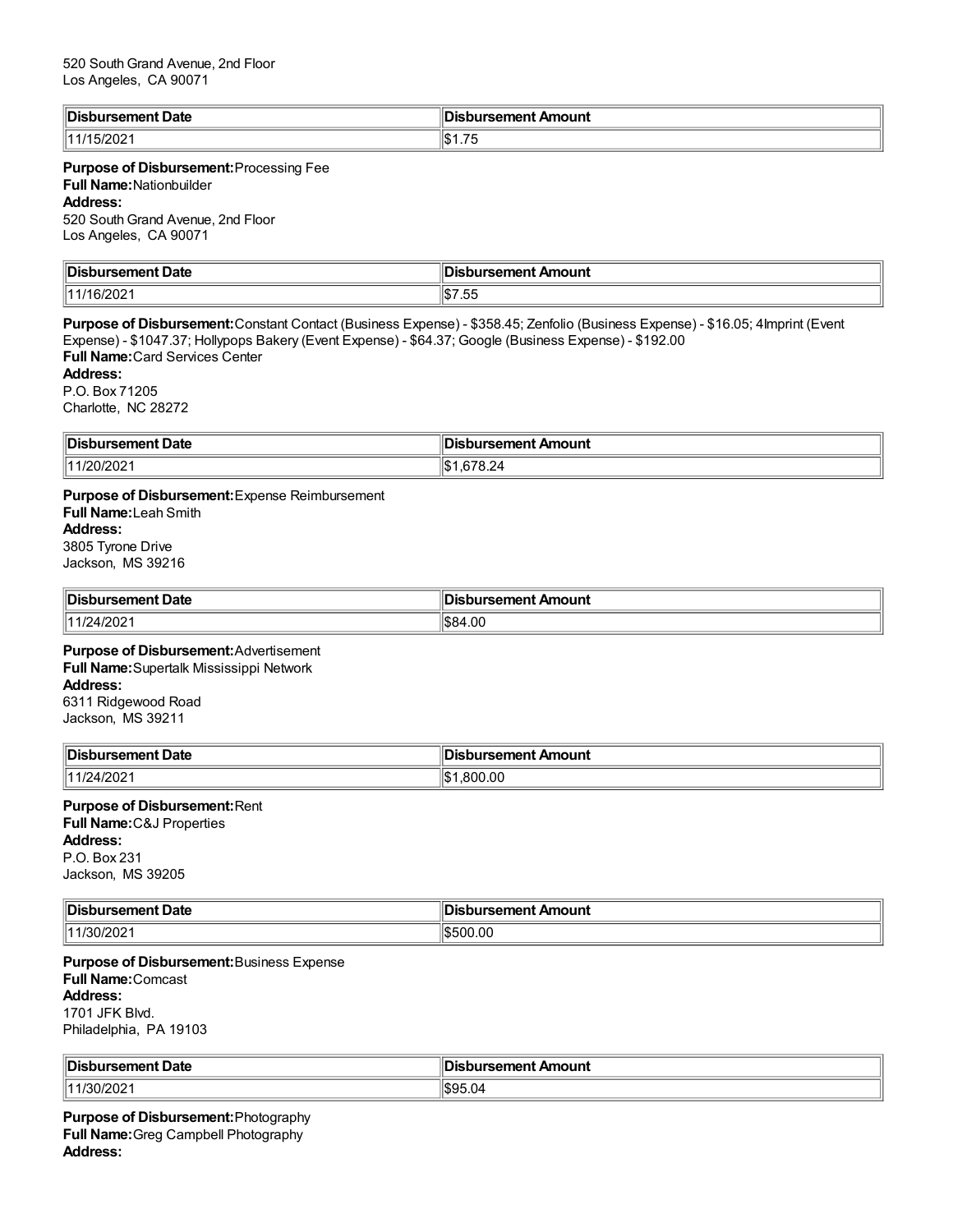520 South Grand Avenue, 2nd Floor
Los Angeles, CA 90071

| Disbursement Date | Disbursement Amount |
|---|---|
| 11/15/2021 | $1.75 |

**Purpose of Disbursement:** Processing Fee
**Full Name:** Nationbuilder
**Address:**
520 South Grand Avenue, 2nd Floor
Los Angeles, CA 90071

| Disbursement Date | Disbursement Amount |
|---|---|
| 11/16/2021 | $7.55 |

**Purpose of Disbursement:** Constant Contact (Business Expense) - $358.45; Zenfolio (Business Expense) - $16.05; 4Imprint (Event Expense) - $1047.37; Hollypops Bakery (Event Expense) - $64.37; Google (Business Expense) - $192.00
**Full Name:** Card Services Center
**Address:**
P.O. Box 71205
Charlotte, NC 28272

| Disbursement Date | Disbursement Amount |
|---|---|
| 11/20/2021 | $1,678.24 |

**Purpose of Disbursement:** Expense Reimbursement
**Full Name:** Leah Smith
**Address:**
3805 Tyrone Drive
Jackson, MS 39216

| Disbursement Date | Disbursement Amount |
|---|---|
| 11/24/2021 | $84.00 |

**Purpose of Disbursement:** Advertisement
**Full Name:** Supertalk Mississippi Network
**Address:**
6311 Ridgewood Road
Jackson, MS 39211

| Disbursement Date | Disbursement Amount |
|---|---|
| 11/24/2021 | $1,800.00 |

**Purpose of Disbursement:** Rent
**Full Name:** C&J Properties
**Address:**
P.O. Box 231
Jackson, MS 39205

| Disbursement Date | Disbursement Amount |
|---|---|
| 11/30/2021 | $500.00 |

**Purpose of Disbursement:** Business Expense
**Full Name:** Comcast
**Address:**
1701 JFK Blvd.
Philadelphia, PA 19103

| Disbursement Date | Disbursement Amount |
|---|---|
| 11/30/2021 | $95.04 |

**Purpose of Disbursement:** Photography
**Full Name:** Greg Campbell Photography
**Address:**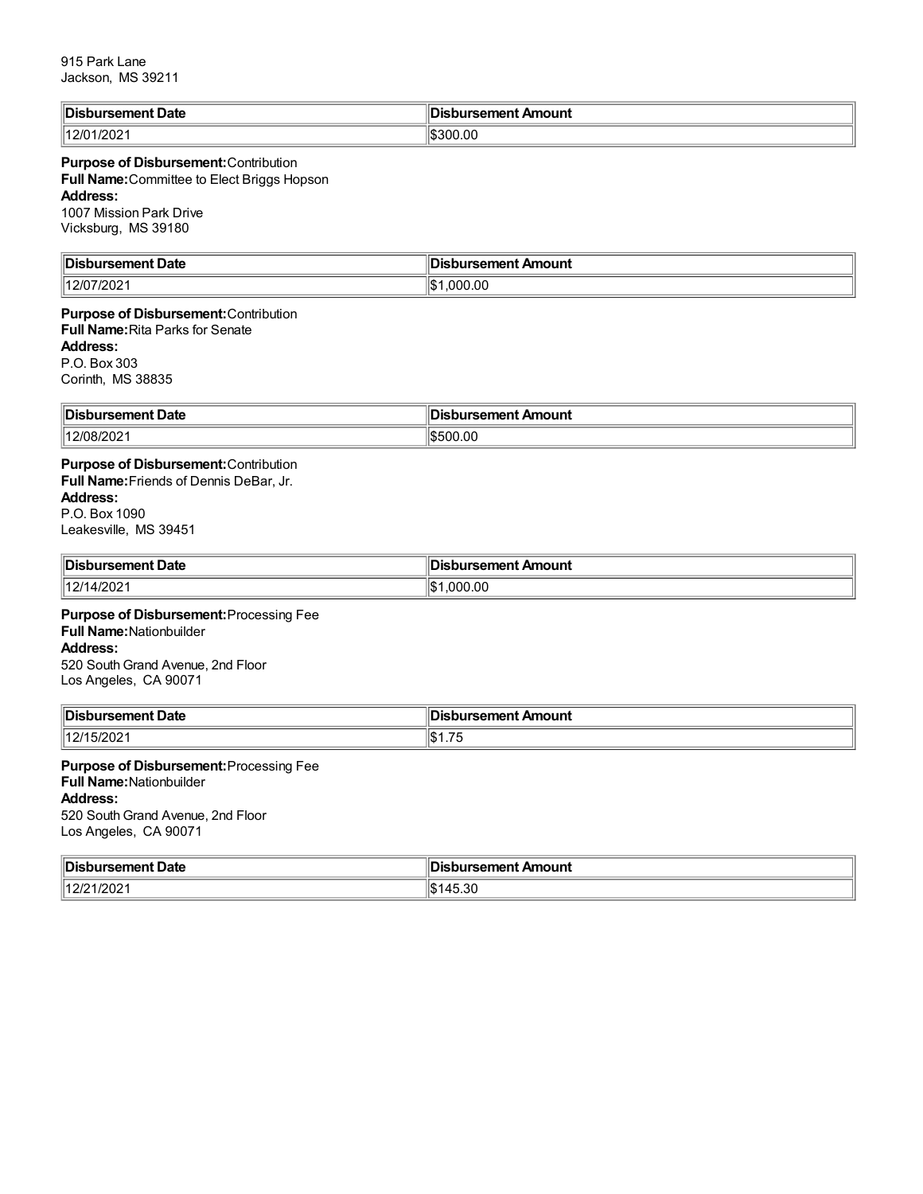915 Park Lane
Jackson, MS 39211

| Disbursement Date | Disbursement Amount |
|---|---|
| 12/01/2021 | $300.00 |

**Purpose of Disbursement:** Contribution
**Full Name:** Committee to Elect Briggs Hopson
**Address:**
1007 Mission Park Drive
Vicksburg, MS 39180

| Disbursement Date | Disbursement Amount |
|---|---|
| 12/07/2021 | $1,000.00 |

**Purpose of Disbursement:** Contribution
**Full Name:** Rita Parks for Senate
**Address:**
P.O. Box 303
Corinth, MS 38835

| Disbursement Date | Disbursement Amount |
|---|---|
| 12/08/2021 | $500.00 |

**Purpose of Disbursement:** Contribution
**Full Name:** Friends of Dennis DeBar, Jr.
**Address:**
P.O. Box 1090
Leakesville, MS 39451

| Disbursement Date | Disbursement Amount |
|---|---|
| 12/14/2021 | $1,000.00 |

**Purpose of Disbursement:** Processing Fee
**Full Name:** Nationbuilder
**Address:**
520 South Grand Avenue, 2nd Floor
Los Angeles, CA 90071

| Disbursement Date | Disbursement Amount |
|---|---|
| 12/15/2021 | $1.75 |

**Purpose of Disbursement:** Processing Fee
**Full Name:** Nationbuilder
**Address:**
520 South Grand Avenue, 2nd Floor
Los Angeles, CA 90071

| Disbursement Date | Disbursement Amount |
|---|---|
| 12/21/2021 | $145.30 |